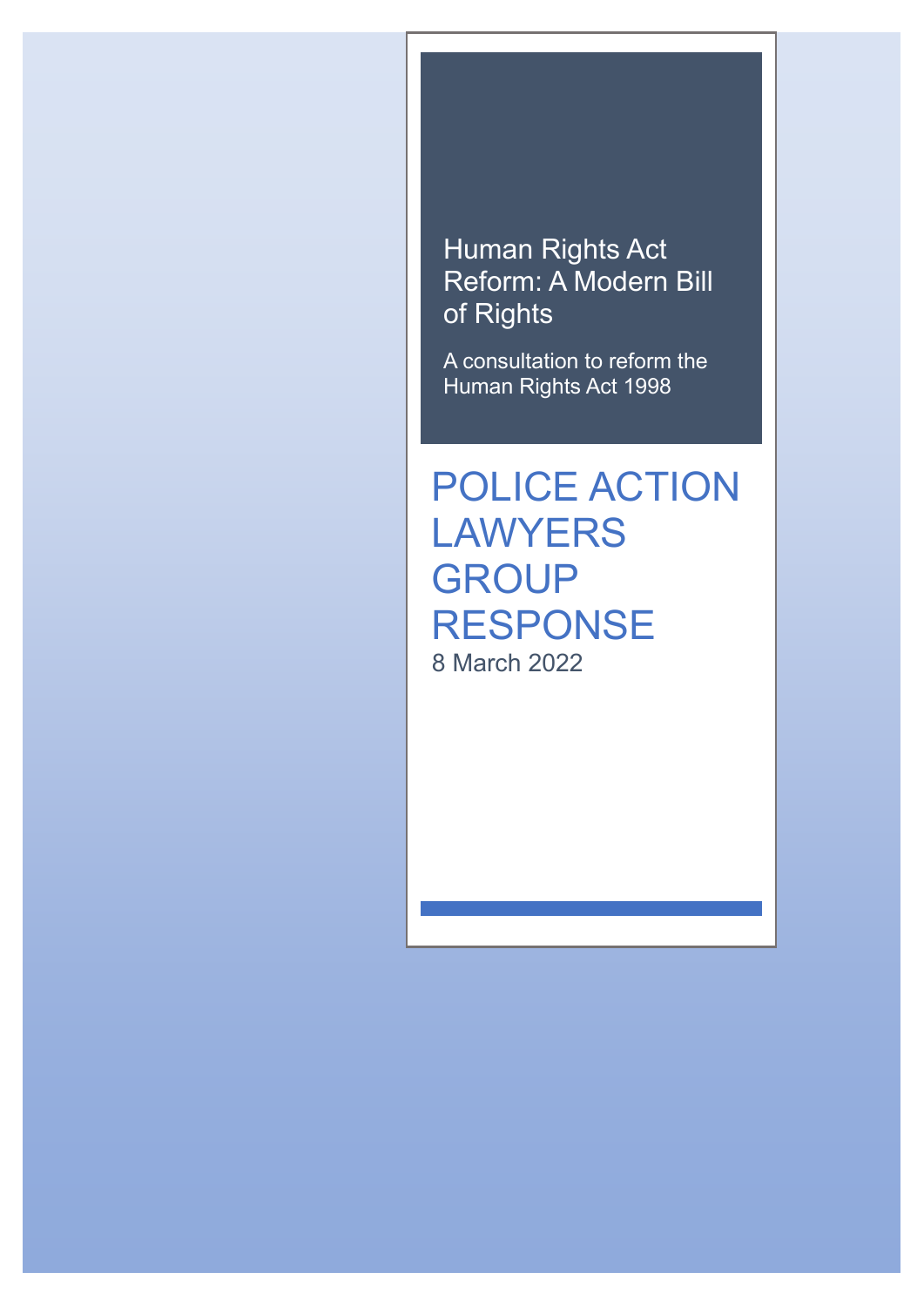# Human Rights Act Reform: A Modern Bill of Rights

A consultation to reform the Human Rights Act 1998

## POLICE ACTION LAWYERS GROUP RESPONSE

8 March 2022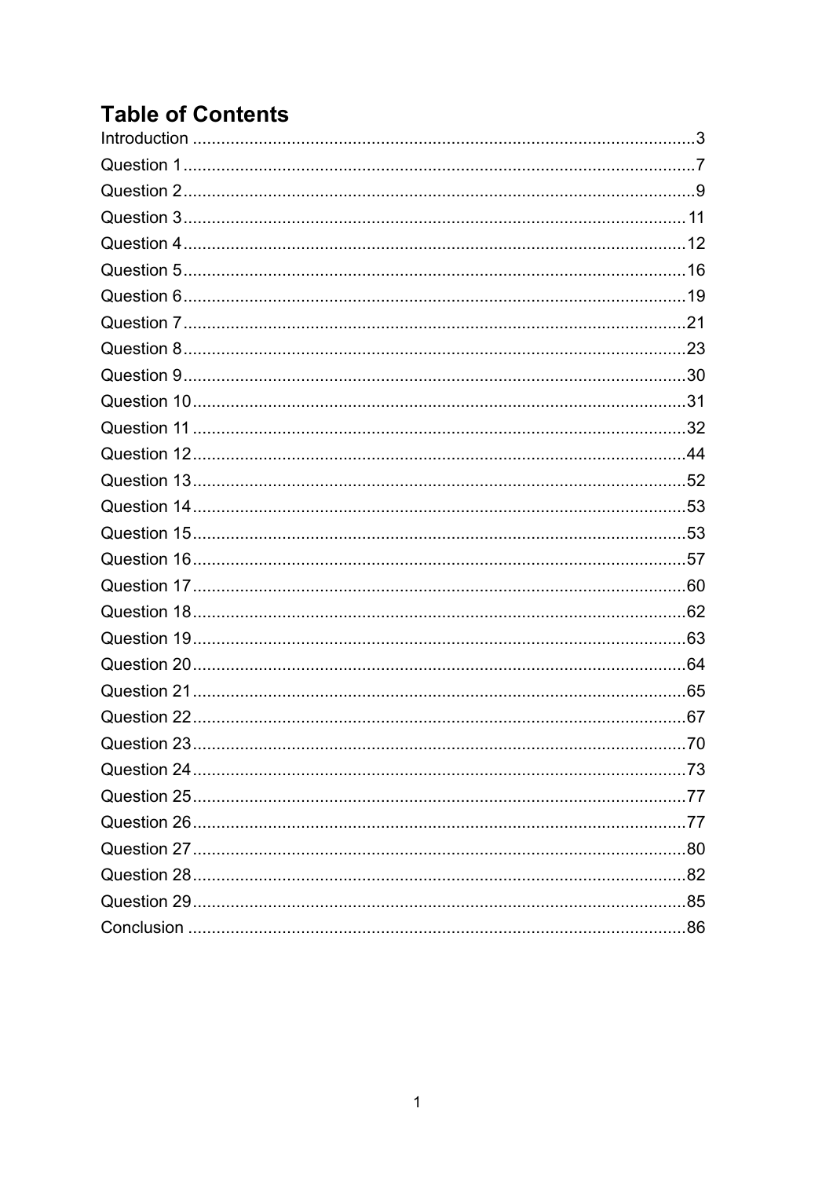## Table of Contents

Introduction .......................................................................................................3
Question 1.........................................................................................................7
Question 2.........................................................................................................9
Question 3.........................................................................................................11
Question 4.........................................................................................................12
Question 5.........................................................................................................16
Question 6.........................................................................................................19
Question 7.........................................................................................................21
Question 8.........................................................................................................23
Question 9.........................................................................................................30
Question 10.......................................................................................................31
Question 11.......................................................................................................32
Question 12.......................................................................................................44
Question 13.......................................................................................................52
Question 14.......................................................................................................53
Question 15.......................................................................................................53
Question 16.......................................................................................................57
Question 17.......................................................................................................60
Question 18.......................................................................................................62
Question 19.......................................................................................................63
Question 20.......................................................................................................64
Question 21.......................................................................................................65
Question 22.......................................................................................................67
Question 23.......................................................................................................70
Question 24.......................................................................................................73
Question 25.......................................................................................................77
Question 26.......................................................................................................77
Question 27.......................................................................................................80
Question 28.......................................................................................................82
Question 29.......................................................................................................85
Conclusion ........................................................................................................86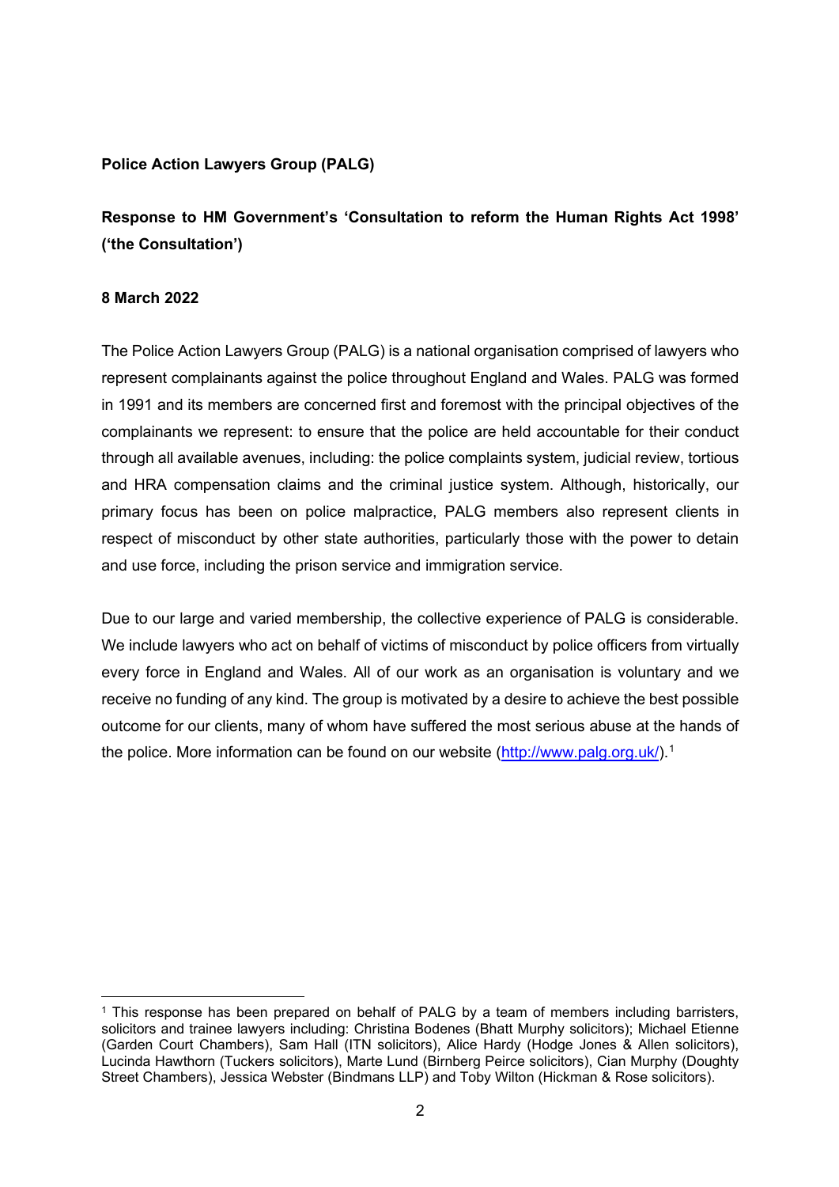**Police Action Lawyers Group (PALG)**

**Response to HM Government's 'Consultation to reform the Human Rights Act 1998' ('the Consultation')**

**8 March 2022**

The Police Action Lawyers Group (PALG) is a national organisation comprised of lawyers who represent complainants against the police throughout England and Wales. PALG was formed in 1991 and its members are concerned first and foremost with the principal objectives of the complainants we represent: to ensure that the police are held accountable for their conduct through all available avenues, including: the police complaints system, judicial review, tortious and HRA compensation claims and the criminal justice system. Although, historically, our primary focus has been on police malpractice, PALG members also represent clients in respect of misconduct by other state authorities, particularly those with the power to detain and use force, including the prison service and immigration service.

Due to our large and varied membership, the collective experience of PALG is considerable. We include lawyers who act on behalf of victims of misconduct by police officers from virtually every force in England and Wales. All of our work as an organisation is voluntary and we receive no funding of any kind. The group is motivated by a desire to achieve the best possible outcome for our clients, many of whom have suffered the most serious abuse at the hands of the police. More information can be found on our website (http://www.palg.org.uk/).[1]

[1] This response has been prepared on behalf of PALG by a team of members including barristers, solicitors and trainee lawyers including: Christina Bodenes (Bhatt Murphy solicitors); Michael Etienne (Garden Court Chambers), Sam Hall (ITN solicitors), Alice Hardy (Hodge Jones & Allen solicitors), Lucinda Hawthorn (Tuckers solicitors), Marte Lund (Birnberg Peirce solicitors), Cian Murphy (Doughty Street Chambers), Jessica Webster (Bindmans LLP) and Toby Wilton (Hickman & Rose solicitors).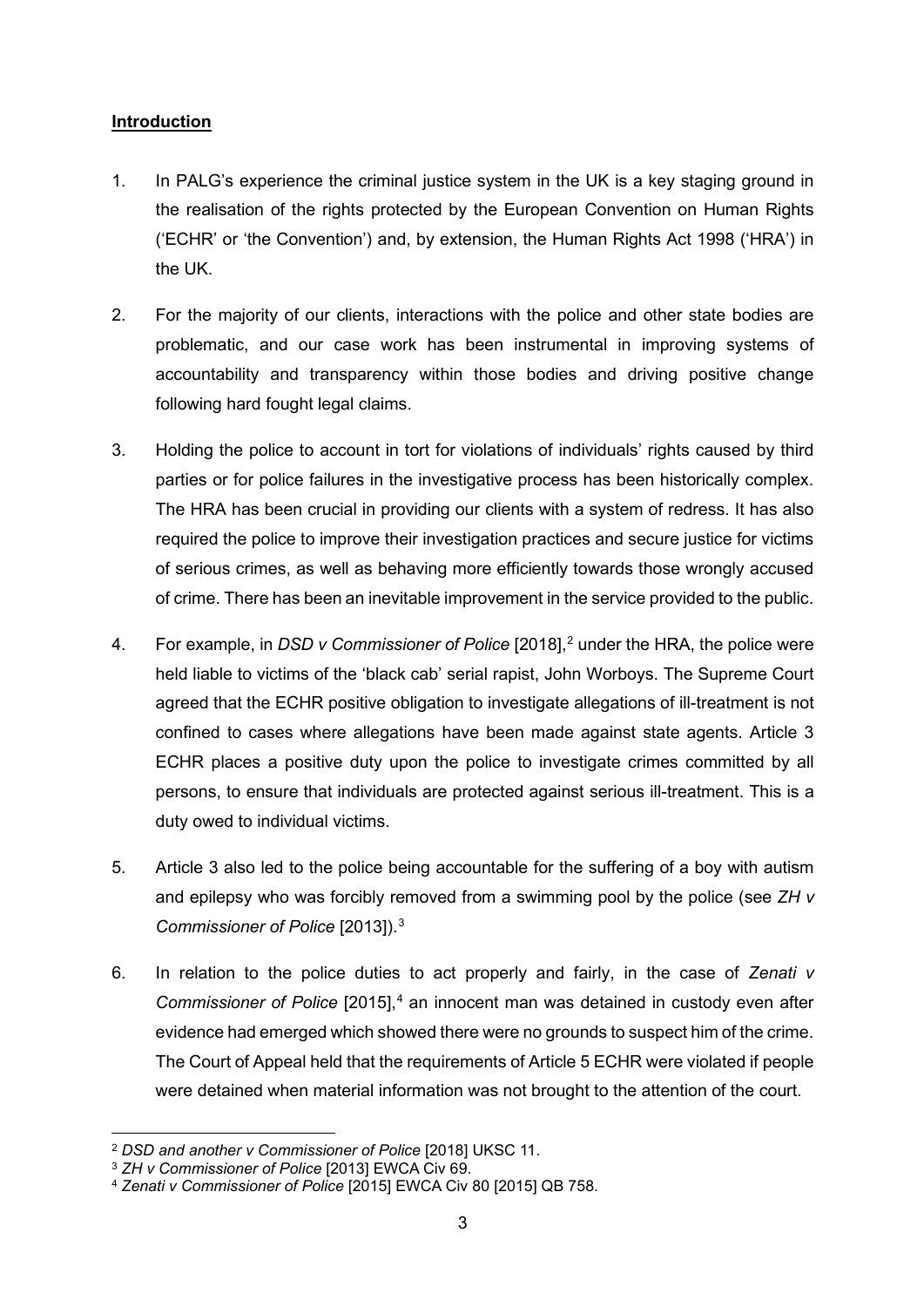## **Introduction**

1. In PALG's experience the criminal justice system in the UK is a key staging ground in the realisation of the rights protected by the European Convention on Human Rights ('ECHR' or 'the Convention') and, by extension, the Human Rights Act 1998 ('HRA') in the UK.

2. For the majority of our clients, interactions with the police and other state bodies are problematic, and our case work has been instrumental in improving systems of accountability and transparency within those bodies and driving positive change following hard fought legal claims.

3. Holding the police to account in tort for violations of individuals' rights caused by third parties or for police failures in the investigative process has been historically complex. The HRA has been crucial in providing our clients with a system of redress. It has also required the police to improve their investigation practices and secure justice for victims of serious crimes, as well as behaving more efficiently towards those wrongly accused of crime. There has been an inevitable improvement in the service provided to the public.

4. For example, in *DSD v Commissioner of Police* [2018],[2] under the HRA, the police were held liable to victims of the 'black cab' serial rapist, John Worboys. The Supreme Court agreed that the ECHR positive obligation to investigate allegations of ill-treatment is not confined to cases where allegations have been made against state agents. Article 3 ECHR places a positive duty upon the police to investigate crimes committed by all persons, to ensure that individuals are protected against serious ill-treatment. This is a duty owed to individual victims.

5. Article 3 also led to the police being accountable for the suffering of a boy with autism and epilepsy who was forcibly removed from a swimming pool by the police (see *ZH v Commissioner of Police* [2013]).[3]

6. In relation to the police duties to act properly and fairly, in the case of *Zenati v Commissioner of Police* [2015],[4] an innocent man was detained in custody even after evidence had emerged which showed there were no grounds to suspect him of the crime. The Court of Appeal held that the requirements of Article 5 ECHR were violated if people were detained when material information was not brought to the attention of the court.

---

[2] *DSD and another v Commissioner of Police* [2018] UKSC 11.

[3] *ZH v Commissioner of Police* [2013] EWCA Civ 69.

[4] *Zenati v Commissioner of Police* [2015] EWCA Civ 80 [2015] QB 758.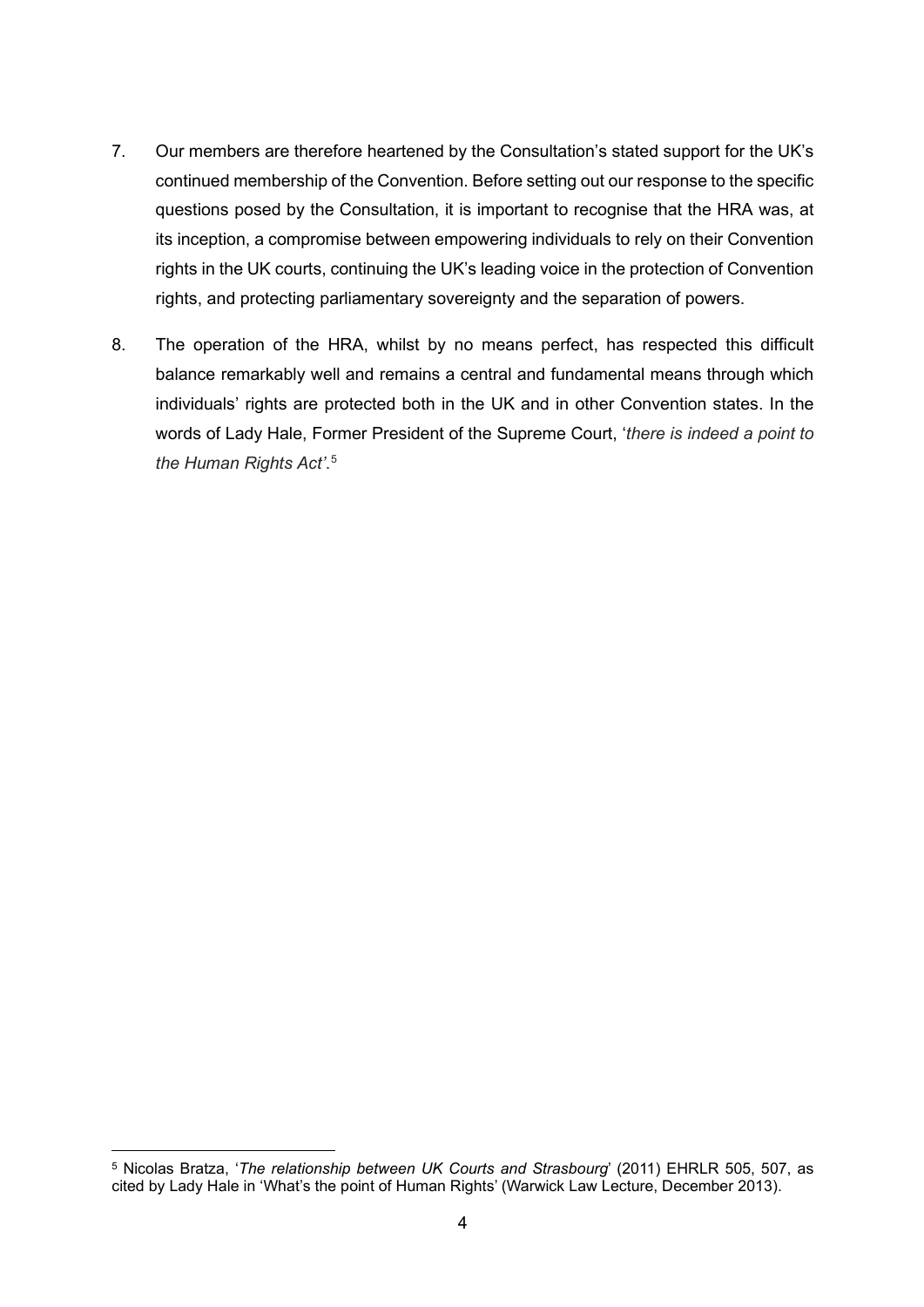7. Our members are therefore heartened by the Consultation's stated support for the UK's continued membership of the Convention. Before setting out our response to the specific questions posed by the Consultation, it is important to recognise that the HRA was, at its inception, a compromise between empowering individuals to rely on their Convention rights in the UK courts, continuing the UK's leading voice in the protection of Convention rights, and protecting parliamentary sovereignty and the separation of powers.

8. The operation of the HRA, whilst by no means perfect, has respected this difficult balance remarkably well and remains a central and fundamental means through which individuals' rights are protected both in the UK and in other Convention states. In the words of Lady Hale, Former President of the Supreme Court, '*there is indeed a point to the Human Rights Act'*.[5]

---

[5] Nicolas Bratza, '*The relationship between UK Courts and Strasbourg*' (2011) EHRLR 505, 507, as cited by Lady Hale in 'What's the point of Human Rights' (Warwick Law Lecture, December 2013).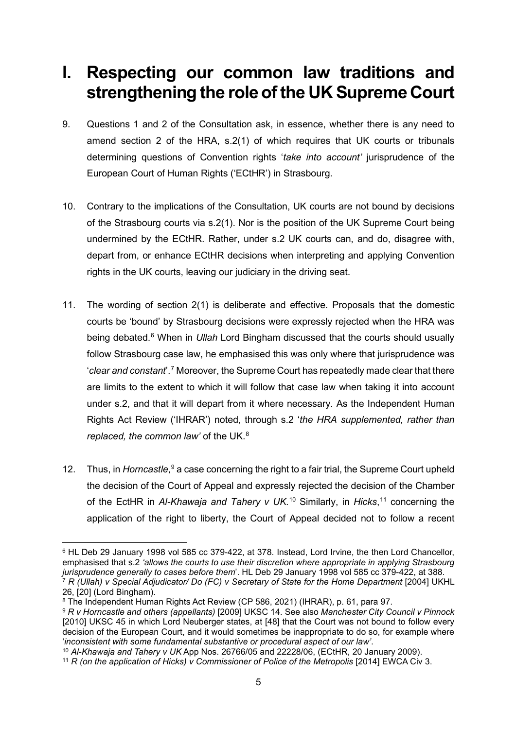# I. Respecting our common law traditions and strengthening the role of the UK Supreme Court

9. Questions 1 and 2 of the Consultation ask, in essence, whether there is any need to amend section 2 of the HRA, s.2(1) of which requires that UK courts or tribunals determining questions of Convention rights '*take into account'* jurisprudence of the European Court of Human Rights ('ECtHR') in Strasbourg.

10. Contrary to the implications of the Consultation, UK courts are not bound by decisions of the Strasbourg courts via s.2(1). Nor is the position of the UK Supreme Court being undermined by the ECtHR. Rather, under s.2 UK courts can, and do, disagree with, depart from, or enhance ECtHR decisions when interpreting and applying Convention rights in the UK courts, leaving our judiciary in the driving seat.

11. The wording of section 2(1) is deliberate and effective. Proposals that the domestic courts be 'bound' by Strasbourg decisions were expressly rejected when the HRA was being debated.[6] When in *Ullah* Lord Bingham discussed that the courts should usually follow Strasbourg case law, he emphasised this was only where that jurisprudence was '*clear and constant*'.[7] Moreover, the Supreme Court has repeatedly made clear that there are limits to the extent to which it will follow that case law when taking it into account under s.2, and that it will depart from it where necessary. As the Independent Human Rights Act Review ('IHRAR') noted, through s.2 '*the HRA supplemented, rather than replaced, the common law'* of the UK.[8]

12. Thus, in *Horncastle*,[9] a case concerning the right to a fair trial, the Supreme Court upheld the decision of the Court of Appeal and expressly rejected the decision of the Chamber of the EctHR in *Al-Khawaja and Tahery v UK*.[10] Similarly, in *Hicks*,[11] concerning the application of the right to liberty, the Court of Appeal decided not to follow a recent

---

[6] HL Deb 29 January 1998 vol 585 cc 379-422, at 378. Instead, Lord Irvine, the then Lord Chancellor, emphasised that s.2 *'allows the courts to use their discretion where appropriate in applying Strasbourg jurisprudence generally to cases before them*'. HL Deb 29 January 1998 vol 585 cc 379-422, at 388.

[7] *R (Ullah) v Special Adjudicator/ Do (FC) v Secretary of State for the Home Department* [2004] UKHL 26, [20] (Lord Bingham).

[8] The Independent Human Rights Act Review (CP 586, 2021) (IHRAR), p. 61, para 97.

[9] *R v Horncastle and others (appellants)* [2009] UKSC 14. See also *Manchester City Council v Pinnock* [2010] UKSC 45 in which Lord Neuberger states, at [48] that the Court was not bound to follow every decision of the European Court, and it would sometimes be inappropriate to do so, for example where '*inconsistent with some fundamental substantive or procedural aspect of our law'*.

[10] *Al-Khawaja and Tahery v UK* App Nos. 26766/05 and 22228/06, (ECtHR, 20 January 2009).

[11] *R (on the application of Hicks) v Commissioner of Police of the Metropolis* [2014] EWCA Civ 3.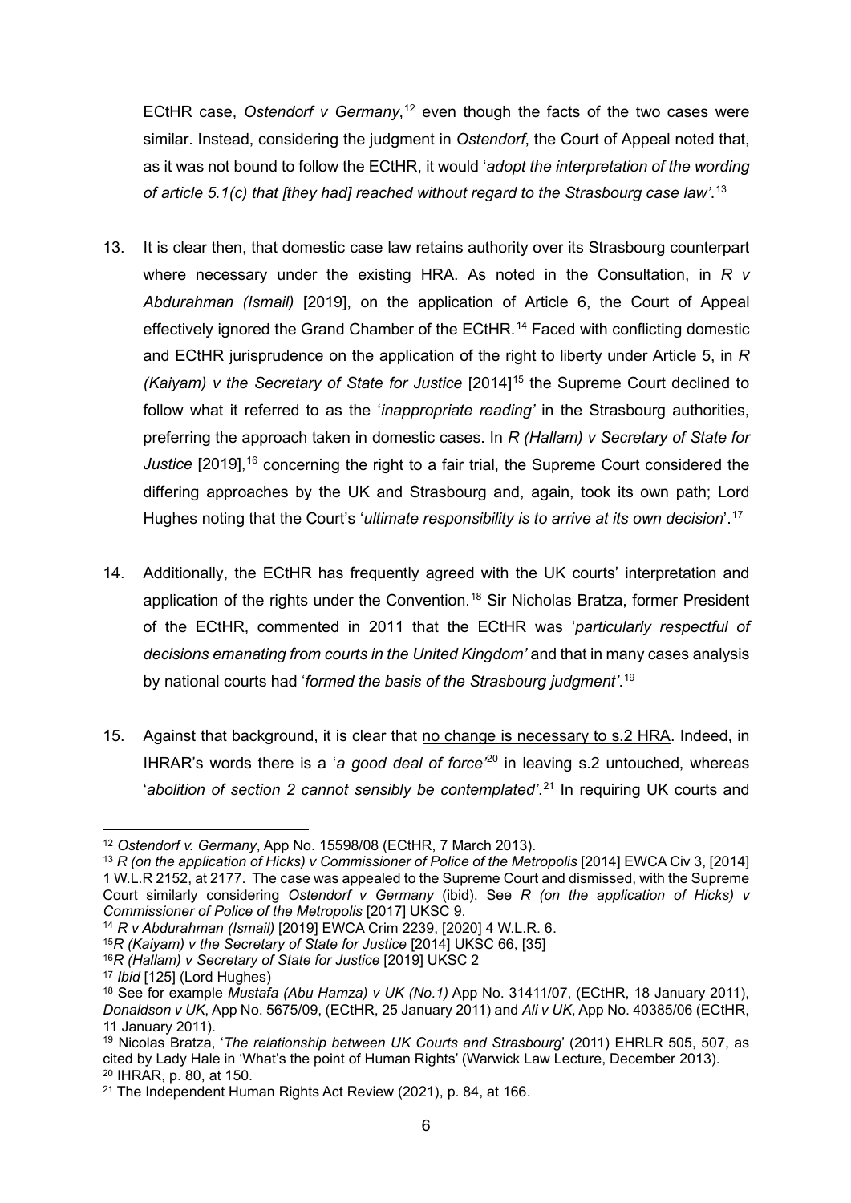ECtHR case, *Ostendorf v Germany*,[12] even though the facts of the two cases were similar. Instead, considering the judgment in *Ostendorf*, the Court of Appeal noted that, as it was not bound to follow the ECtHR, it would '*adopt the interpretation of the wording of article 5.1(c) that [they had] reached without regard to the Strasbourg case law'*.[13]

13. It is clear then, that domestic case law retains authority over its Strasbourg counterpart where necessary under the existing HRA. As noted in the Consultation, in *R v Abdurahman (Ismail)* [2019], on the application of Article 6, the Court of Appeal effectively ignored the Grand Chamber of the ECtHR.[14] Faced with conflicting domestic and ECtHR jurisprudence on the application of the right to liberty under Article 5, in *R (Kaiyam) v the Secretary of State for Justice* [2014][15] the Supreme Court declined to follow what it referred to as the '*inappropriate reading'* in the Strasbourg authorities, preferring the approach taken in domestic cases. In *R (Hallam) v Secretary of State for Justice* [2019],[16] concerning the right to a fair trial, the Supreme Court considered the differing approaches by the UK and Strasbourg and, again, took its own path; Lord Hughes noting that the Court's '*ultimate responsibility is to arrive at its own decision*'.[17]

14. Additionally, the ECtHR has frequently agreed with the UK courts' interpretation and application of the rights under the Convention.[18] Sir Nicholas Bratza, former President of the ECtHR, commented in 2011 that the ECtHR was '*particularly respectful of decisions emanating from courts in the United Kingdom'* and that in many cases analysis by national courts had '*formed the basis of the Strasbourg judgment'*.[19]

15. Against that background, it is clear that <u>no change is necessary to s.2 HRA</u>. Indeed, in IHRAR's words there is a '*a good deal of force*'[20] in leaving s.2 untouched, whereas '*abolition of section 2 cannot sensibly be contemplated'*.[21] In requiring UK courts and

---

[12] *Ostendorf v. Germany*, App No. 15598/08 (ECtHR, 7 March 2013).

[13] *R (on the application of Hicks) v Commissioner of Police of the Metropolis* [2014] EWCA Civ 3, [2014] 1 W.L.R 2152, at 2177. The case was appealed to the Supreme Court and dismissed, with the Supreme Court similarly considering *Ostendorf v Germany* (ibid). See *R (on the application of Hicks) v Commissioner of Police of the Metropolis* [2017] UKSC 9.

[14] *R v Abdurahman (Ismail)* [2019] EWCA Crim 2239, [2020] 4 W.L.R. 6.

[15] *R (Kaiyam) v the Secretary of State for Justice* [2014] UKSC 66, [35]

[16] *R (Hallam) v Secretary of State for Justice* [2019] UKSC 2

[17] *Ibid* [125] (Lord Hughes)

[18] See for example *Mustafa (Abu Hamza) v UK (No.1)* App No. 31411/07, (ECtHR, 18 January 2011), *Donaldson v UK*, App No. 5675/09, (ECtHR, 25 January 2011) and *Ali v UK*, App No. 40385/06 (ECtHR, 11 January 2011).

[19] Nicolas Bratza, '*The relationship between UK Courts and Strasbourg*' (2011) EHRLR 505, 507, as cited by Lady Hale in 'What's the point of Human Rights' (Warwick Law Lecture, December 2013).

[20] IHRAR, p. 80, at 150.

[21] The Independent Human Rights Act Review (2021), p. 84, at 166.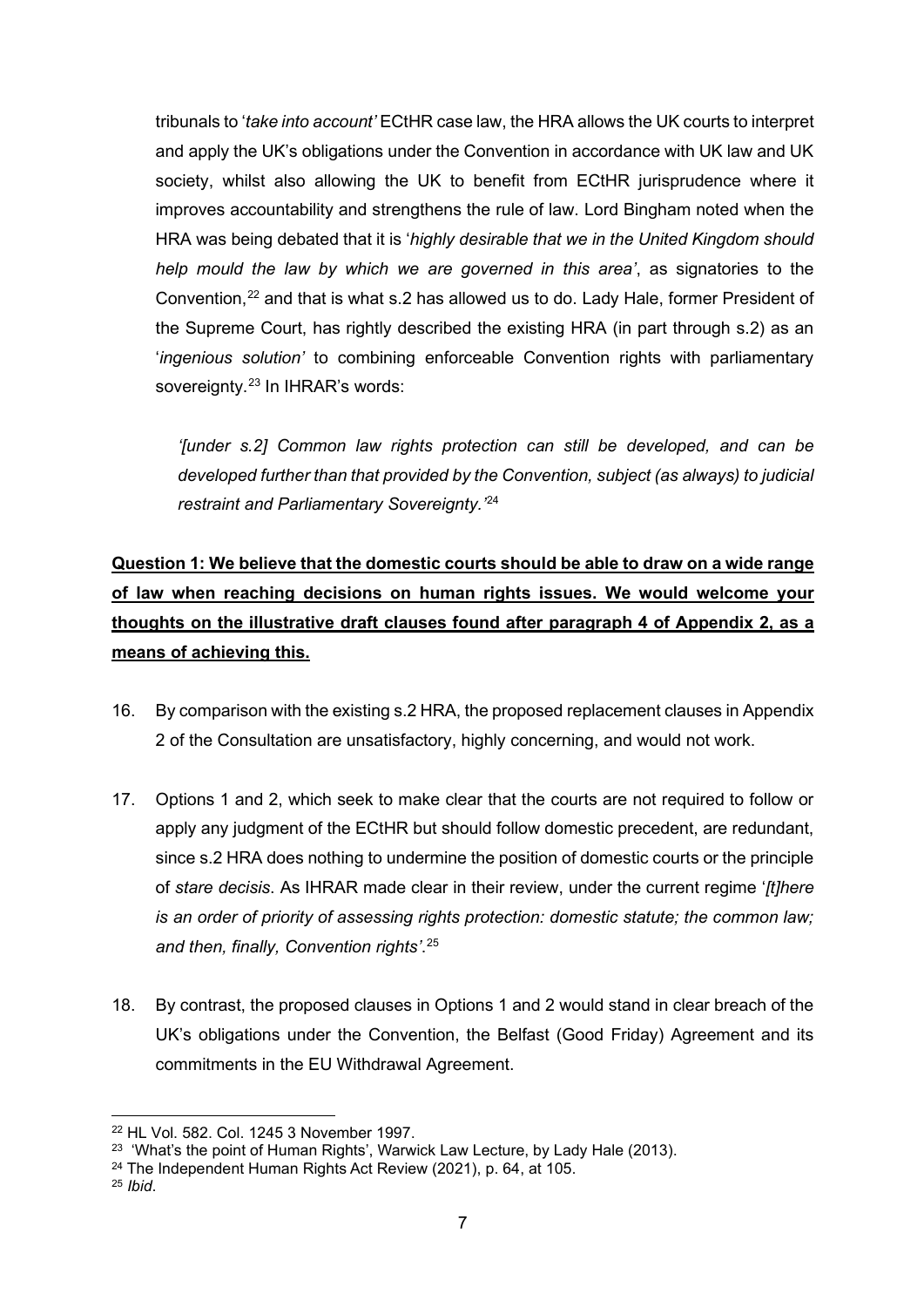tribunals to '*take into account'* ECtHR case law, the HRA allows the UK courts to interpret and apply the UK's obligations under the Convention in accordance with UK law and UK society, whilst also allowing the UK to benefit from ECtHR jurisprudence where it improves accountability and strengthens the rule of law. Lord Bingham noted when the HRA was being debated that it is '*highly desirable that we in the United Kingdom should help mould the law by which we are governed in this area'*, as signatories to the Convention,[22] and that is what s.2 has allowed us to do. Lady Hale, former President of the Supreme Court, has rightly described the existing HRA (in part through s.2) as an '*ingenious solution'* to combining enforceable Convention rights with parliamentary sovereignty.[23] In IHRAR's words:

> *'[under s.2] Common law rights protection can still be developed, and can be developed further than that provided by the Convention, subject (as always) to judicial restraint and Parliamentary Sovereignty.'*[24]

**Question 1: We believe that the domestic courts should be able to draw on a wide range of law when reaching decisions on human rights issues. We would welcome your thoughts on the illustrative draft clauses found after paragraph 4 of Appendix 2, as a means of achieving this.**

16. By comparison with the existing s.2 HRA, the proposed replacement clauses in Appendix 2 of the Consultation are unsatisfactory, highly concerning, and would not work.

17. Options 1 and 2, which seek to make clear that the courts are not required to follow or apply any judgment of the ECtHR but should follow domestic precedent, are redundant, since s.2 HRA does nothing to undermine the position of domestic courts or the principle of *stare decisis*. As IHRAR made clear in their review, under the current regime '*[t]here is an order of priority of assessing rights protection: domestic statute; the common law; and then, finally, Convention rights'*.[25]

18. By contrast, the proposed clauses in Options 1 and 2 would stand in clear breach of the UK's obligations under the Convention, the Belfast (Good Friday) Agreement and its commitments in the EU Withdrawal Agreement.

---

[22] HL Vol. 582. Col. 1245 3 November 1997.

[23] 'What's the point of Human Rights', Warwick Law Lecture, by Lady Hale (2013).

[24] The Independent Human Rights Act Review (2021), p. 64, at 105.

[25] *Ibid*.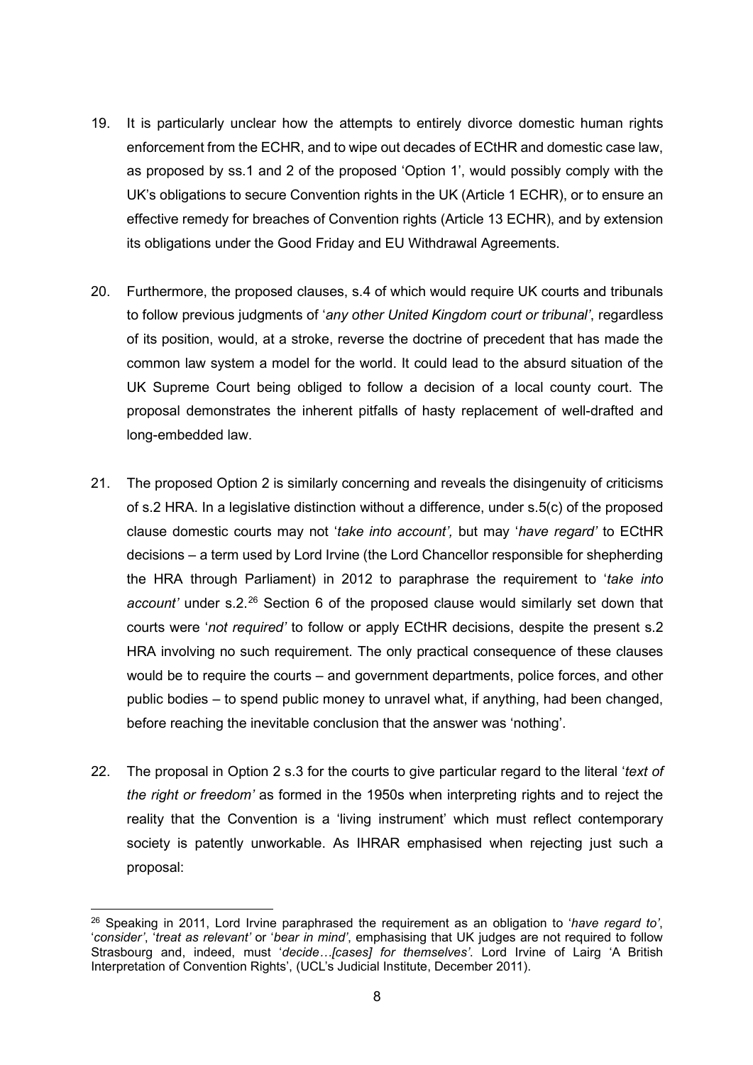19. It is particularly unclear how the attempts to entirely divorce domestic human rights enforcement from the ECHR, and to wipe out decades of ECtHR and domestic case law, as proposed by ss.1 and 2 of the proposed 'Option 1', would possibly comply with the UK's obligations to secure Convention rights in the UK (Article 1 ECHR), or to ensure an effective remedy for breaches of Convention rights (Article 13 ECHR), and by extension its obligations under the Good Friday and EU Withdrawal Agreements.

20. Furthermore, the proposed clauses, s.4 of which would require UK courts and tribunals to follow previous judgments of '*any other United Kingdom court or tribunal'*, regardless of its position, would, at a stroke, reverse the doctrine of precedent that has made the common law system a model for the world. It could lead to the absurd situation of the UK Supreme Court being obliged to follow a decision of a local county court. The proposal demonstrates the inherent pitfalls of hasty replacement of well-drafted and long-embedded law.

21. The proposed Option 2 is similarly concerning and reveals the disingenuity of criticisms of s.2 HRA. In a legislative distinction without a difference, under s.5(c) of the proposed clause domestic courts may not '*take into account',* but may '*have regard'* to ECtHR decisions – a term used by Lord Irvine (the Lord Chancellor responsible for shepherding the HRA through Parliament) in 2012 to paraphrase the requirement to '*take into account'* under s.2.[26] Section 6 of the proposed clause would similarly set down that courts were '*not required'* to follow or apply ECtHR decisions, despite the present s.2 HRA involving no such requirement. The only practical consequence of these clauses would be to require the courts – and government departments, police forces, and other public bodies – to spend public money to unravel what, if anything, had been changed, before reaching the inevitable conclusion that the answer was 'nothing'.

22. The proposal in Option 2 s.3 for the courts to give particular regard to the literal '*text of the right or freedom'* as formed in the 1950s when interpreting rights and to reject the reality that the Convention is a 'living instrument' which must reflect contemporary society is patently unworkable. As IHRAR emphasised when rejecting just such a proposal:

---

[26] Speaking in 2011, Lord Irvine paraphrased the requirement as an obligation to '*have regard to'*, '*consider'*, '*treat as relevant'* or '*bear in mind'*, emphasising that UK judges are not required to follow Strasbourg and, indeed, must '*decide…[cases] for themselves'*. Lord Irvine of Lairg 'A British Interpretation of Convention Rights', (UCL's Judicial Institute, December 2011).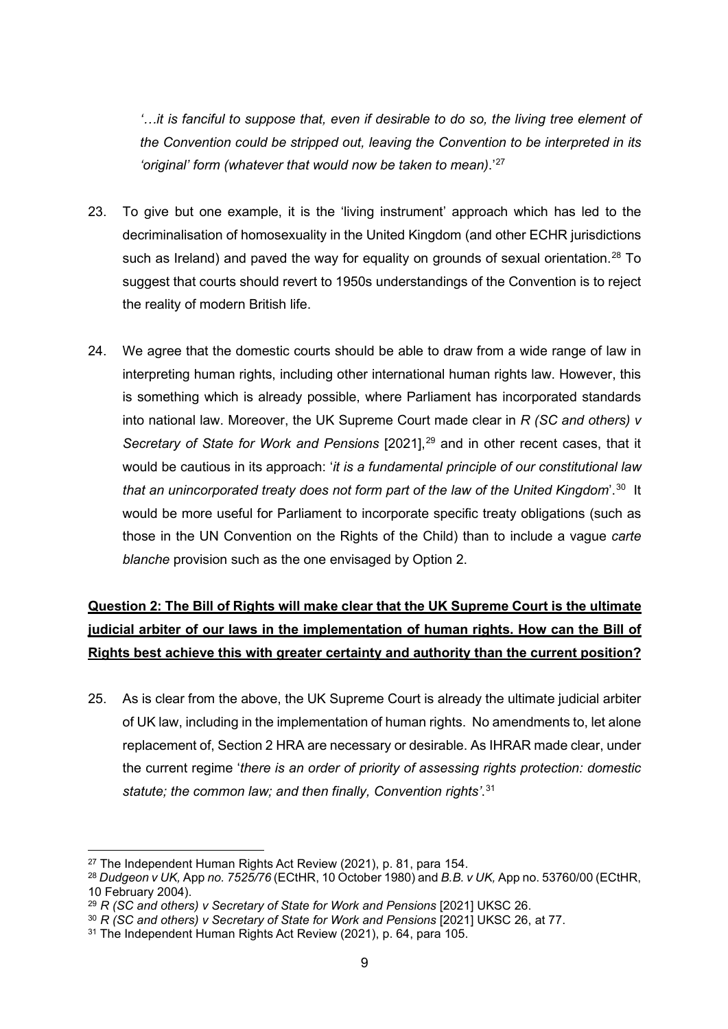*'…it is fanciful to suppose that, even if desirable to do so, the living tree element of the Convention could be stripped out, leaving the Convention to be interpreted in its 'original' form (whatever that would now be taken to mean).*'[27]

23. To give but one example, it is the 'living instrument' approach which has led to the decriminalisation of homosexuality in the United Kingdom (and other ECHR jurisdictions such as Ireland) and paved the way for equality on grounds of sexual orientation.[28] To suggest that courts should revert to 1950s understandings of the Convention is to reject the reality of modern British life.

24. We agree that the domestic courts should be able to draw from a wide range of law in interpreting human rights, including other international human rights law. However, this is something which is already possible, where Parliament has incorporated standards into national law. Moreover, the UK Supreme Court made clear in *R (SC and others) v Secretary of State for Work and Pensions* [2021],[29] and in other recent cases, that it would be cautious in its approach: '*it is a fundamental principle of our constitutional law that an unincorporated treaty does not form part of the law of the United Kingdom*'.[30] It would be more useful for Parliament to incorporate specific treaty obligations (such as those in the UN Convention on the Rights of the Child) than to include a vague *carte blanche* provision such as the one envisaged by Option 2.

**<u>Question 2: The Bill of Rights will make clear that the UK Supreme Court is the ultimate judicial arbiter of our laws in the implementation of human rights. How can the Bill of Rights best achieve this with greater certainty and authority than the current position?</u>**

25. As is clear from the above, the UK Supreme Court is already the ultimate judicial arbiter of UK law, including in the implementation of human rights. No amendments to, let alone replacement of, Section 2 HRA are necessary or desirable. As IHRAR made clear, under the current regime '*there is an order of priority of assessing rights protection: domestic statute; the common law; and then finally, Convention rights'*.[31]

---

[27] The Independent Human Rights Act Review (2021), p. 81, para 154.

[28] *Dudgeon v UK,* App *no. 7525/76* (ECtHR, 10 October 1980) and *B.B. v UK,* App no. 53760/00 (ECtHR, 10 February 2004).

[29] *R (SC and others) v Secretary of State for Work and Pensions* [2021] UKSC 26.

[30] *R (SC and others) v Secretary of State for Work and Pensions* [2021] UKSC 26, at 77.

[31] The Independent Human Rights Act Review (2021), p. 64, para 105.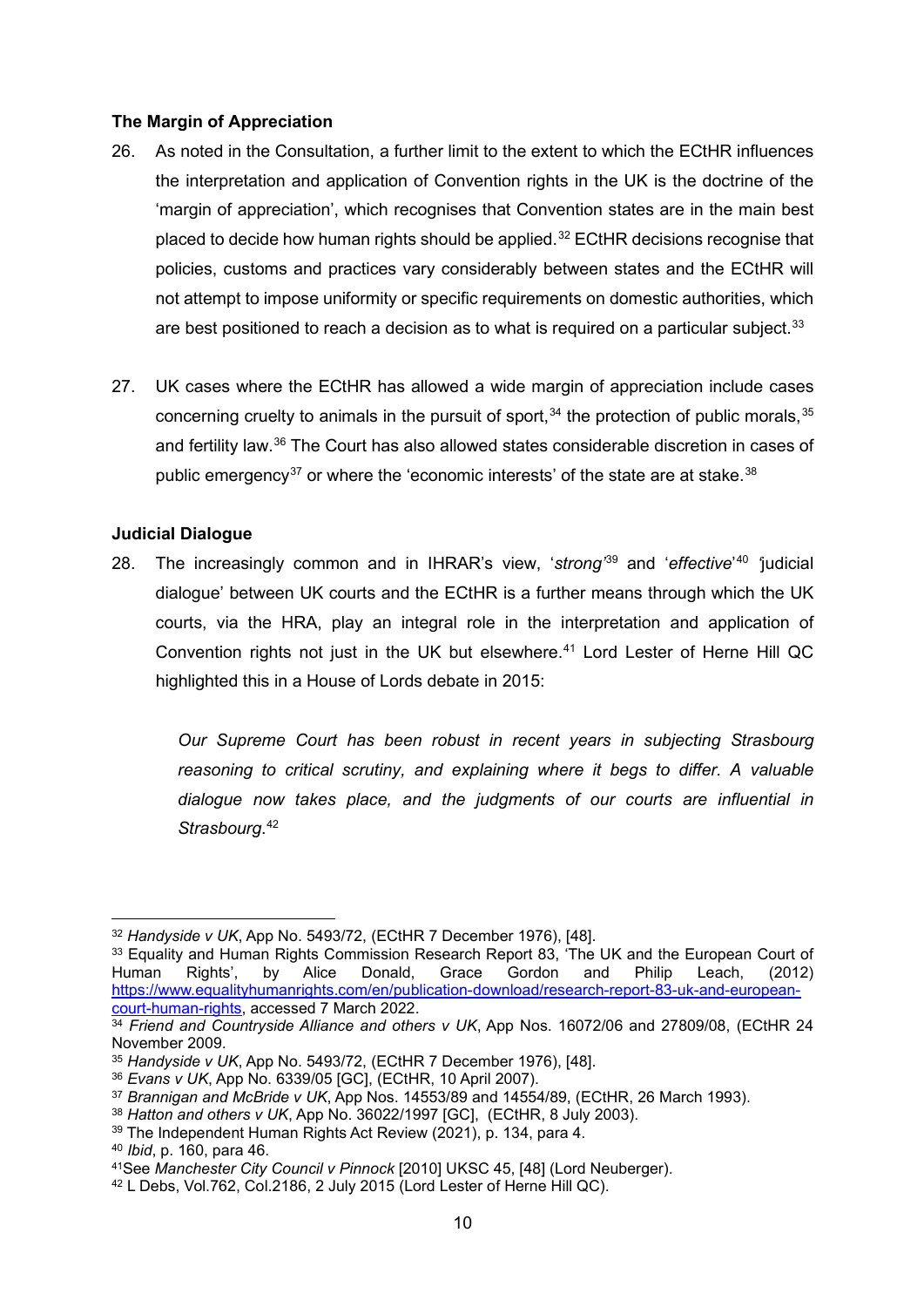### The Margin of Appreciation

26. As noted in the Consultation, a further limit to the extent to which the ECtHR influences the interpretation and application of Convention rights in the UK is the doctrine of the 'margin of appreciation', which recognises that Convention states are in the main best placed to decide how human rights should be applied.[32] ECtHR decisions recognise that policies, customs and practices vary considerably between states and the ECtHR will not attempt to impose uniformity or specific requirements on domestic authorities, which are best positioned to reach a decision as to what is required on a particular subject.[33]

27. UK cases where the ECtHR has allowed a wide margin of appreciation include cases concerning cruelty to animals in the pursuit of sport,[34] the protection of public morals,[35] and fertility law.[36] The Court has also allowed states considerable discretion in cases of public emergency[37] or where the 'economic interests' of the state are at stake.[38]

### Judicial Dialogue

28. The increasingly common and in IHRAR's view, '*strong*'[39] and '*effective*'[40] 'judicial dialogue' between UK courts and the ECtHR is a further means through which the UK courts, via the HRA, play an integral role in the interpretation and application of Convention rights not just in the UK but elsewhere.[41] Lord Lester of Herne Hill QC highlighted this in a House of Lords debate in 2015:

> *Our Supreme Court has been robust in recent years in subjecting Strasbourg reasoning to critical scrutiny, and explaining where it begs to differ. A valuable dialogue now takes place, and the judgments of our courts are influential in Strasbourg.*[42]

---

[32] *Handyside v UK*, App No. 5493/72, (ECtHR 7 December 1976), [48].

[33] Equality and Human Rights Commission Research Report 83, 'The UK and the European Court of Human Rights', by Alice Donald, Grace Gordon and Philip Leach, (2012) https://www.equalityhumanrights.com/en/publication-download/research-report-83-uk-and-european-court-human-rights, accessed 7 March 2022.

[34] *Friend and Countryside Alliance and others v UK*, App Nos. 16072/06 and 27809/08, (ECtHR 24 November 2009.

[35] *Handyside v UK*, App No. 5493/72, (ECtHR 7 December 1976), [48].

[36] *Evans v UK*, App No. 6339/05 [GC], (ECtHR, 10 April 2007).

[37] *Brannigan and McBride v UK*, App Nos. 14553/89 and 14554/89, (ECtHR, 26 March 1993).

[38] *Hatton and others v UK*, App No. 36022/1997 [GC], (ECtHR, 8 July 2003).

[39] The Independent Human Rights Act Review (2021), p. 134, para 4.

[40] *Ibid*, p. 160, para 46.

[41] See *Manchester City Council v Pinnock* [2010] UKSC 45, [48] (Lord Neuberger).

[42] L Debs, Vol.762, Col.2186, 2 July 2015 (Lord Lester of Herne Hill QC).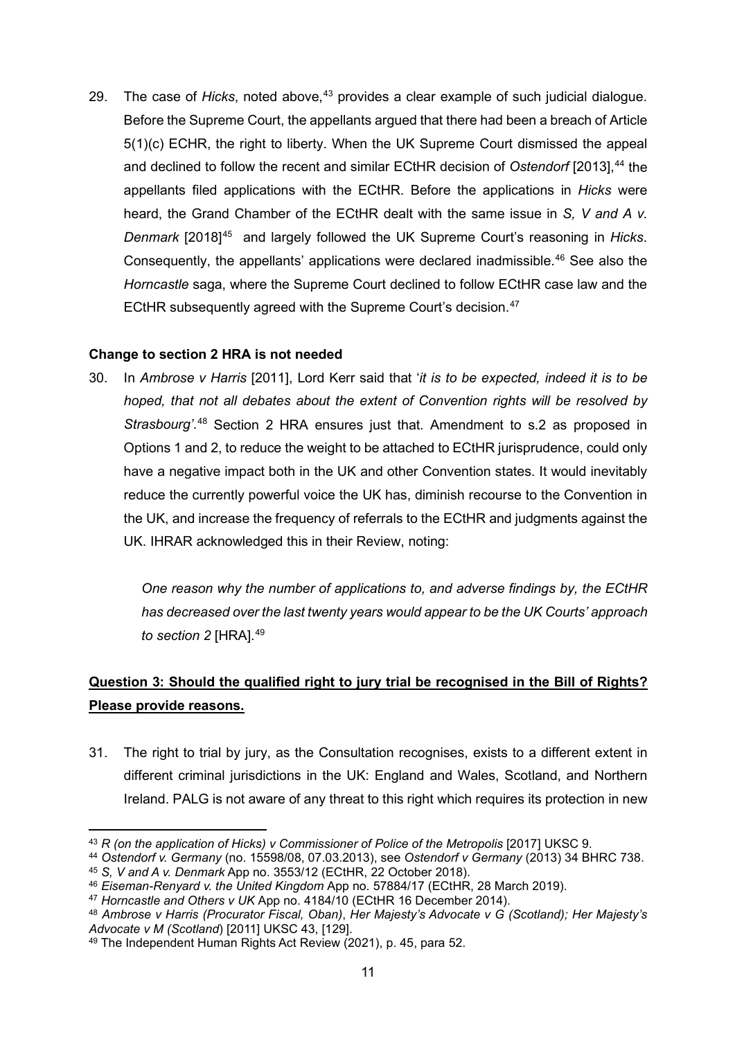29. The case of *Hicks*, noted above,[43] provides a clear example of such judicial dialogue. Before the Supreme Court, the appellants argued that there had been a breach of Article 5(1)(c) ECHR, the right to liberty. When the UK Supreme Court dismissed the appeal and declined to follow the recent and similar ECtHR decision of *Ostendorf* [2013],[44] the appellants filed applications with the ECtHR. Before the applications in *Hicks* were heard, the Grand Chamber of the ECtHR dealt with the same issue in *S, V and A v. Denmark* [2018][45] and largely followed the UK Supreme Court's reasoning in *Hicks*. Consequently, the appellants' applications were declared inadmissible.[46] See also the *Horncastle* saga, where the Supreme Court declined to follow ECtHR case law and the ECtHR subsequently agreed with the Supreme Court's decision.[47]

**Change to section 2 HRA is not needed**

30. In *Ambrose v Harris* [2011], Lord Kerr said that '*it is to be expected, indeed it is to be hoped, that not all debates about the extent of Convention rights will be resolved by Strasbourg'*.[48] Section 2 HRA ensures just that. Amendment to s.2 as proposed in Options 1 and 2, to reduce the weight to be attached to ECtHR jurisprudence, could only have a negative impact both in the UK and other Convention states. It would inevitably reduce the currently powerful voice the UK has, diminish recourse to the Convention in the UK, and increase the frequency of referrals to the ECtHR and judgments against the UK. IHRAR acknowledged this in their Review, noting:

> *One reason why the number of applications to, and adverse findings by, the ECtHR has decreased over the last twenty years would appear to be the UK Courts' approach to section 2* [HRA].[49]

**<u>Question 3: Should the qualified right to jury trial be recognised in the Bill of Rights? Please provide reasons.</u>**

31. The right to trial by jury, as the Consultation recognises, exists to a different extent in different criminal jurisdictions in the UK: England and Wales, Scotland, and Northern Ireland. PALG is not aware of any threat to this right which requires its protection in new

---

[43] *R (on the application of Hicks) v Commissioner of Police of the Metropolis* [2017] UKSC 9.

[44] *Ostendorf v. Germany* (no. 15598/08, 07.03.2013), see *Ostendorf v Germany* (2013) 34 BHRC 738.

[45] *S, V and A v. Denmark* App no. 3553/12 (ECtHR, 22 October 2018).

[46] *Eiseman-Renyard v. the United Kingdom* App no. 57884/17 (ECtHR, 28 March 2019).

[47] *Horncastle and Others v UK* App no. 4184/10 (ECtHR 16 December 2014).

[48] *Ambrose v Harris (Procurator Fiscal, Oban)*, *Her Majesty's Advocate v G (Scotland); Her Majesty's Advocate v M (Scotland*) [2011] UKSC 43, [129].

[49] The Independent Human Rights Act Review (2021), p. 45, para 52.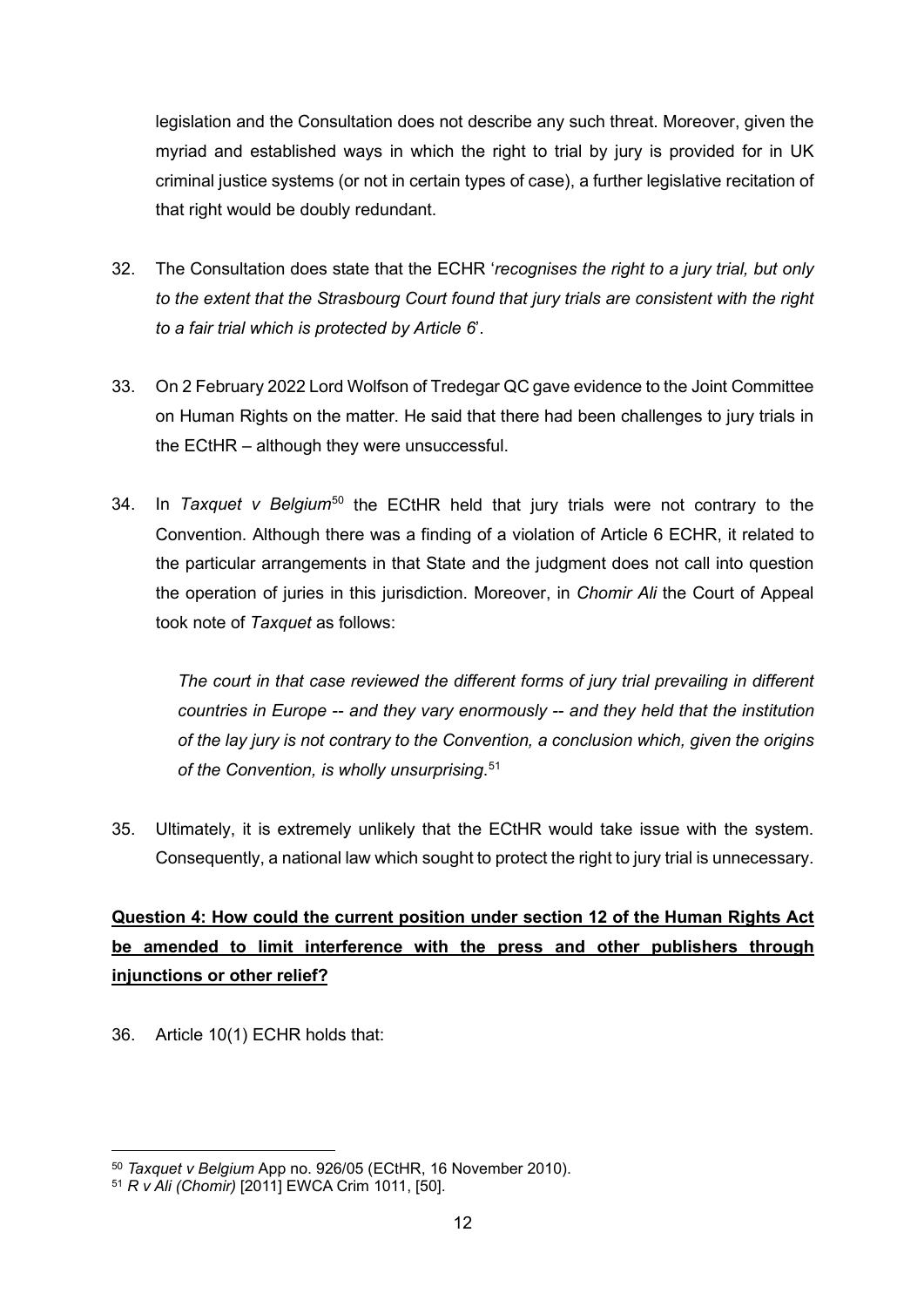legislation and the Consultation does not describe any such threat. Moreover, given the myriad and established ways in which the right to trial by jury is provided for in UK criminal justice systems (or not in certain types of case), a further legislative recitation of that right would be doubly redundant.

32. The Consultation does state that the ECHR '*recognises the right to a jury trial, but only to the extent that the Strasbourg Court found that jury trials are consistent with the right to a fair trial which is protected by Article 6*'.

33. On 2 February 2022 Lord Wolfson of Tredegar QC gave evidence to the Joint Committee on Human Rights on the matter. He said that there had been challenges to jury trials in the ECtHR – although they were unsuccessful.

34. In *Taxquet v Belgium*[50] the ECtHR held that jury trials were not contrary to the Convention. Although there was a finding of a violation of Article 6 ECHR, it related to the particular arrangements in that State and the judgment does not call into question the operation of juries in this jurisdiction. Moreover, in *Chomir Ali* the Court of Appeal took note of *Taxquet* as follows:

> *The court in that case reviewed the different forms of jury trial prevailing in different countries in Europe -- and they vary enormously -- and they held that the institution of the lay jury is not contrary to the Convention, a conclusion which, given the origins of the Convention, is wholly unsurprising*.[51]

35. Ultimately, it is extremely unlikely that the ECtHR would take issue with the system. Consequently, a national law which sought to protect the right to jury trial is unnecessary.

**Question 4: How could the current position under section 12 of the Human Rights Act be amended to limit interference with the press and other publishers through injunctions or other relief?**

36. Article 10(1) ECHR holds that:

---

[50] *Taxquet v Belgium* App no. 926/05 (ECtHR, 16 November 2010).

[51] *R v Ali (Chomir)* [2011] EWCA Crim 1011, [50].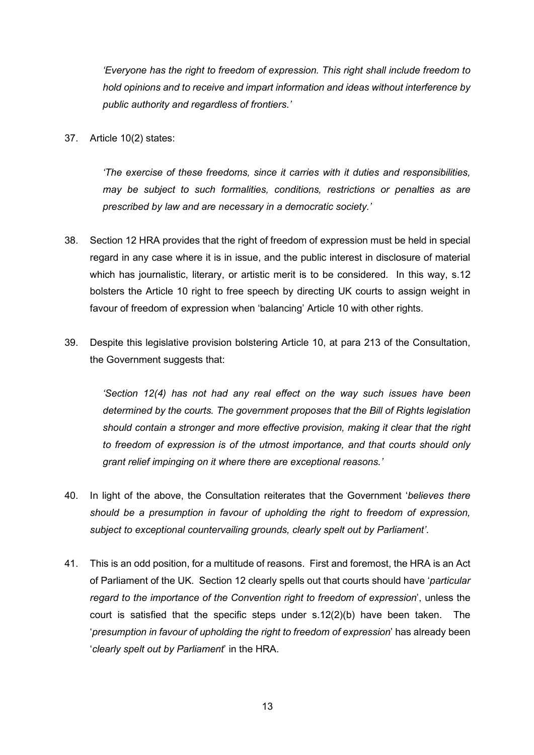> *'Everyone has the right to freedom of expression. This right shall include freedom to hold opinions and to receive and impart information and ideas without interference by public authority and regardless of frontiers.'*

37. Article 10(2) states:

> *'The exercise of these freedoms, since it carries with it duties and responsibilities, may be subject to such formalities, conditions, restrictions or penalties as are prescribed by law and are necessary in a democratic society.'*

38. Section 12 HRA provides that the right of freedom of expression must be held in special regard in any case where it is in issue, and the public interest in disclosure of material which has journalistic, literary, or artistic merit is to be considered. In this way, s.12 bolsters the Article 10 right to free speech by directing UK courts to assign weight in favour of freedom of expression when 'balancing' Article 10 with other rights.

39. Despite this legislative provision bolstering Article 10, at para 213 of the Consultation, the Government suggests that:

> *'Section 12(4) has not had any real effect on the way such issues have been determined by the courts. The government proposes that the Bill of Rights legislation should contain a stronger and more effective provision, making it clear that the right to freedom of expression is of the utmost importance, and that courts should only grant relief impinging on it where there are exceptional reasons.'*

40. In light of the above, the Consultation reiterates that the Government '*believes there should be a presumption in favour of upholding the right to freedom of expression, subject to exceptional countervailing grounds, clearly spelt out by Parliament'*.

41. This is an odd position, for a multitude of reasons. First and foremost, the HRA is an Act of Parliament of the UK. Section 12 clearly spells out that courts should have '*particular regard to the importance of the Convention right to freedom of expression*', unless the court is satisfied that the specific steps under s.12(2)(b) have been taken. The '*presumption in favour of upholding the right to freedom of expression*' has already been '*clearly spelt out by Parliament*' in the HRA.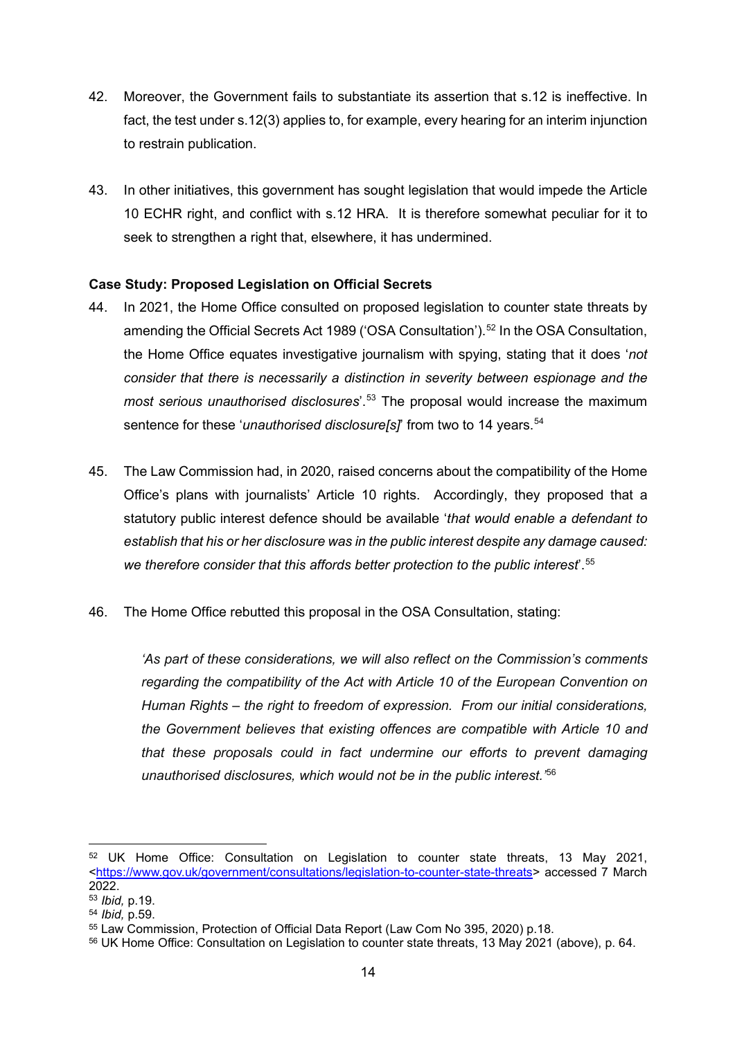42. Moreover, the Government fails to substantiate its assertion that s.12 is ineffective. In fact, the test under s.12(3) applies to, for example, every hearing for an interim injunction to restrain publication.

43. In other initiatives, this government has sought legislation that would impede the Article 10 ECHR right, and conflict with s.12 HRA. It is therefore somewhat peculiar for it to seek to strengthen a right that, elsewhere, it has undermined.

**Case Study: Proposed Legislation on Official Secrets**

44. In 2021, the Home Office consulted on proposed legislation to counter state threats by amending the Official Secrets Act 1989 ('OSA Consultation').[52] In the OSA Consultation, the Home Office equates investigative journalism with spying, stating that it does '*not consider that there is necessarily a distinction in severity between espionage and the most serious unauthorised disclosures*'.[53] The proposal would increase the maximum sentence for these '*unauthorised disclosure[s]*' from two to 14 years.[54]

45. The Law Commission had, in 2020, raised concerns about the compatibility of the Home Office's plans with journalists' Article 10 rights. Accordingly, they proposed that a statutory public interest defence should be available '*that would enable a defendant to establish that his or her disclosure was in the public interest despite any damage caused: we therefore consider that this affords better protection to the public interest*'.[55]

46. The Home Office rebutted this proposal in the OSA Consultation, stating:

> *'As part of these considerations, we will also reflect on the Commission's comments regarding the compatibility of the Act with Article 10 of the European Convention on Human Rights – the right to freedom of expression. From our initial considerations, the Government believes that existing offences are compatible with Article 10 and that these proposals could in fact undermine our efforts to prevent damaging unauthorised disclosures, which would not be in the public interest.'*[56]

---

[52] UK Home Office: Consultation on Legislation to counter state threats, 13 May 2021, <https://www.gov.uk/government/consultations/legislation-to-counter-state-threats> accessed 7 March 2022.

[53] *Ibid,* p.19.

[54] *Ibid,* p.59.

[55] Law Commission, Protection of Official Data Report (Law Com No 395, 2020) p.18.

[56] UK Home Office: Consultation on Legislation to counter state threats, 13 May 2021 (above), p. 64.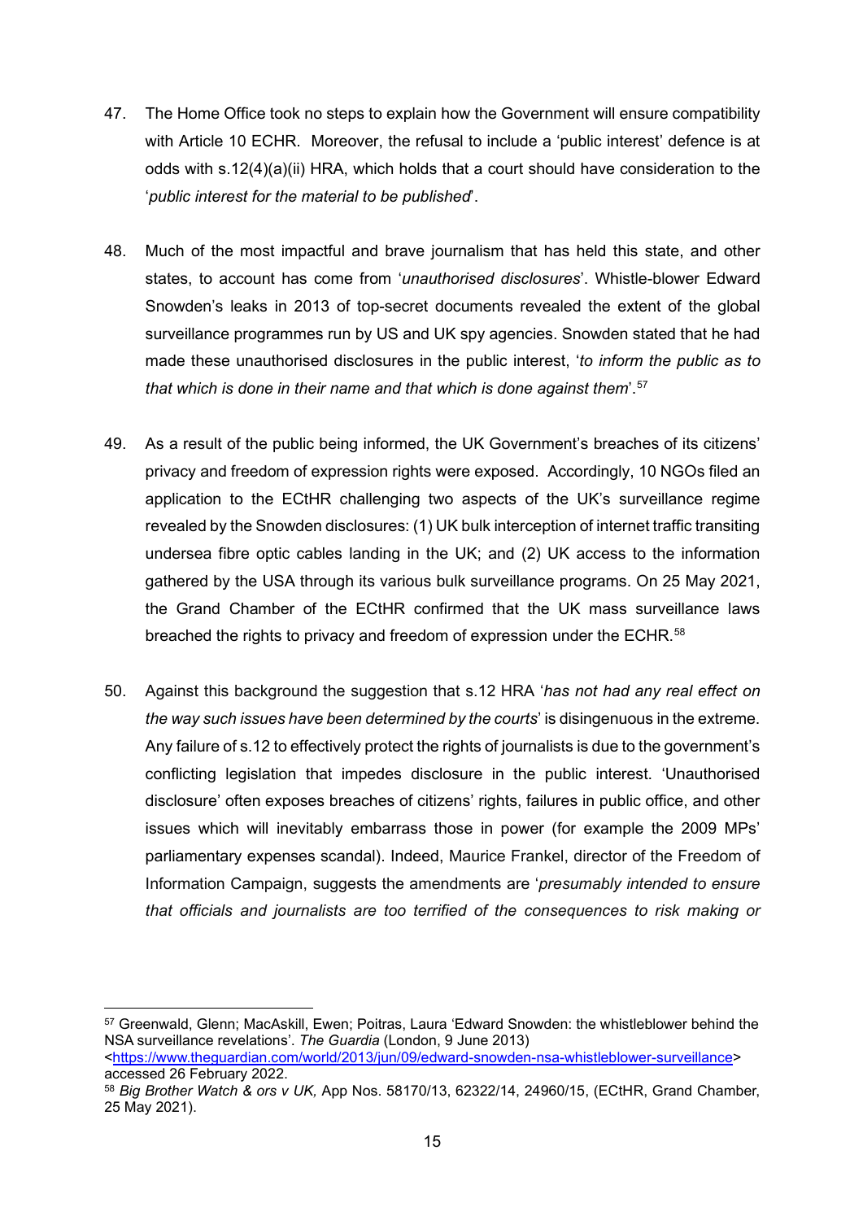47. The Home Office took no steps to explain how the Government will ensure compatibility with Article 10 ECHR. Moreover, the refusal to include a 'public interest' defence is at odds with s.12(4)(a)(ii) HRA, which holds that a court should have consideration to the '*public interest for the material to be published*'.

48. Much of the most impactful and brave journalism that has held this state, and other states, to account has come from '*unauthorised disclosures*'. Whistle-blower Edward Snowden's leaks in 2013 of top-secret documents revealed the extent of the global surveillance programmes run by US and UK spy agencies. Snowden stated that he had made these unauthorised disclosures in the public interest, '*to inform the public as to that which is done in their name and that which is done against them*'.[57]

49. As a result of the public being informed, the UK Government's breaches of its citizens' privacy and freedom of expression rights were exposed. Accordingly, 10 NGOs filed an application to the ECtHR challenging two aspects of the UK's surveillance regime revealed by the Snowden disclosures: (1) UK bulk interception of internet traffic transiting undersea fibre optic cables landing in the UK; and (2) UK access to the information gathered by the USA through its various bulk surveillance programs. On 25 May 2021, the Grand Chamber of the ECtHR confirmed that the UK mass surveillance laws breached the rights to privacy and freedom of expression under the ECHR.[58]

50. Against this background the suggestion that s.12 HRA '*has not had any real effect on the way such issues have been determined by the courts*' is disingenuous in the extreme. Any failure of s.12 to effectively protect the rights of journalists is due to the government's conflicting legislation that impedes disclosure in the public interest. 'Unauthorised disclosure' often exposes breaches of citizens' rights, failures in public office, and other issues which will inevitably embarrass those in power (for example the 2009 MPs' parliamentary expenses scandal). Indeed, Maurice Frankel, director of the Freedom of Information Campaign, suggests the amendments are '*presumably intended to ensure that officials and journalists are too terrified of the consequences to risk making or*

---

[57] Greenwald, Glenn; MacAskill, Ewen; Poitras, Laura 'Edward Snowden: the whistleblower behind the NSA surveillance revelations'. *The Guardia* (London, 9 June 2013) <https://www.theguardian.com/world/2013/jun/09/edward-snowden-nsa-whistleblower-surveillance> accessed 26 February 2022.

[58] *Big Brother Watch & ors v UK,* App Nos. 58170/13, 62322/14, 24960/15, (ECtHR, Grand Chamber, 25 May 2021).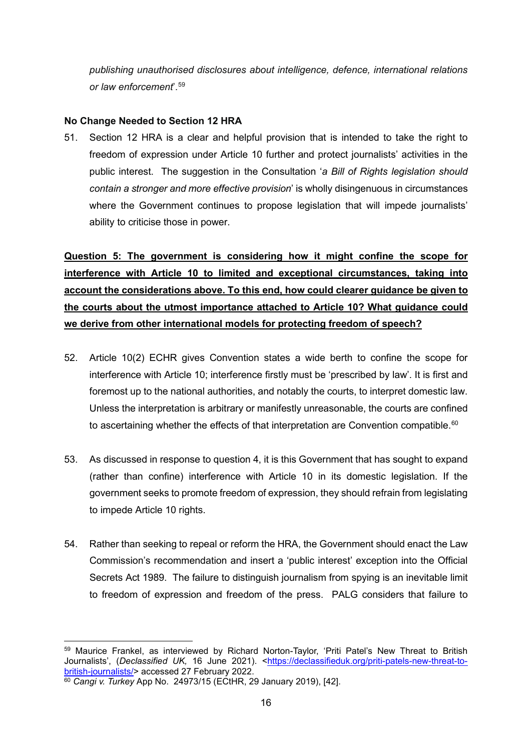*publishing unauthorised disclosures about intelligence, defence, international relations or law enforcement*'.[59]

**No Change Needed to Section 12 HRA**

51. Section 12 HRA is a clear and helpful provision that is intended to take the right to freedom of expression under Article 10 further and protect journalists' activities in the public interest. The suggestion in the Consultation '*a Bill of Rights legislation should contain a stronger and more effective provision*' is wholly disingenuous in circumstances where the Government continues to propose legislation that will impede journalists' ability to criticise those in power.

**Question 5: The government is considering how it might confine the scope for interference with Article 10 to limited and exceptional circumstances, taking into account the considerations above. To this end, how could clearer guidance be given to the courts about the utmost importance attached to Article 10? What guidance could we derive from other international models for protecting freedom of speech?**

52. Article 10(2) ECHR gives Convention states a wide berth to confine the scope for interference with Article 10; interference firstly must be 'prescribed by law'. It is first and foremost up to the national authorities, and notably the courts, to interpret domestic law. Unless the interpretation is arbitrary or manifestly unreasonable, the courts are confined to ascertaining whether the effects of that interpretation are Convention compatible.[60]

53. As discussed in response to question 4, it is this Government that has sought to expand (rather than confine) interference with Article 10 in its domestic legislation. If the government seeks to promote freedom of expression, they should refrain from legislating to impede Article 10 rights.

54. Rather than seeking to repeal or reform the HRA, the Government should enact the Law Commission's recommendation and insert a 'public interest' exception into the Official Secrets Act 1989. The failure to distinguish journalism from spying is an inevitable limit to freedom of expression and freedom of the press. PALG considers that failure to

---

[59] Maurice Frankel, as interviewed by Richard Norton-Taylor, 'Priti Patel's New Threat to British Journalists', (*Declassified UK,* 16 June 2021). <https://declassifieduk.org/priti-patels-new-threat-to-british-journalists/> accessed 27 February 2022.

[60] *Cangi v. Turkey* App No. 24973/15 (ECtHR, 29 January 2019), [42].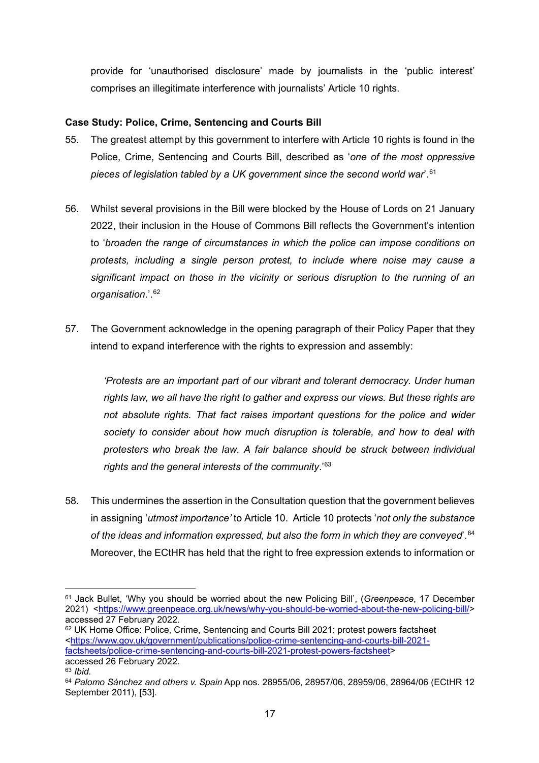provide for 'unauthorised disclosure' made by journalists in the 'public interest' comprises an illegitimate interference with journalists' Article 10 rights.

**Case Study: Police, Crime, Sentencing and Courts Bill**

55. The greatest attempt by this government to interfere with Article 10 rights is found in the Police, Crime, Sentencing and Courts Bill, described as '*one of the most oppressive pieces of legislation tabled by a UK government since the second world war*'.[61]

56. Whilst several provisions in the Bill were blocked by the House of Lords on 21 January 2022, their inclusion in the House of Commons Bill reflects the Government's intention to '*broaden the range of circumstances in which the police can impose conditions on protests, including a single person protest, to include where noise may cause a significant impact on those in the vicinity or serious disruption to the running of an organisation*.'.[62]

57. The Government acknowledge in the opening paragraph of their Policy Paper that they intend to expand interference with the rights to expression and assembly:

> *'Protests are an important part of our vibrant and tolerant democracy. Under human rights law, we all have the right to gather and express our views. But these rights are not absolute rights. That fact raises important questions for the police and wider society to consider about how much disruption is tolerable, and how to deal with protesters who break the law. A fair balance should be struck between individual rights and the general interests of the community*.'[63]

58. This undermines the assertion in the Consultation question that the government believes in assigning '*utmost importance'* to Article 10. Article 10 protects '*not only the substance of the ideas and information expressed, but also the form in which they are conveyed*'.[64] Moreover, the ECtHR has held that the right to free expression extends to information or

---

[61] Jack Bullet, 'Why you should be worried about the new Policing Bill', (*Greenpeace*, 17 December 2021) <https://www.greenpeace.org.uk/news/why-you-should-be-worried-about-the-new-policing-bill/> accessed 27 February 2022.

[62] UK Home Office: Police, Crime, Sentencing and Courts Bill 2021: protest powers factsheet <https://www.gov.uk/government/publications/police-crime-sentencing-and-courts-bill-2021-factsheets/police-crime-sentencing-and-courts-bill-2021-protest-powers-factsheet> accessed 26 February 2022.

[63] *Ibid.*

[64] *Palomo Sánchez and others v. Spain* App nos. 28955/06, 28957/06, 28959/06, 28964/06 (ECtHR 12 September 2011), [53].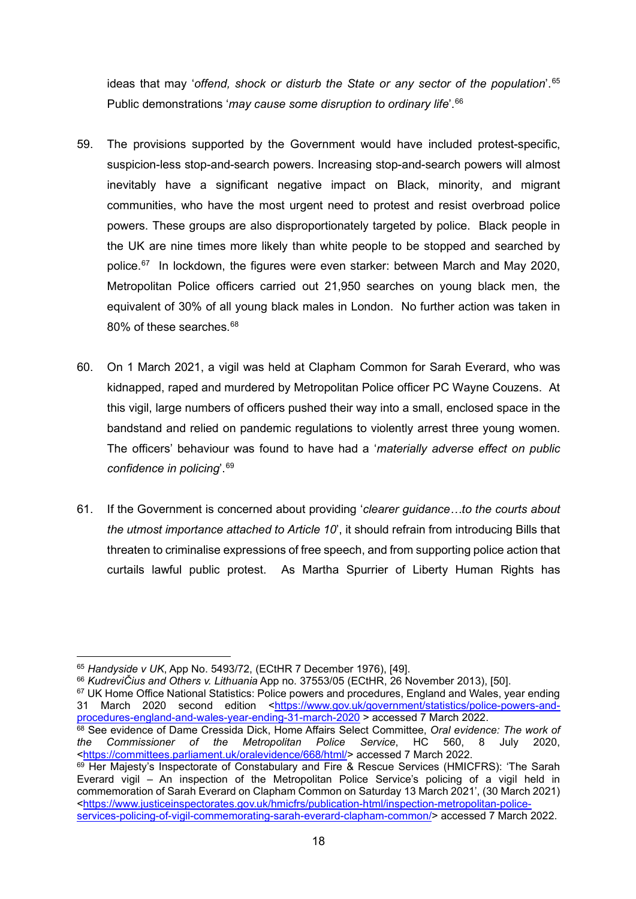ideas that may '*offend, shock or disturb the State or any sector of the population*'.[65] Public demonstrations '*may cause some disruption to ordinary life*'.[66]

59. The provisions supported by the Government would have included protest-specific, suspicion-less stop-and-search powers. Increasing stop-and-search powers will almost inevitably have a significant negative impact on Black, minority, and migrant communities, who have the most urgent need to protest and resist overbroad police powers. These groups are also disproportionately targeted by police. Black people in the UK are nine times more likely than white people to be stopped and searched by police.[67] In lockdown, the figures were even starker: between March and May 2020, Metropolitan Police officers carried out 21,950 searches on young black men, the equivalent of 30% of all young black males in London. No further action was taken in 80% of these searches.[68]

60. On 1 March 2021, a vigil was held at Clapham Common for Sarah Everard, who was kidnapped, raped and murdered by Metropolitan Police officer PC Wayne Couzens. At this vigil, large numbers of officers pushed their way into a small, enclosed space in the bandstand and relied on pandemic regulations to violently arrest three young women. The officers' behaviour was found to have had a '*materially adverse effect on public confidence in policing*'.[69]

61. If the Government is concerned about providing '*clearer guidance…to the courts about the utmost importance attached to Article 10*', it should refrain from introducing Bills that threaten to criminalise expressions of free speech, and from supporting police action that curtails lawful public protest. As Martha Spurrier of Liberty Human Rights has

---

[65] *Handyside v UK*, App No. 5493/72, (ECtHR 7 December 1976), [49].

[66] *KudreviČius and Others v. Lithuania* App no. 37553/05 (ECtHR, 26 November 2013), [50].

[67] UK Home Office National Statistics: Police powers and procedures, England and Wales, year ending 31 March 2020 second edition <https://www.gov.uk/government/statistics/police-powers-and-procedures-england-and-wales-year-ending-31-march-2020 > accessed 7 March 2022.

[68] See evidence of Dame Cressida Dick, Home Affairs Select Committee, *Oral evidence: The work of the Commissioner of the Metropolitan Police Service*, HC 560, 8 July 2020, <https://committees.parliament.uk/oralevidence/668/html/> accessed 7 March 2022.

[69] Her Majesty's Inspectorate of Constabulary and Fire & Rescue Services (HMICFRS): 'The Sarah Everard vigil – An inspection of the Metropolitan Police Service's policing of a vigil held in commemoration of Sarah Everard on Clapham Common on Saturday 13 March 2021', (30 March 2021) <https://www.justiceinspectorates.gov.uk/hmicfrs/publication-html/inspection-metropolitan-police-services-policing-of-vigil-commemorating-sarah-everard-clapham-common/> accessed 7 March 2022.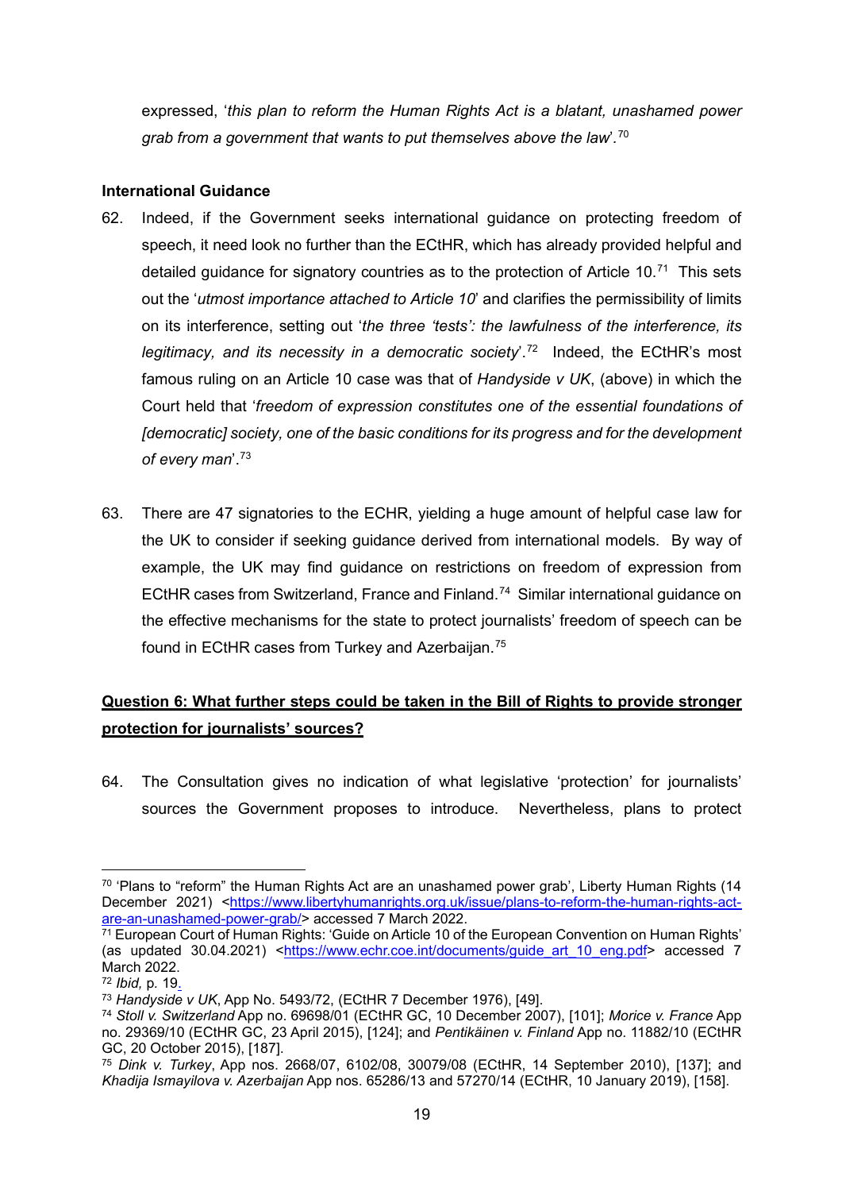expressed, '*this plan to reform the Human Rights Act is a blatant, unashamed power grab from a government that wants to put themselves above the law*'.[70]

**International Guidance**

62. Indeed, if the Government seeks international guidance on protecting freedom of speech, it need look no further than the ECtHR, which has already provided helpful and detailed guidance for signatory countries as to the protection of Article 10.[71] This sets out the '*utmost importance attached to Article 10*' and clarifies the permissibility of limits on its interference, setting out '*the three 'tests': the lawfulness of the interference, its legitimacy, and its necessity in a democratic society*'.[72] Indeed, the ECtHR's most famous ruling on an Article 10 case was that of *Handyside v UK*, (above) in which the Court held that '*freedom of expression constitutes one of the essential foundations of [democratic] society, one of the basic conditions for its progress and for the development of every man*'.[73]

63. There are 47 signatories to the ECHR, yielding a huge amount of helpful case law for the UK to consider if seeking guidance derived from international models. By way of example, the UK may find guidance on restrictions on freedom of expression from ECtHR cases from Switzerland, France and Finland.[74] Similar international guidance on the effective mechanisms for the state to protect journalists' freedom of speech can be found in ECtHR cases from Turkey and Azerbaijan.[75]

## <u>Question 6: What further steps could be taken in the Bill of Rights to provide stronger protection for journalists' sources?</u>

64. The Consultation gives no indication of what legislative 'protection' for journalists' sources the Government proposes to introduce. Nevertheless, plans to protect

---

[70] 'Plans to "reform" the Human Rights Act are an unashamed power grab', Liberty Human Rights (14 December 2021) <https://www.libertyhumanrights.org.uk/issue/plans-to-reform-the-human-rights-act-are-an-unashamed-power-grab/> accessed 7 March 2022.

[71] European Court of Human Rights: 'Guide on Article 10 of the European Convention on Human Rights' (as updated 30.04.2021) <https://www.echr.coe.int/documents/guide_art_10_eng.pdf> accessed 7 March 2022.

[72] *Ibid,* p. 19.

[73] *Handyside v UK*, App No. 5493/72, (ECtHR 7 December 1976), [49].

[74] *Stoll v. Switzerland* App no. 69698/01 (ECtHR GC, 10 December 2007), [101]; *Morice v. France* App no. 29369/10 (ECtHR GC, 23 April 2015), [124]; and *Pentikäinen v. Finland* App no. 11882/10 (ECtHR GC, 20 October 2015), [187].

[75] *Dink v. Turkey*, App nos. 2668/07, 6102/08, 30079/08 (ECtHR, 14 September 2010), [137]; and *Khadija Ismayilova v. Azerbaijan* App nos. 65286/13 and 57270/14 (ECtHR, 10 January 2019), [158].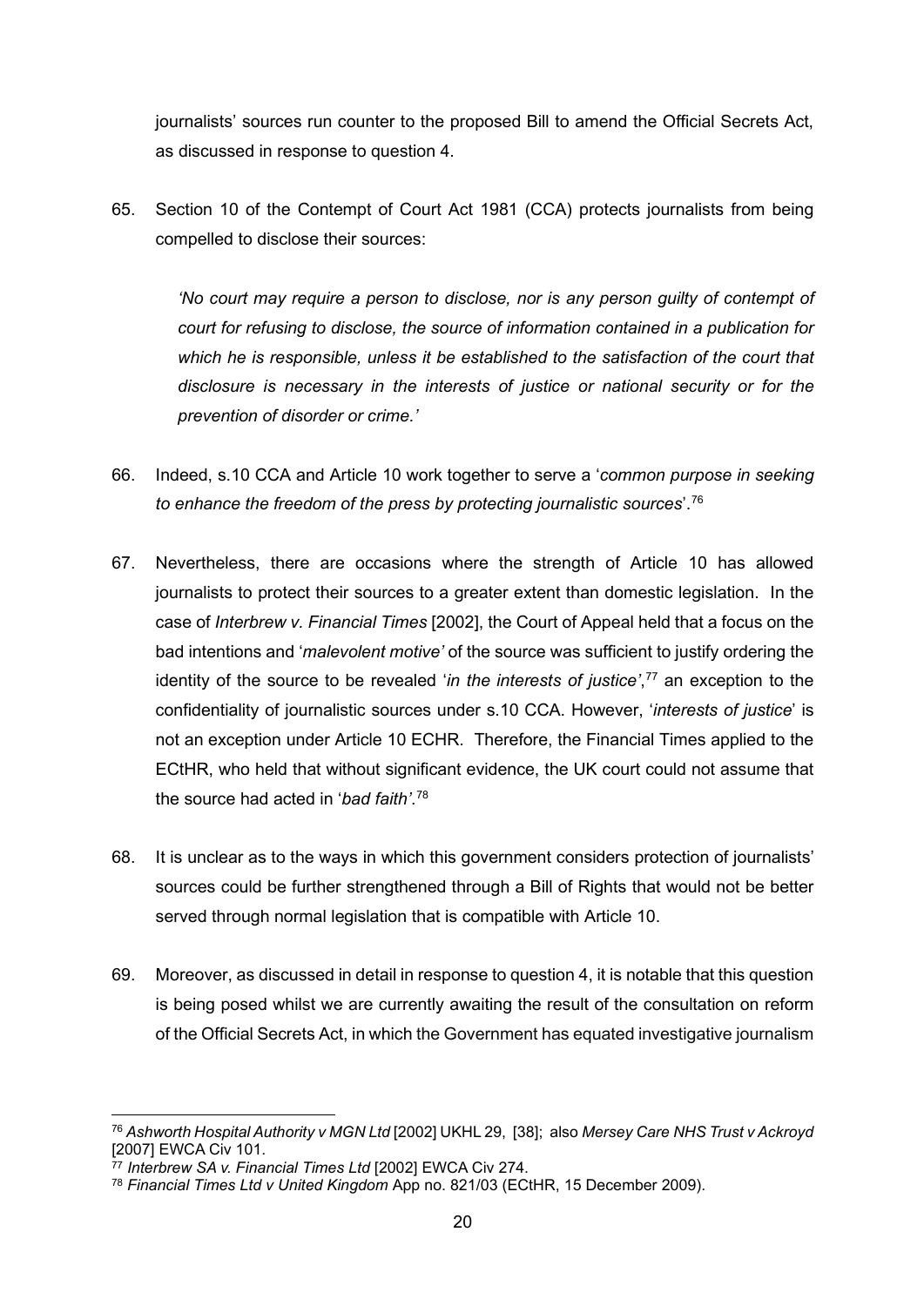journalists' sources run counter to the proposed Bill to amend the Official Secrets Act, as discussed in response to question 4.

65. Section 10 of the Contempt of Court Act 1981 (CCA) protects journalists from being compelled to disclose their sources:

> *'No court may require a person to disclose, nor is any person guilty of contempt of court for refusing to disclose, the source of information contained in a publication for which he is responsible, unless it be established to the satisfaction of the court that disclosure is necessary in the interests of justice or national security or for the prevention of disorder or crime.'*

66. Indeed, s.10 CCA and Article 10 work together to serve a '*common purpose in seeking to enhance the freedom of the press by protecting journalistic sources*'.[76]

67. Nevertheless, there are occasions where the strength of Article 10 has allowed journalists to protect their sources to a greater extent than domestic legislation. In the case of *Interbrew v. Financial Times* [2002], the Court of Appeal held that a focus on the bad intentions and '*malevolent motive'* of the source was sufficient to justify ordering the identity of the source to be revealed '*in the interests of justice'*,[77] an exception to the confidentiality of journalistic sources under s.10 CCA. However, '*interests of justice*' is not an exception under Article 10 ECHR. Therefore, the Financial Times applied to the ECtHR, who held that without significant evidence, the UK court could not assume that the source had acted in '*bad faith'*.[78]

68. It is unclear as to the ways in which this government considers protection of journalists' sources could be further strengthened through a Bill of Rights that would not be better served through normal legislation that is compatible with Article 10.

69. Moreover, as discussed in detail in response to question 4, it is notable that this question is being posed whilst we are currently awaiting the result of the consultation on reform of the Official Secrets Act, in which the Government has equated investigative journalism

---

[76] *Ashworth Hospital Authority v MGN Ltd* [2002] UKHL 29, [38]; also *Mersey Care NHS Trust v Ackroyd* [2007] EWCA Civ 101.

[77] *Interbrew SA v. Financial Times Ltd* [2002] EWCA Civ 274.

[78] *Financial Times Ltd v United Kingdom* App no. 821/03 (ECtHR, 15 December 2009).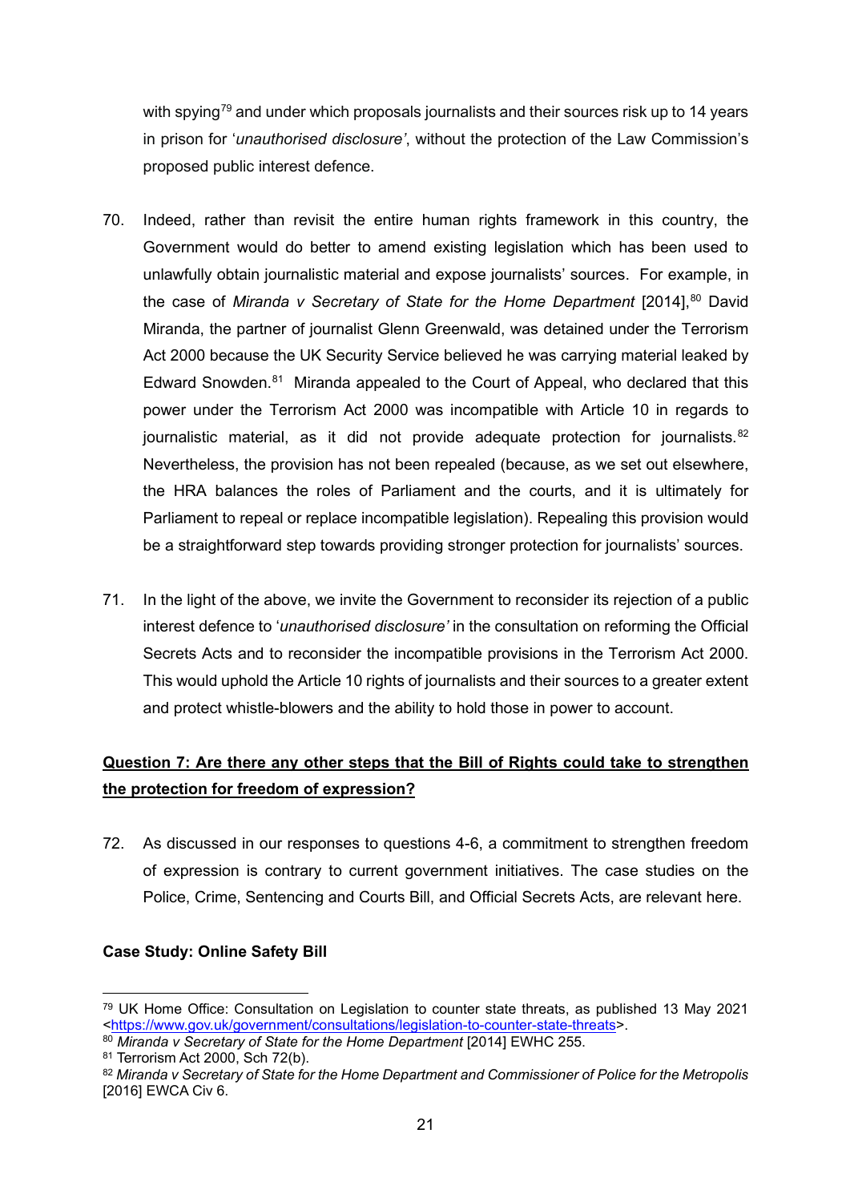with spying[79] and under which proposals journalists and their sources risk up to 14 years in prison for '*unauthorised disclosure'*, without the protection of the Law Commission's proposed public interest defence.

70. Indeed, rather than revisit the entire human rights framework in this country, the Government would do better to amend existing legislation which has been used to unlawfully obtain journalistic material and expose journalists' sources. For example, in the case of *Miranda v Secretary of State for the Home Department* [2014],[80] David Miranda, the partner of journalist Glenn Greenwald, was detained under the Terrorism Act 2000 because the UK Security Service believed he was carrying material leaked by Edward Snowden.[81] Miranda appealed to the Court of Appeal, who declared that this power under the Terrorism Act 2000 was incompatible with Article 10 in regards to journalistic material, as it did not provide adequate protection for journalists.[82] Nevertheless, the provision has not been repealed (because, as we set out elsewhere, the HRA balances the roles of Parliament and the courts, and it is ultimately for Parliament to repeal or replace incompatible legislation). Repealing this provision would be a straightforward step towards providing stronger protection for journalists' sources.

71. In the light of the above, we invite the Government to reconsider its rejection of a public interest defence to '*unauthorised disclosure'* in the consultation on reforming the Official Secrets Acts and to reconsider the incompatible provisions in the Terrorism Act 2000. This would uphold the Article 10 rights of journalists and their sources to a greater extent and protect whistle-blowers and the ability to hold those in power to account.

**Question 7: Are there any other steps that the Bill of Rights could take to strengthen the protection for freedom of expression?**

72. As discussed in our responses to questions 4-6, a commitment to strengthen freedom of expression is contrary to current government initiatives. The case studies on the Police, Crime, Sentencing and Courts Bill, and Official Secrets Acts, are relevant here.

**Case Study: Online Safety Bill**

---

[79] UK Home Office: Consultation on Legislation to counter state threats, as published 13 May 2021 <https://www.gov.uk/government/consultations/legislation-to-counter-state-threats>.

[80] *Miranda v Secretary of State for the Home Department* [2014] EWHC 255.

[81] Terrorism Act 2000, Sch 72(b).

[82] *Miranda v Secretary of State for the Home Department and Commissioner of Police for the Metropolis* [2016] EWCA Civ 6.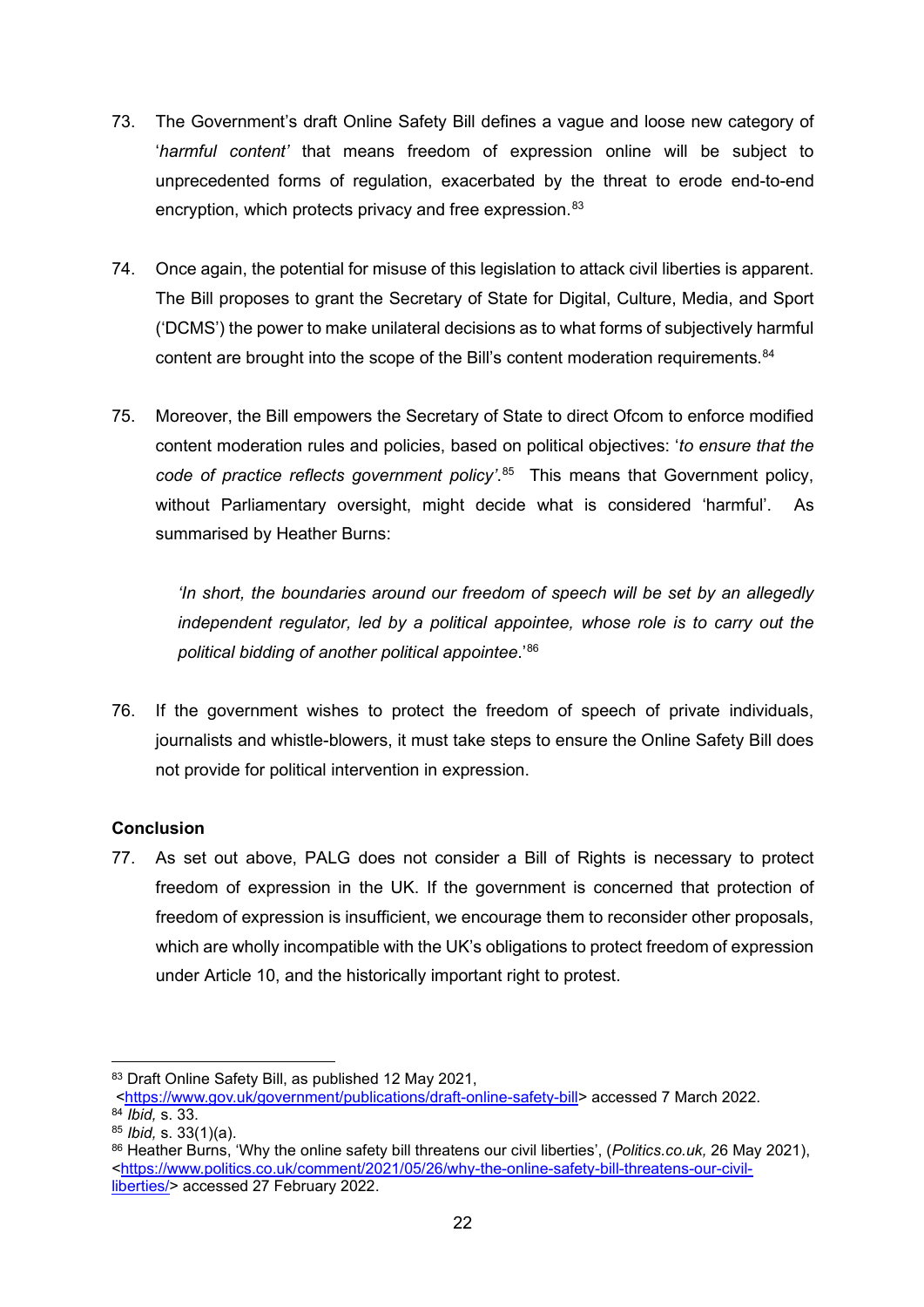73. The Government's draft Online Safety Bill defines a vague and loose new category of '*harmful content'* that means freedom of expression online will be subject to unprecedented forms of regulation, exacerbated by the threat to erode end-to-end encryption, which protects privacy and free expression.[83]

74. Once again, the potential for misuse of this legislation to attack civil liberties is apparent. The Bill proposes to grant the Secretary of State for Digital, Culture, Media, and Sport ('DCMS') the power to make unilateral decisions as to what forms of subjectively harmful content are brought into the scope of the Bill's content moderation requirements.[84]

75. Moreover, the Bill empowers the Secretary of State to direct Ofcom to enforce modified content moderation rules and policies, based on political objectives: '*to ensure that the code of practice reflects government policy'*.[85] This means that Government policy, without Parliamentary oversight, might decide what is considered 'harmful'. As summarised by Heather Burns:

> *'In short, the boundaries around our freedom of speech will be set by an allegedly independent regulator, led by a political appointee, whose role is to carry out the political bidding of another political appointee*.'[86]

76. If the government wishes to protect the freedom of speech of private individuals, journalists and whistle-blowers, it must take steps to ensure the Online Safety Bill does not provide for political intervention in expression.

**Conclusion**

77. As set out above, PALG does not consider a Bill of Rights is necessary to protect freedom of expression in the UK. If the government is concerned that protection of freedom of expression is insufficient, we encourage them to reconsider other proposals, which are wholly incompatible with the UK's obligations to protect freedom of expression under Article 10, and the historically important right to protest.

---

[83] Draft Online Safety Bill, as published 12 May 2021, <https://www.gov.uk/government/publications/draft-online-safety-bill> accessed 7 March 2022.

[84] *Ibid,* s. 33.

[85] *Ibid,* s. 33(1)(a).

[86] Heather Burns, 'Why the online safety bill threatens our civil liberties', (*Politics.co.uk,* 26 May 2021), <https://www.politics.co.uk/comment/2021/05/26/why-the-online-safety-bill-threatens-our-civil-liberties/> accessed 27 February 2022.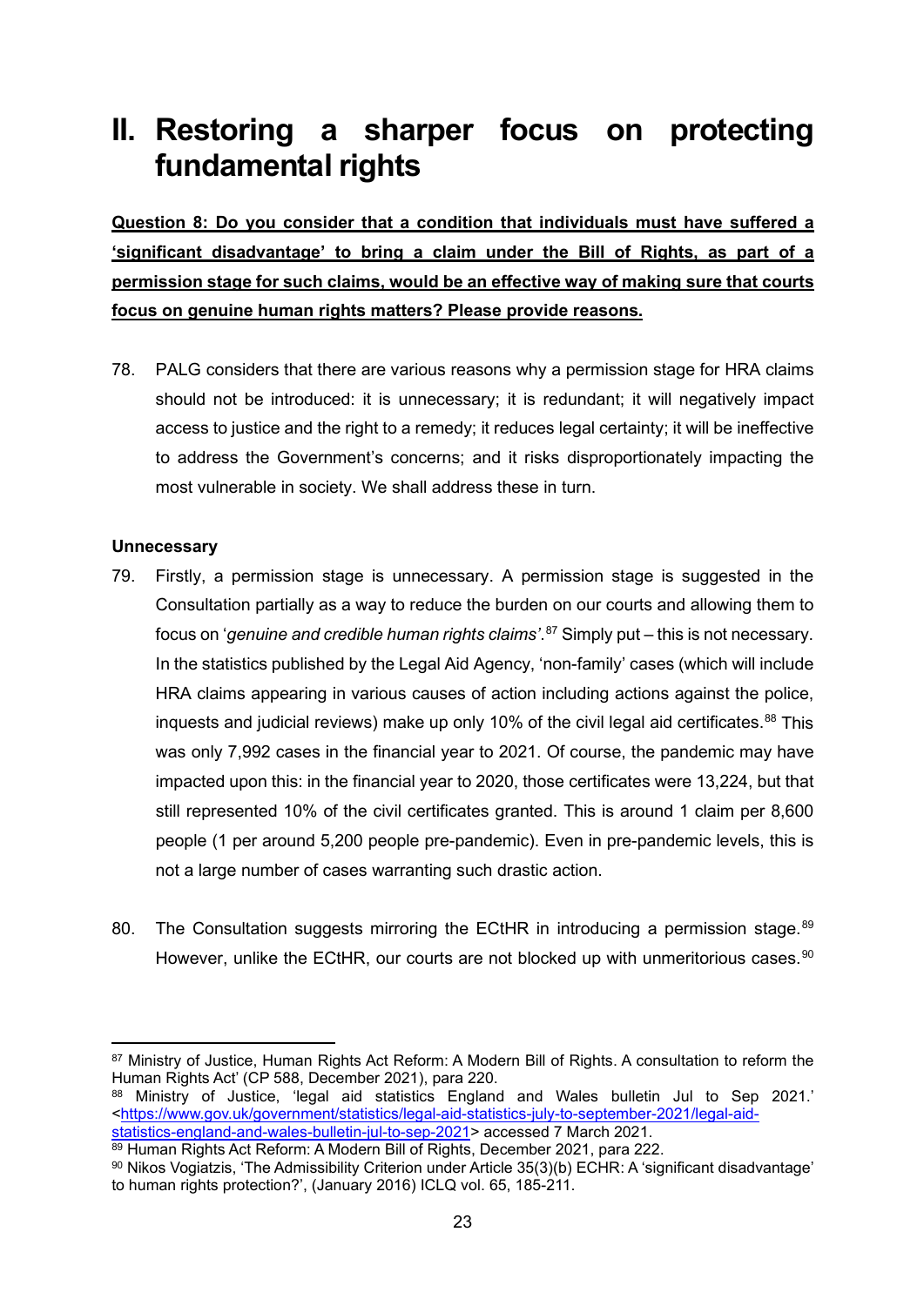# II. Restoring a sharper focus on protecting fundamental rights

**Question 8: Do you consider that a condition that individuals must have suffered a 'significant disadvantage' to bring a claim under the Bill of Rights, as part of a permission stage for such claims, would be an effective way of making sure that courts focus on genuine human rights matters? Please provide reasons.**

78. PALG considers that there are various reasons why a permission stage for HRA claims should not be introduced: it is unnecessary; it is redundant; it will negatively impact access to justice and the right to a remedy; it reduces legal certainty; it will be ineffective to address the Government's concerns; and it risks disproportionately impacting the most vulnerable in society. We shall address these in turn.

**Unnecessary**

79. Firstly, a permission stage is unnecessary. A permission stage is suggested in the Consultation partially as a way to reduce the burden on our courts and allowing them to focus on '*genuine and credible human rights claims*'.[87] Simply put – this is not necessary. In the statistics published by the Legal Aid Agency, 'non-family' cases (which will include HRA claims appearing in various causes of action including actions against the police, inquests and judicial reviews) make up only 10% of the civil legal aid certificates.[88] This was only 7,992 cases in the financial year to 2021. Of course, the pandemic may have impacted upon this: in the financial year to 2020, those certificates were 13,224, but that still represented 10% of the civil certificates granted. This is around 1 claim per 8,600 people (1 per around 5,200 people pre-pandemic). Even in pre-pandemic levels, this is not a large number of cases warranting such drastic action.

80. The Consultation suggests mirroring the ECtHR in introducing a permission stage.[89] However, unlike the ECtHR, our courts are not blocked up with unmeritorious cases.[90]

---

[87] Ministry of Justice, Human Rights Act Reform: A Modern Bill of Rights. A consultation to reform the Human Rights Act' (CP 588, December 2021), para 220.

[88] Ministry of Justice, 'legal aid statistics England and Wales bulletin Jul to Sep 2021.' <https://www.gov.uk/government/statistics/legal-aid-statistics-july-to-september-2021/legal-aid-statistics-england-and-wales-bulletin-jul-to-sep-2021> accessed 7 March 2021.

[89] Human Rights Act Reform: A Modern Bill of Rights, December 2021, para 222.

[90] Nikos Vogiatzis, 'The Admissibility Criterion under Article 35(3)(b) ECHR: A 'significant disadvantage' to human rights protection?', (January 2016) ICLQ vol. 65, 185-211.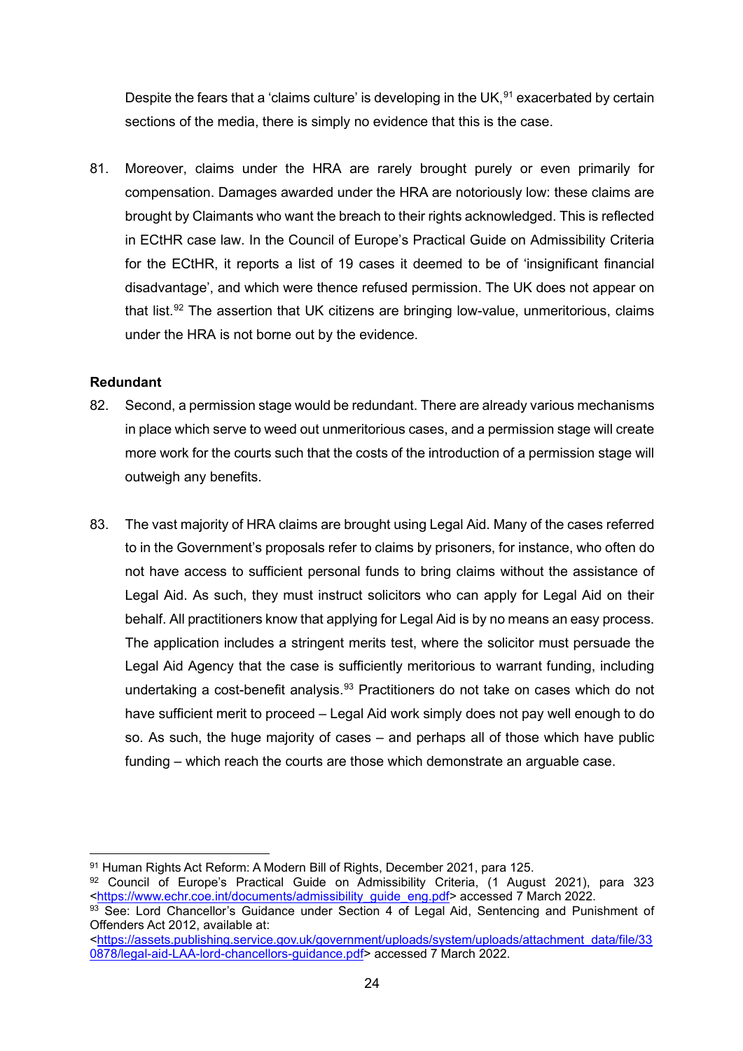Despite the fears that a 'claims culture' is developing in the UK,[91] exacerbated by certain sections of the media, there is simply no evidence that this is the case.

81. Moreover, claims under the HRA are rarely brought purely or even primarily for compensation. Damages awarded under the HRA are notoriously low: these claims are brought by Claimants who want the breach to their rights acknowledged. This is reflected in ECtHR case law. In the Council of Europe's Practical Guide on Admissibility Criteria for the ECtHR, it reports a list of 19 cases it deemed to be of 'insignificant financial disadvantage', and which were thence refused permission. The UK does not appear on that list.[92] The assertion that UK citizens are bringing low-value, unmeritorious, claims under the HRA is not borne out by the evidence.

**Redundant**

82. Second, a permission stage would be redundant. There are already various mechanisms in place which serve to weed out unmeritorious cases, and a permission stage will create more work for the courts such that the costs of the introduction of a permission stage will outweigh any benefits.

83. The vast majority of HRA claims are brought using Legal Aid. Many of the cases referred to in the Government's proposals refer to claims by prisoners, for instance, who often do not have access to sufficient personal funds to bring claims without the assistance of Legal Aid. As such, they must instruct solicitors who can apply for Legal Aid on their behalf. All practitioners know that applying for Legal Aid is by no means an easy process. The application includes a stringent merits test, where the solicitor must persuade the Legal Aid Agency that the case is sufficiently meritorious to warrant funding, including undertaking a cost-benefit analysis.[93] Practitioners do not take on cases which do not have sufficient merit to proceed – Legal Aid work simply does not pay well enough to do so. As such, the huge majority of cases – and perhaps all of those which have public funding – which reach the courts are those which demonstrate an arguable case.

---

[91] Human Rights Act Reform: A Modern Bill of Rights, December 2021, para 125.

[92] Council of Europe's Practical Guide on Admissibility Criteria, (1 August 2021), para 323 <https://www.echr.coe.int/documents/admissibility_guide_eng.pdf> accessed 7 March 2022.

[93] See: Lord Chancellor's Guidance under Section 4 of Legal Aid, Sentencing and Punishment of Offenders Act 2012, available at: <https://assets.publishing.service.gov.uk/government/uploads/system/uploads/attachment_data/file/330878/legal-aid-LAA-lord-chancellors-guidance.pdf> accessed 7 March 2022.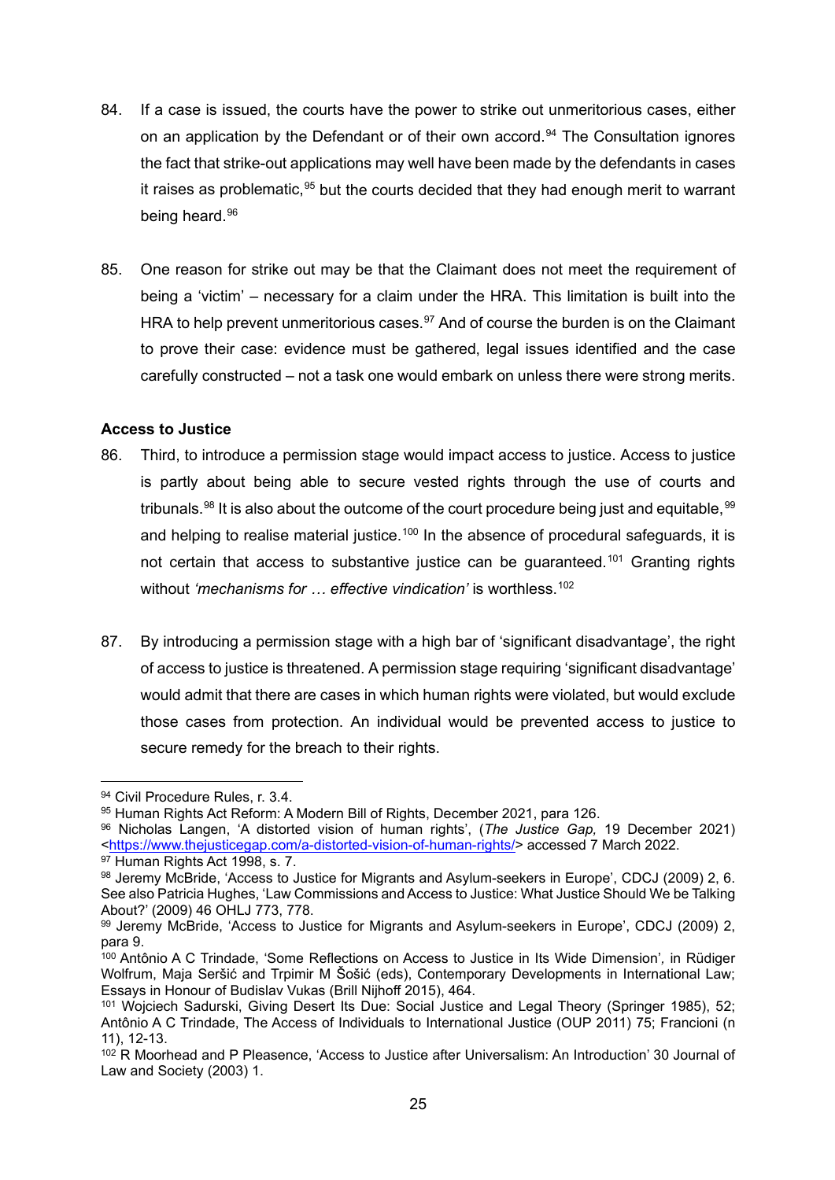84. If a case is issued, the courts have the power to strike out unmeritorious cases, either on an application by the Defendant or of their own accord.[94] The Consultation ignores the fact that strike-out applications may well have been made by the defendants in cases it raises as problematic,[95] but the courts decided that they had enough merit to warrant being heard.[96]

85. One reason for strike out may be that the Claimant does not meet the requirement of being a 'victim' – necessary for a claim under the HRA. This limitation is built into the HRA to help prevent unmeritorious cases.[97] And of course the burden is on the Claimant to prove their case: evidence must be gathered, legal issues identified and the case carefully constructed – not a task one would embark on unless there were strong merits.

**Access to Justice**

86. Third, to introduce a permission stage would impact access to justice. Access to justice is partly about being able to secure vested rights through the use of courts and tribunals.[98] It is also about the outcome of the court procedure being just and equitable,[99] and helping to realise material justice.[100] In the absence of procedural safeguards, it is not certain that access to substantive justice can be guaranteed.[101] Granting rights without *'mechanisms for … effective vindication'* is worthless.[102]

87. By introducing a permission stage with a high bar of 'significant disadvantage', the right of access to justice is threatened. A permission stage requiring 'significant disadvantage' would admit that there are cases in which human rights were violated, but would exclude those cases from protection. An individual would be prevented access to justice to secure remedy for the breach to their rights.

---

[94] Civil Procedure Rules, r. 3.4.

[95] Human Rights Act Reform: A Modern Bill of Rights, December 2021, para 126.

[96] Nicholas Langen, 'A distorted vision of human rights', (*The Justice Gap,* 19 December 2021) <https://www.thejusticegap.com/a-distorted-vision-of-human-rights/> accessed 7 March 2022.

[97] Human Rights Act 1998, s. 7.

[98] Jeremy McBride, 'Access to Justice for Migrants and Asylum-seekers in Europe', CDCJ (2009) 2, 6. See also Patricia Hughes, 'Law Commissions and Access to Justice: What Justice Should We be Talking About?' (2009) 46 OHLJ 773, 778.

[99] Jeremy McBride, 'Access to Justice for Migrants and Asylum-seekers in Europe', CDCJ (2009) 2, para 9.

[100] Antônio A C Trindade, 'Some Reflections on Access to Justice in Its Wide Dimension', in Rüdiger Wolfrum, Maja Seršić and Trpimir M Šošić (eds), Contemporary Developments in International Law; Essays in Honour of Budislav Vukas (Brill Nijhoff 2015), 464.

[101] Wojciech Sadurski, Giving Desert Its Due: Social Justice and Legal Theory (Springer 1985), 52; Antônio A C Trindade, The Access of Individuals to International Justice (OUP 2011) 75; Francioni (n 11), 12-13.

[102] R Moorhead and P Pleasence, 'Access to Justice after Universalism: An Introduction' 30 Journal of Law and Society (2003) 1.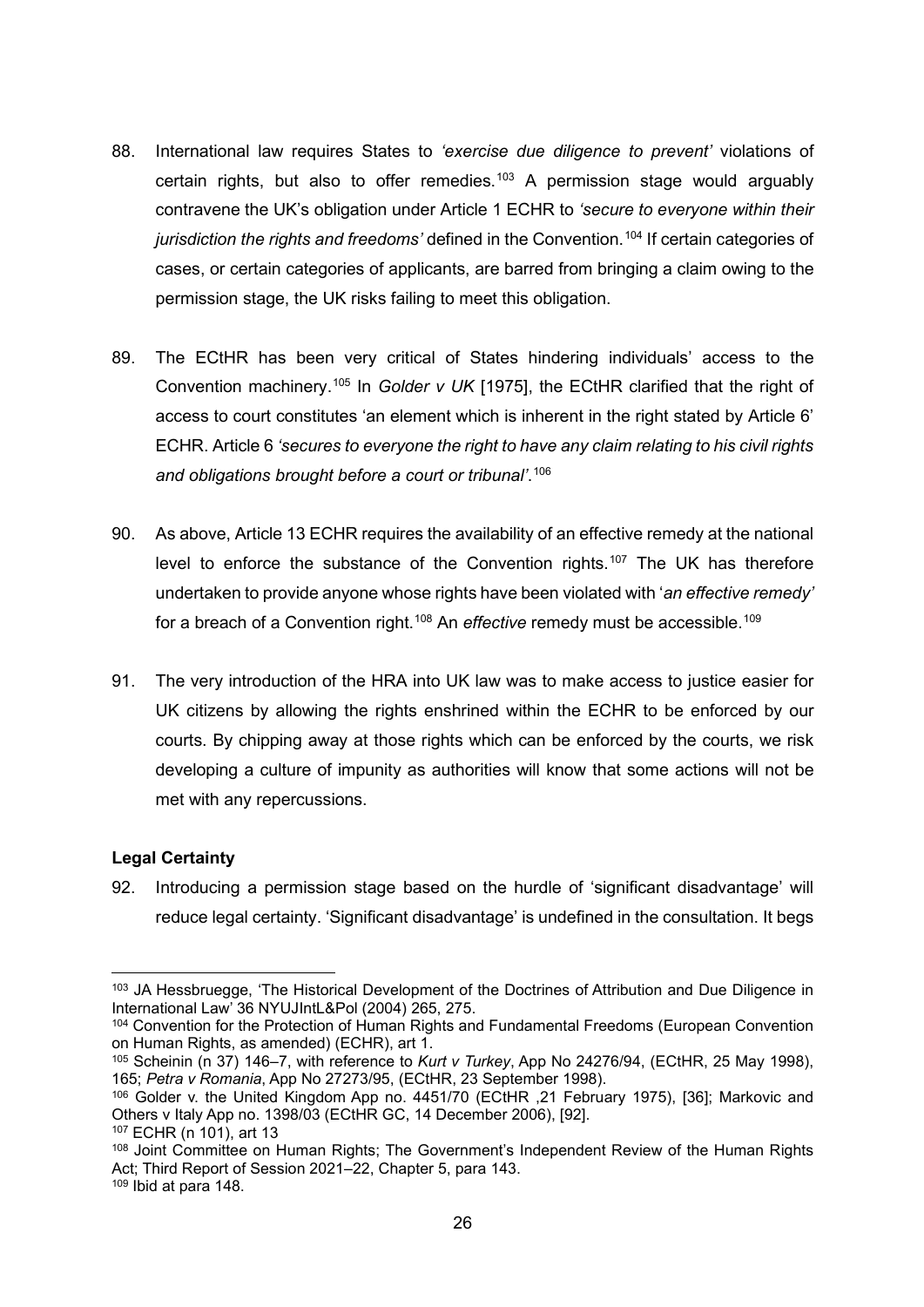88. International law requires States to *'exercise due diligence to prevent'* violations of certain rights, but also to offer remedies.[103] A permission stage would arguably contravene the UK's obligation under Article 1 ECHR to *'secure to everyone within their jurisdiction the rights and freedoms'* defined in the Convention.[104] If certain categories of cases, or certain categories of applicants, are barred from bringing a claim owing to the permission stage, the UK risks failing to meet this obligation.

89. The ECtHR has been very critical of States hindering individuals' access to the Convention machinery.[105] In *Golder v UK* [1975], the ECtHR clarified that the right of access to court constitutes 'an element which is inherent in the right stated by Article 6' ECHR. Article 6 *'secures to everyone the right to have any claim relating to his civil rights and obligations brought before a court or tribunal'*.[106]

90. As above, Article 13 ECHR requires the availability of an effective remedy at the national level to enforce the substance of the Convention rights.[107] The UK has therefore undertaken to provide anyone whose rights have been violated with '*an effective remedy'* for a breach of a Convention right.[108] An *effective* remedy must be accessible.[109]

91. The very introduction of the HRA into UK law was to make access to justice easier for UK citizens by allowing the rights enshrined within the ECHR to be enforced by our courts. By chipping away at those rights which can be enforced by the courts, we risk developing a culture of impunity as authorities will know that some actions will not be met with any repercussions.

**Legal Certainty**

92. Introducing a permission stage based on the hurdle of 'significant disadvantage' will reduce legal certainty. 'Significant disadvantage' is undefined in the consultation. It begs

---

[103] JA Hessbruegge, 'The Historical Development of the Doctrines of Attribution and Due Diligence in International Law' 36 NYUJIntL&Pol (2004) 265, 275.

[104] Convention for the Protection of Human Rights and Fundamental Freedoms (European Convention on Human Rights, as amended) (ECHR), art 1.

[105] Scheinin (n 37) 146–7, with reference to *Kurt v Turkey*, App No 24276/94, (ECtHR, 25 May 1998), 165; *Petra v Romania*, App No 27273/95, (ECtHR, 23 September 1998).

[106] Golder v. the United Kingdom App no. 4451/70 (ECtHR ,21 February 1975), [36]; Markovic and Others v Italy App no. 1398/03 (ECtHR GC, 14 December 2006), [92].

[107] ECHR (n 101), art 13

[108] Joint Committee on Human Rights; The Government's Independent Review of the Human Rights Act; Third Report of Session 2021–22, Chapter 5, para 143.

[109] Ibid at para 148.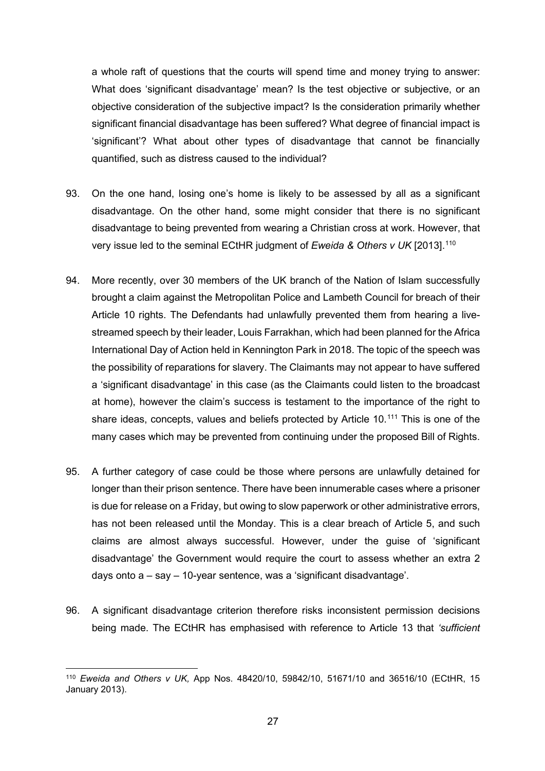a whole raft of questions that the courts will spend time and money trying to answer: What does 'significant disadvantage' mean? Is the test objective or subjective, or an objective consideration of the subjective impact? Is the consideration primarily whether significant financial disadvantage has been suffered? What degree of financial impact is 'significant'? What about other types of disadvantage that cannot be financially quantified, such as distress caused to the individual?

93. On the one hand, losing one's home is likely to be assessed by all as a significant disadvantage. On the other hand, some might consider that there is no significant disadvantage to being prevented from wearing a Christian cross at work. However, that very issue led to the seminal ECtHR judgment of *Eweida & Others v UK* [2013].[110]

94. More recently, over 30 members of the UK branch of the Nation of Islam successfully brought a claim against the Metropolitan Police and Lambeth Council for breach of their Article 10 rights. The Defendants had unlawfully prevented them from hearing a live-streamed speech by their leader, Louis Farrakhan, which had been planned for the Africa International Day of Action held in Kennington Park in 2018. The topic of the speech was the possibility of reparations for slavery. The Claimants may not appear to have suffered a 'significant disadvantage' in this case (as the Claimants could listen to the broadcast at home), however the claim's success is testament to the importance of the right to share ideas, concepts, values and beliefs protected by Article 10.[111] This is one of the many cases which may be prevented from continuing under the proposed Bill of Rights.

95. A further category of case could be those where persons are unlawfully detained for longer than their prison sentence. There have been innumerable cases where a prisoner is due for release on a Friday, but owing to slow paperwork or other administrative errors, has not been released until the Monday. This is a clear breach of Article 5, and such claims are almost always successful. However, under the guise of 'significant disadvantage' the Government would require the court to assess whether an extra 2 days onto a – say – 10-year sentence, was a 'significant disadvantage'.

96. A significant disadvantage criterion therefore risks inconsistent permission decisions being made. The ECtHR has emphasised with reference to Article 13 that *'sufficient*

---

[110] *Eweida and Others v UK,* App Nos. 48420/10, 59842/10, 51671/10 and 36516/10 (ECtHR, 15 January 2013).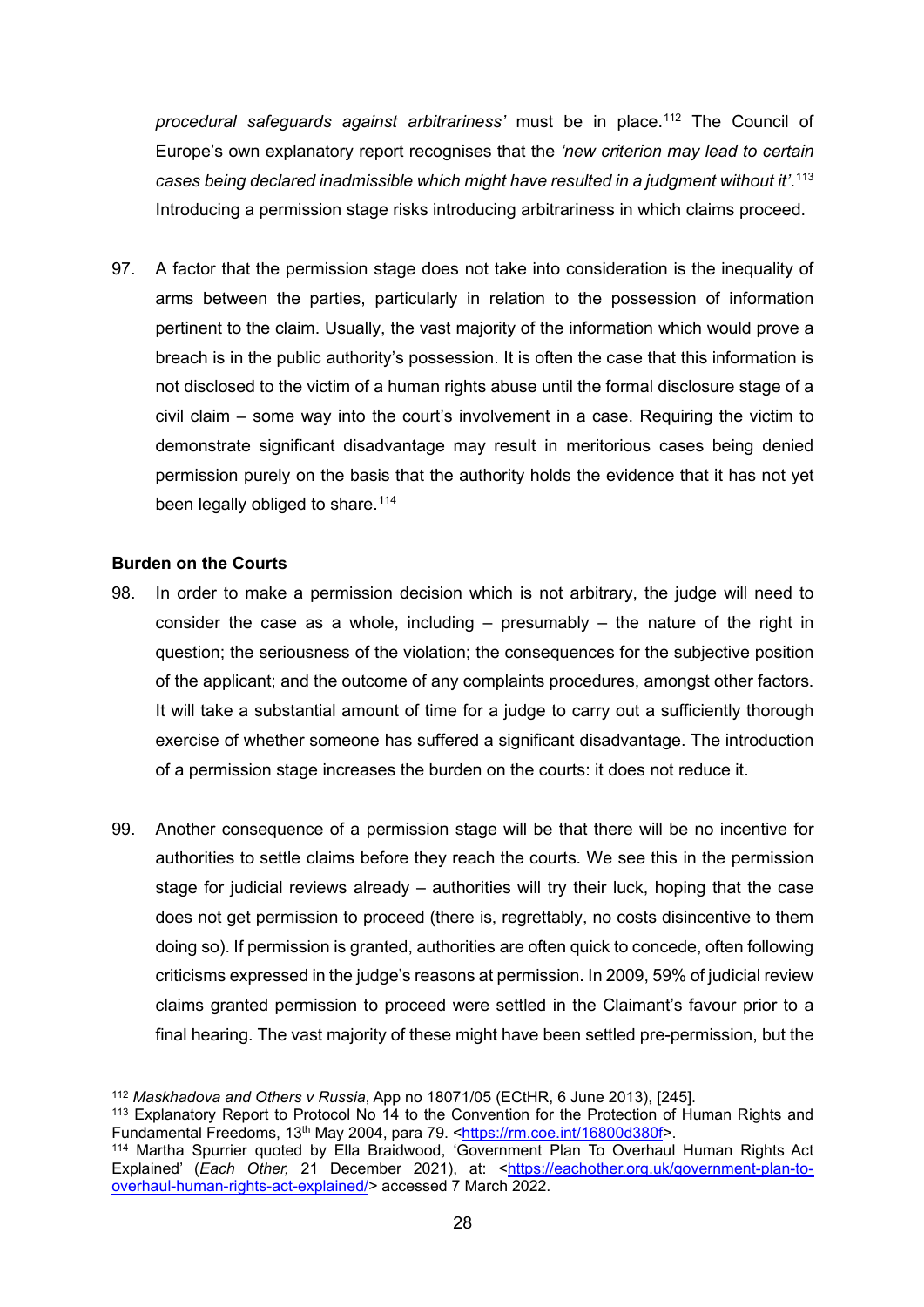*procedural safeguards against arbitrariness'* must be in place.[112] The Council of Europe's own explanatory report recognises that the *'new criterion may lead to certain cases being declared inadmissible which might have resulted in a judgment without it'*.[113] Introducing a permission stage risks introducing arbitrariness in which claims proceed.

97. A factor that the permission stage does not take into consideration is the inequality of arms between the parties, particularly in relation to the possession of information pertinent to the claim. Usually, the vast majority of the information which would prove a breach is in the public authority's possession. It is often the case that this information is not disclosed to the victim of a human rights abuse until the formal disclosure stage of a civil claim – some way into the court's involvement in a case. Requiring the victim to demonstrate significant disadvantage may result in meritorious cases being denied permission purely on the basis that the authority holds the evidence that it has not yet been legally obliged to share.[114]

**Burden on the Courts**

98. In order to make a permission decision which is not arbitrary, the judge will need to consider the case as a whole, including – presumably – the nature of the right in question; the seriousness of the violation; the consequences for the subjective position of the applicant; and the outcome of any complaints procedures, amongst other factors. It will take a substantial amount of time for a judge to carry out a sufficiently thorough exercise of whether someone has suffered a significant disadvantage. The introduction of a permission stage increases the burden on the courts: it does not reduce it.

99. Another consequence of a permission stage will be that there will be no incentive for authorities to settle claims before they reach the courts. We see this in the permission stage for judicial reviews already – authorities will try their luck, hoping that the case does not get permission to proceed (there is, regrettably, no costs disincentive to them doing so). If permission is granted, authorities are often quick to concede, often following criticisms expressed in the judge's reasons at permission. In 2009, 59% of judicial review claims granted permission to proceed were settled in the Claimant's favour prior to a final hearing. The vast majority of these might have been settled pre-permission, but the

---

[112] *Maskhadova and Others v Russia*, App no 18071/05 (ECtHR, 6 June 2013), [245].

[113] Explanatory Report to Protocol No 14 to the Convention for the Protection of Human Rights and Fundamental Freedoms, 13th May 2004, para 79. <https://rm.coe.int/16800d380f>.

[114] Martha Spurrier quoted by Ella Braidwood, 'Government Plan To Overhaul Human Rights Act Explained' (*Each Other,* 21 December 2021), at: <https://eachother.org.uk/government-plan-to-overhaul-human-rights-act-explained/> accessed 7 March 2022.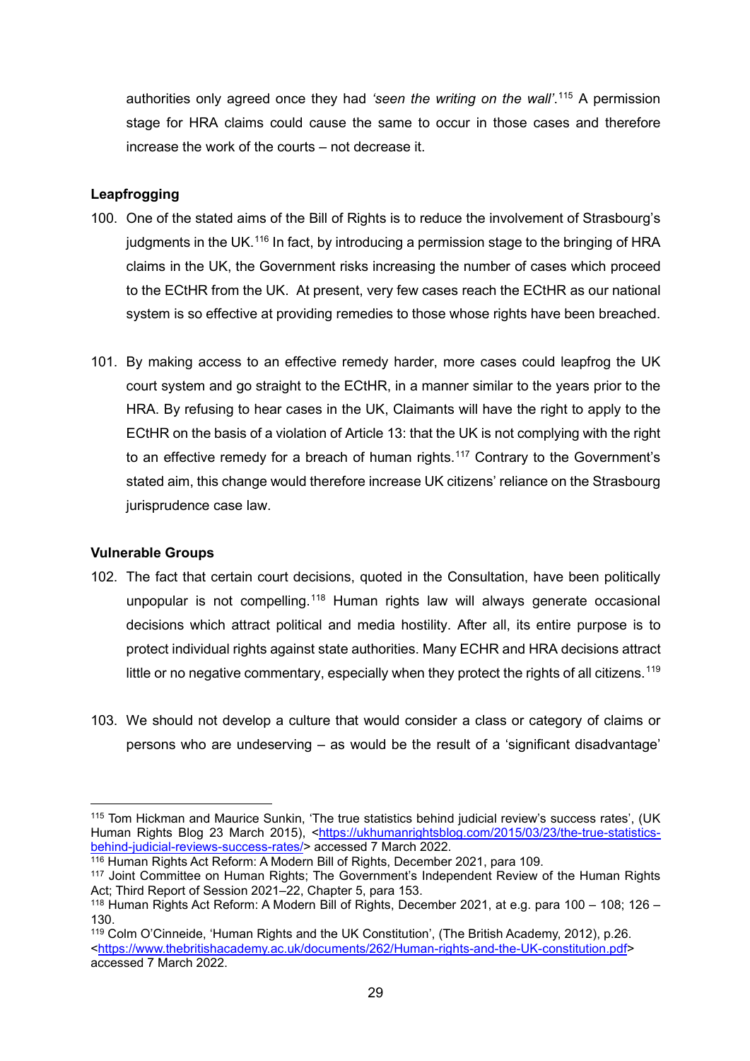authorities only agreed once they had *'seen the writing on the wall'*.[115] A permission stage for HRA claims could cause the same to occur in those cases and therefore increase the work of the courts – not decrease it.

**Leapfrogging**

100. One of the stated aims of the Bill of Rights is to reduce the involvement of Strasbourg's judgments in the UK.[116] In fact, by introducing a permission stage to the bringing of HRA claims in the UK, the Government risks increasing the number of cases which proceed to the ECtHR from the UK. At present, very few cases reach the ECtHR as our national system is so effective at providing remedies to those whose rights have been breached.

101. By making access to an effective remedy harder, more cases could leapfrog the UK court system and go straight to the ECtHR, in a manner similar to the years prior to the HRA. By refusing to hear cases in the UK, Claimants will have the right to apply to the ECtHR on the basis of a violation of Article 13: that the UK is not complying with the right to an effective remedy for a breach of human rights.[117] Contrary to the Government's stated aim, this change would therefore increase UK citizens' reliance on the Strasbourg jurisprudence case law.

**Vulnerable Groups**

102. The fact that certain court decisions, quoted in the Consultation, have been politically unpopular is not compelling.[118] Human rights law will always generate occasional decisions which attract political and media hostility. After all, its entire purpose is to protect individual rights against state authorities. Many ECHR and HRA decisions attract little or no negative commentary, especially when they protect the rights of all citizens.[119]

103. We should not develop a culture that would consider a class or category of claims or persons who are undeserving – as would be the result of a 'significant disadvantage'

---

[115] Tom Hickman and Maurice Sunkin, 'The true statistics behind judicial review's success rates', (UK Human Rights Blog 23 March 2015), <https://ukhumanrightsblog.com/2015/03/23/the-true-statistics-behind-judicial-reviews-success-rates/> accessed 7 March 2022.

[116] Human Rights Act Reform: A Modern Bill of Rights, December 2021, para 109.

[117] Joint Committee on Human Rights; The Government's Independent Review of the Human Rights Act; Third Report of Session 2021–22, Chapter 5, para 153.

[118] Human Rights Act Reform: A Modern Bill of Rights, December 2021, at e.g. para 100 – 108; 126 – 130.

[119] Colm O'Cinneide, 'Human Rights and the UK Constitution', (The British Academy, 2012), p.26. <https://www.thebritishacademy.ac.uk/documents/262/Human-rights-and-the-UK-constitution.pdf> accessed 7 March 2022.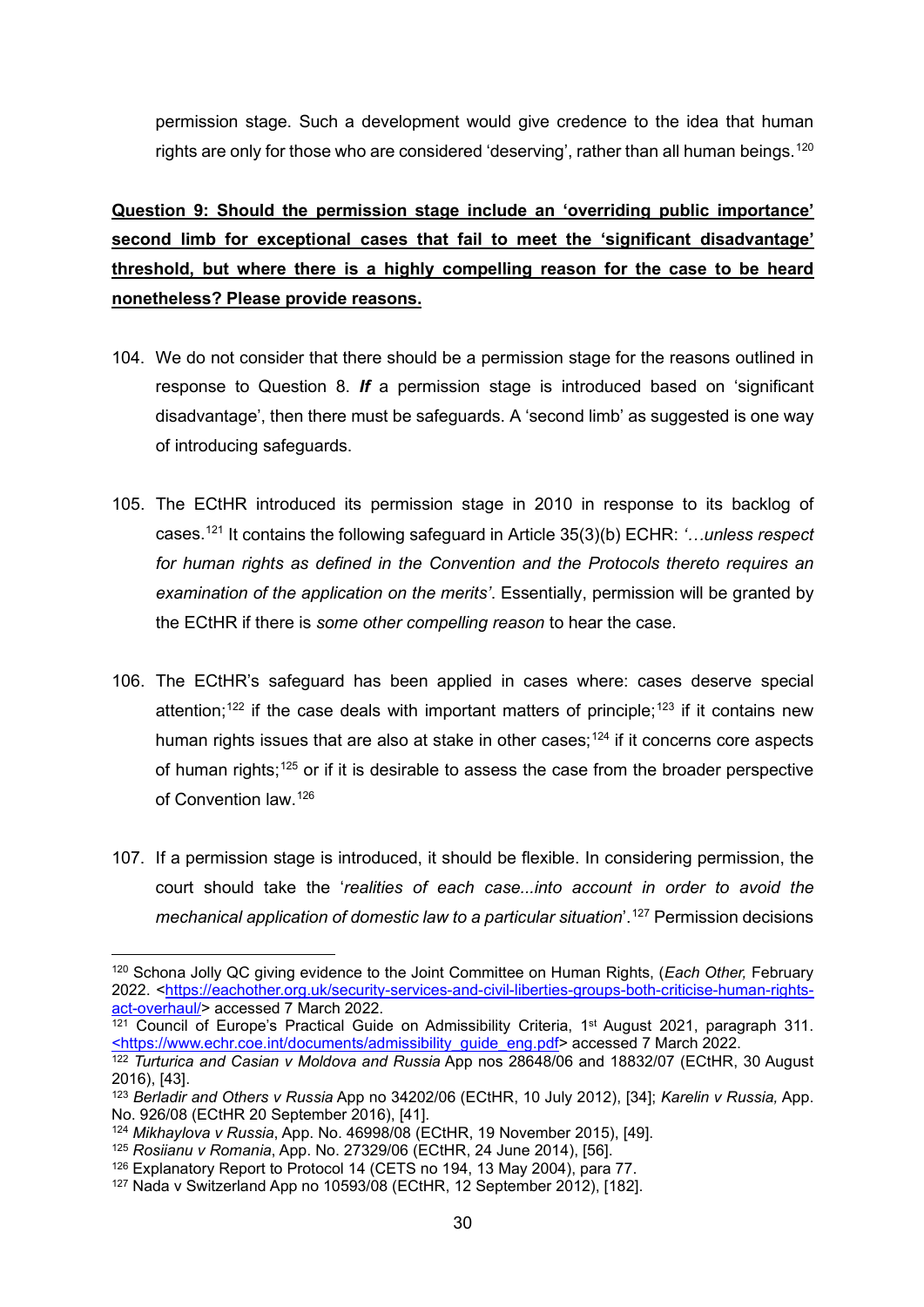permission stage. Such a development would give credence to the idea that human rights are only for those who are considered 'deserving', rather than all human beings.[120]

**Question 9: Should the permission stage include an 'overriding public importance' second limb for exceptional cases that fail to meet the 'significant disadvantage' threshold, but where there is a highly compelling reason for the case to be heard nonetheless? Please provide reasons.**

104. We do not consider that there should be a permission stage for the reasons outlined in response to Question 8. ***If*** a permission stage is introduced based on 'significant disadvantage', then there must be safeguards. A 'second limb' as suggested is one way of introducing safeguards.

105. The ECtHR introduced its permission stage in 2010 in response to its backlog of cases.[121] It contains the following safeguard in Article 35(3)(b) ECHR: *'…unless respect for human rights as defined in the Convention and the Protocols thereto requires an examination of the application on the merits'*. Essentially, permission will be granted by the ECtHR if there is *some other compelling reason* to hear the case.

106. The ECtHR's safeguard has been applied in cases where: cases deserve special attention;[122] if the case deals with important matters of principle;[123] if it contains new human rights issues that are also at stake in other cases;[124] if it concerns core aspects of human rights;[125] or if it is desirable to assess the case from the broader perspective of Convention law.[126]

107. If a permission stage is introduced, it should be flexible. In considering permission, the court should take the '*realities of each case...into account in order to avoid the mechanical application of domestic law to a particular situation*'.[127] Permission decisions

---

[120] Schona Jolly QC giving evidence to the Joint Committee on Human Rights, (*Each Other,* February 2022. <https://eachother.org.uk/security-services-and-civil-liberties-groups-both-criticise-human-rights-act-overhaul/> accessed 7 March 2022.

[121] Council of Europe's Practical Guide on Admissibility Criteria, 1st August 2021, paragraph 311. <https://www.echr.coe.int/documents/admissibility_guide_eng.pdf> accessed 7 March 2022.

[122] *Turturica and Casian v Moldova and Russia* App nos 28648/06 and 18832/07 (ECtHR, 30 August 2016), [43].

[123] *Berladir and Others v Russia* App no 34202/06 (ECtHR, 10 July 2012), [34]; *Karelin v Russia,* App. No. 926/08 (ECtHR 20 September 2016), [41].

[124] *Mikhaylova v Russia*, App. No. 46998/08 (ECtHR, 19 November 2015), [49].

[125] *Rosiianu v Romania*, App. No. 27329/06 (ECtHR, 24 June 2014), [56].

[126] Explanatory Report to Protocol 14 (CETS no 194, 13 May 2004), para 77.

[127] Nada v Switzerland App no 10593/08 (ECtHR, 12 September 2012), [182].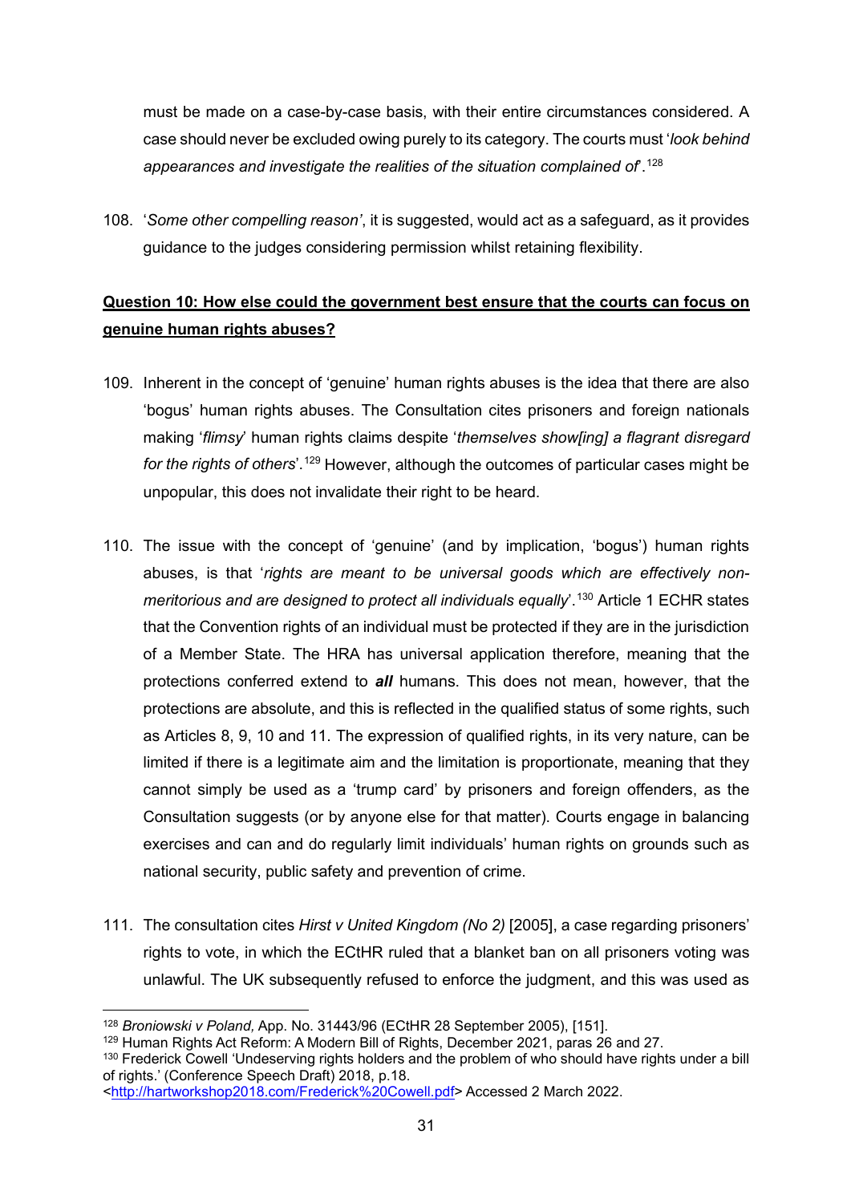must be made on a case-by-case basis, with their entire circumstances considered. A case should never be excluded owing purely to its category. The courts must '*look behind appearances and investigate the realities of the situation complained of*'.[128]

108. '*Some other compelling reason'*, it is suggested, would act as a safeguard, as it provides guidance to the judges considering permission whilst retaining flexibility.

**Question 10: How else could the government best ensure that the courts can focus on genuine human rights abuses?**

109. Inherent in the concept of 'genuine' human rights abuses is the idea that there are also 'bogus' human rights abuses. The Consultation cites prisoners and foreign nationals making '*flimsy*' human rights claims despite '*themselves show[ing] a flagrant disregard for the rights of others*'.[129] However, although the outcomes of particular cases might be unpopular, this does not invalidate their right to be heard.

110. The issue with the concept of 'genuine' (and by implication, 'bogus') human rights abuses, is that '*rights are meant to be universal goods which are effectively non-meritorious and are designed to protect all individuals equally*'.[130] Article 1 ECHR states that the Convention rights of an individual must be protected if they are in the jurisdiction of a Member State. The HRA has universal application therefore, meaning that the protections conferred extend to ***all*** humans. This does not mean, however, that the protections are absolute, and this is reflected in the qualified status of some rights, such as Articles 8, 9, 10 and 11. The expression of qualified rights, in its very nature, can be limited if there is a legitimate aim and the limitation is proportionate, meaning that they cannot simply be used as a 'trump card' by prisoners and foreign offenders, as the Consultation suggests (or by anyone else for that matter). Courts engage in balancing exercises and can and do regularly limit individuals' human rights on grounds such as national security, public safety and prevention of crime.

111. The consultation cites *Hirst v United Kingdom (No 2)* [2005], a case regarding prisoners' rights to vote, in which the ECtHR ruled that a blanket ban on all prisoners voting was unlawful. The UK subsequently refused to enforce the judgment, and this was used as

---

[128] *Broniowski v Poland,* App. No. 31443/96 (ECtHR 28 September 2005), [151].

[129] Human Rights Act Reform: A Modern Bill of Rights, December 2021, paras 26 and 27.

[130] Frederick Cowell 'Undeserving rights holders and the problem of who should have rights under a bill of rights.' (Conference Speech Draft) 2018, p.18. <http://hartworkshop2018.com/Frederick%20Cowell.pdf> Accessed 2 March 2022.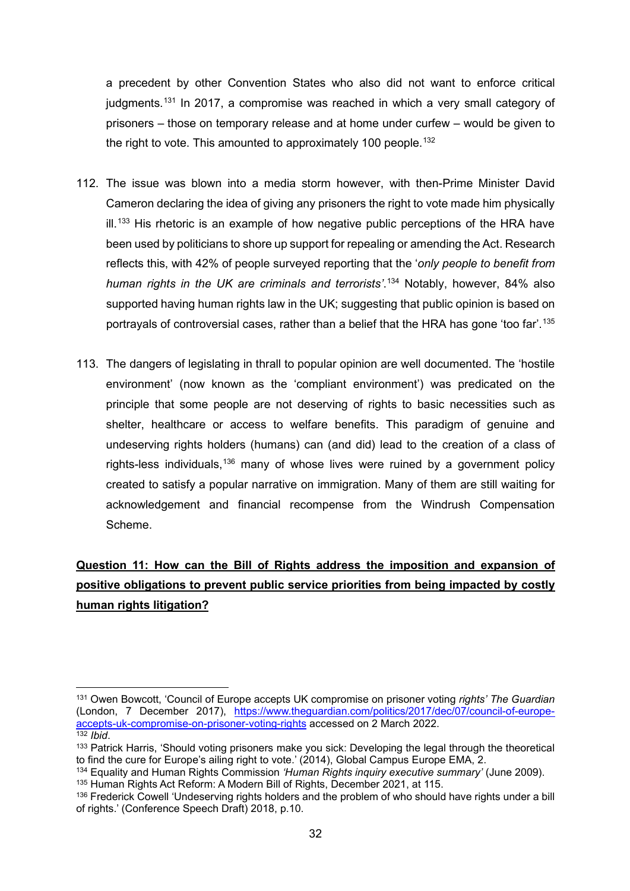a precedent by other Convention States who also did not want to enforce critical judgments.[131] In 2017, a compromise was reached in which a very small category of prisoners – those on temporary release and at home under curfew – would be given to the right to vote. This amounted to approximately 100 people.[132]

112. The issue was blown into a media storm however, with then-Prime Minister David Cameron declaring the idea of giving any prisoners the right to vote made him physically ill.[133] His rhetoric is an example of how negative public perceptions of the HRA have been used by politicians to shore up support for repealing or amending the Act. Research reflects this, with 42% of people surveyed reporting that the '*only people to benefit from human rights in the UK are criminals and terrorists'*.[134] Notably, however, 84% also supported having human rights law in the UK; suggesting that public opinion is based on portrayals of controversial cases, rather than a belief that the HRA has gone 'too far'.[135]

113. The dangers of legislating in thrall to popular opinion are well documented. The 'hostile environment' (now known as the 'compliant environment') was predicated on the principle that some people are not deserving of rights to basic necessities such as shelter, healthcare or access to welfare benefits. This paradigm of genuine and undeserving rights holders (humans) can (and did) lead to the creation of a class of rights-less individuals,[136] many of whose lives were ruined by a government policy created to satisfy a popular narrative on immigration. Many of them are still waiting for acknowledgement and financial recompense from the Windrush Compensation Scheme.

**<u>Question 11: How can the Bill of Rights address the imposition and expansion of positive obligations to prevent public service priorities from being impacted by costly human rights litigation?</u>**

---

[131] Owen Bowcott, 'Council of Europe accepts UK compromise on prisoner voting *rights' The Guardian* (London, 7 December 2017), https://www.theguardian.com/politics/2017/dec/07/council-of-europe-accepts-uk-compromise-on-prisoner-voting-rights accessed on 2 March 2022.

[132] *Ibid*.

[133] Patrick Harris, 'Should voting prisoners make you sick: Developing the legal through the theoretical to find the cure for Europe's ailing right to vote.' (2014), Global Campus Europe EMA, 2.

[134] Equality and Human Rights Commission *'Human Rights inquiry executive summary'* (June 2009).

[135] Human Rights Act Reform: A Modern Bill of Rights, December 2021, at 115.

[136] Frederick Cowell 'Undeserving rights holders and the problem of who should have rights under a bill of rights.' (Conference Speech Draft) 2018, p.10.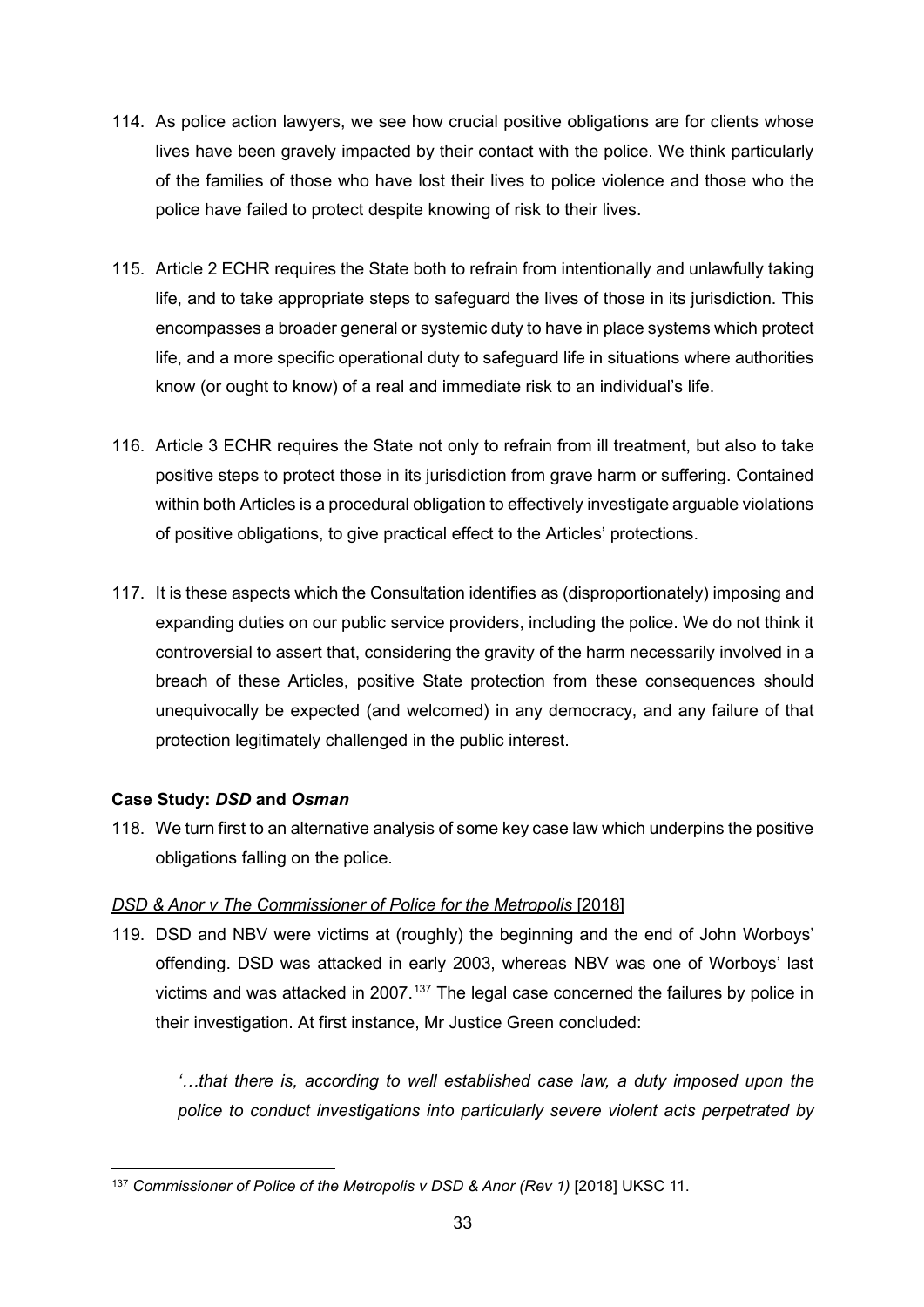114. As police action lawyers, we see how crucial positive obligations are for clients whose lives have been gravely impacted by their contact with the police. We think particularly of the families of those who have lost their lives to police violence and those who the police have failed to protect despite knowing of risk to their lives.

115. Article 2 ECHR requires the State both to refrain from intentionally and unlawfully taking life, and to take appropriate steps to safeguard the lives of those in its jurisdiction. This encompasses a broader general or systemic duty to have in place systems which protect life, and a more specific operational duty to safeguard life in situations where authorities know (or ought to know) of a real and immediate risk to an individual's life.

116. Article 3 ECHR requires the State not only to refrain from ill treatment, but also to take positive steps to protect those in its jurisdiction from grave harm or suffering. Contained within both Articles is a procedural obligation to effectively investigate arguable violations of positive obligations, to give practical effect to the Articles' protections.

117. It is these aspects which the Consultation identifies as (disproportionately) imposing and expanding duties on our public service providers, including the police. We do not think it controversial to assert that, considering the gravity of the harm necessarily involved in a breach of these Articles, positive State protection from these consequences should unequivocally be expected (and welcomed) in any democracy, and any failure of that protection legitimately challenged in the public interest.

**Case Study: *DSD* and *Osman***

118. We turn first to an alternative analysis of some key case law which underpins the positive obligations falling on the police.

<u>*DSD & Anor v The Commissioner of Police for the Metropolis* [2018]</u>

119. DSD and NBV were victims at (roughly) the beginning and the end of John Worboys' offending. DSD was attacked in early 2003, whereas NBV was one of Worboys' last victims and was attacked in 2007.[137] The legal case concerned the failures by police in their investigation. At first instance, Mr Justice Green concluded:

*'…that there is, according to well established case law, a duty imposed upon the police to conduct investigations into particularly severe violent acts perpetrated by*

[137] *Commissioner of Police of the Metropolis v DSD & Anor (Rev 1)* [2018] UKSC 11.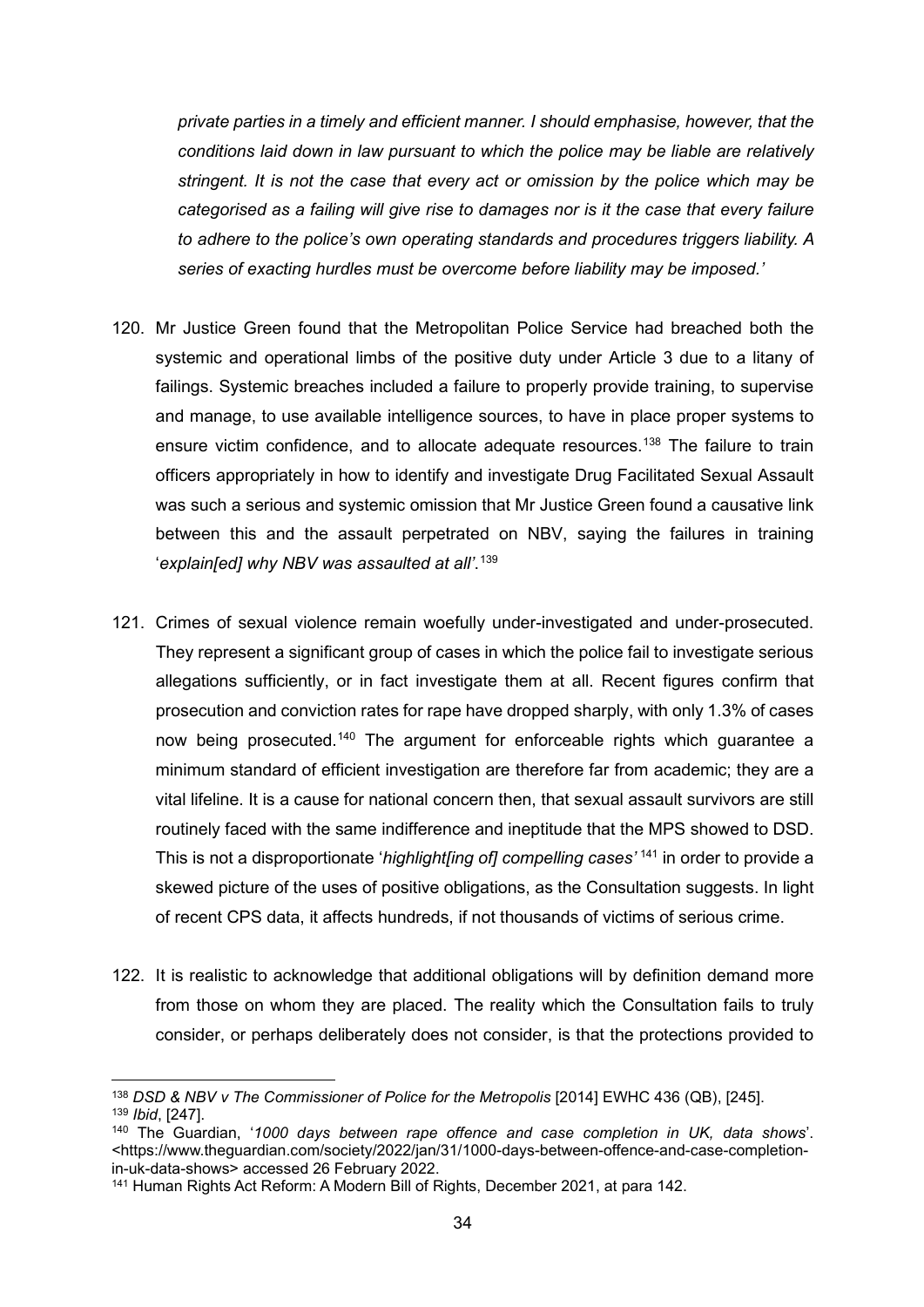*private parties in a timely and efficient manner. I should emphasise, however, that the conditions laid down in law pursuant to which the police may be liable are relatively stringent. It is not the case that every act or omission by the police which may be categorised as a failing will give rise to damages nor is it the case that every failure to adhere to the police's own operating standards and procedures triggers liability. A series of exacting hurdles must be overcome before liability may be imposed.'*

120. Mr Justice Green found that the Metropolitan Police Service had breached both the systemic and operational limbs of the positive duty under Article 3 due to a litany of failings. Systemic breaches included a failure to properly provide training, to supervise and manage, to use available intelligence sources, to have in place proper systems to ensure victim confidence, and to allocate adequate resources.[138] The failure to train officers appropriately in how to identify and investigate Drug Facilitated Sexual Assault was such a serious and systemic omission that Mr Justice Green found a causative link between this and the assault perpetrated on NBV, saying the failures in training '*explain[ed] why NBV was assaulted at all*'.[139]

121. Crimes of sexual violence remain woefully under-investigated and under-prosecuted. They represent a significant group of cases in which the police fail to investigate serious allegations sufficiently, or in fact investigate them at all. Recent figures confirm that prosecution and conviction rates for rape have dropped sharply, with only 1.3% of cases now being prosecuted.[140] The argument for enforceable rights which guarantee a minimum standard of efficient investigation are therefore far from academic; they are a vital lifeline. It is a cause for national concern then, that sexual assault survivors are still routinely faced with the same indifference and ineptitude that the MPS showed to DSD. This is not a disproportionate '*highlight[ing of] compelling cases'*[141] in order to provide a skewed picture of the uses of positive obligations, as the Consultation suggests. In light of recent CPS data, it affects hundreds, if not thousands of victims of serious crime.

122. It is realistic to acknowledge that additional obligations will by definition demand more from those on whom they are placed. The reality which the Consultation fails to truly consider, or perhaps deliberately does not consider, is that the protections provided to

---

[138] *DSD & NBV v The Commissioner of Police for the Metropolis* [2014] EWHC 436 (QB), [245].

[139] *Ibid*, [247].

[140] The Guardian, '*1000 days between rape offence and case completion in UK, data shows*'. <https://www.theguardian.com/society/2022/jan/31/1000-days-between-offence-and-case-completion-in-uk-data-shows> accessed 26 February 2022.

[141] Human Rights Act Reform: A Modern Bill of Rights, December 2021, at para 142.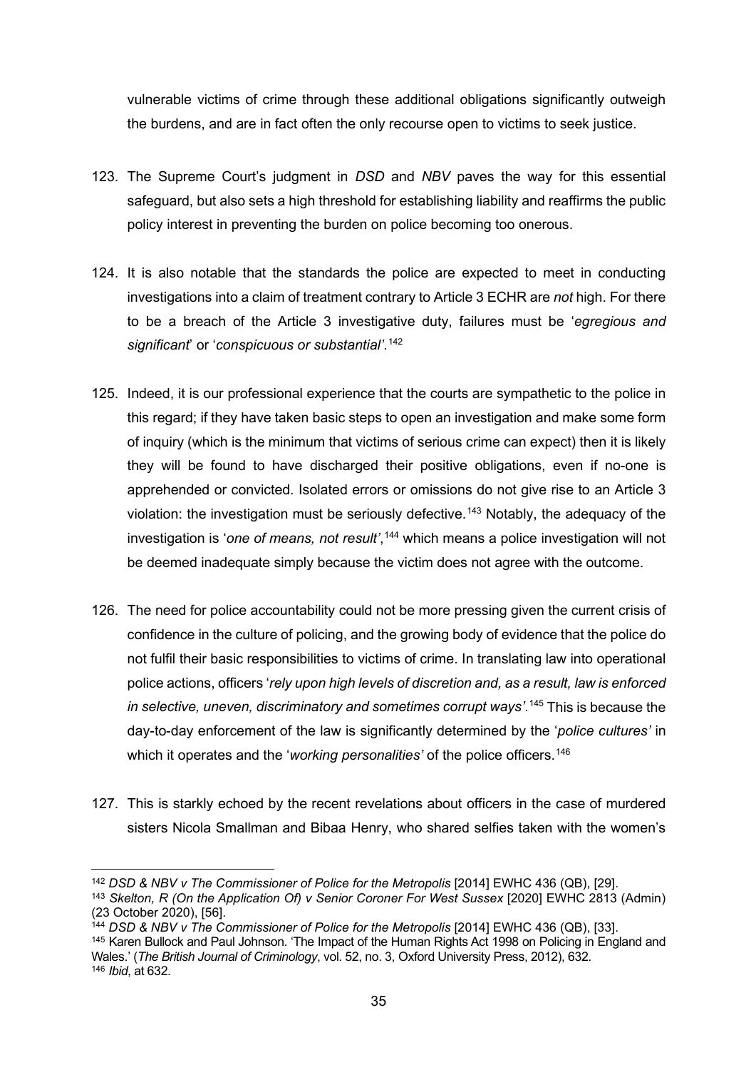vulnerable victims of crime through these additional obligations significantly outweigh the burdens, and are in fact often the only recourse open to victims to seek justice.

123. The Supreme Court's judgment in *DSD* and *NBV* paves the way for this essential safeguard, but also sets a high threshold for establishing liability and reaffirms the public policy interest in preventing the burden on police becoming too onerous.

124. It is also notable that the standards the police are expected to meet in conducting investigations into a claim of treatment contrary to Article 3 ECHR are *not* high. For there to be a breach of the Article 3 investigative duty, failures must be '*egregious and significant*' or '*conspicuous or substantial'*.[142]

125. Indeed, it is our professional experience that the courts are sympathetic to the police in this regard; if they have taken basic steps to open an investigation and make some form of inquiry (which is the minimum that victims of serious crime can expect) then it is likely they will be found to have discharged their positive obligations, even if no-one is apprehended or convicted. Isolated errors or omissions do not give rise to an Article 3 violation: the investigation must be seriously defective.[143] Notably, the adequacy of the investigation is '*one of means, not result'*,[144] which means a police investigation will not be deemed inadequate simply because the victim does not agree with the outcome.

126. The need for police accountability could not be more pressing given the current crisis of confidence in the culture of policing, and the growing body of evidence that the police do not fulfil their basic responsibilities to victims of crime. In translating law into operational police actions, officers '*rely upon high levels of discretion and, as a result, law is enforced in selective, uneven, discriminatory and sometimes corrupt ways'*.[145] This is because the day-to-day enforcement of the law is significantly determined by the '*police cultures'* in which it operates and the '*working personalities'* of the police officers.[146]

127. This is starkly echoed by the recent revelations about officers in the case of murdered sisters Nicola Smallman and Bibaa Henry, who shared selfies taken with the women's

---

[142] *DSD & NBV v The Commissioner of Police for the Metropolis* [2014] EWHC 436 (QB), [29].

[143] *Skelton, R (On the Application Of) v Senior Coroner For West Sussex* [2020] EWHC 2813 (Admin) (23 October 2020), [56].

[144] *DSD & NBV v The Commissioner of Police for the Metropolis* [2014] EWHC 436 (QB), [33].

[145] Karen Bullock and Paul Johnson. 'The Impact of the Human Rights Act 1998 on Policing in England and Wales.' (*The British Journal of Criminology*, vol. 52, no. 3, Oxford University Press, 2012), 632.

[146] *Ibid*, at 632.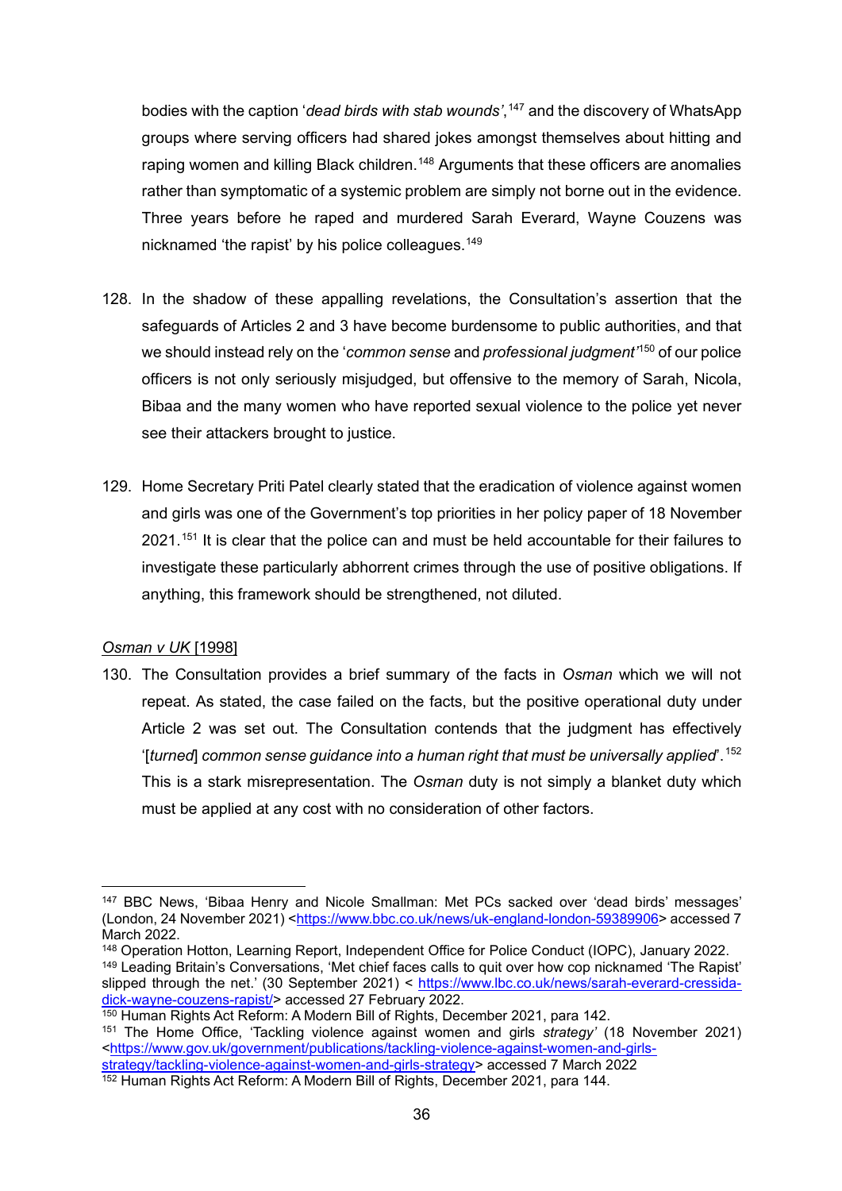bodies with the caption '*dead birds with stab wounds'*,[147] and the discovery of WhatsApp groups where serving officers had shared jokes amongst themselves about hitting and raping women and killing Black children.[148] Arguments that these officers are anomalies rather than symptomatic of a systemic problem are simply not borne out in the evidence. Three years before he raped and murdered Sarah Everard, Wayne Couzens was nicknamed 'the rapist' by his police colleagues.[149]

128. In the shadow of these appalling revelations, the Consultation's assertion that the safeguards of Articles 2 and 3 have become burdensome to public authorities, and that we should instead rely on the '*common sense* and *professional judgment*'[150] of our police officers is not only seriously misjudged, but offensive to the memory of Sarah, Nicola, Bibaa and the many women who have reported sexual violence to the police yet never see their attackers brought to justice.

129. Home Secretary Priti Patel clearly stated that the eradication of violence against women and girls was one of the Government's top priorities in her policy paper of 18 November 2021.[151] It is clear that the police can and must be held accountable for their failures to investigate these particularly abhorrent crimes through the use of positive obligations. If anything, this framework should be strengthened, not diluted.

<u>*Osman v UK* [1998]</u>

130. The Consultation provides a brief summary of the facts in *Osman* which we will not repeat. As stated, the case failed on the facts, but the positive operational duty under Article 2 was set out. The Consultation contends that the judgment has effectively '[*turned*] *common sense guidance into a human right that must be universally applied*'.[152] This is a stark misrepresentation. The *Osman* duty is not simply a blanket duty which must be applied at any cost with no consideration of other factors.

---

[147] BBC News, 'Bibaa Henry and Nicole Smallman: Met PCs sacked over 'dead birds' messages' (London, 24 November 2021) <https://www.bbc.co.uk/news/uk-england-london-59389906> accessed 7 March 2022.

[148] Operation Hotton, Learning Report, Independent Office for Police Conduct (IOPC), January 2022.

[149] Leading Britain's Conversations, 'Met chief faces calls to quit over how cop nicknamed 'The Rapist' slipped through the net.' (30 September 2021) < https://www.lbc.co.uk/news/sarah-everard-cressida-dick-wayne-couzens-rapist/> accessed 27 February 2022.

[150] Human Rights Act Reform: A Modern Bill of Rights, December 2021, para 142.

[151] The Home Office, 'Tackling violence against women and girls *strategy'* (18 November 2021) <https://www.gov.uk/government/publications/tackling-violence-against-women-and-girls-strategy/tackling-violence-against-women-and-girls-strategy> accessed 7 March 2022

[152] Human Rights Act Reform: A Modern Bill of Rights, December 2021, para 144.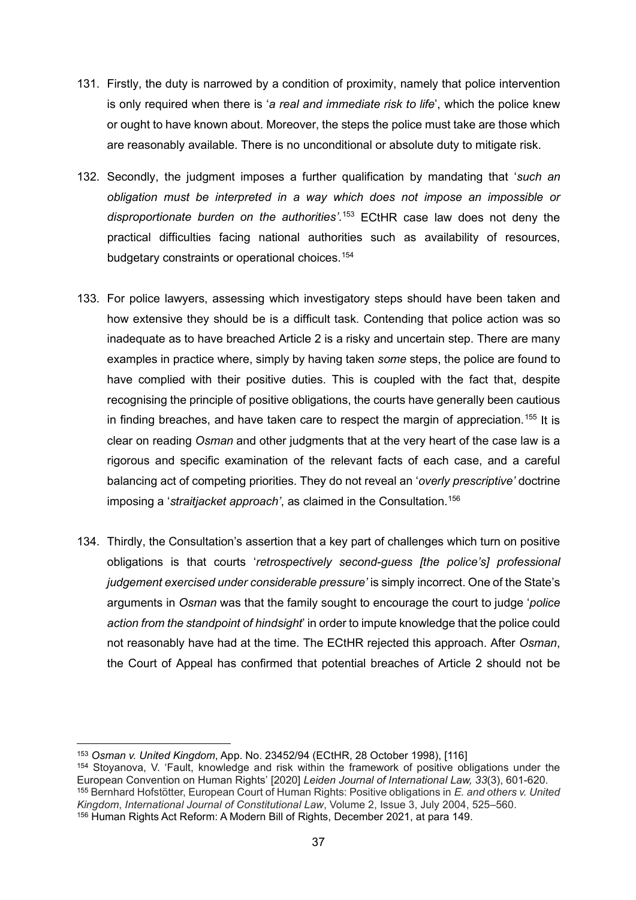131. Firstly, the duty is narrowed by a condition of proximity, namely that police intervention is only required when there is '*a real and immediate risk to life*', which the police knew or ought to have known about. Moreover, the steps the police must take are those which are reasonably available. There is no unconditional or absolute duty to mitigate risk.

132. Secondly, the judgment imposes a further qualification by mandating that '*such an obligation must be interpreted in a way which does not impose an impossible or disproportionate burden on the authorities'*.[153] ECtHR case law does not deny the practical difficulties facing national authorities such as availability of resources, budgetary constraints or operational choices.[154]

133. For police lawyers, assessing which investigatory steps should have been taken and how extensive they should be is a difficult task. Contending that police action was so inadequate as to have breached Article 2 is a risky and uncertain step. There are many examples in practice where, simply by having taken *some* steps, the police are found to have complied with their positive duties. This is coupled with the fact that, despite recognising the principle of positive obligations, the courts have generally been cautious in finding breaches, and have taken care to respect the margin of appreciation.[155] It is clear on reading *Osman* and other judgments that at the very heart of the case law is a rigorous and specific examination of the relevant facts of each case, and a careful balancing act of competing priorities. They do not reveal an '*overly prescriptive'* doctrine imposing a '*straitjacket approach'*, as claimed in the Consultation.[156]

134. Thirdly, the Consultation's assertion that a key part of challenges which turn on positive obligations is that courts '*retrospectively second-guess [the police's] professional judgement exercised under considerable pressure'* is simply incorrect. One of the State's arguments in *Osman* was that the family sought to encourage the court to judge '*police action from the standpoint of hindsight*' in order to impute knowledge that the police could not reasonably have had at the time. The ECtHR rejected this approach. After *Osman*, the Court of Appeal has confirmed that potential breaches of Article 2 should not be

---

[153] *Osman v. United Kingdom*, App. No. 23452/94 (ECtHR, 28 October 1998), [116]

[154] Stoyanova, V. 'Fault, knowledge and risk within the framework of positive obligations under the European Convention on Human Rights' [2020] *Leiden Journal of International Law, 33*(3), 601-620.

[155] Bernhard Hofstötter, European Court of Human Rights: Positive obligations in *E. and others v. United Kingdom*, *International Journal of Constitutional Law*, Volume 2, Issue 3, July 2004, 525–560.

[156] Human Rights Act Reform: A Modern Bill of Rights, December 2021, at para 149.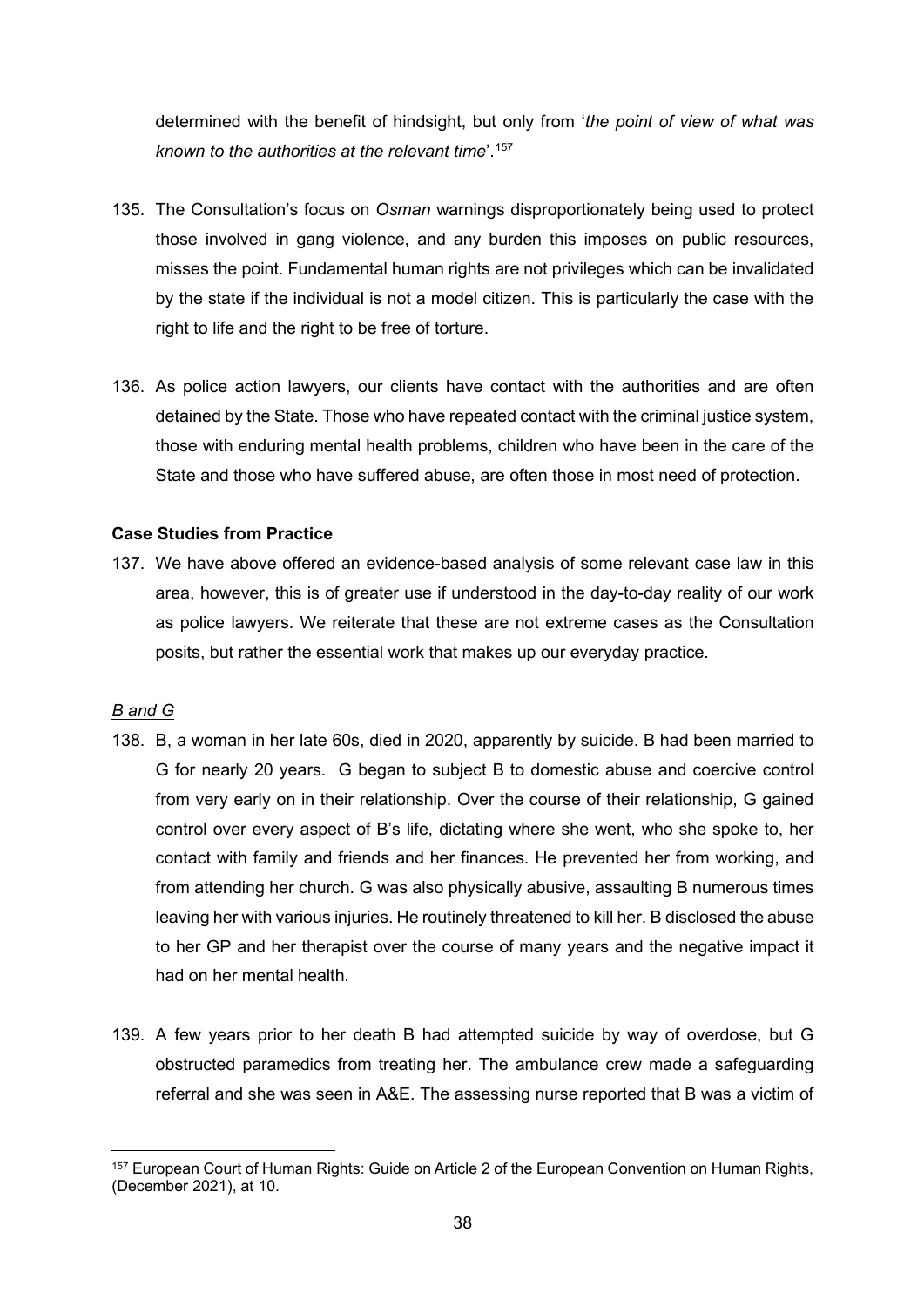determined with the benefit of hindsight, but only from '*the point of view of what was known to the authorities at the relevant time*'.[157]

135. The Consultation's focus on *Osman* warnings disproportionately being used to protect those involved in gang violence, and any burden this imposes on public resources, misses the point. Fundamental human rights are not privileges which can be invalidated by the state if the individual is not a model citizen. This is particularly the case with the right to life and the right to be free of torture.

136. As police action lawyers, our clients have contact with the authorities and are often detained by the State. Those who have repeated contact with the criminal justice system, those with enduring mental health problems, children who have been in the care of the State and those who have suffered abuse, are often those in most need of protection.

**Case Studies from Practice**

137. We have above offered an evidence-based analysis of some relevant case law in this area, however, this is of greater use if understood in the day-to-day reality of our work as police lawyers. We reiterate that these are not extreme cases as the Consultation posits, but rather the essential work that makes up our everyday practice.

*B and G*

138. B, a woman in her late 60s, died in 2020, apparently by suicide. B had been married to G for nearly 20 years. G began to subject B to domestic abuse and coercive control from very early on in their relationship. Over the course of their relationship, G gained control over every aspect of B's life, dictating where she went, who she spoke to, her contact with family and friends and her finances. He prevented her from working, and from attending her church. G was also physically abusive, assaulting B numerous times leaving her with various injuries. He routinely threatened to kill her. B disclosed the abuse to her GP and her therapist over the course of many years and the negative impact it had on her mental health.

139. A few years prior to her death B had attempted suicide by way of overdose, but G obstructed paramedics from treating her. The ambulance crew made a safeguarding referral and she was seen in A&E. The assessing nurse reported that B was a victim of

[157] European Court of Human Rights: Guide on Article 2 of the European Convention on Human Rights, (December 2021), at 10.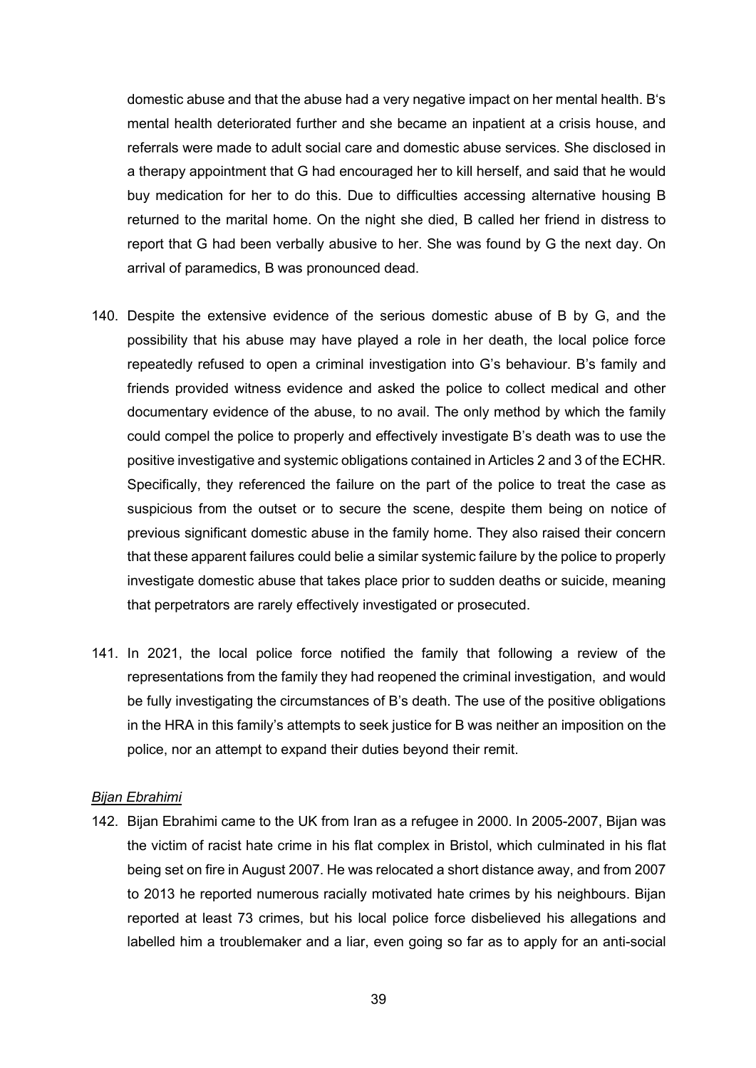domestic abuse and that the abuse had a very negative impact on her mental health. B's mental health deteriorated further and she became an inpatient at a crisis house, and referrals were made to adult social care and domestic abuse services. She disclosed in a therapy appointment that G had encouraged her to kill herself, and said that he would buy medication for her to do this. Due to difficulties accessing alternative housing B returned to the marital home. On the night she died, B called her friend in distress to report that G had been verbally abusive to her. She was found by G the next day. On arrival of paramedics, B was pronounced dead.

140. Despite the extensive evidence of the serious domestic abuse of B by G, and the possibility that his abuse may have played a role in her death, the local police force repeatedly refused to open a criminal investigation into G's behaviour. B's family and friends provided witness evidence and asked the police to collect medical and other documentary evidence of the abuse, to no avail. The only method by which the family could compel the police to properly and effectively investigate B's death was to use the positive investigative and systemic obligations contained in Articles 2 and 3 of the ECHR. Specifically, they referenced the failure on the part of the police to treat the case as suspicious from the outset or to secure the scene, despite them being on notice of previous significant domestic abuse in the family home. They also raised their concern that these apparent failures could belie a similar systemic failure by the police to properly investigate domestic abuse that takes place prior to sudden deaths or suicide, meaning that perpetrators are rarely effectively investigated or prosecuted.

141. In 2021, the local police force notified the family that following a review of the representations from the family they had reopened the criminal investigation, and would be fully investigating the circumstances of B's death. The use of the positive obligations in the HRA in this family's attempts to seek justice for B was neither an imposition on the police, nor an attempt to expand their duties beyond their remit.

*Bijan Ebrahimi*

142. Bijan Ebrahimi came to the UK from Iran as a refugee in 2000. In 2005-2007, Bijan was the victim of racist hate crime in his flat complex in Bristol, which culminated in his flat being set on fire in August 2007. He was relocated a short distance away, and from 2007 to 2013 he reported numerous racially motivated hate crimes by his neighbours. Bijan reported at least 73 crimes, but his local police force disbelieved his allegations and labelled him a troublemaker and a liar, even going so far as to apply for an anti-social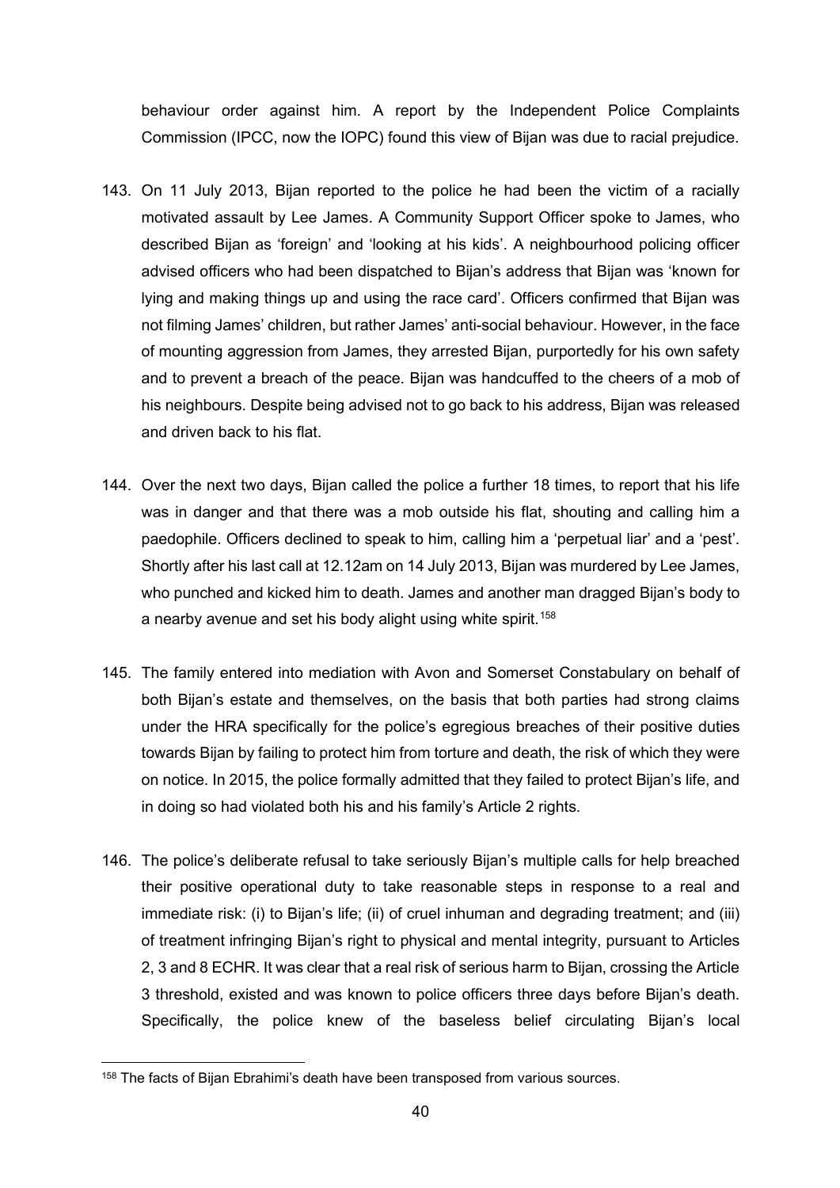behaviour order against him. A report by the Independent Police Complaints Commission (IPCC, now the IOPC) found this view of Bijan was due to racial prejudice.

143. On 11 July 2013, Bijan reported to the police he had been the victim of a racially motivated assault by Lee James. A Community Support Officer spoke to James, who described Bijan as 'foreign' and 'looking at his kids'. A neighbourhood policing officer advised officers who had been dispatched to Bijan's address that Bijan was 'known for lying and making things up and using the race card'. Officers confirmed that Bijan was not filming James' children, but rather James' anti-social behaviour. However, in the face of mounting aggression from James, they arrested Bijan, purportedly for his own safety and to prevent a breach of the peace. Bijan was handcuffed to the cheers of a mob of his neighbours. Despite being advised not to go back to his address, Bijan was released and driven back to his flat.

144. Over the next two days, Bijan called the police a further 18 times, to report that his life was in danger and that there was a mob outside his flat, shouting and calling him a paedophile. Officers declined to speak to him, calling him a 'perpetual liar' and a 'pest'. Shortly after his last call at 12.12am on 14 July 2013, Bijan was murdered by Lee James, who punched and kicked him to death. James and another man dragged Bijan's body to a nearby avenue and set his body alight using white spirit.[158]

145. The family entered into mediation with Avon and Somerset Constabulary on behalf of both Bijan's estate and themselves, on the basis that both parties had strong claims under the HRA specifically for the police's egregious breaches of their positive duties towards Bijan by failing to protect him from torture and death, the risk of which they were on notice. In 2015, the police formally admitted that they failed to protect Bijan's life, and in doing so had violated both his and his family's Article 2 rights.

146. The police's deliberate refusal to take seriously Bijan's multiple calls for help breached their positive operational duty to take reasonable steps in response to a real and immediate risk: (i) to Bijan's life; (ii) of cruel inhuman and degrading treatment; and (iii) of treatment infringing Bijan's right to physical and mental integrity, pursuant to Articles 2, 3 and 8 ECHR. It was clear that a real risk of serious harm to Bijan, crossing the Article 3 threshold, existed and was known to police officers three days before Bijan's death. Specifically, the police knew of the baseless belief circulating Bijan's local

---

[158] The facts of Bijan Ebrahimi's death have been transposed from various sources.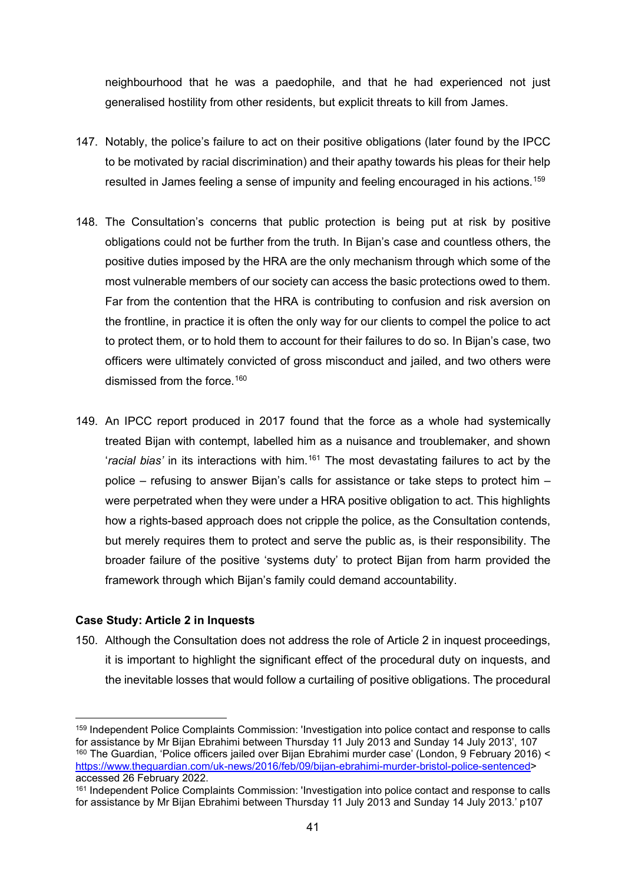neighbourhood that he was a paedophile, and that he had experienced not just generalised hostility from other residents, but explicit threats to kill from James.

147. Notably, the police's failure to act on their positive obligations (later found by the IPCC to be motivated by racial discrimination) and their apathy towards his pleas for their help resulted in James feeling a sense of impunity and feeling encouraged in his actions.[159]

148. The Consultation's concerns that public protection is being put at risk by positive obligations could not be further from the truth. In Bijan's case and countless others, the positive duties imposed by the HRA are the only mechanism through which some of the most vulnerable members of our society can access the basic protections owed to them. Far from the contention that the HRA is contributing to confusion and risk aversion on the frontline, in practice it is often the only way for our clients to compel the police to act to protect them, or to hold them to account for their failures to do so. In Bijan's case, two officers were ultimately convicted of gross misconduct and jailed, and two others were dismissed from the force.[160]

149. An IPCC report produced in 2017 found that the force as a whole had systemically treated Bijan with contempt, labelled him as a nuisance and troublemaker, and shown '*racial bias'* in its interactions with him.[161] The most devastating failures to act by the police – refusing to answer Bijan's calls for assistance or take steps to protect him – were perpetrated when they were under a HRA positive obligation to act. This highlights how a rights-based approach does not cripple the police, as the Consultation contends, but merely requires them to protect and serve the public as, is their responsibility. The broader failure of the positive 'systems duty' to protect Bijan from harm provided the framework through which Bijan's family could demand accountability.

**Case Study: Article 2 in Inquests**

150. Although the Consultation does not address the role of Article 2 in inquest proceedings, it is important to highlight the significant effect of the procedural duty on inquests, and the inevitable losses that would follow a curtailing of positive obligations. The procedural

---

[159] Independent Police Complaints Commission: 'Investigation into police contact and response to calls for assistance by Mr Bijan Ebrahimi between Thursday 11 July 2013 and Sunday 14 July 2013', 107

[160] The Guardian, 'Police officers jailed over Bijan Ebrahimi murder case' (London, 9 February 2016) <https://www.theguardian.com/uk-news/2016/feb/09/bijan-ebrahimi-murder-bristol-police-sentenced> accessed 26 February 2022.

[161] Independent Police Complaints Commission: 'Investigation into police contact and response to calls for assistance by Mr Bijan Ebrahimi between Thursday 11 July 2013 and Sunday 14 July 2013.' p107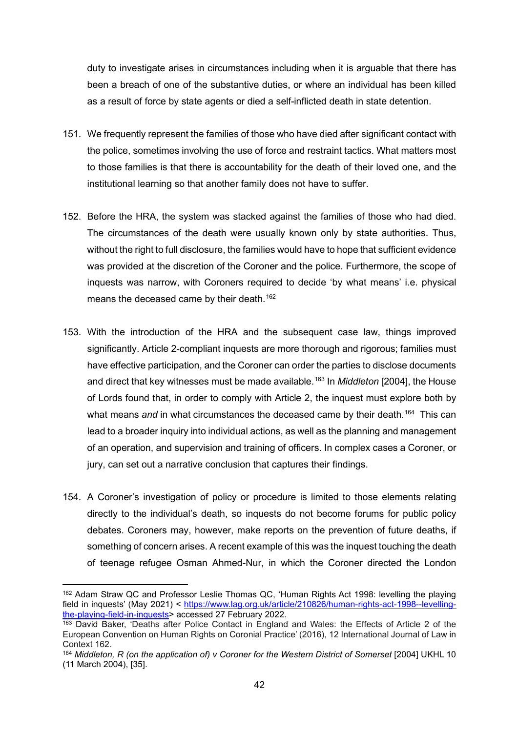duty to investigate arises in circumstances including when it is arguable that there has been a breach of one of the substantive duties, or where an individual has been killed as a result of force by state agents or died a self-inflicted death in state detention.

151. We frequently represent the families of those who have died after significant contact with the police, sometimes involving the use of force and restraint tactics. What matters most to those families is that there is accountability for the death of their loved one, and the institutional learning so that another family does not have to suffer.

152. Before the HRA, the system was stacked against the families of those who had died. The circumstances of the death were usually known only by state authorities. Thus, without the right to full disclosure, the families would have to hope that sufficient evidence was provided at the discretion of the Coroner and the police. Furthermore, the scope of inquests was narrow, with Coroners required to decide 'by what means' i.e. physical means the deceased came by their death.[162]

153. With the introduction of the HRA and the subsequent case law, things improved significantly. Article 2-compliant inquests are more thorough and rigorous; families must have effective participation, and the Coroner can order the parties to disclose documents and direct that key witnesses must be made available.[163] In *Middleton* [2004], the House of Lords found that, in order to comply with Article 2, the inquest must explore both by what means *and* in what circumstances the deceased came by their death.[164] This can lead to a broader inquiry into individual actions, as well as the planning and management of an operation, and supervision and training of officers. In complex cases a Coroner, or jury, can set out a narrative conclusion that captures their findings.

154. A Coroner's investigation of policy or procedure is limited to those elements relating directly to the individual's death, so inquests do not become forums for public policy debates. Coroners may, however, make reports on the prevention of future deaths, if something of concern arises. A recent example of this was the inquest touching the death of teenage refugee Osman Ahmed-Nur, in which the Coroner directed the London

---

[162] Adam Straw QC and Professor Leslie Thomas QC, 'Human Rights Act 1998: levelling the playing field in inquests' (May 2021) < https://www.lag.org.uk/article/210826/human-rights-act-1998--levelling-the-playing-field-in-inquests> accessed 27 February 2022.

[163] David Baker, 'Deaths after Police Contact in England and Wales: the Effects of Article 2 of the European Convention on Human Rights on Coronial Practice' (2016), 12 International Journal of Law in Context 162.

[164] *Middleton, R (on the application of) v Coroner for the Western District of Somerset* [2004] UKHL 10 (11 March 2004), [35].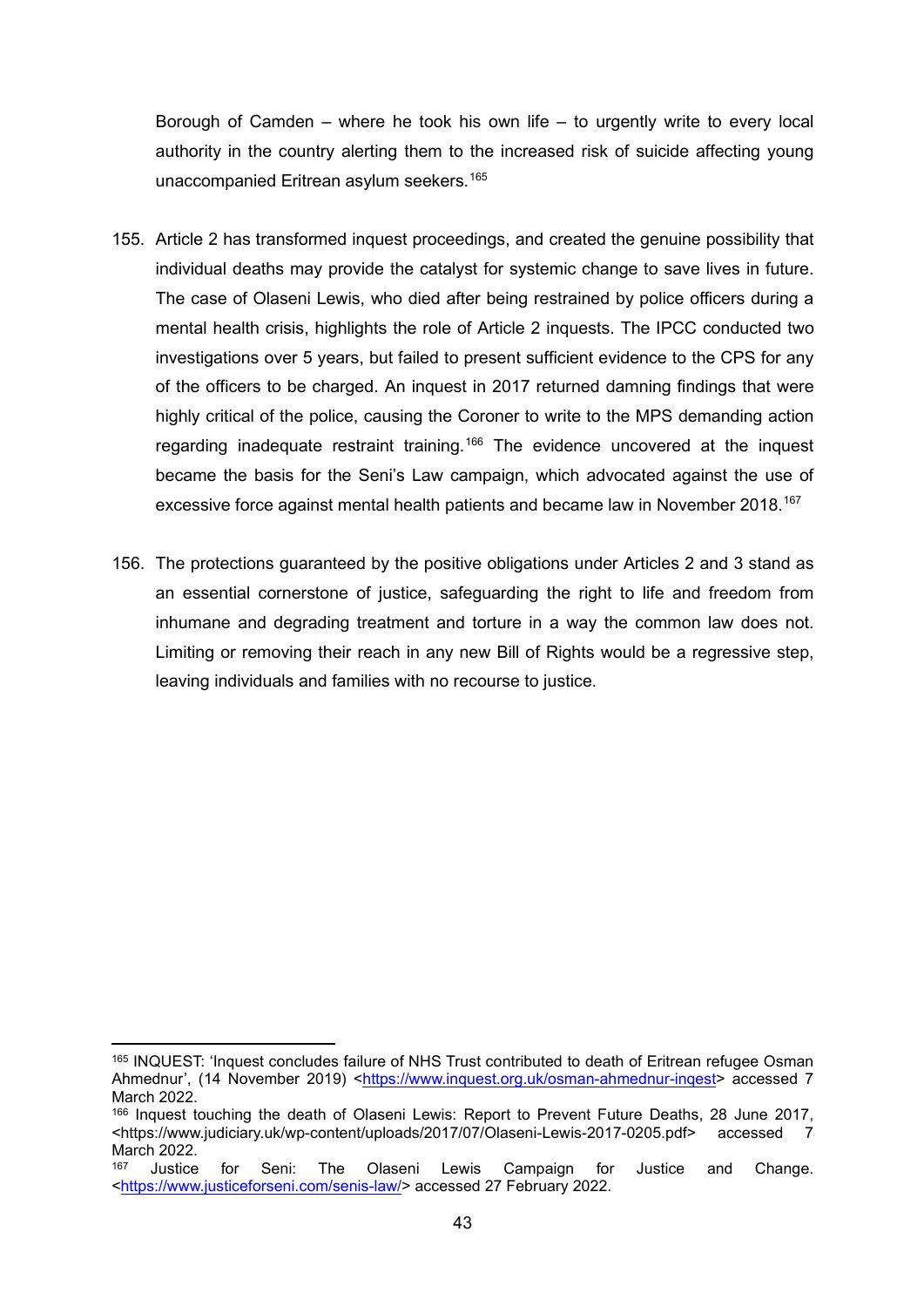Borough of Camden – where he took his own life – to urgently write to every local authority in the country alerting them to the increased risk of suicide affecting young unaccompanied Eritrean asylum seekers.[165]

155. Article 2 has transformed inquest proceedings, and created the genuine possibility that individual deaths may provide the catalyst for systemic change to save lives in future. The case of Olaseni Lewis, who died after being restrained by police officers during a mental health crisis, highlights the role of Article 2 inquests. The IPCC conducted two investigations over 5 years, but failed to present sufficient evidence to the CPS for any of the officers to be charged. An inquest in 2017 returned damning findings that were highly critical of the police, causing the Coroner to write to the MPS demanding action regarding inadequate restraint training.[166] The evidence uncovered at the inquest became the basis for the Seni's Law campaign, which advocated against the use of excessive force against mental health patients and became law in November 2018.[167]

156. The protections guaranteed by the positive obligations under Articles 2 and 3 stand as an essential cornerstone of justice, safeguarding the right to life and freedom from inhumane and degrading treatment and torture in a way the common law does not. Limiting or removing their reach in any new Bill of Rights would be a regressive step, leaving individuals and families with no recourse to justice.

---

[165] INQUEST: 'Inquest concludes failure of NHS Trust contributed to death of Eritrean refugee Osman Ahmednur', (14 November 2019) <https://www.inquest.org.uk/osman-ahmednur-inqest> accessed 7 March 2022.

[166] Inquest touching the death of Olaseni Lewis: Report to Prevent Future Deaths, 28 June 2017, <https://www.judiciary.uk/wp-content/uploads/2017/07/Olaseni-Lewis-2017-0205.pdf> accessed 7 March 2022.

[167] Justice for Seni: The Olaseni Lewis Campaign for Justice and Change. <https://www.justiceforseni.com/senis-law/> accessed 27 February 2022.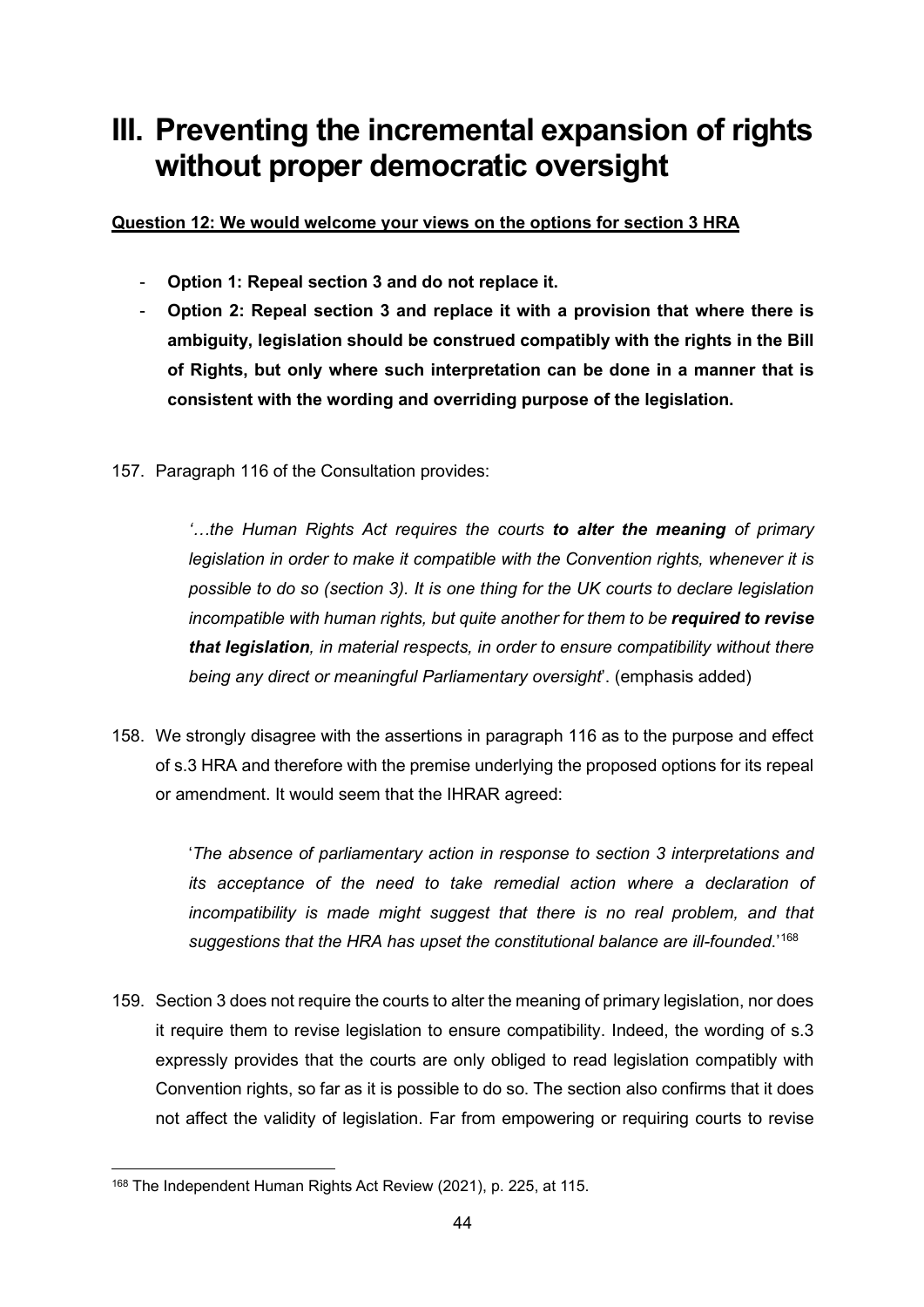# III. Preventing the incremental expansion of rights without proper democratic oversight

**Question 12: We would welcome your views on the options for section 3 HRA**

- **Option 1: Repeal section 3 and do not replace it.**
- **Option 2: Repeal section 3 and replace it with a provision that where there is ambiguity, legislation should be construed compatibly with the rights in the Bill of Rights, but only where such interpretation can be done in a manner that is consistent with the wording and overriding purpose of the legislation.**

157. Paragraph 116 of the Consultation provides:

> *'…the Human Rights Act requires the courts **to alter the meaning** of primary legislation in order to make it compatible with the Convention rights, whenever it is possible to do so (section 3). It is one thing for the UK courts to declare legislation incompatible with human rights, but quite another for them to be **required to revise that legislation**, in material respects, in order to ensure compatibility without there being any direct or meaningful Parliamentary oversight*'. (emphasis added)

158. We strongly disagree with the assertions in paragraph 116 as to the purpose and effect of s.3 HRA and therefore with the premise underlying the proposed options for its repeal or amendment. It would seem that the IHRAR agreed:

> '*The absence of parliamentary action in response to section 3 interpretations and its acceptance of the need to take remedial action where a declaration of incompatibility is made might suggest that there is no real problem, and that suggestions that the HRA has upset the constitutional balance are ill-founded*.'[168]

159. Section 3 does not require the courts to alter the meaning of primary legislation, nor does it require them to revise legislation to ensure compatibility. Indeed, the wording of s.3 expressly provides that the courts are only obliged to read legislation compatibly with Convention rights, so far as it is possible to do so. The section also confirms that it does not affect the validity of legislation. Far from empowering or requiring courts to revise

[168] The Independent Human Rights Act Review (2021), p. 225, at 115.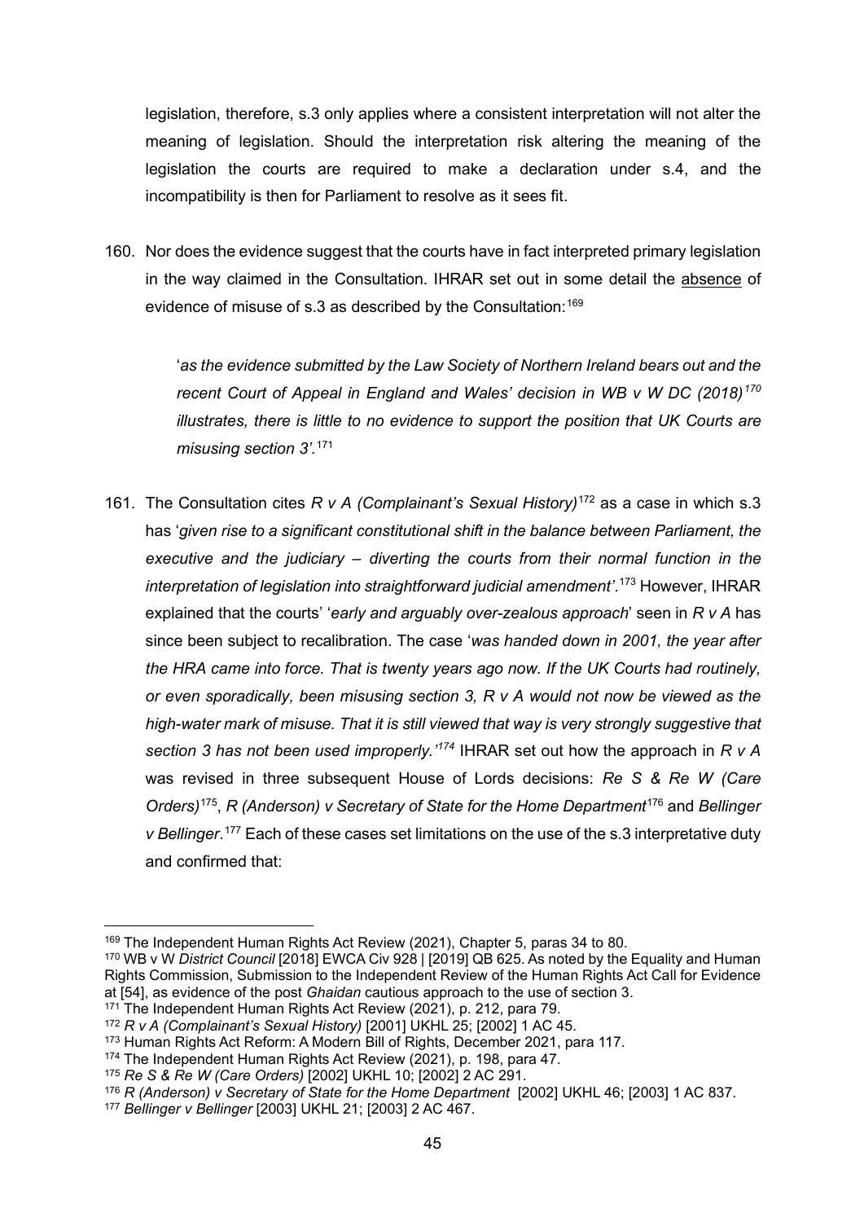legislation, therefore, s.3 only applies where a consistent interpretation will not alter the meaning of legislation. Should the interpretation risk altering the meaning of the legislation the courts are required to make a declaration under s.4, and the incompatibility is then for Parliament to resolve as it sees fit.

160. Nor does the evidence suggest that the courts have in fact interpreted primary legislation in the way claimed in the Consultation. IHRAR set out in some detail the <u>absence</u> of evidence of misuse of s.3 as described by the Consultation:[169]

> '*as the evidence submitted by the Law Society of Northern Ireland bears out and the recent Court of Appeal in England and Wales' decision in WB v W DC (2018)[170] illustrates, there is little to no evidence to support the position that UK Courts are misusing section 3'.*[171]

161. The Consultation cites *R v A (Complainant's Sexual History)*[172] as a case in which s.3 has '*given rise to a significant constitutional shift in the balance between Parliament, the executive and the judiciary – diverting the courts from their normal function in the interpretation of legislation into straightforward judicial amendment'*.[173] However, IHRAR explained that the courts' '*early and arguably over-zealous approach*' seen in *R v A* has since been subject to recalibration. The case '*was handed down in 2001, the year after the HRA came into force. That is twenty years ago now. If the UK Courts had routinely, or even sporadically, been misusing section 3, R v A would not now be viewed as the high-water mark of misuse. That it is still viewed that way is very strongly suggestive that section 3 has not been used improperly.'*[174] IHRAR set out how the approach in *R v A* was revised in three subsequent House of Lords decisions: *Re S & Re W (Care Orders)*[175], *R (Anderson) v Secretary of State for the Home Department*[176] and *Bellinger v Bellinger*.[177] Each of these cases set limitations on the use of the s.3 interpretative duty and confirmed that:

---

[169] The Independent Human Rights Act Review (2021), Chapter 5, paras 34 to 80.

[170] WB v W *District Council* [2018] EWCA Civ 928 | [2019] QB 625. As noted by the Equality and Human Rights Commission, Submission to the Independent Review of the Human Rights Act Call for Evidence at [54], as evidence of the post *Ghaidan* cautious approach to the use of section 3.

[171] The Independent Human Rights Act Review (2021), p. 212, para 79.

[172] *R v A (Complainant's Sexual History)* [2001] UKHL 25; [2002] 1 AC 45.

[173] Human Rights Act Reform: A Modern Bill of Rights, December 2021, para 117.

[174] The Independent Human Rights Act Review (2021), p. 198, para 47.

[175] *Re S & Re W (Care Orders)* [2002] UKHL 10; [2002] 2 AC 291.

[176] *R (Anderson) v Secretary of State for the Home Department* [2002] UKHL 46; [2003] 1 AC 837.

[177] *Bellinger v Bellinger* [2003] UKHL 21; [2003] 2 AC 467.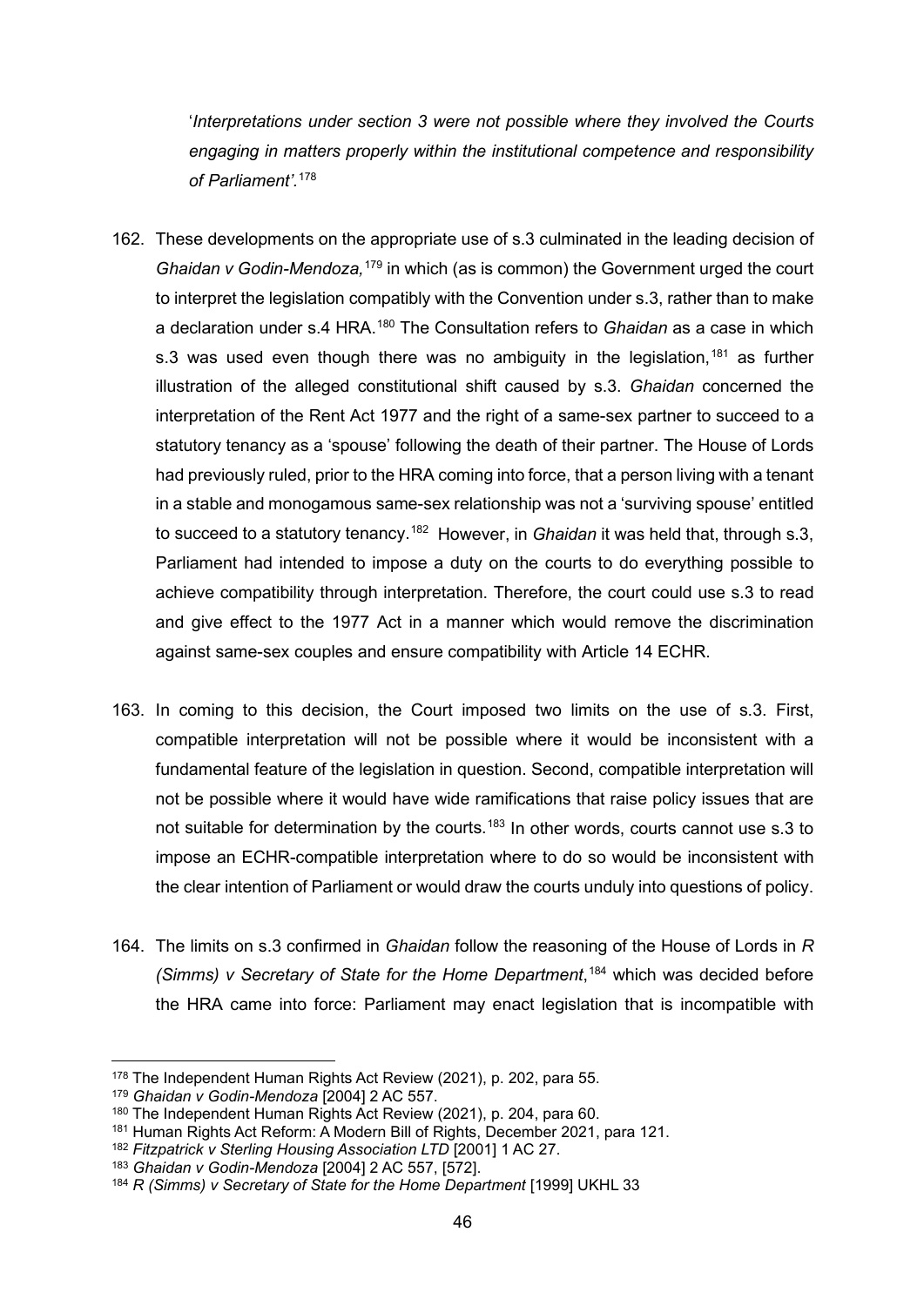'*Interpretations under section 3 were not possible where they involved the Courts engaging in matters properly within the institutional competence and responsibility of Parliament'*.[178]

162. These developments on the appropriate use of s.3 culminated in the leading decision of *Ghaidan v Godin-Mendoza,*[179] in which (as is common) the Government urged the court to interpret the legislation compatibly with the Convention under s.3, rather than to make a declaration under s.4 HRA.[180] The Consultation refers to *Ghaidan* as a case in which s.3 was used even though there was no ambiguity in the legislation,[181] as further illustration of the alleged constitutional shift caused by s.3. *Ghaidan* concerned the interpretation of the Rent Act 1977 and the right of a same-sex partner to succeed to a statutory tenancy as a 'spouse' following the death of their partner. The House of Lords had previously ruled, prior to the HRA coming into force, that a person living with a tenant in a stable and monogamous same-sex relationship was not a 'surviving spouse' entitled to succeed to a statutory tenancy.[182] However, in *Ghaidan* it was held that, through s.3, Parliament had intended to impose a duty on the courts to do everything possible to achieve compatibility through interpretation. Therefore, the court could use s.3 to read and give effect to the 1977 Act in a manner which would remove the discrimination against same-sex couples and ensure compatibility with Article 14 ECHR.

163. In coming to this decision, the Court imposed two limits on the use of s.3. First, compatible interpretation will not be possible where it would be inconsistent with a fundamental feature of the legislation in question. Second, compatible interpretation will not be possible where it would have wide ramifications that raise policy issues that are not suitable for determination by the courts.[183] In other words, courts cannot use s.3 to impose an ECHR-compatible interpretation where to do so would be inconsistent with the clear intention of Parliament or would draw the courts unduly into questions of policy.

164. The limits on s.3 confirmed in *Ghaidan* follow the reasoning of the House of Lords in *R (Simms) v Secretary of State for the Home Department*,[184] which was decided before the HRA came into force: Parliament may enact legislation that is incompatible with

---

[178] The Independent Human Rights Act Review (2021), p. 202, para 55.

[179] *Ghaidan v Godin-Mendoza* [2004] 2 AC 557.

[180] The Independent Human Rights Act Review (2021), p. 204, para 60.

[181] Human Rights Act Reform: A Modern Bill of Rights, December 2021, para 121.

[182] *Fitzpatrick v Sterling Housing Association LTD* [2001] 1 AC 27.

[183] *Ghaidan v Godin-Mendoza* [2004] 2 AC 557, [572].

[184] *R (Simms) v Secretary of State for the Home Department* [1999] UKHL 33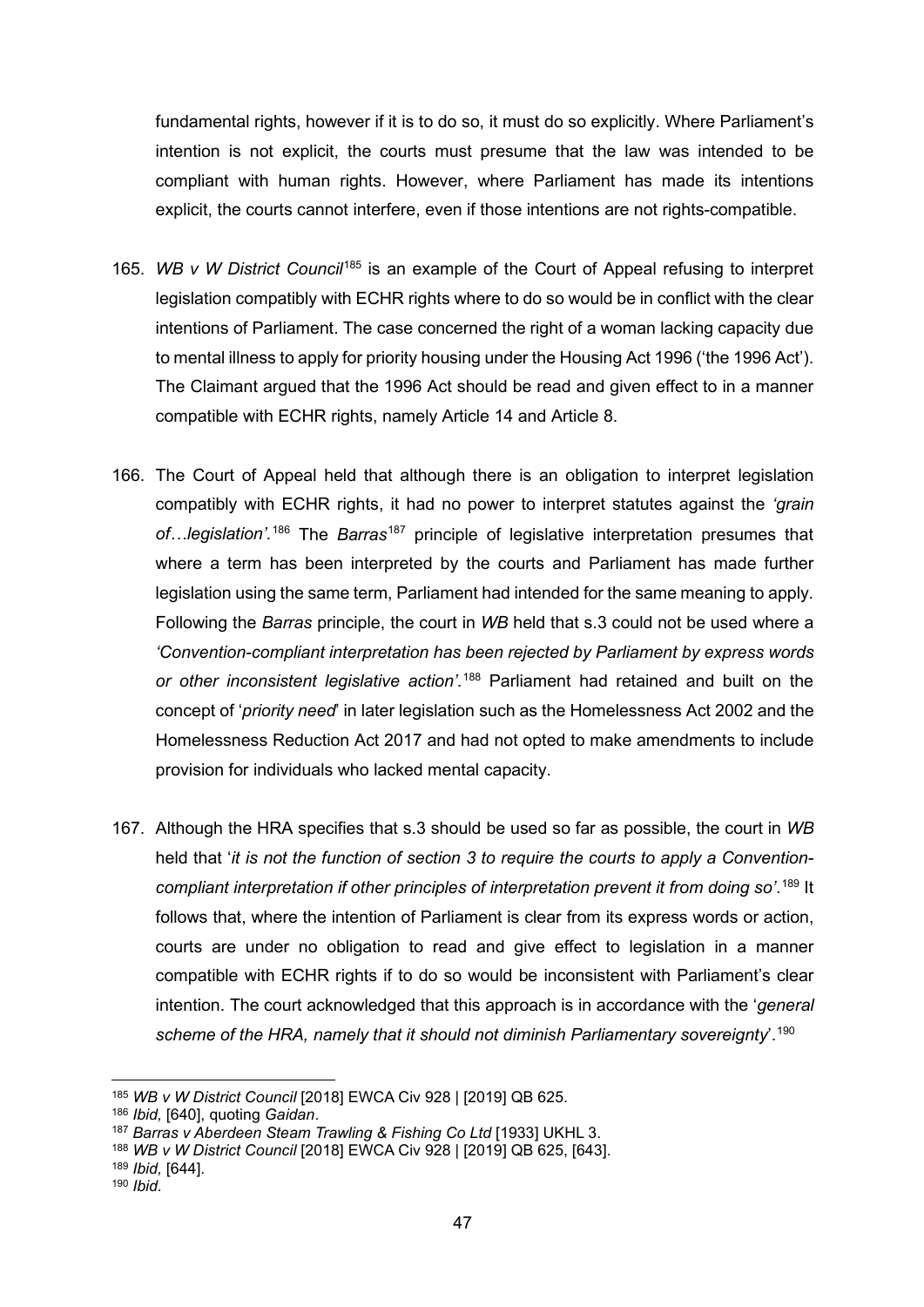fundamental rights, however if it is to do so, it must do so explicitly. Where Parliament's intention is not explicit, the courts must presume that the law was intended to be compliant with human rights. However, where Parliament has made its intentions explicit, the courts cannot interfere, even if those intentions are not rights-compatible.

165. *WB v W District Council*[185] is an example of the Court of Appeal refusing to interpret legislation compatibly with ECHR rights where to do so would be in conflict with the clear intentions of Parliament. The case concerned the right of a woman lacking capacity due to mental illness to apply for priority housing under the Housing Act 1996 ('the 1996 Act'). The Claimant argued that the 1996 Act should be read and given effect to in a manner compatible with ECHR rights, namely Article 14 and Article 8.

166. The Court of Appeal held that although there is an obligation to interpret legislation compatibly with ECHR rights, it had no power to interpret statutes against the *'grain of…legislation'.*[186] The *Barras*[187] principle of legislative interpretation presumes that where a term has been interpreted by the courts and Parliament has made further legislation using the same term, Parliament had intended for the same meaning to apply. Following the *Barras* principle, the court in *WB* held that s.3 could not be used where a *'Convention-compliant interpretation has been rejected by Parliament by express words or other inconsistent legislative action'.*[188] Parliament had retained and built on the concept of '*priority need*' in later legislation such as the Homelessness Act 2002 and the Homelessness Reduction Act 2017 and had not opted to make amendments to include provision for individuals who lacked mental capacity.

167. Although the HRA specifies that s.3 should be used so far as possible, the court in *WB* held that '*it is not the function of section 3 to require the courts to apply a Convention-compliant interpretation if other principles of interpretation prevent it from doing so'*.[189] It follows that, where the intention of Parliament is clear from its express words or action, courts are under no obligation to read and give effect to legislation in a manner compatible with ECHR rights if to do so would be inconsistent with Parliament's clear intention. The court acknowledged that this approach is in accordance with the '*general scheme of the HRA, namely that it should not diminish Parliamentary sovereignty*'.[190]

---

[185] *WB v W District Council* [2018] EWCA Civ 928 | [2019] QB 625.

[186] *Ibid,* [640], quoting *Gaidan*.

[187] *Barras v Aberdeen Steam Trawling & Fishing Co Ltd* [1933] UKHL 3.

[188] *WB v W District Council* [2018] EWCA Civ 928 | [2019] QB 625, [643].

[189] *Ibid,* [644].

[190] *Ibid.*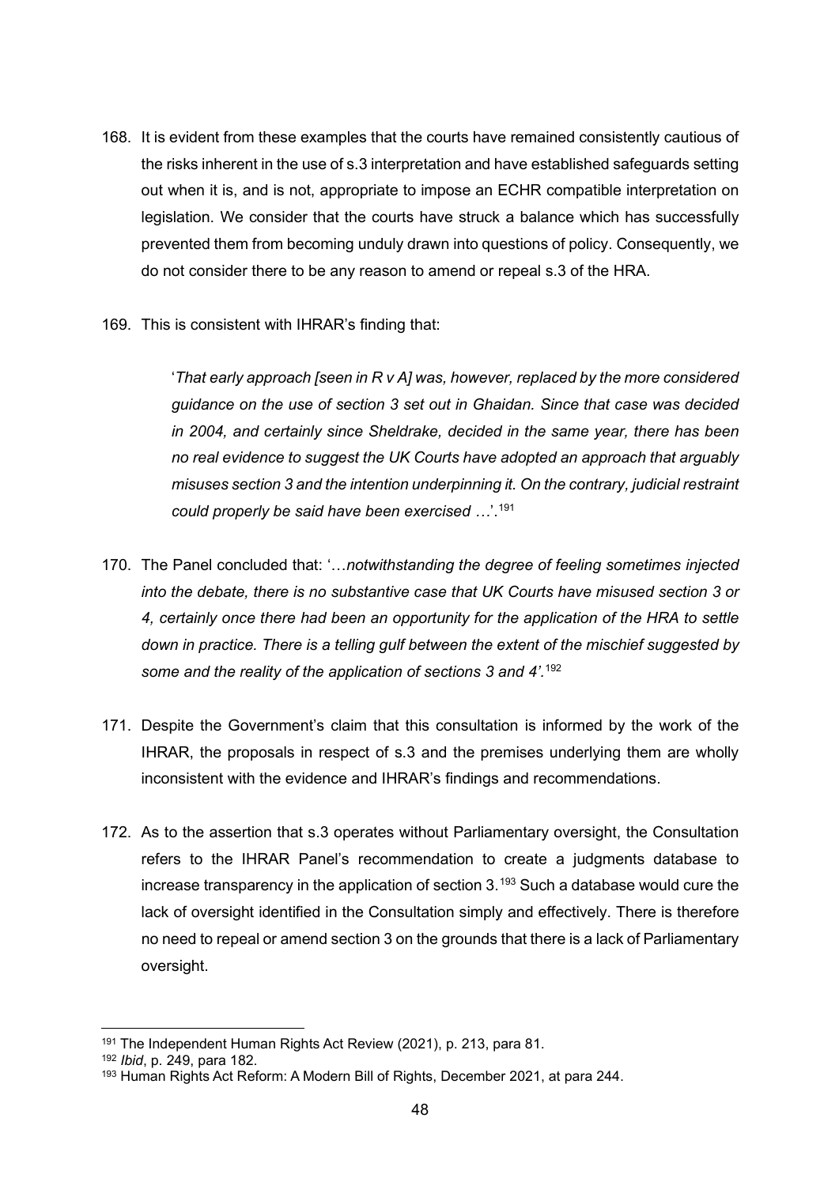168. It is evident from these examples that the courts have remained consistently cautious of the risks inherent in the use of s.3 interpretation and have established safeguards setting out when it is, and is not, appropriate to impose an ECHR compatible interpretation on legislation. We consider that the courts have struck a balance which has successfully prevented them from becoming unduly drawn into questions of policy. Consequently, we do not consider there to be any reason to amend or repeal s.3 of the HRA.

169. This is consistent with IHRAR's finding that:

> '*That early approach [seen in R v A] was, however, replaced by the more considered guidance on the use of section 3 set out in Ghaidan. Since that case was decided in 2004, and certainly since Sheldrake, decided in the same year, there has been no real evidence to suggest the UK Courts have adopted an approach that arguably misuses section 3 and the intention underpinning it. On the contrary, judicial restraint could properly be said have been exercised …*'.[191]

170. The Panel concluded that: '…*notwithstanding the degree of feeling sometimes injected into the debate, there is no substantive case that UK Courts have misused section 3 or 4, certainly once there had been an opportunity for the application of the HRA to settle down in practice. There is a telling gulf between the extent of the mischief suggested by some and the reality of the application of sections 3 and 4'*.[192]

171. Despite the Government's claim that this consultation is informed by the work of the IHRAR, the proposals in respect of s.3 and the premises underlying them are wholly inconsistent with the evidence and IHRAR's findings and recommendations.

172. As to the assertion that s.3 operates without Parliamentary oversight, the Consultation refers to the IHRAR Panel's recommendation to create a judgments database to increase transparency in the application of section 3.[193] Such a database would cure the lack of oversight identified in the Consultation simply and effectively. There is therefore no need to repeal or amend section 3 on the grounds that there is a lack of Parliamentary oversight.

---

[191] The Independent Human Rights Act Review (2021), p. 213, para 81.

[192] *Ibid*, p. 249, para 182.

[193] Human Rights Act Reform: A Modern Bill of Rights, December 2021, at para 244.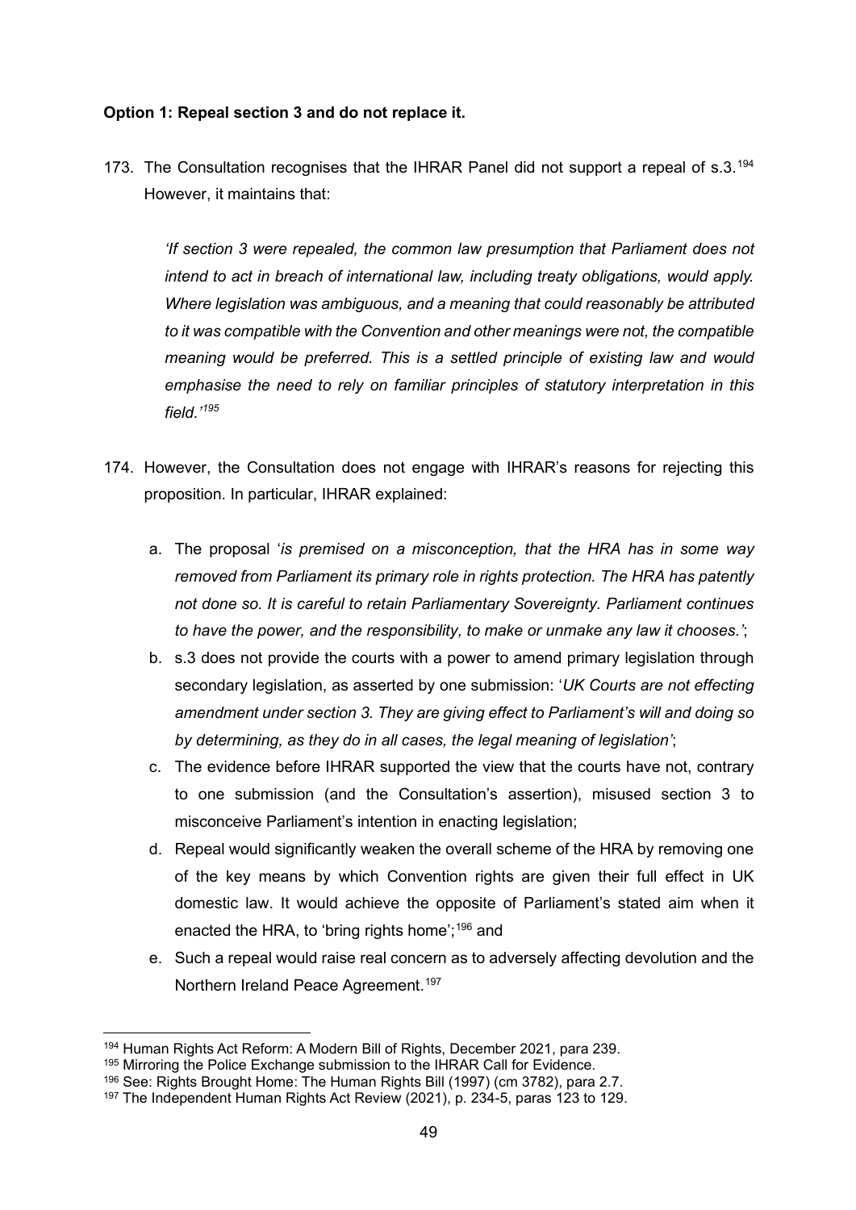**Option 1: Repeal section 3 and do not replace it.**

173. The Consultation recognises that the IHRAR Panel did not support a repeal of s.3.[194] However, it maintains that:

> *'If section 3 were repealed, the common law presumption that Parliament does not intend to act in breach of international law, including treaty obligations, would apply. Where legislation was ambiguous, and a meaning that could reasonably be attributed to it was compatible with the Convention and other meanings were not, the compatible meaning would be preferred. This is a settled principle of existing law and would emphasise the need to rely on familiar principles of statutory interpretation in this field.'*[195]

174. However, the Consultation does not engage with IHRAR's reasons for rejecting this proposition. In particular, IHRAR explained:

    a. The proposal '*is premised on a misconception, that the HRA has in some way removed from Parliament its primary role in rights protection. The HRA has patently not done so. It is careful to retain Parliamentary Sovereignty. Parliament continues to have the power, and the responsibility, to make or unmake any law it chooses.'*;

    b. s.3 does not provide the courts with a power to amend primary legislation through secondary legislation, as asserted by one submission: '*UK Courts are not effecting amendment under section 3. They are giving effect to Parliament's will and doing so by determining, as they do in all cases, the legal meaning of legislation'*;

    c. The evidence before IHRAR supported the view that the courts have not, contrary to one submission (and the Consultation's assertion), misused section 3 to misconceive Parliament's intention in enacting legislation;

    d. Repeal would significantly weaken the overall scheme of the HRA by removing one of the key means by which Convention rights are given their full effect in UK domestic law. It would achieve the opposite of Parliament's stated aim when it enacted the HRA, to 'bring rights home';[196] and

    e. Such a repeal would raise real concern as to adversely affecting devolution and the Northern Ireland Peace Agreement.[197]

---

[194] Human Rights Act Reform: A Modern Bill of Rights, December 2021, para 239.

[195] Mirroring the Police Exchange submission to the IHRAR Call for Evidence.

[196] See: Rights Brought Home: The Human Rights Bill (1997) (cm 3782), para 2.7.

[197] The Independent Human Rights Act Review (2021), p. 234-5, paras 123 to 129.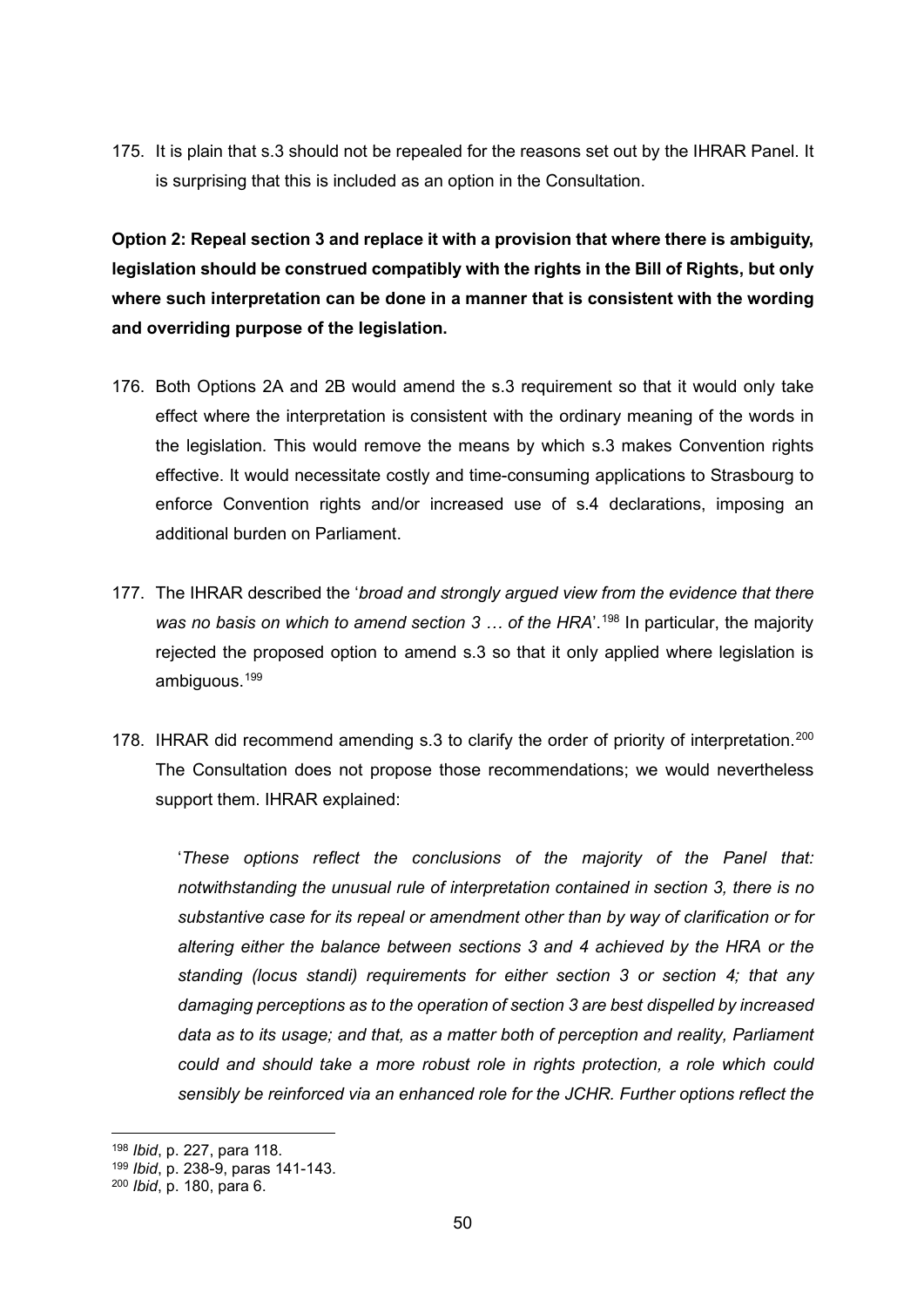175. It is plain that s.3 should not be repealed for the reasons set out by the IHRAR Panel. It is surprising that this is included as an option in the Consultation.

**Option 2: Repeal section 3 and replace it with a provision that where there is ambiguity, legislation should be construed compatibly with the rights in the Bill of Rights, but only where such interpretation can be done in a manner that is consistent with the wording and overriding purpose of the legislation.**

176. Both Options 2A and 2B would amend the s.3 requirement so that it would only take effect where the interpretation is consistent with the ordinary meaning of the words in the legislation. This would remove the means by which s.3 makes Convention rights effective. It would necessitate costly and time-consuming applications to Strasbourg to enforce Convention rights and/or increased use of s.4 declarations, imposing an additional burden on Parliament.

177. The IHRAR described the '*broad and strongly argued view from the evidence that there was no basis on which to amend section 3 … of the HRA*'.[198] In particular, the majority rejected the proposed option to amend s.3 so that it only applied where legislation is ambiguous.[199]

178. IHRAR did recommend amending s.3 to clarify the order of priority of interpretation.[200] The Consultation does not propose those recommendations; we would nevertheless support them. IHRAR explained:

> '*These options reflect the conclusions of the majority of the Panel that: notwithstanding the unusual rule of interpretation contained in section 3, there is no substantive case for its repeal or amendment other than by way of clarification or for altering either the balance between sections 3 and 4 achieved by the HRA or the standing (locus standi) requirements for either section 3 or section 4; that any damaging perceptions as to the operation of section 3 are best dispelled by increased data as to its usage; and that, as a matter both of perception and reality, Parliament could and should take a more robust role in rights protection, a role which could sensibly be reinforced via an enhanced role for the JCHR. Further options reflect the*

---

[198] *Ibid*, p. 227, para 118.

[199] *Ibid*, p. 238-9, paras 141-143.

[200] *Ibid*, p. 180, para 6.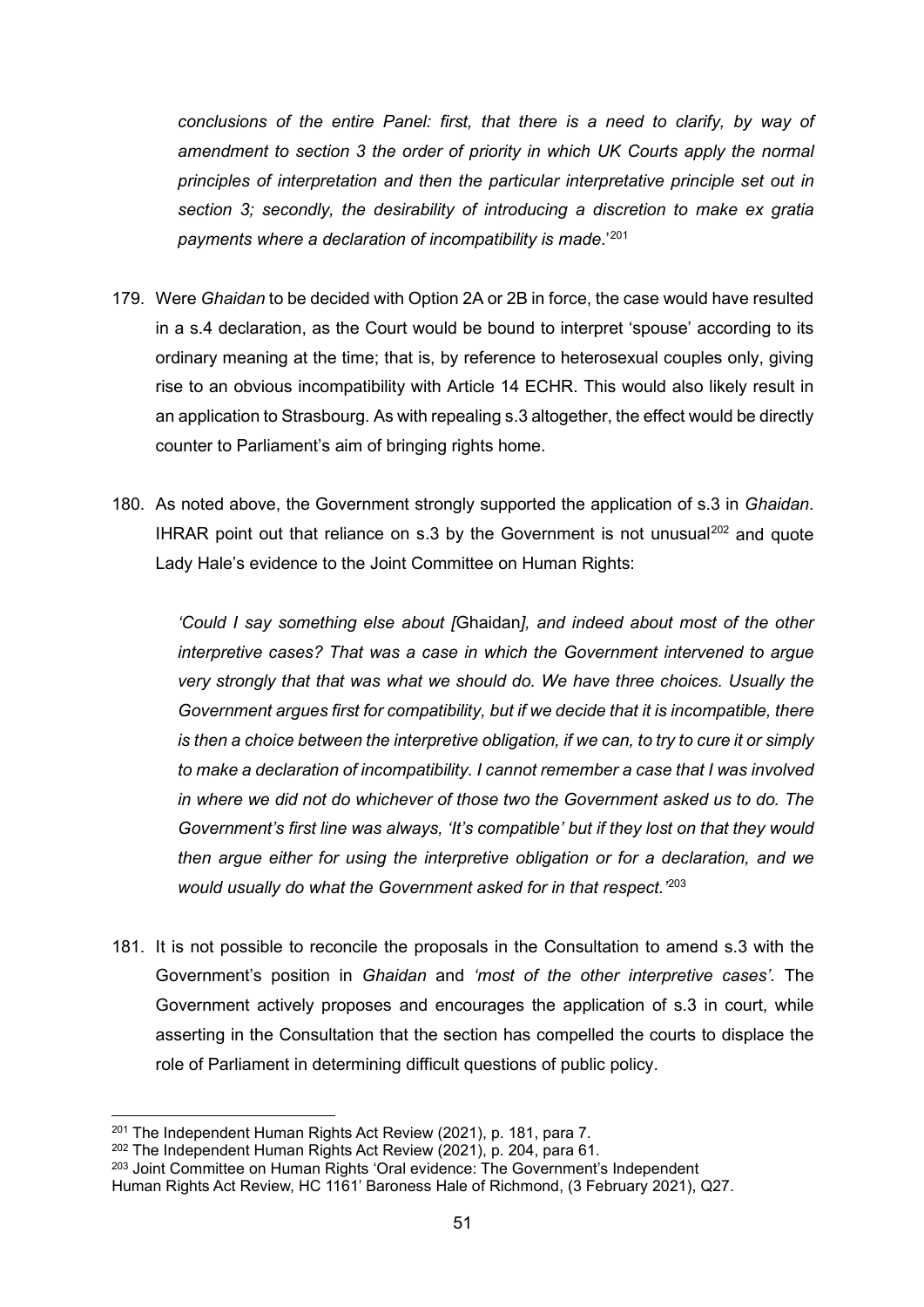*conclusions of the entire Panel: first, that there is a need to clarify, by way of amendment to section 3 the order of priority in which UK Courts apply the normal principles of interpretation and then the particular interpretative principle set out in section 3; secondly, the desirability of introducing a discretion to make ex gratia payments where a declaration of incompatibility is made*.'[201]

179. Were *Ghaidan* to be decided with Option 2A or 2B in force, the case would have resulted in a s.4 declaration, as the Court would be bound to interpret 'spouse' according to its ordinary meaning at the time; that is, by reference to heterosexual couples only, giving rise to an obvious incompatibility with Article 14 ECHR. This would also likely result in an application to Strasbourg. As with repealing s.3 altogether, the effect would be directly counter to Parliament's aim of bringing rights home.

180. As noted above, the Government strongly supported the application of s.3 in *Ghaidan*. IHRAR point out that reliance on s.3 by the Government is not unusual[202] and quote Lady Hale's evidence to the Joint Committee on Human Rights:

> *'Could I say something else about [*Ghaidan*], and indeed about most of the other interpretive cases? That was a case in which the Government intervened to argue very strongly that that was what we should do. We have three choices. Usually the Government argues first for compatibility, but if we decide that it is incompatible, there is then a choice between the interpretive obligation, if we can, to try to cure it or simply to make a declaration of incompatibility. I cannot remember a case that I was involved in where we did not do whichever of those two the Government asked us to do. The Government's first line was always, 'It's compatible' but if they lost on that they would then argue either for using the interpretive obligation or for a declaration, and we would usually do what the Government asked for in that respect.'*[203]

181. It is not possible to reconcile the proposals in the Consultation to amend s.3 with the Government's position in *Ghaidan* and *'most of the other interpretive cases'*. The Government actively proposes and encourages the application of s.3 in court, while asserting in the Consultation that the section has compelled the courts to displace the role of Parliament in determining difficult questions of public policy.

---

[201] The Independent Human Rights Act Review (2021), p. 181, para 7.

[202] The Independent Human Rights Act Review (2021), p. 204, para 61.

[203] Joint Committee on Human Rights 'Oral evidence: The Government's Independent Human Rights Act Review, HC 1161' Baroness Hale of Richmond, (3 February 2021), Q27.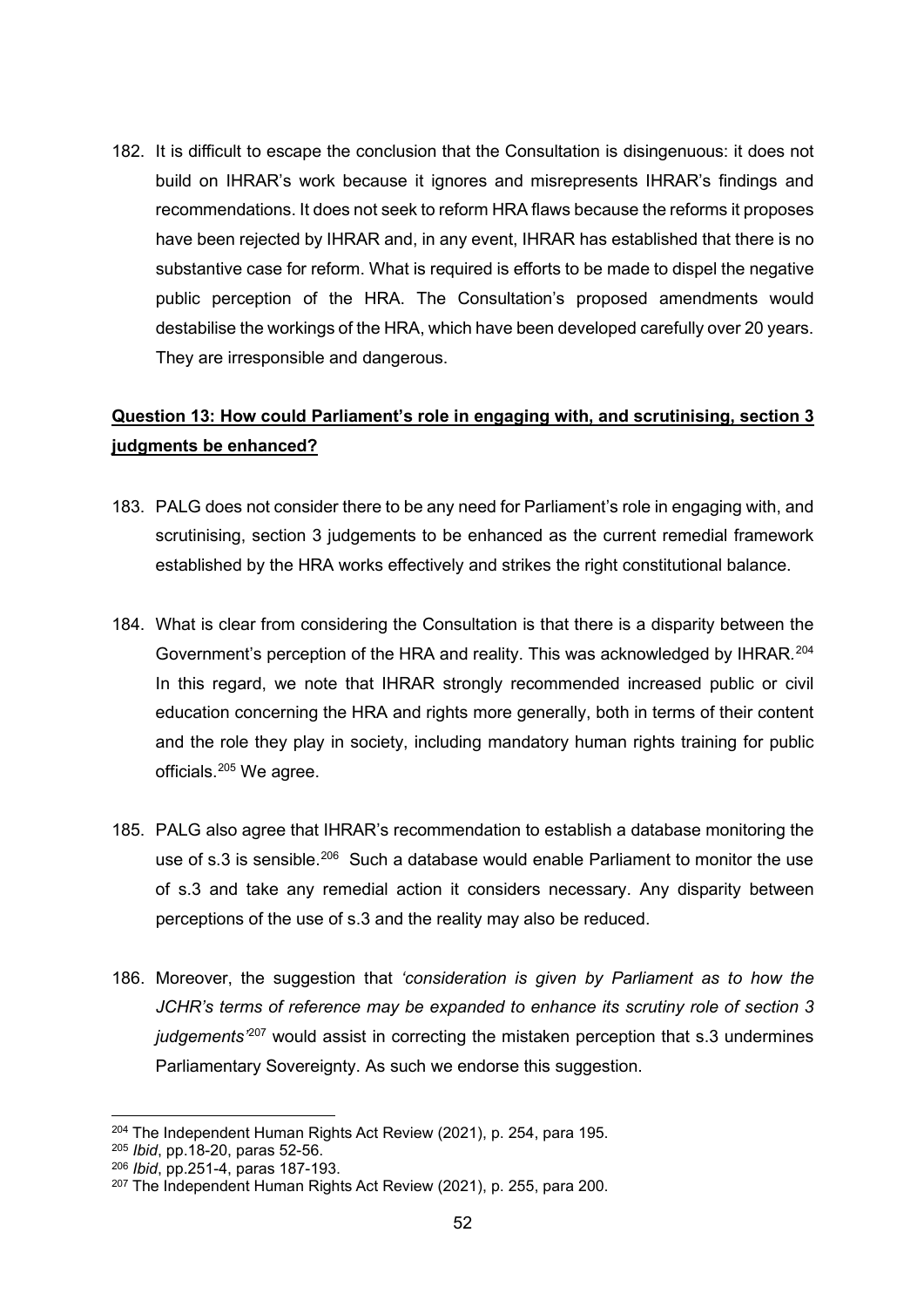182. It is difficult to escape the conclusion that the Consultation is disingenuous: it does not build on IHRAR's work because it ignores and misrepresents IHRAR's findings and recommendations. It does not seek to reform HRA flaws because the reforms it proposes have been rejected by IHRAR and, in any event, IHRAR has established that there is no substantive case for reform. What is required is efforts to be made to dispel the negative public perception of the HRA. The Consultation's proposed amendments would destabilise the workings of the HRA, which have been developed carefully over 20 years. They are irresponsible and dangerous.

**<u>Question 13: How could Parliament's role in engaging with, and scrutinising, section 3 judgments be enhanced?</u>**

183. PALG does not consider there to be any need for Parliament's role in engaging with, and scrutinising, section 3 judgements to be enhanced as the current remedial framework established by the HRA works effectively and strikes the right constitutional balance.

184. What is clear from considering the Consultation is that there is a disparity between the Government's perception of the HRA and reality. This was acknowledged by IHRAR.[204] In this regard, we note that IHRAR strongly recommended increased public or civil education concerning the HRA and rights more generally, both in terms of their content and the role they play in society, including mandatory human rights training for public officials.[205] We agree.

185. PALG also agree that IHRAR's recommendation to establish a database monitoring the use of s.3 is sensible.[206] Such a database would enable Parliament to monitor the use of s.3 and take any remedial action it considers necessary. Any disparity between perceptions of the use of s.3 and the reality may also be reduced.

186. Moreover, the suggestion that *'consideration is given by Parliament as to how the JCHR's terms of reference may be expanded to enhance its scrutiny role of section 3 judgements'*[207] would assist in correcting the mistaken perception that s.3 undermines Parliamentary Sovereignty. As such we endorse this suggestion.

---

[204] The Independent Human Rights Act Review (2021), p. 254, para 195.

[205] *Ibid*, pp.18-20, paras 52-56.

[206] *Ibid*, pp.251-4, paras 187-193.

[207] The Independent Human Rights Act Review (2021), p. 255, para 200.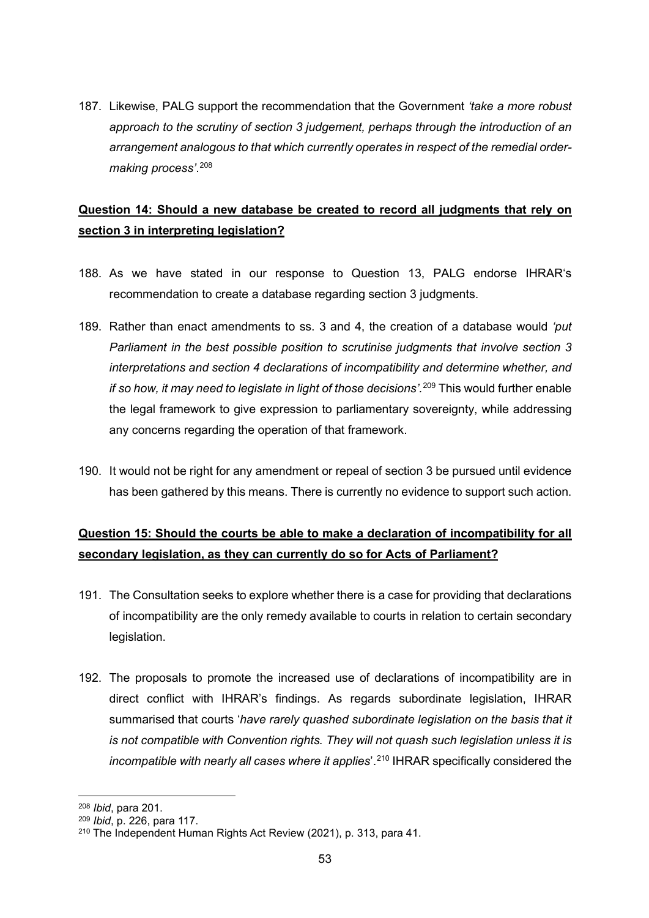187. Likewise, PALG support the recommendation that the Government *'take a more robust approach to the scrutiny of section 3 judgement, perhaps through the introduction of an arrangement analogous to that which currently operates in respect of the remedial order-making process'*.[208]

**Question 14: Should a new database be created to record all judgments that rely on section 3 in interpreting legislation?**

188. As we have stated in our response to Question 13, PALG endorse IHRAR's recommendation to create a database regarding section 3 judgments.

189. Rather than enact amendments to ss. 3 and 4, the creation of a database would *'put Parliament in the best possible position to scrutinise judgments that involve section 3 interpretations and section 4 declarations of incompatibility and determine whether, and if so how, it may need to legislate in light of those decisions'.*[209] This would further enable the legal framework to give expression to parliamentary sovereignty, while addressing any concerns regarding the operation of that framework.

190. It would not be right for any amendment or repeal of section 3 be pursued until evidence has been gathered by this means. There is currently no evidence to support such action.

**Question 15: Should the courts be able to make a declaration of incompatibility for all secondary legislation, as they can currently do so for Acts of Parliament?**

191. The Consultation seeks to explore whether there is a case for providing that declarations of incompatibility are the only remedy available to courts in relation to certain secondary legislation.

192. The proposals to promote the increased use of declarations of incompatibility are in direct conflict with IHRAR's findings. As regards subordinate legislation, IHRAR summarised that courts '*have rarely quashed subordinate legislation on the basis that it is not compatible with Convention rights. They will not quash such legislation unless it is incompatible with nearly all cases where it applies*'.[210] IHRAR specifically considered the

---

[208] *Ibid*, para 201.

[209] *Ibid*, p. 226, para 117.

[210] The Independent Human Rights Act Review (2021), p. 313, para 41.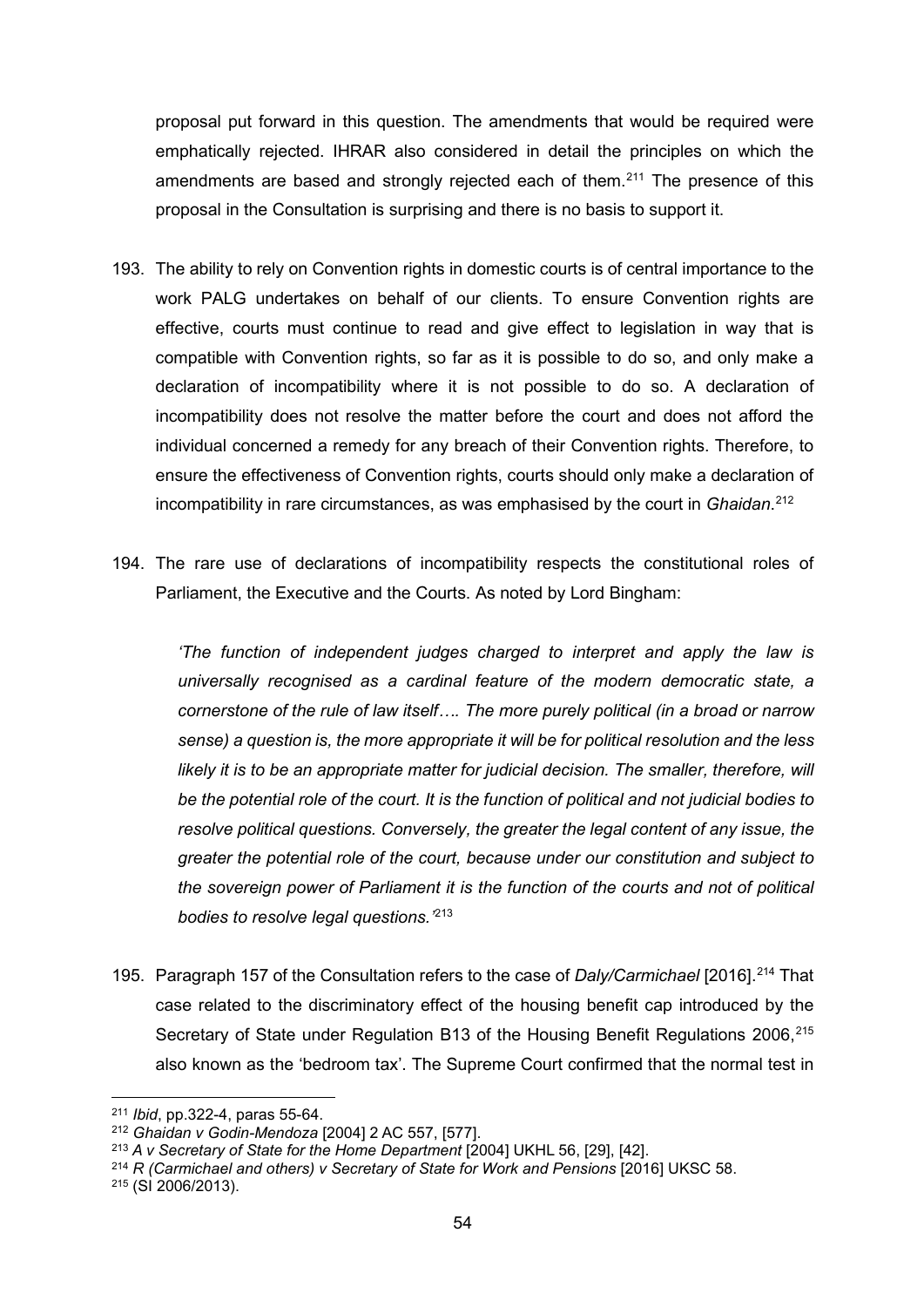proposal put forward in this question. The amendments that would be required were emphatically rejected. IHRAR also considered in detail the principles on which the amendments are based and strongly rejected each of them.[211] The presence of this proposal in the Consultation is surprising and there is no basis to support it.

193. The ability to rely on Convention rights in domestic courts is of central importance to the work PALG undertakes on behalf of our clients. To ensure Convention rights are effective, courts must continue to read and give effect to legislation in way that is compatible with Convention rights, so far as it is possible to do so, and only make a declaration of incompatibility where it is not possible to do so. A declaration of incompatibility does not resolve the matter before the court and does not afford the individual concerned a remedy for any breach of their Convention rights. Therefore, to ensure the effectiveness of Convention rights, courts should only make a declaration of incompatibility in rare circumstances, as was emphasised by the court in *Ghaidan*.[212]

194. The rare use of declarations of incompatibility respects the constitutional roles of Parliament, the Executive and the Courts. As noted by Lord Bingham:

> *'The function of independent judges charged to interpret and apply the law is universally recognised as a cardinal feature of the modern democratic state, a cornerstone of the rule of law itself…. The more purely political (in a broad or narrow sense) a question is, the more appropriate it will be for political resolution and the less likely it is to be an appropriate matter for judicial decision. The smaller, therefore, will be the potential role of the court. It is the function of political and not judicial bodies to resolve political questions. Conversely, the greater the legal content of any issue, the greater the potential role of the court, because under our constitution and subject to the sovereign power of Parliament it is the function of the courts and not of political bodies to resolve legal questions.'*[213]

195. Paragraph 157 of the Consultation refers to the case of *Daly/Carmichael* [2016].[214] That case related to the discriminatory effect of the housing benefit cap introduced by the Secretary of State under Regulation B13 of the Housing Benefit Regulations 2006,[215] also known as the 'bedroom tax'. The Supreme Court confirmed that the normal test in

---

[211] *Ibid*, pp.322-4, paras 55-64.

[212] *Ghaidan v Godin-Mendoza* [2004] 2 AC 557, [577].

[213] *A v Secretary of State for the Home Department* [2004] UKHL 56, [29], [42].

[214] *R (Carmichael and others) v Secretary of State for Work and Pensions* [2016] UKSC 58.

[215] (SI 2006/2013).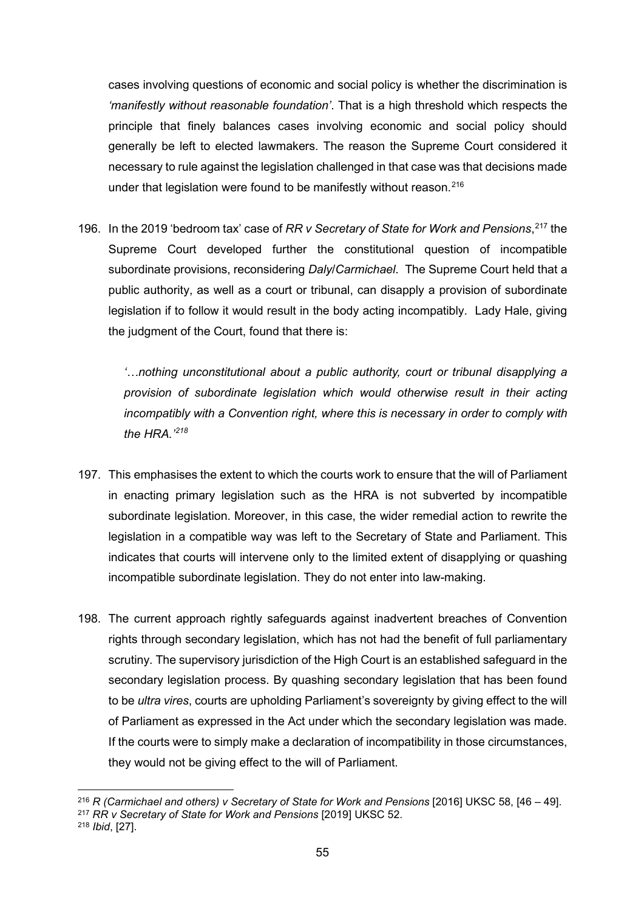cases involving questions of economic and social policy is whether the discrimination is *'manifestly without reasonable foundation'*. That is a high threshold which respects the principle that finely balances cases involving economic and social policy should generally be left to elected lawmakers. The reason the Supreme Court considered it necessary to rule against the legislation challenged in that case was that decisions made under that legislation were found to be manifestly without reason.[216]

196. In the 2019 'bedroom tax' case of *RR v Secretary of State for Work and Pensions*,[217] the Supreme Court developed further the constitutional question of incompatible subordinate provisions, reconsidering *Daly*/*Carmichael*. The Supreme Court held that a public authority, as well as a court or tribunal, can disapply a provision of subordinate legislation if to follow it would result in the body acting incompatibly. Lady Hale, giving the judgment of the Court, found that there is:

*'…nothing unconstitutional about a public authority, court or tribunal disapplying a provision of subordinate legislation which would otherwise result in their acting incompatibly with a Convention right, where this is necessary in order to comply with the HRA.'*[218]

197. This emphasises the extent to which the courts work to ensure that the will of Parliament in enacting primary legislation such as the HRA is not subverted by incompatible subordinate legislation. Moreover, in this case, the wider remedial action to rewrite the legislation in a compatible way was left to the Secretary of State and Parliament. This indicates that courts will intervene only to the limited extent of disapplying or quashing incompatible subordinate legislation. They do not enter into law-making.

198. The current approach rightly safeguards against inadvertent breaches of Convention rights through secondary legislation, which has not had the benefit of full parliamentary scrutiny. The supervisory jurisdiction of the High Court is an established safeguard in the secondary legislation process. By quashing secondary legislation that has been found to be *ultra vires*, courts are upholding Parliament's sovereignty by giving effect to the will of Parliament as expressed in the Act under which the secondary legislation was made. If the courts were to simply make a declaration of incompatibility in those circumstances, they would not be giving effect to the will of Parliament.

---

[216] *R (Carmichael and others) v Secretary of State for Work and Pensions* [2016] UKSC 58, [46 – 49].

[217] *RR v Secretary of State for Work and Pensions* [2019] UKSC 52.

[218] *Ibid*, [27].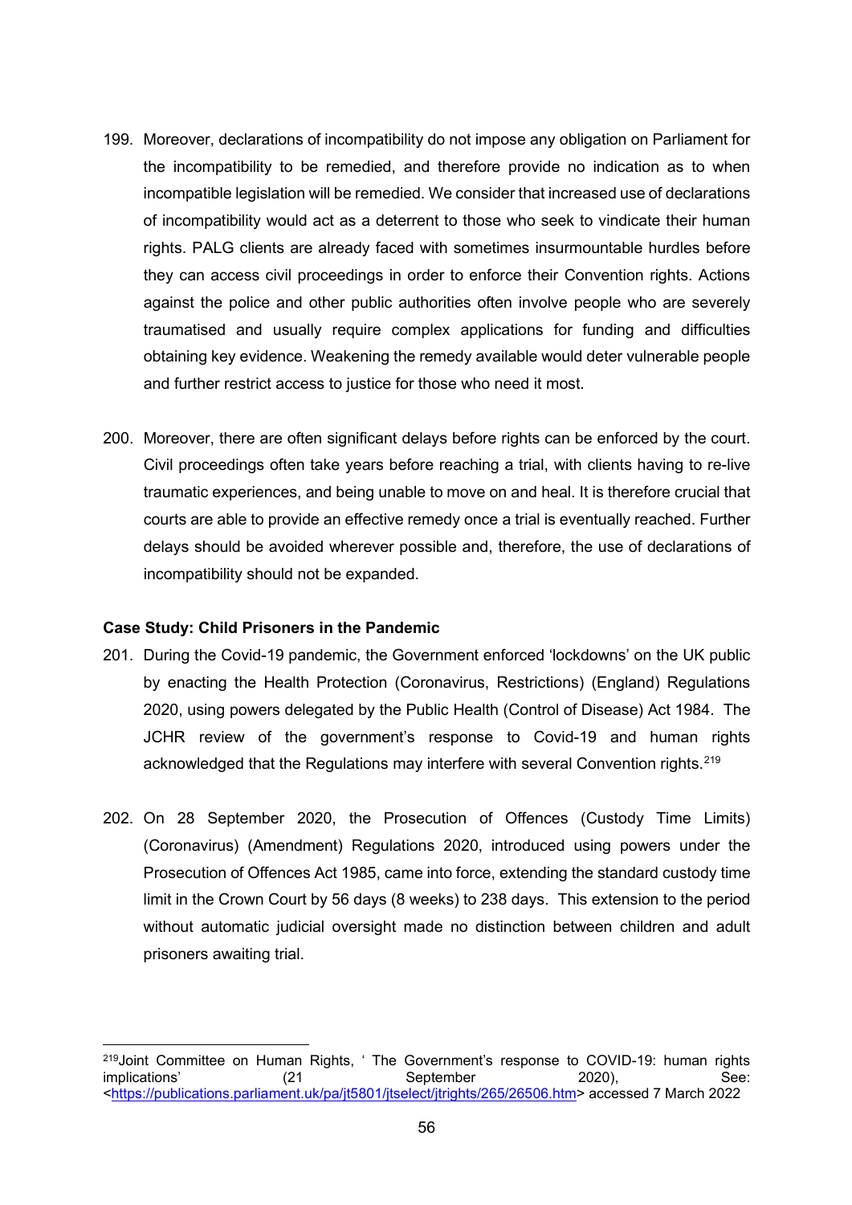199. Moreover, declarations of incompatibility do not impose any obligation on Parliament for the incompatibility to be remedied, and therefore provide no indication as to when incompatible legislation will be remedied. We consider that increased use of declarations of incompatibility would act as a deterrent to those who seek to vindicate their human rights. PALG clients are already faced with sometimes insurmountable hurdles before they can access civil proceedings in order to enforce their Convention rights. Actions against the police and other public authorities often involve people who are severely traumatised and usually require complex applications for funding and difficulties obtaining key evidence. Weakening the remedy available would deter vulnerable people and further restrict access to justice for those who need it most.

200. Moreover, there are often significant delays before rights can be enforced by the court. Civil proceedings often take years before reaching a trial, with clients having to re-live traumatic experiences, and being unable to move on and heal. It is therefore crucial that courts are able to provide an effective remedy once a trial is eventually reached. Further delays should be avoided wherever possible and, therefore, the use of declarations of incompatibility should not be expanded.

**Case Study: Child Prisoners in the Pandemic**

201. During the Covid-19 pandemic, the Government enforced 'lockdowns' on the UK public by enacting the Health Protection (Coronavirus, Restrictions) (England) Regulations 2020, using powers delegated by the Public Health (Control of Disease) Act 1984. The JCHR review of the government's response to Covid-19 and human rights acknowledged that the Regulations may interfere with several Convention rights.[219]

202. On 28 September 2020, the Prosecution of Offences (Custody Time Limits) (Coronavirus) (Amendment) Regulations 2020, introduced using powers under the Prosecution of Offences Act 1985, came into force, extending the standard custody time limit in the Crown Court by 56 days (8 weeks) to 238 days. This extension to the period without automatic judicial oversight made no distinction between children and adult prisoners awaiting trial.

---

[219] Joint Committee on Human Rights, ' The Government's response to COVID-19: human rights implications' (21 September 2020), See: <https://publications.parliament.uk/pa/jt5801/jtselect/jtrights/265/26506.htm> accessed 7 March 2022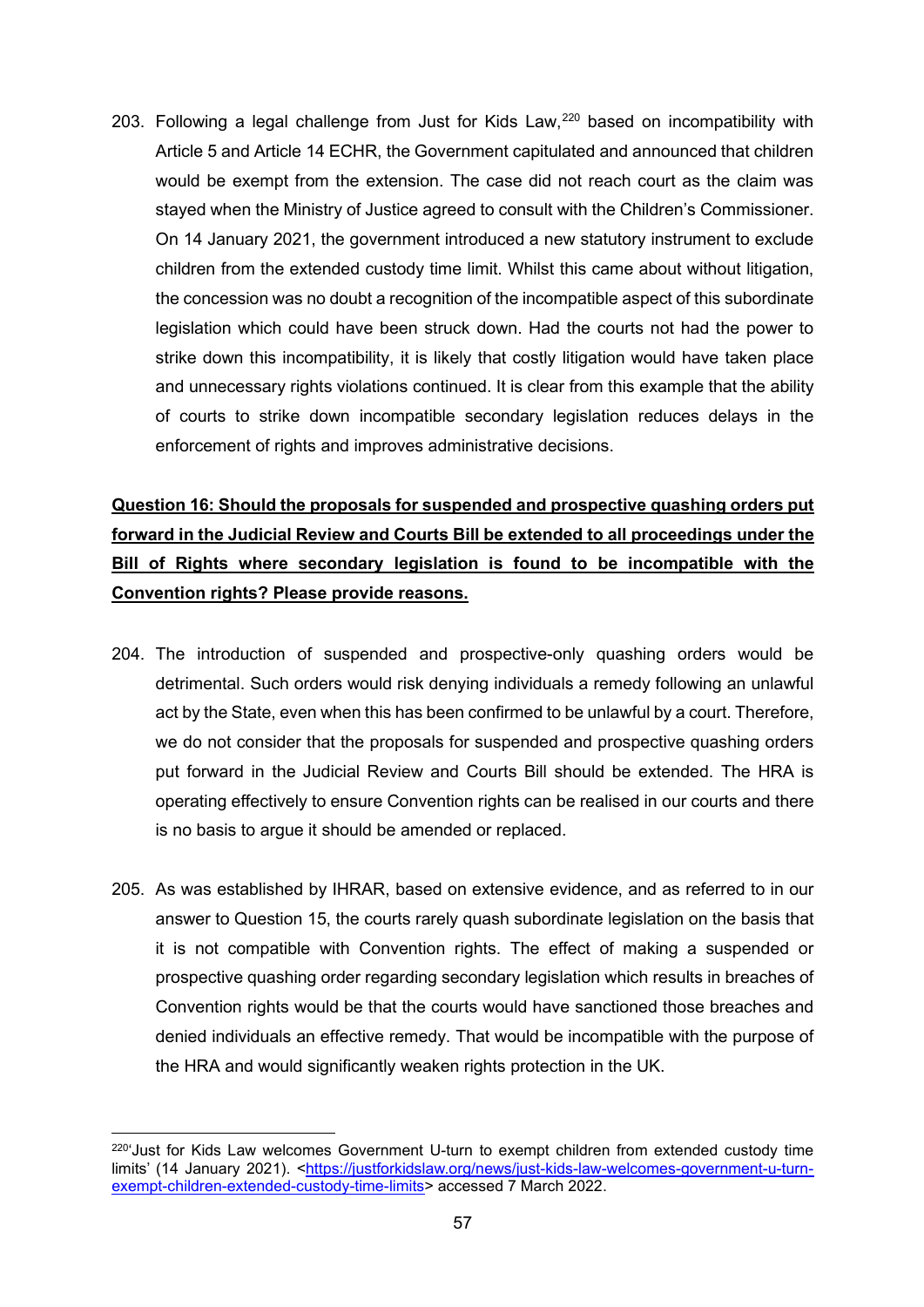203. Following a legal challenge from Just for Kids Law,[220] based on incompatibility with Article 5 and Article 14 ECHR, the Government capitulated and announced that children would be exempt from the extension. The case did not reach court as the claim was stayed when the Ministry of Justice agreed to consult with the Children's Commissioner. On 14 January 2021, the government introduced a new statutory instrument to exclude children from the extended custody time limit. Whilst this came about without litigation, the concession was no doubt a recognition of the incompatible aspect of this subordinate legislation which could have been struck down. Had the courts not had the power to strike down this incompatibility, it is likely that costly litigation would have taken place and unnecessary rights violations continued. It is clear from this example that the ability of courts to strike down incompatible secondary legislation reduces delays in the enforcement of rights and improves administrative decisions.

**<u>Question 16: Should the proposals for suspended and prospective quashing orders put forward in the Judicial Review and Courts Bill be extended to all proceedings under the Bill of Rights where secondary legislation is found to be incompatible with the Convention rights? Please provide reasons.</u>**

204. The introduction of suspended and prospective-only quashing orders would be detrimental. Such orders would risk denying individuals a remedy following an unlawful act by the State, even when this has been confirmed to be unlawful by a court. Therefore, we do not consider that the proposals for suspended and prospective quashing orders put forward in the Judicial Review and Courts Bill should be extended. The HRA is operating effectively to ensure Convention rights can be realised in our courts and there is no basis to argue it should be amended or replaced.

205. As was established by IHRAR, based on extensive evidence, and as referred to in our answer to Question 15, the courts rarely quash subordinate legislation on the basis that it is not compatible with Convention rights. The effect of making a suspended or prospective quashing order regarding secondary legislation which results in breaches of Convention rights would be that the courts would have sanctioned those breaches and denied individuals an effective remedy. That would be incompatible with the purpose of the HRA and would significantly weaken rights protection in the UK.

---

[220] 'Just for Kids Law welcomes Government U-turn to exempt children from extended custody time limits' (14 January 2021). <https://justforkidslaw.org/news/just-kids-law-welcomes-government-u-turn-exempt-children-extended-custody-time-limits> accessed 7 March 2022.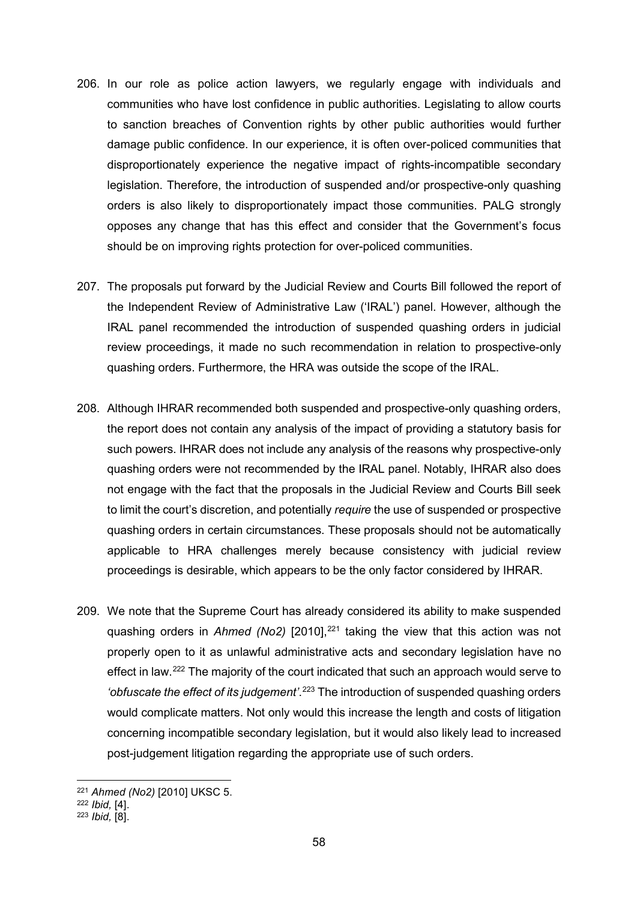206. In our role as police action lawyers, we regularly engage with individuals and communities who have lost confidence in public authorities. Legislating to allow courts to sanction breaches of Convention rights by other public authorities would further damage public confidence. In our experience, it is often over-policed communities that disproportionately experience the negative impact of rights-incompatible secondary legislation. Therefore, the introduction of suspended and/or prospective-only quashing orders is also likely to disproportionately impact those communities. PALG strongly opposes any change that has this effect and consider that the Government's focus should be on improving rights protection for over-policed communities.

207. The proposals put forward by the Judicial Review and Courts Bill followed the report of the Independent Review of Administrative Law ('IRAL') panel. However, although the IRAL panel recommended the introduction of suspended quashing orders in judicial review proceedings, it made no such recommendation in relation to prospective-only quashing orders. Furthermore, the HRA was outside the scope of the IRAL.

208. Although IHRAR recommended both suspended and prospective-only quashing orders, the report does not contain any analysis of the impact of providing a statutory basis for such powers. IHRAR does not include any analysis of the reasons why prospective-only quashing orders were not recommended by the IRAL panel. Notably, IHRAR also does not engage with the fact that the proposals in the Judicial Review and Courts Bill seek to limit the court's discretion, and potentially *require* the use of suspended or prospective quashing orders in certain circumstances. These proposals should not be automatically applicable to HRA challenges merely because consistency with judicial review proceedings is desirable, which appears to be the only factor considered by IHRAR.

209. We note that the Supreme Court has already considered its ability to make suspended quashing orders in *Ahmed (No2)* [2010],[221] taking the view that this action was not properly open to it as unlawful administrative acts and secondary legislation have no effect in law.[222] The majority of the court indicated that such an approach would serve to *'obfuscate the effect of its judgement'*.[223] The introduction of suspended quashing orders would complicate matters. Not only would this increase the length and costs of litigation concerning incompatible secondary legislation, but it would also likely lead to increased post-judgement litigation regarding the appropriate use of such orders.

---

[221] *Ahmed (No2)* [2010] UKSC 5.

[222] *Ibid,* [4].

[223] *Ibid,* [8].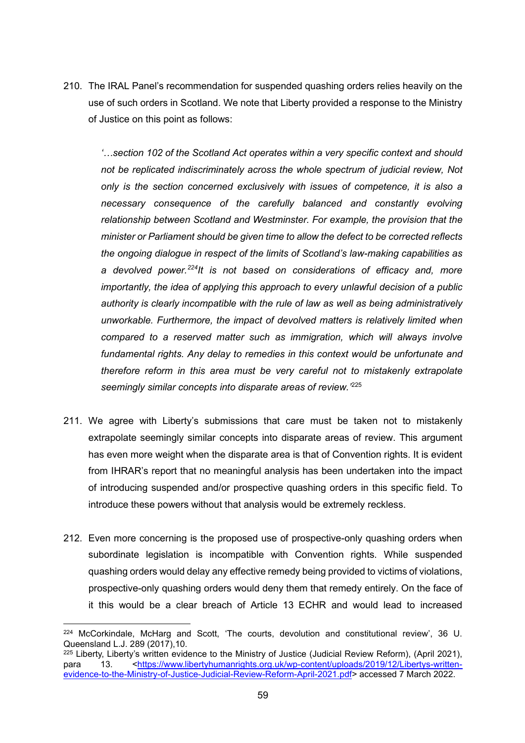210. The IRAL Panel's recommendation for suspended quashing orders relies heavily on the use of such orders in Scotland. We note that Liberty provided a response to the Ministry of Justice on this point as follows:

> *'…section 102 of the Scotland Act operates within a very specific context and should not be replicated indiscriminately across the whole spectrum of judicial review, Not only is the section concerned exclusively with issues of competence, it is also a necessary consequence of the carefully balanced and constantly evolving relationship between Scotland and Westminster. For example, the provision that the minister or Parliament should be given time to allow the defect to be corrected reflects the ongoing dialogue in respect of the limits of Scotland's law-making capabilities as a devolved power.[224] It is not based on considerations of efficacy and, more importantly, the idea of applying this approach to every unlawful decision of a public authority is clearly incompatible with the rule of law as well as being administratively unworkable. Furthermore, the impact of devolved matters is relatively limited when compared to a reserved matter such as immigration, which will always involve fundamental rights. Any delay to remedies in this context would be unfortunate and therefore reform in this area must be very careful not to mistakenly extrapolate seemingly similar concepts into disparate areas of review.'*[225]

211. We agree with Liberty's submissions that care must be taken not to mistakenly extrapolate seemingly similar concepts into disparate areas of review. This argument has even more weight when the disparate area is that of Convention rights. It is evident from IHRAR's report that no meaningful analysis has been undertaken into the impact of introducing suspended and/or prospective quashing orders in this specific field. To introduce these powers without that analysis would be extremely reckless.

212. Even more concerning is the proposed use of prospective-only quashing orders when subordinate legislation is incompatible with Convention rights. While suspended quashing orders would delay any effective remedy being provided to victims of violations, prospective-only quashing orders would deny them that remedy entirely. On the face of it this would be a clear breach of Article 13 ECHR and would lead to increased

---

[224] McCorkindale, McHarg and Scott, 'The courts, devolution and constitutional review', 36 U. Queensland L.J. 289 (2017),10.

[225] Liberty, Liberty's written evidence to the Ministry of Justice (Judicial Review Reform), (April 2021), para 13. <https://www.libertyhumanrights.org.uk/wp-content/uploads/2019/12/Libertys-written-evidence-to-the-Ministry-of-Justice-Judicial-Review-Reform-April-2021.pdf> accessed 7 March 2022.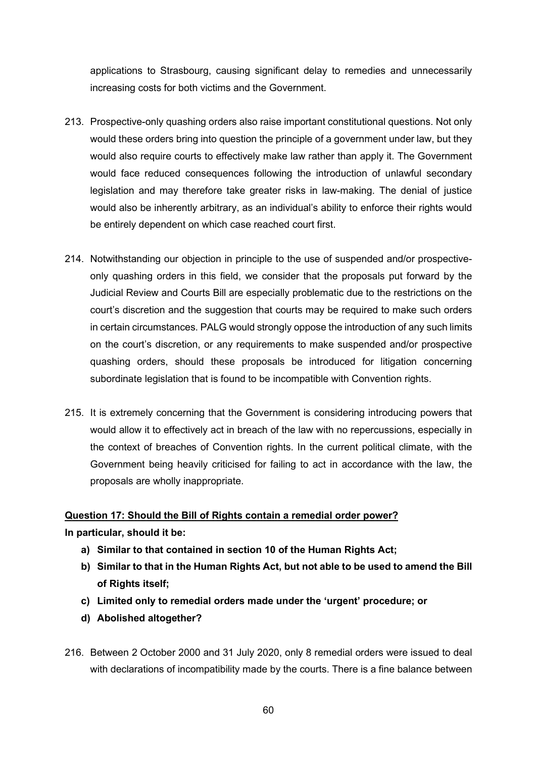applications to Strasbourg, causing significant delay to remedies and unnecessarily increasing costs for both victims and the Government.

213. Prospective-only quashing orders also raise important constitutional questions. Not only would these orders bring into question the principle of a government under law, but they would also require courts to effectively make law rather than apply it. The Government would face reduced consequences following the introduction of unlawful secondary legislation and may therefore take greater risks in law-making. The denial of justice would also be inherently arbitrary, as an individual's ability to enforce their rights would be entirely dependent on which case reached court first.

214. Notwithstanding our objection in principle to the use of suspended and/or prospective-only quashing orders in this field, we consider that the proposals put forward by the Judicial Review and Courts Bill are especially problematic due to the restrictions on the court's discretion and the suggestion that courts may be required to make such orders in certain circumstances. PALG would strongly oppose the introduction of any such limits on the court's discretion, or any requirements to make suspended and/or prospective quashing orders, should these proposals be introduced for litigation concerning subordinate legislation that is found to be incompatible with Convention rights.

215. It is extremely concerning that the Government is considering introducing powers that would allow it to effectively act in breach of the law with no repercussions, especially in the context of breaches of Convention rights. In the current political climate, with the Government being heavily criticised for failing to act in accordance with the law, the proposals are wholly inappropriate.

**Question 17: Should the Bill of Rights contain a remedial order power?**

**In particular, should it be:**

- **a) Similar to that contained in section 10 of the Human Rights Act;**
- **b) Similar to that in the Human Rights Act, but not able to be used to amend the Bill of Rights itself;**
- **c) Limited only to remedial orders made under the 'urgent' procedure; or**
- **d) Abolished altogether?**

216. Between 2 October 2000 and 31 July 2020, only 8 remedial orders were issued to deal with declarations of incompatibility made by the courts. There is a fine balance between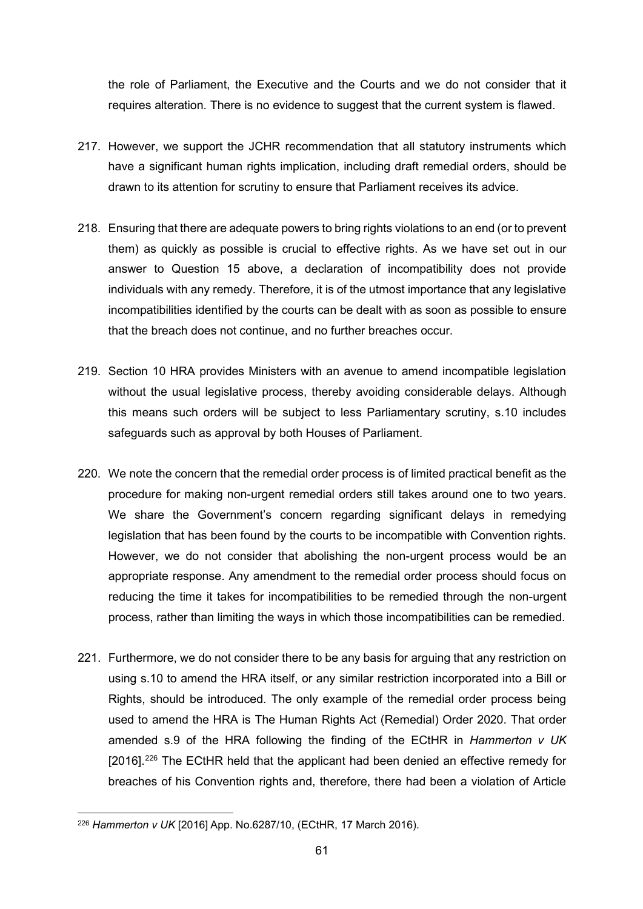the role of Parliament, the Executive and the Courts and we do not consider that it requires alteration. There is no evidence to suggest that the current system is flawed.

217. However, we support the JCHR recommendation that all statutory instruments which have a significant human rights implication, including draft remedial orders, should be drawn to its attention for scrutiny to ensure that Parliament receives its advice.

218. Ensuring that there are adequate powers to bring rights violations to an end (or to prevent them) as quickly as possible is crucial to effective rights. As we have set out in our answer to Question 15 above, a declaration of incompatibility does not provide individuals with any remedy. Therefore, it is of the utmost importance that any legislative incompatibilities identified by the courts can be dealt with as soon as possible to ensure that the breach does not continue, and no further breaches occur.

219. Section 10 HRA provides Ministers with an avenue to amend incompatible legislation without the usual legislative process, thereby avoiding considerable delays. Although this means such orders will be subject to less Parliamentary scrutiny, s.10 includes safeguards such as approval by both Houses of Parliament.

220. We note the concern that the remedial order process is of limited practical benefit as the procedure for making non-urgent remedial orders still takes around one to two years. We share the Government's concern regarding significant delays in remedying legislation that has been found by the courts to be incompatible with Convention rights. However, we do not consider that abolishing the non-urgent process would be an appropriate response. Any amendment to the remedial order process should focus on reducing the time it takes for incompatibilities to be remedied through the non-urgent process, rather than limiting the ways in which those incompatibilities can be remedied.

221. Furthermore, we do not consider there to be any basis for arguing that any restriction on using s.10 to amend the HRA itself, or any similar restriction incorporated into a Bill or Rights, should be introduced. The only example of the remedial order process being used to amend the HRA is The Human Rights Act (Remedial) Order 2020. That order amended s.9 of the HRA following the finding of the ECtHR in *Hammerton v UK* [2016].[226] The ECtHR held that the applicant had been denied an effective remedy for breaches of his Convention rights and, therefore, there had been a violation of Article

[226] *Hammerton v UK* [2016] App. No.6287/10, (ECtHR, 17 March 2016).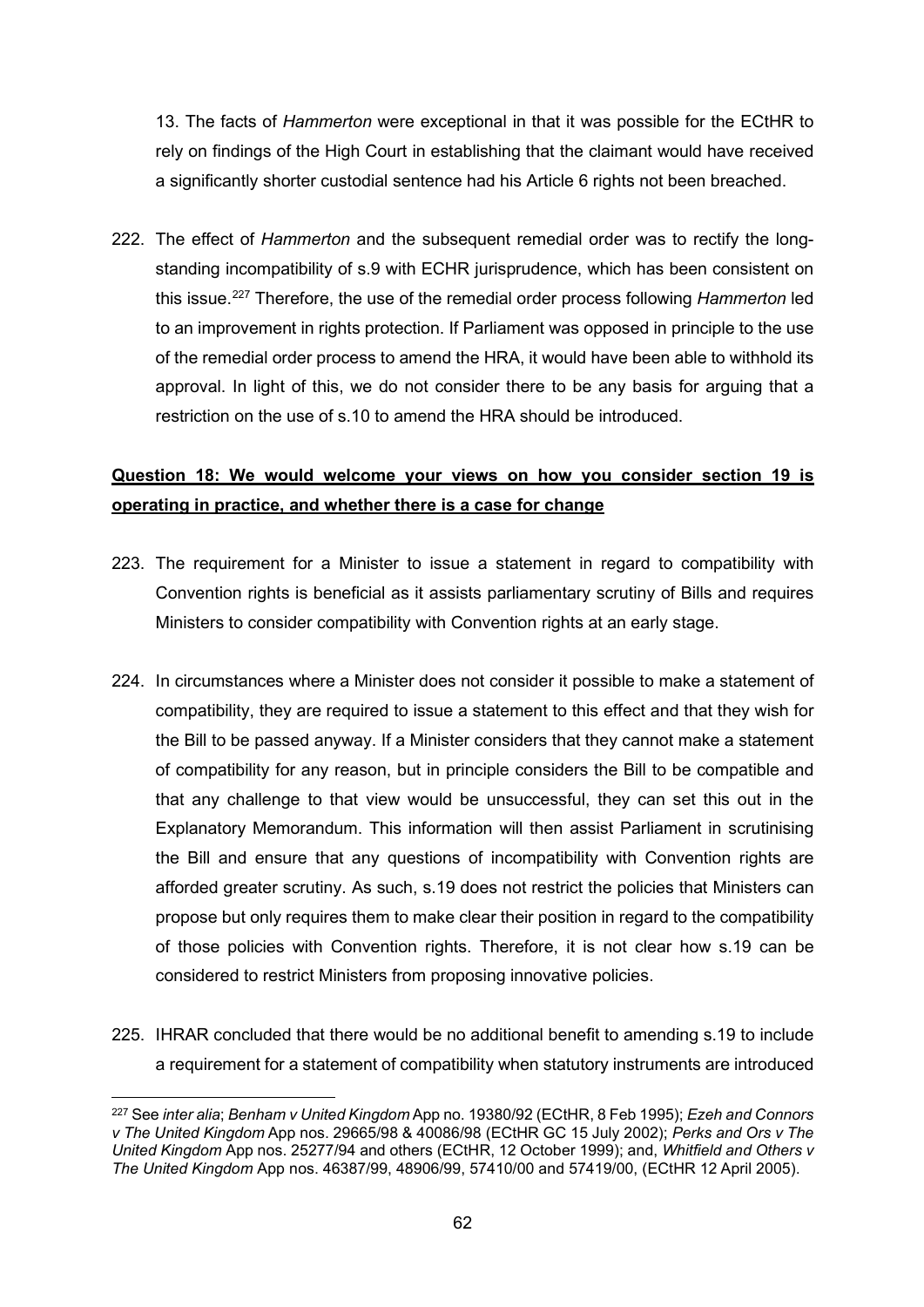13. The facts of *Hammerton* were exceptional in that it was possible for the ECtHR to rely on findings of the High Court in establishing that the claimant would have received a significantly shorter custodial sentence had his Article 6 rights not been breached.

222. The effect of *Hammerton* and the subsequent remedial order was to rectify the long-standing incompatibility of s.9 with ECHR jurisprudence, which has been consistent on this issue.[227] Therefore, the use of the remedial order process following *Hammerton* led to an improvement in rights protection. If Parliament was opposed in principle to the use of the remedial order process to amend the HRA, it would have been able to withhold its approval. In light of this, we do not consider there to be any basis for arguing that a restriction on the use of s.10 to amend the HRA should be introduced.

**Question 18: We would welcome your views on how you consider section 19 is operating in practice, and whether there is a case for change**

223. The requirement for a Minister to issue a statement in regard to compatibility with Convention rights is beneficial as it assists parliamentary scrutiny of Bills and requires Ministers to consider compatibility with Convention rights at an early stage.

224. In circumstances where a Minister does not consider it possible to make a statement of compatibility, they are required to issue a statement to this effect and that they wish for the Bill to be passed anyway. If a Minister considers that they cannot make a statement of compatibility for any reason, but in principle considers the Bill to be compatible and that any challenge to that view would be unsuccessful, they can set this out in the Explanatory Memorandum. This information will then assist Parliament in scrutinising the Bill and ensure that any questions of incompatibility with Convention rights are afforded greater scrutiny. As such, s.19 does not restrict the policies that Ministers can propose but only requires them to make clear their position in regard to the compatibility of those policies with Convention rights. Therefore, it is not clear how s.19 can be considered to restrict Ministers from proposing innovative policies.

225. IHRAR concluded that there would be no additional benefit to amending s.19 to include a requirement for a statement of compatibility when statutory instruments are introduced

[227] See *inter alia*; *Benham v United Kingdom* App no. 19380/92 (ECtHR, 8 Feb 1995); *Ezeh and Connors v The United Kingdom* App nos. 29665/98 & 40086/98 (ECtHR GC 15 July 2002); *Perks and Ors v The United Kingdom* App nos. 25277/94 and others (ECtHR, 12 October 1999); and, *Whitfield and Others v The United Kingdom* App nos. 46387/99, 48906/99, 57410/00 and 57419/00, (ECtHR 12 April 2005).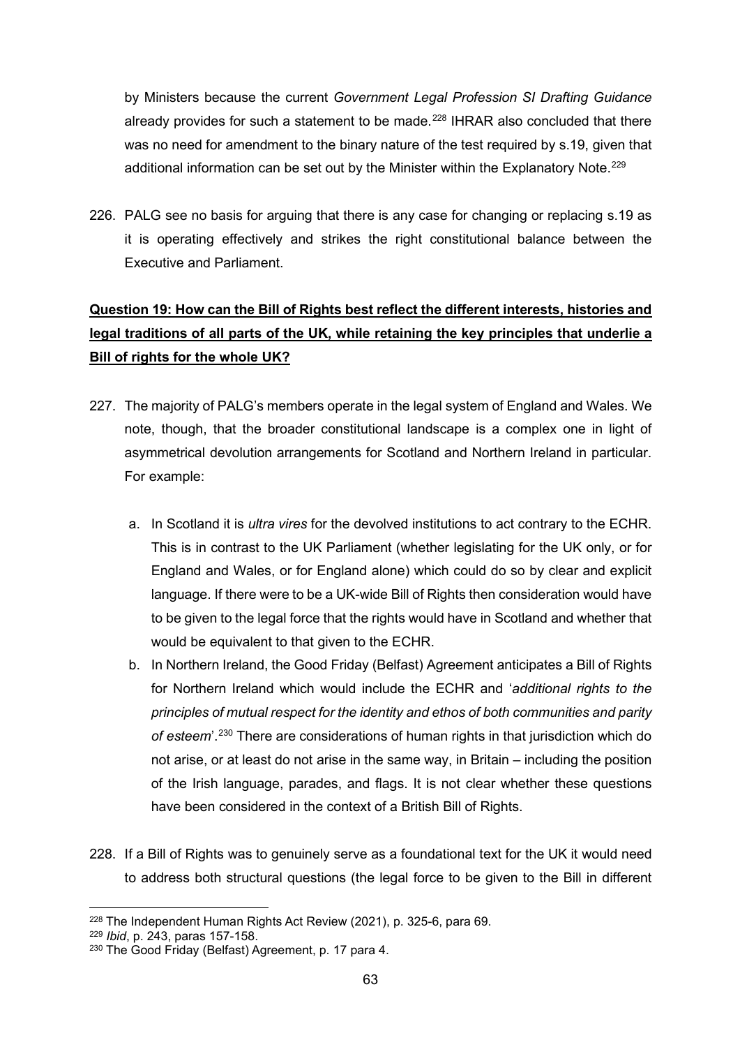by Ministers because the current *Government Legal Profession SI Drafting Guidance* already provides for such a statement to be made.[228] IHRAR also concluded that there was no need for amendment to the binary nature of the test required by s.19, given that additional information can be set out by the Minister within the Explanatory Note.[229]

226. PALG see no basis for arguing that there is any case for changing or replacing s.19 as it is operating effectively and strikes the right constitutional balance between the Executive and Parliament.

**Question 19: How can the Bill of Rights best reflect the different interests, histories and legal traditions of all parts of the UK, while retaining the key principles that underlie a Bill of rights for the whole UK?**

227. The majority of PALG's members operate in the legal system of England and Wales. We note, though, that the broader constitutional landscape is a complex one in light of asymmetrical devolution arrangements for Scotland and Northern Ireland in particular. For example:

   a. In Scotland it is *ultra vires* for the devolved institutions to act contrary to the ECHR. This is in contrast to the UK Parliament (whether legislating for the UK only, or for England and Wales, or for England alone) which could do so by clear and explicit language. If there were to be a UK-wide Bill of Rights then consideration would have to be given to the legal force that the rights would have in Scotland and whether that would be equivalent to that given to the ECHR.

   b. In Northern Ireland, the Good Friday (Belfast) Agreement anticipates a Bill of Rights for Northern Ireland which would include the ECHR and '*additional rights to the principles of mutual respect for the identity and ethos of both communities and parity of esteem*'.[230] There are considerations of human rights in that jurisdiction which do not arise, or at least do not arise in the same way, in Britain – including the position of the Irish language, parades, and flags. It is not clear whether these questions have been considered in the context of a British Bill of Rights.

228. If a Bill of Rights was to genuinely serve as a foundational text for the UK it would need to address both structural questions (the legal force to be given to the Bill in different

---

[228] The Independent Human Rights Act Review (2021), p. 325-6, para 69.

[229] *Ibid*, p. 243, paras 157-158.

[230] The Good Friday (Belfast) Agreement, p. 17 para 4.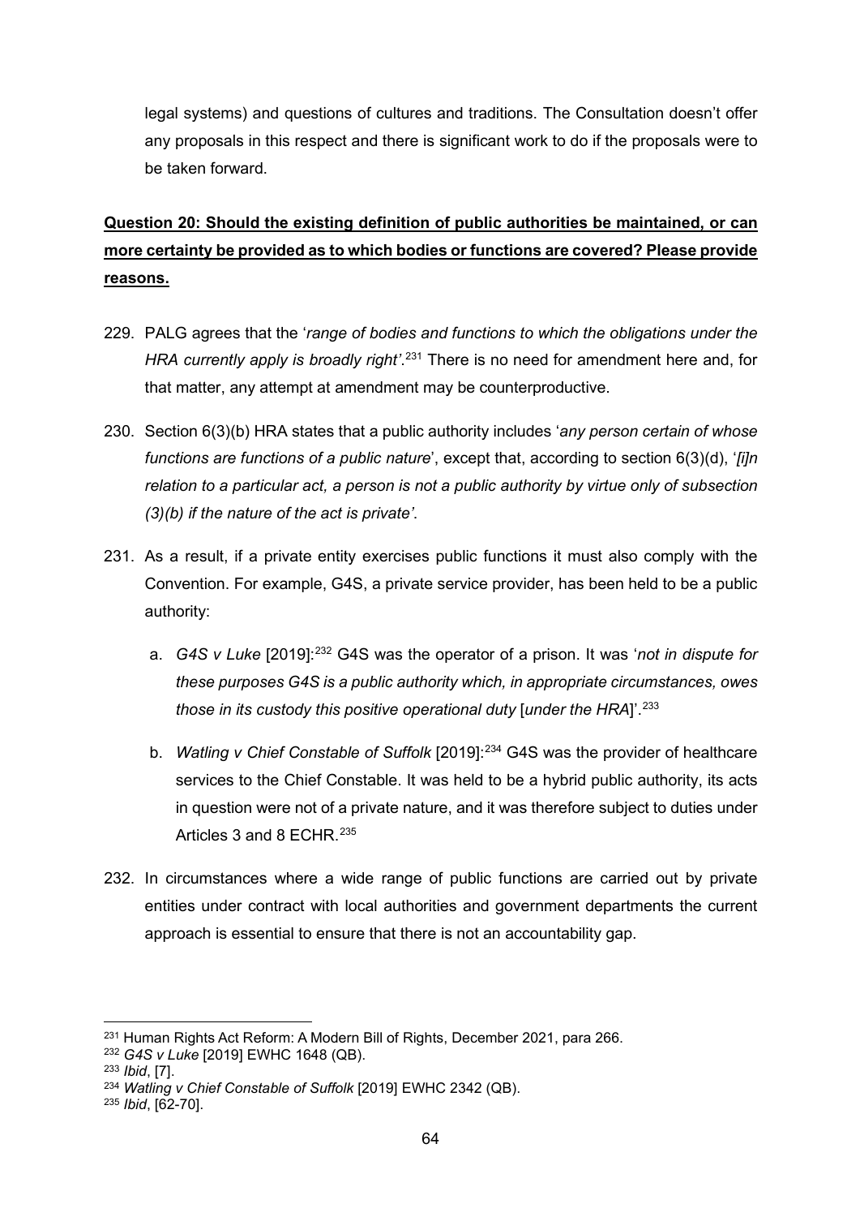legal systems) and questions of cultures and traditions. The Consultation doesn't offer any proposals in this respect and there is significant work to do if the proposals were to be taken forward.

**Question 20: Should the existing definition of public authorities be maintained, or can more certainty be provided as to which bodies or functions are covered? Please provide reasons.**

229. PALG agrees that the '*range of bodies and functions to which the obligations under the HRA currently apply is broadly right'*.[231] There is no need for amendment here and, for that matter, any attempt at amendment may be counterproductive.

230. Section 6(3)(b) HRA states that a public authority includes '*any person certain of whose functions are functions of a public nature*', except that, according to section 6(3)(d), '*[i]n relation to a particular act, a person is not a public authority by virtue only of subsection (3)(b) if the nature of the act is private'*.

231. As a result, if a private entity exercises public functions it must also comply with the Convention. For example, G4S, a private service provider, has been held to be a public authority:

    a. *G4S v Luke* [2019]:[232] G4S was the operator of a prison. It was '*not in dispute for these purposes G4S is a public authority which, in appropriate circumstances, owes those in its custody this positive operational duty* [*under the HRA*]'.[233]

    b. *Watling v Chief Constable of Suffolk* [2019]:[234] G4S was the provider of healthcare services to the Chief Constable. It was held to be a hybrid public authority, its acts in question were not of a private nature, and it was therefore subject to duties under Articles 3 and 8 ECHR.[235]

232. In circumstances where a wide range of public functions are carried out by private entities under contract with local authorities and government departments the current approach is essential to ensure that there is not an accountability gap.

---

[231] Human Rights Act Reform: A Modern Bill of Rights, December 2021, para 266.

[232] *G4S v Luke* [2019] EWHC 1648 (QB).

[233] *Ibid*, [7].

[234] *Watling v Chief Constable of Suffolk* [2019] EWHC 2342 (QB).

[235] *Ibid*, [62-70].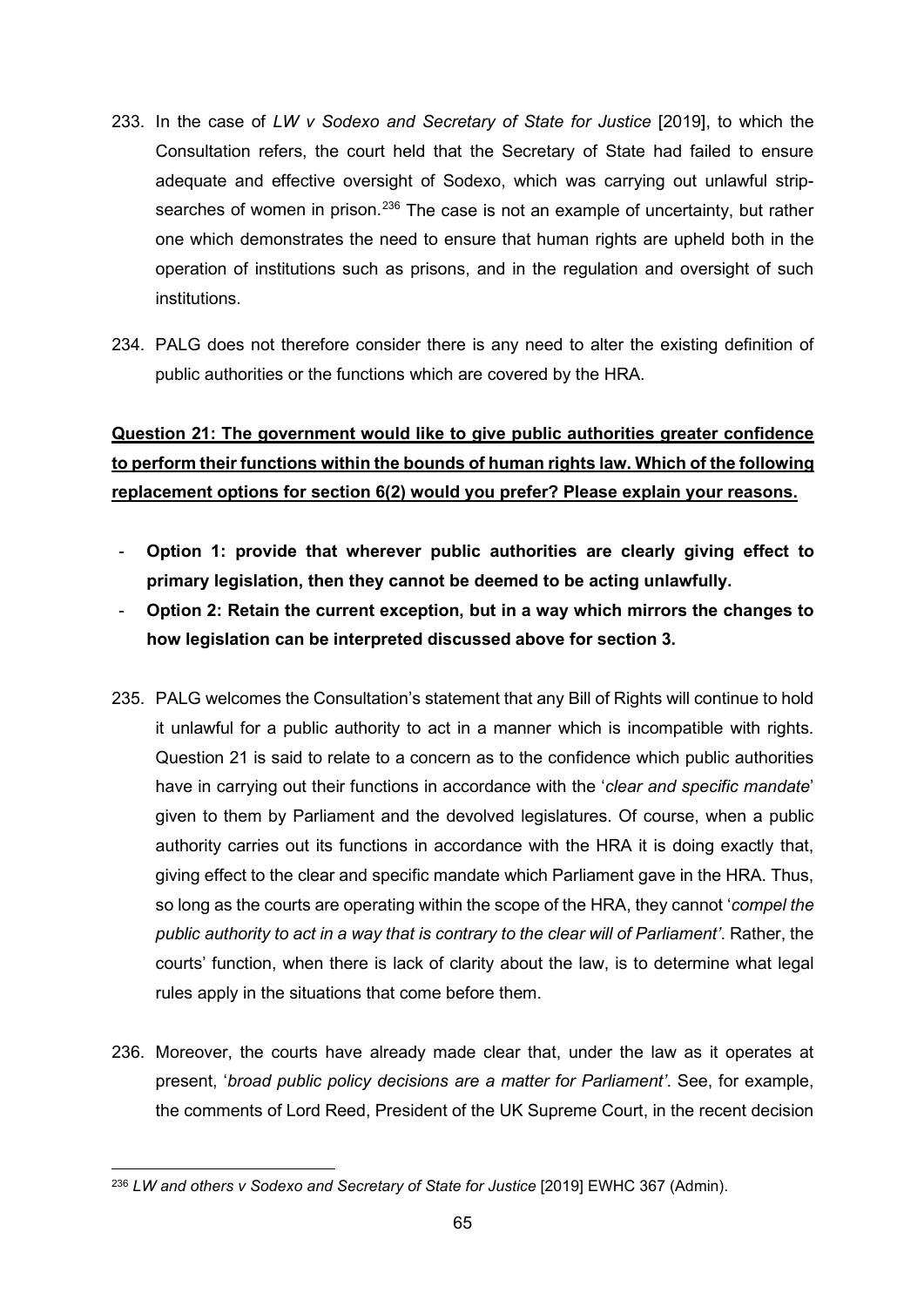233. In the case of *LW v Sodexo and Secretary of State for Justice* [2019], to which the Consultation refers, the court held that the Secretary of State had failed to ensure adequate and effective oversight of Sodexo, which was carrying out unlawful strip-searches of women in prison.[236] The case is not an example of uncertainty, but rather one which demonstrates the need to ensure that human rights are upheld both in the operation of institutions such as prisons, and in the regulation and oversight of such institutions.

234. PALG does not therefore consider there is any need to alter the existing definition of public authorities or the functions which are covered by the HRA.

**Question 21: The government would like to give public authorities greater confidence to perform their functions within the bounds of human rights law. Which of the following replacement options for section 6(2) would you prefer? Please explain your reasons.**

- **Option 1: provide that wherever public authorities are clearly giving effect to primary legislation, then they cannot be deemed to be acting unlawfully.**
- **Option 2: Retain the current exception, but in a way which mirrors the changes to how legislation can be interpreted discussed above for section 3.**

235. PALG welcomes the Consultation's statement that any Bill of Rights will continue to hold it unlawful for a public authority to act in a manner which is incompatible with rights. Question 21 is said to relate to a concern as to the confidence which public authorities have in carrying out their functions in accordance with the '*clear and specific mandate*' given to them by Parliament and the devolved legislatures. Of course, when a public authority carries out its functions in accordance with the HRA it is doing exactly that, giving effect to the clear and specific mandate which Parliament gave in the HRA. Thus, so long as the courts are operating within the scope of the HRA, they cannot '*compel the public authority to act in a way that is contrary to the clear will of Parliament'*. Rather, the courts' function, when there is lack of clarity about the law, is to determine what legal rules apply in the situations that come before them.

236. Moreover, the courts have already made clear that, under the law as it operates at present, '*broad public policy decisions are a matter for Parliament'*. See, for example, the comments of Lord Reed, President of the UK Supreme Court, in the recent decision

---

[236] *LW and others v Sodexo and Secretary of State for Justice* [2019] EWHC 367 (Admin).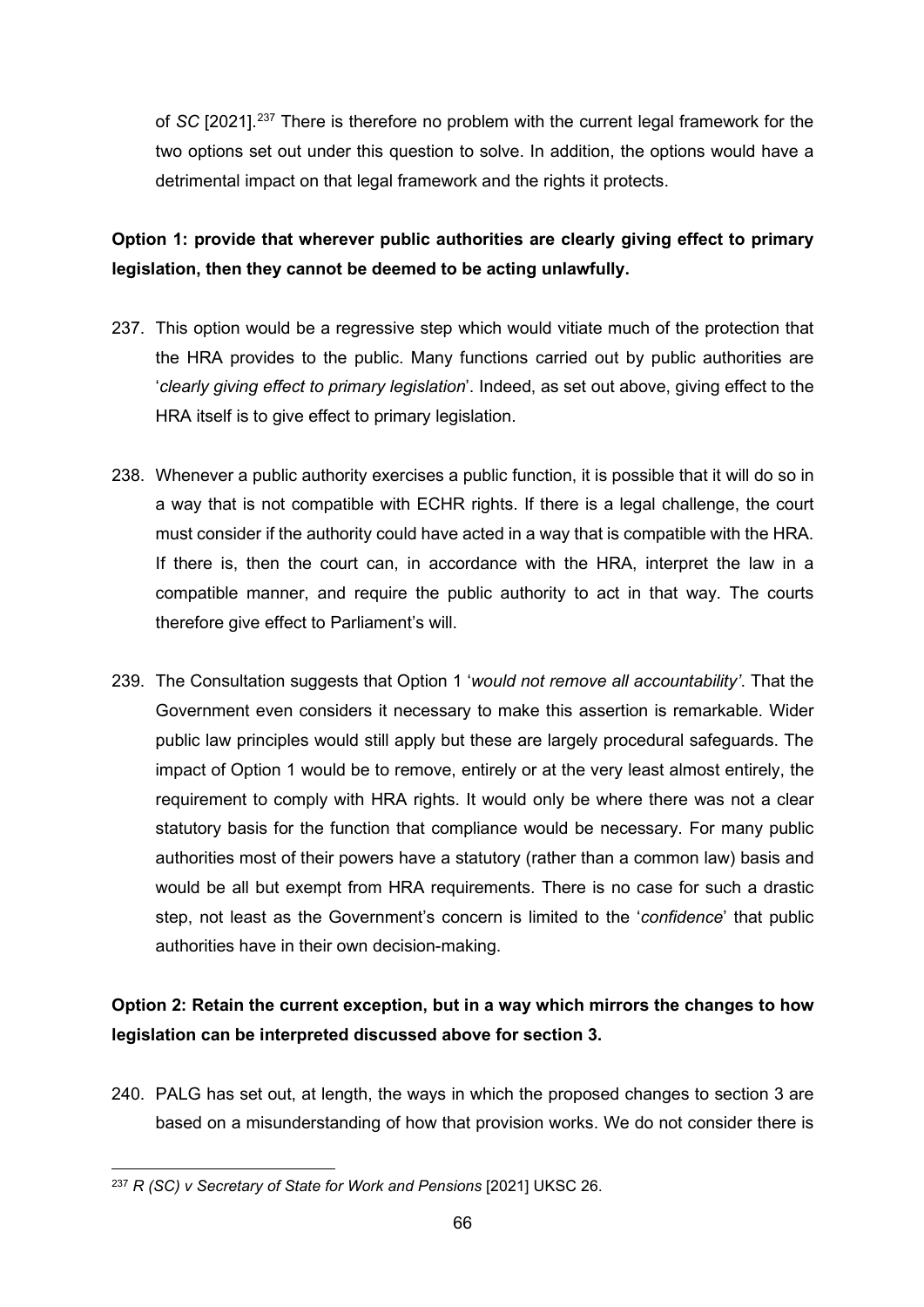of *SC* [2021].[237] There is therefore no problem with the current legal framework for the two options set out under this question to solve. In addition, the options would have a detrimental impact on that legal framework and the rights it protects.

**Option 1: provide that wherever public authorities are clearly giving effect to primary legislation, then they cannot be deemed to be acting unlawfully.**

237. This option would be a regressive step which would vitiate much of the protection that the HRA provides to the public. Many functions carried out by public authorities are '*clearly giving effect to primary legislation*'. Indeed, as set out above, giving effect to the HRA itself is to give effect to primary legislation.

238. Whenever a public authority exercises a public function, it is possible that it will do so in a way that is not compatible with ECHR rights. If there is a legal challenge, the court must consider if the authority could have acted in a way that is compatible with the HRA. If there is, then the court can, in accordance with the HRA, interpret the law in a compatible manner, and require the public authority to act in that way. The courts therefore give effect to Parliament's will.

239. The Consultation suggests that Option 1 '*would not remove all accountability'*. That the Government even considers it necessary to make this assertion is remarkable. Wider public law principles would still apply but these are largely procedural safeguards. The impact of Option 1 would be to remove, entirely or at the very least almost entirely, the requirement to comply with HRA rights. It would only be where there was not a clear statutory basis for the function that compliance would be necessary. For many public authorities most of their powers have a statutory (rather than a common law) basis and would be all but exempt from HRA requirements. There is no case for such a drastic step, not least as the Government's concern is limited to the '*confidence*' that public authorities have in their own decision-making.

**Option 2: Retain the current exception, but in a way which mirrors the changes to how legislation can be interpreted discussed above for section 3.**

240. PALG has set out, at length, the ways in which the proposed changes to section 3 are based on a misunderstanding of how that provision works. We do not consider there is

[237] *R (SC) v Secretary of State for Work and Pensions* [2021] UKSC 26.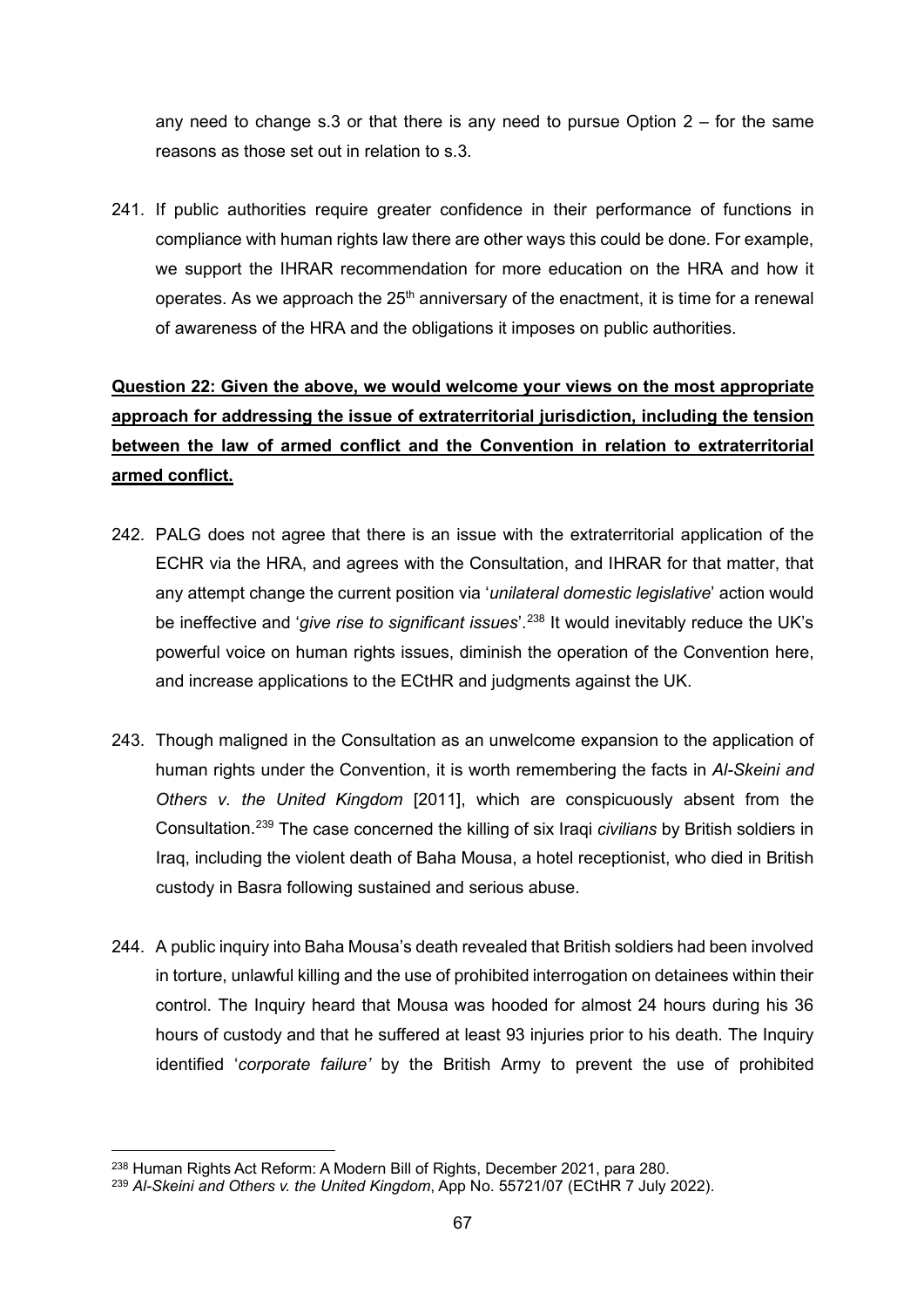any need to change s.3 or that there is any need to pursue Option 2 – for the same reasons as those set out in relation to s.3.

241. If public authorities require greater confidence in their performance of functions in compliance with human rights law there are other ways this could be done. For example, we support the IHRAR recommendation for more education on the HRA and how it operates. As we approach the 25th anniversary of the enactment, it is time for a renewal of awareness of the HRA and the obligations it imposes on public authorities.

**Question 22: Given the above, we would welcome your views on the most appropriate approach for addressing the issue of extraterritorial jurisdiction, including the tension between the law of armed conflict and the Convention in relation to extraterritorial armed conflict.**

242. PALG does not agree that there is an issue with the extraterritorial application of the ECHR via the HRA, and agrees with the Consultation, and IHRAR for that matter, that any attempt change the current position via '*unilateral domestic legislative*' action would be ineffective and '*give rise to significant issues*'.[238] It would inevitably reduce the UK's powerful voice on human rights issues, diminish the operation of the Convention here, and increase applications to the ECtHR and judgments against the UK.

243. Though maligned in the Consultation as an unwelcome expansion to the application of human rights under the Convention, it is worth remembering the facts in *Al-Skeini and Others v. the United Kingdom* [2011], which are conspicuously absent from the Consultation.[239] The case concerned the killing of six Iraqi *civilians* by British soldiers in Iraq, including the violent death of Baha Mousa, a hotel receptionist, who died in British custody in Basra following sustained and serious abuse.

244. A public inquiry into Baha Mousa's death revealed that British soldiers had been involved in torture, unlawful killing and the use of prohibited interrogation on detainees within their control. The Inquiry heard that Mousa was hooded for almost 24 hours during his 36 hours of custody and that he suffered at least 93 injuries prior to his death. The Inquiry identified '*corporate failure'* by the British Army to prevent the use of prohibited

---

[238] Human Rights Act Reform: A Modern Bill of Rights, December 2021, para 280.

[239] *Al-Skeini and Others v. the United Kingdom*, App No. 55721/07 (ECtHR 7 July 2022).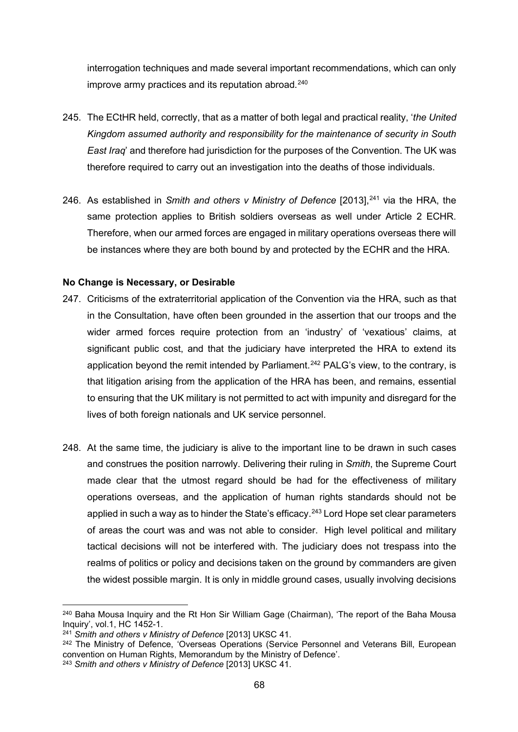interrogation techniques and made several important recommendations, which can only improve army practices and its reputation abroad.[240]

245. The ECtHR held, correctly, that as a matter of both legal and practical reality, '*the United Kingdom assumed authority and responsibility for the maintenance of security in South East Iraq*' and therefore had jurisdiction for the purposes of the Convention. The UK was therefore required to carry out an investigation into the deaths of those individuals.

246. As established in *Smith and others v Ministry of Defence* [2013],[241] via the HRA, the same protection applies to British soldiers overseas as well under Article 2 ECHR. Therefore, when our armed forces are engaged in military operations overseas there will be instances where they are both bound by and protected by the ECHR and the HRA.

**No Change is Necessary, or Desirable**

247. Criticisms of the extraterritorial application of the Convention via the HRA, such as that in the Consultation, have often been grounded in the assertion that our troops and the wider armed forces require protection from an 'industry' of 'vexatious' claims, at significant public cost, and that the judiciary have interpreted the HRA to extend its application beyond the remit intended by Parliament.[242] PALG's view, to the contrary, is that litigation arising from the application of the HRA has been, and remains, essential to ensuring that the UK military is not permitted to act with impunity and disregard for the lives of both foreign nationals and UK service personnel.

248. At the same time, the judiciary is alive to the important line to be drawn in such cases and construes the position narrowly. Delivering their ruling in *Smith*, the Supreme Court made clear that the utmost regard should be had for the effectiveness of military operations overseas, and the application of human rights standards should not be applied in such a way as to hinder the State's efficacy.[243] Lord Hope set clear parameters of areas the court was and was not able to consider. High level political and military tactical decisions will not be interfered with. The judiciary does not trespass into the realms of politics or policy and decisions taken on the ground by commanders are given the widest possible margin. It is only in middle ground cases, usually involving decisions

---

[240] Baha Mousa Inquiry and the Rt Hon Sir William Gage (Chairman), 'The report of the Baha Mousa Inquiry', vol.1, HC 1452-1.

[241] *Smith and others v Ministry of Defence* [2013] UKSC 41.

[242] The Ministry of Defence, 'Overseas Operations (Service Personnel and Veterans Bill, European convention on Human Rights, Memorandum by the Ministry of Defence'.

[243] *Smith and others v Ministry of Defence* [2013] UKSC 41.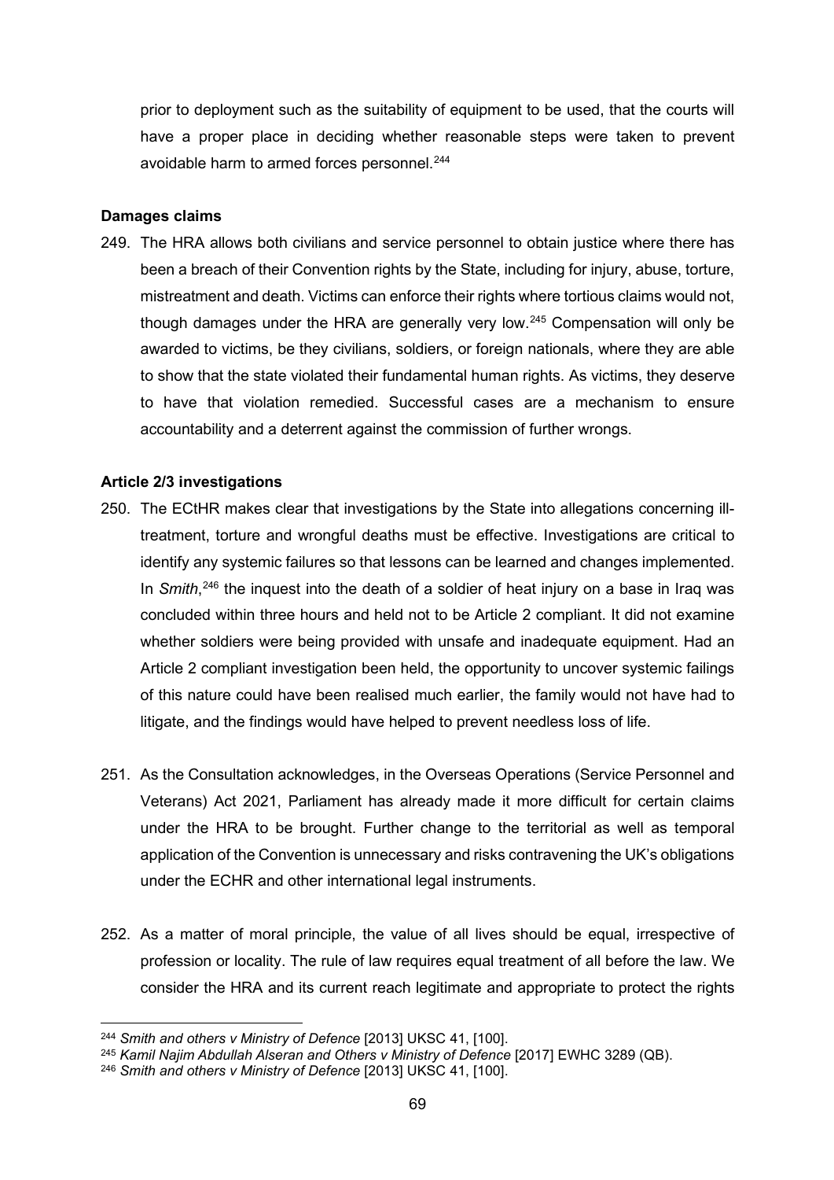prior to deployment such as the suitability of equipment to be used, that the courts will have a proper place in deciding whether reasonable steps were taken to prevent avoidable harm to armed forces personnel.[244]

**Damages claims**

249. The HRA allows both civilians and service personnel to obtain justice where there has been a breach of their Convention rights by the State, including for injury, abuse, torture, mistreatment and death. Victims can enforce their rights where tortious claims would not, though damages under the HRA are generally very low.[245] Compensation will only be awarded to victims, be they civilians, soldiers, or foreign nationals, where they are able to show that the state violated their fundamental human rights. As victims, they deserve to have that violation remedied. Successful cases are a mechanism to ensure accountability and a deterrent against the commission of further wrongs.

**Article 2/3 investigations**

250. The ECtHR makes clear that investigations by the State into allegations concerning ill-treatment, torture and wrongful deaths must be effective. Investigations are critical to identify any systemic failures so that lessons can be learned and changes implemented. In *Smith*,[246] the inquest into the death of a soldier of heat injury on a base in Iraq was concluded within three hours and held not to be Article 2 compliant. It did not examine whether soldiers were being provided with unsafe and inadequate equipment. Had an Article 2 compliant investigation been held, the opportunity to uncover systemic failings of this nature could have been realised much earlier, the family would not have had to litigate, and the findings would have helped to prevent needless loss of life.

251. As the Consultation acknowledges, in the Overseas Operations (Service Personnel and Veterans) Act 2021, Parliament has already made it more difficult for certain claims under the HRA to be brought. Further change to the territorial as well as temporal application of the Convention is unnecessary and risks contravening the UK's obligations under the ECHR and other international legal instruments.

252. As a matter of moral principle, the value of all lives should be equal, irrespective of profession or locality. The rule of law requires equal treatment of all before the law. We consider the HRA and its current reach legitimate and appropriate to protect the rights

---

[244] *Smith and others v Ministry of Defence* [2013] UKSC 41, [100].

[245] *Kamil Najim Abdullah Alseran and Others v Ministry of Defence* [2017] EWHC 3289 (QB).

[246] *Smith and others v Ministry of Defence* [2013] UKSC 41, [100].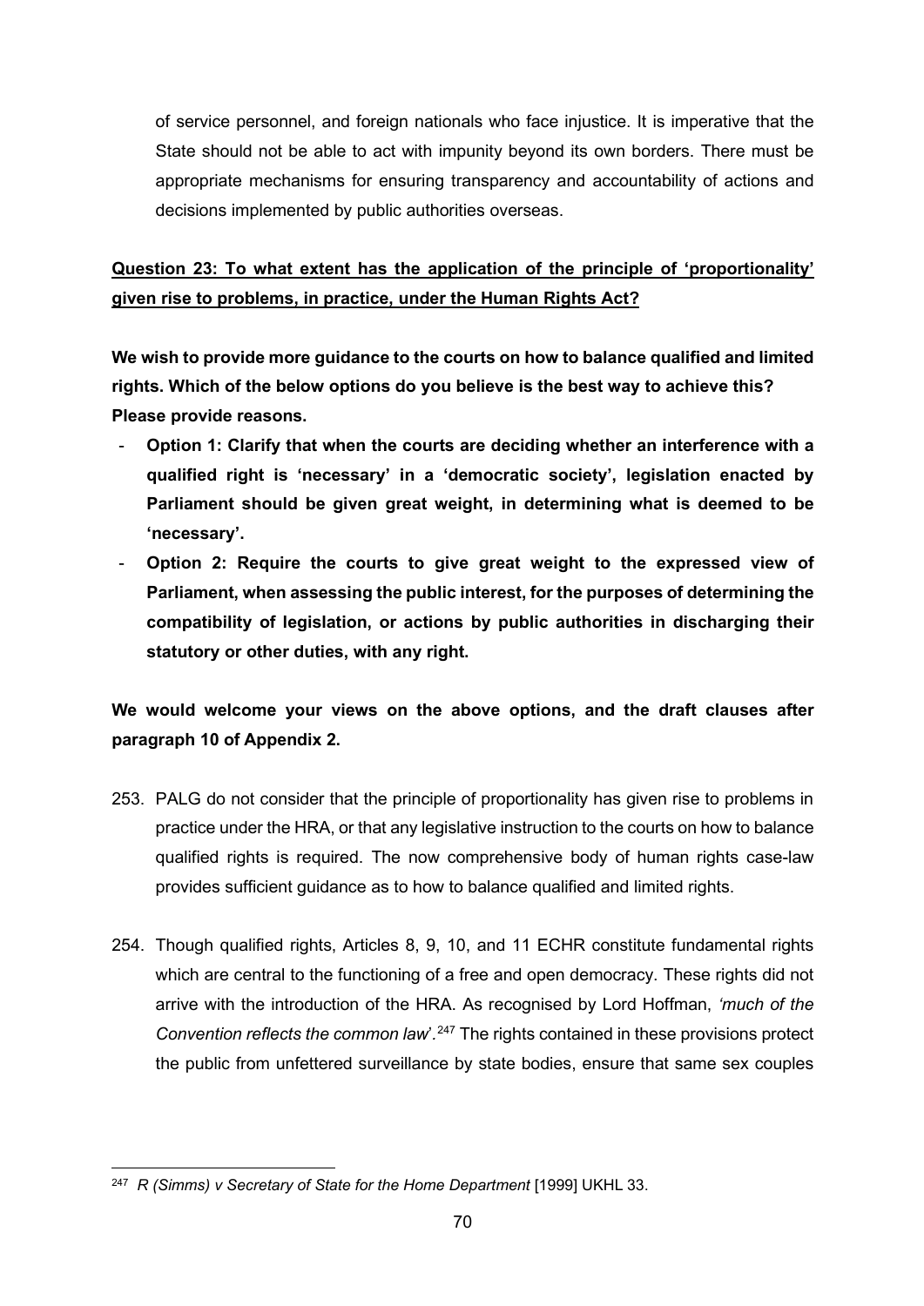of service personnel, and foreign nationals who face injustice. It is imperative that the State should not be able to act with impunity beyond its own borders. There must be appropriate mechanisms for ensuring transparency and accountability of actions and decisions implemented by public authorities overseas.

**Question 23: To what extent has the application of the principle of 'proportionality' given rise to problems, in practice, under the Human Rights Act?**

**We wish to provide more guidance to the courts on how to balance qualified and limited rights. Which of the below options do you believe is the best way to achieve this? Please provide reasons.**

- **Option 1: Clarify that when the courts are deciding whether an interference with a qualified right is 'necessary' in a 'democratic society', legislation enacted by Parliament should be given great weight, in determining what is deemed to be 'necessary'.**
- **Option 2: Require the courts to give great weight to the expressed view of Parliament, when assessing the public interest, for the purposes of determining the compatibility of legislation, or actions by public authorities in discharging their statutory or other duties, with any right.**

**We would welcome your views on the above options, and the draft clauses after paragraph 10 of Appendix 2.**

253. PALG do not consider that the principle of proportionality has given rise to problems in practice under the HRA, or that any legislative instruction to the courts on how to balance qualified rights is required. The now comprehensive body of human rights case-law provides sufficient guidance as to how to balance qualified and limited rights.

254. Though qualified rights, Articles 8, 9, 10, and 11 ECHR constitute fundamental rights which are central to the functioning of a free and open democracy. These rights did not arrive with the introduction of the HRA. As recognised by Lord Hoffman, *'much of the Convention reflects the common law'*.[247] The rights contained in these provisions protect the public from unfettered surveillance by state bodies, ensure that same sex couples

[247] *R (Simms) v Secretary of State for the Home Department* [1999] UKHL 33.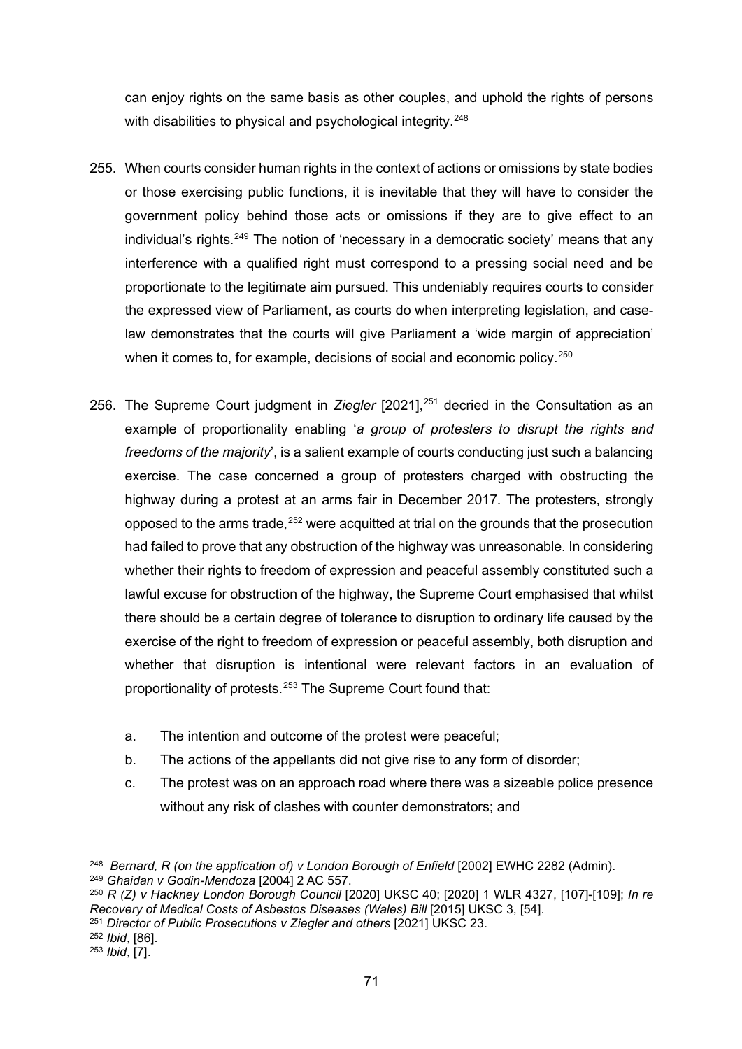can enjoy rights on the same basis as other couples, and uphold the rights of persons with disabilities to physical and psychological integrity.[248]

255. When courts consider human rights in the context of actions or omissions by state bodies or those exercising public functions, it is inevitable that they will have to consider the government policy behind those acts or omissions if they are to give effect to an individual's rights.[249] The notion of 'necessary in a democratic society' means that any interference with a qualified right must correspond to a pressing social need and be proportionate to the legitimate aim pursued. This undeniably requires courts to consider the expressed view of Parliament, as courts do when interpreting legislation, and case-law demonstrates that the courts will give Parliament a 'wide margin of appreciation' when it comes to, for example, decisions of social and economic policy.[250]

256. The Supreme Court judgment in *Ziegler* [2021],[251] decried in the Consultation as an example of proportionality enabling '*a group of protesters to disrupt the rights and freedoms of the majority*', is a salient example of courts conducting just such a balancing exercise. The case concerned a group of protesters charged with obstructing the highway during a protest at an arms fair in December 2017. The protesters, strongly opposed to the arms trade,[252] were acquitted at trial on the grounds that the prosecution had failed to prove that any obstruction of the highway was unreasonable. In considering whether their rights to freedom of expression and peaceful assembly constituted such a lawful excuse for obstruction of the highway, the Supreme Court emphasised that whilst there should be a certain degree of tolerance to disruption to ordinary life caused by the exercise of the right to freedom of expression or peaceful assembly, both disruption and whether that disruption is intentional were relevant factors in an evaluation of proportionality of protests.[253] The Supreme Court found that:

   a. The intention and outcome of the protest were peaceful;
   b. The actions of the appellants did not give rise to any form of disorder;
   c. The protest was on an approach road where there was a sizeable police presence without any risk of clashes with counter demonstrators; and

---

[248] *Bernard, R (on the application of) v London Borough of Enfield* [2002] EWHC 2282 (Admin).
[249] *Ghaidan v Godin-Mendoza* [2004] 2 AC 557.
[250] *R (Z) v Hackney London Borough Council* [2020] UKSC 40; [2020] 1 WLR 4327, [107]-[109]; *In re Recovery of Medical Costs of Asbestos Diseases (Wales) Bill* [2015] UKSC 3, [54].
[251] *Director of Public Prosecutions v Ziegler and others* [2021] UKSC 23.
[252] *Ibid*, [86].
[253] *Ibid*, [7].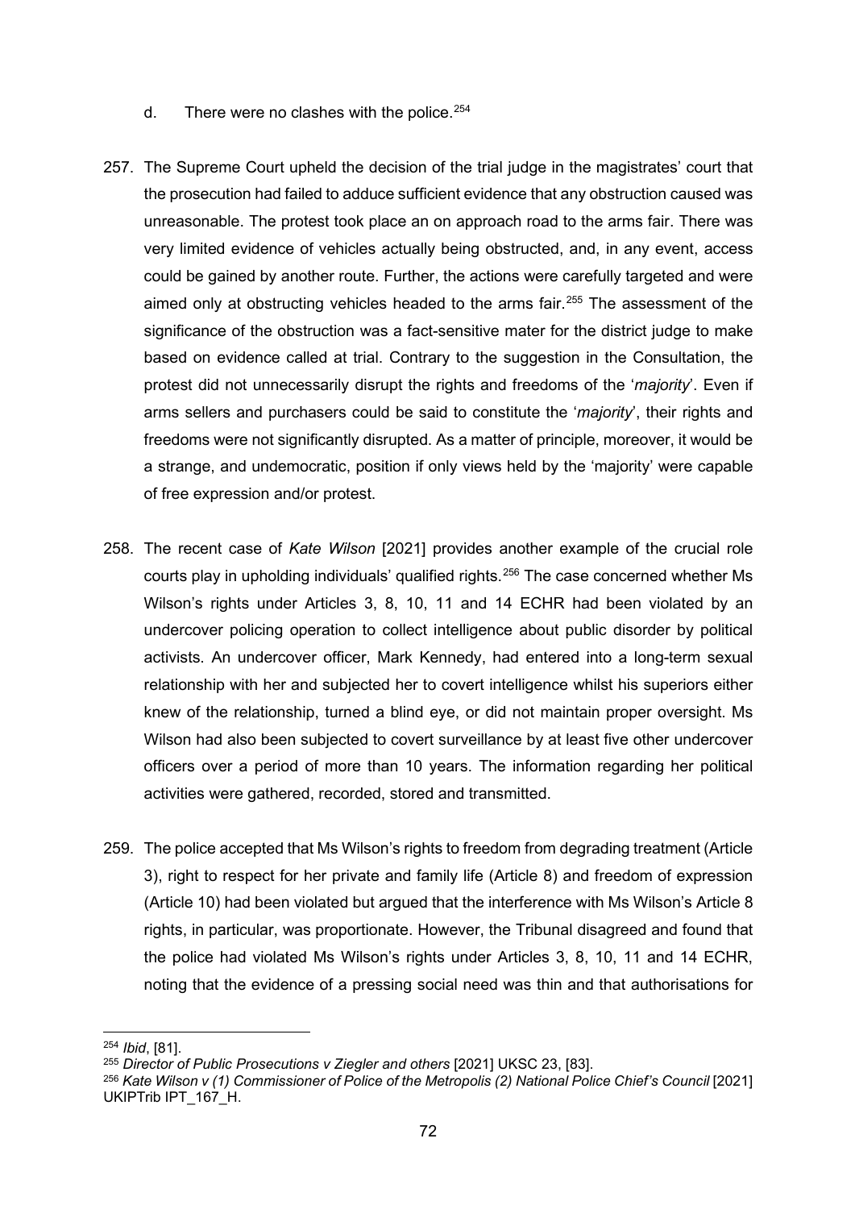d. There were no clashes with the police.[254]

257. The Supreme Court upheld the decision of the trial judge in the magistrates' court that the prosecution had failed to adduce sufficient evidence that any obstruction caused was unreasonable. The protest took place an on approach road to the arms fair. There was very limited evidence of vehicles actually being obstructed, and, in any event, access could be gained by another route. Further, the actions were carefully targeted and were aimed only at obstructing vehicles headed to the arms fair.[255] The assessment of the significance of the obstruction was a fact-sensitive mater for the district judge to make based on evidence called at trial. Contrary to the suggestion in the Consultation, the protest did not unnecessarily disrupt the rights and freedoms of the '*majority*'. Even if arms sellers and purchasers could be said to constitute the '*majority*', their rights and freedoms were not significantly disrupted. As a matter of principle, moreover, it would be a strange, and undemocratic, position if only views held by the 'majority' were capable of free expression and/or protest.

258. The recent case of *Kate Wilson* [2021] provides another example of the crucial role courts play in upholding individuals' qualified rights.[256] The case concerned whether Ms Wilson's rights under Articles 3, 8, 10, 11 and 14 ECHR had been violated by an undercover policing operation to collect intelligence about public disorder by political activists. An undercover officer, Mark Kennedy, had entered into a long-term sexual relationship with her and subjected her to covert intelligence whilst his superiors either knew of the relationship, turned a blind eye, or did not maintain proper oversight. Ms Wilson had also been subjected to covert surveillance by at least five other undercover officers over a period of more than 10 years. The information regarding her political activities were gathered, recorded, stored and transmitted.

259. The police accepted that Ms Wilson's rights to freedom from degrading treatment (Article 3), right to respect for her private and family life (Article 8) and freedom of expression (Article 10) had been violated but argued that the interference with Ms Wilson's Article 8 rights, in particular, was proportionate. However, the Tribunal disagreed and found that the police had violated Ms Wilson's rights under Articles 3, 8, 10, 11 and 14 ECHR, noting that the evidence of a pressing social need was thin and that authorisations for

---

[254] *Ibid*, [81].

[255] *Director of Public Prosecutions v Ziegler and others* [2021] UKSC 23, [83].

[256] *Kate Wilson v (1) Commissioner of Police of the Metropolis (2) National Police Chief's Council* [2021] UKIPTrib IPT_167_H.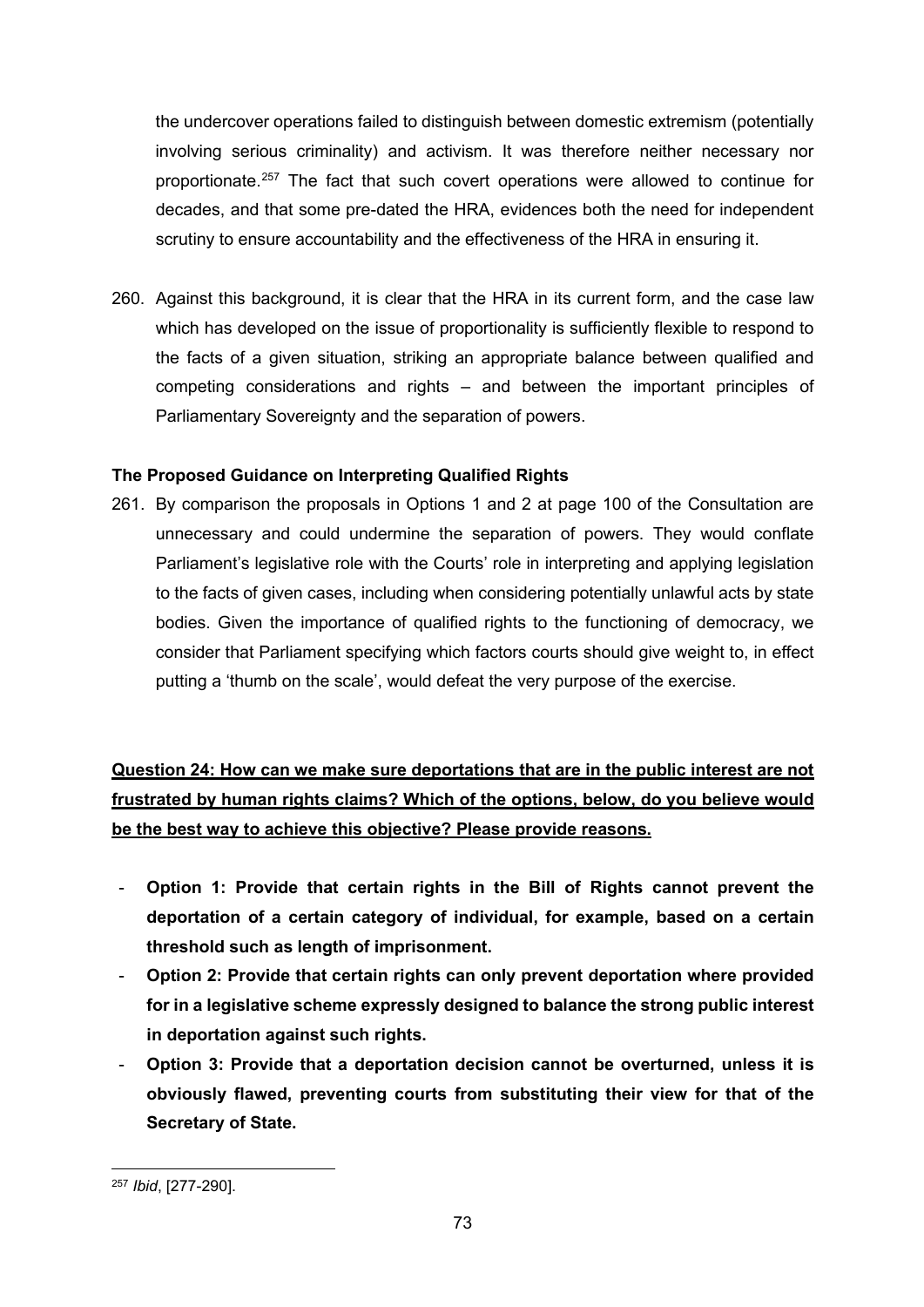the undercover operations failed to distinguish between domestic extremism (potentially involving serious criminality) and activism. It was therefore neither necessary nor proportionate.[257] The fact that such covert operations were allowed to continue for decades, and that some pre-dated the HRA, evidences both the need for independent scrutiny to ensure accountability and the effectiveness of the HRA in ensuring it.

260. Against this background, it is clear that the HRA in its current form, and the case law which has developed on the issue of proportionality is sufficiently flexible to respond to the facts of a given situation, striking an appropriate balance between qualified and competing considerations and rights – and between the important principles of Parliamentary Sovereignty and the separation of powers.

**The Proposed Guidance on Interpreting Qualified Rights**

261. By comparison the proposals in Options 1 and 2 at page 100 of the Consultation are unnecessary and could undermine the separation of powers. They would conflate Parliament's legislative role with the Courts' role in interpreting and applying legislation to the facts of given cases, including when considering potentially unlawful acts by state bodies. Given the importance of qualified rights to the functioning of democracy, we consider that Parliament specifying which factors courts should give weight to, in effect putting a 'thumb on the scale', would defeat the very purpose of the exercise.

**Question 24: How can we make sure deportations that are in the public interest are not frustrated by human rights claims? Which of the options, below, do you believe would be the best way to achieve this objective? Please provide reasons.**

- **Option 1: Provide that certain rights in the Bill of Rights cannot prevent the deportation of a certain category of individual, for example, based on a certain threshold such as length of imprisonment.**
- **Option 2: Provide that certain rights can only prevent deportation where provided for in a legislative scheme expressly designed to balance the strong public interest in deportation against such rights.**
- **Option 3: Provide that a deportation decision cannot be overturned, unless it is obviously flawed, preventing courts from substituting their view for that of the Secretary of State.**

[257] *Ibid*, [277-290].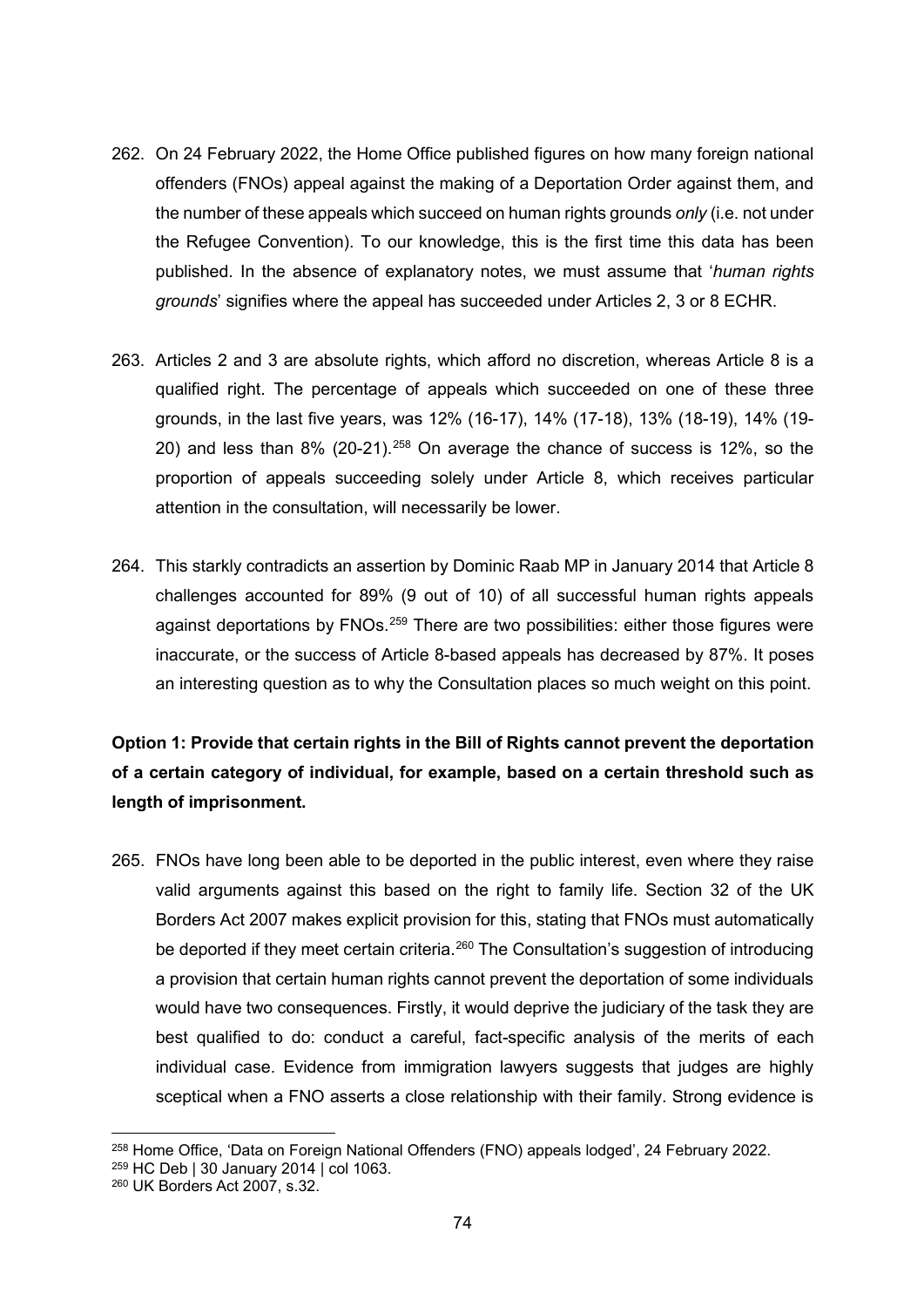262. On 24 February 2022, the Home Office published figures on how many foreign national offenders (FNOs) appeal against the making of a Deportation Order against them, and the number of these appeals which succeed on human rights grounds *only* (i.e. not under the Refugee Convention). To our knowledge, this is the first time this data has been published. In the absence of explanatory notes, we must assume that '*human rights grounds*' signifies where the appeal has succeeded under Articles 2, 3 or 8 ECHR.

263. Articles 2 and 3 are absolute rights, which afford no discretion, whereas Article 8 is a qualified right. The percentage of appeals which succeeded on one of these three grounds, in the last five years, was 12% (16-17), 14% (17-18), 13% (18-19), 14% (19-20) and less than 8% (20-21).[258] On average the chance of success is 12%, so the proportion of appeals succeeding solely under Article 8, which receives particular attention in the consultation, will necessarily be lower.

264. This starkly contradicts an assertion by Dominic Raab MP in January 2014 that Article 8 challenges accounted for 89% (9 out of 10) of all successful human rights appeals against deportations by FNOs.[259] There are two possibilities: either those figures were inaccurate, or the success of Article 8-based appeals has decreased by 87%. It poses an interesting question as to why the Consultation places so much weight on this point.

**Option 1: Provide that certain rights in the Bill of Rights cannot prevent the deportation of a certain category of individual, for example, based on a certain threshold such as length of imprisonment.**

265. FNOs have long been able to be deported in the public interest, even where they raise valid arguments against this based on the right to family life. Section 32 of the UK Borders Act 2007 makes explicit provision for this, stating that FNOs must automatically be deported if they meet certain criteria.[260] The Consultation's suggestion of introducing a provision that certain human rights cannot prevent the deportation of some individuals would have two consequences. Firstly, it would deprive the judiciary of the task they are best qualified to do: conduct a careful, fact-specific analysis of the merits of each individual case. Evidence from immigration lawyers suggests that judges are highly sceptical when a FNO asserts a close relationship with their family. Strong evidence is

---

[258] Home Office, 'Data on Foreign National Offenders (FNO) appeals lodged', 24 February 2022.

[259] HC Deb | 30 January 2014 | col 1063.

[260] UK Borders Act 2007, s.32.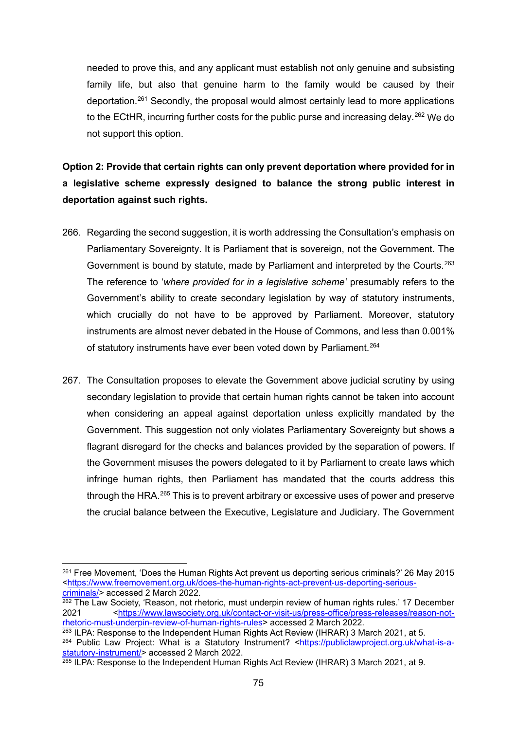needed to prove this, and any applicant must establish not only genuine and subsisting family life, but also that genuine harm to the family would be caused by their deportation.[261] Secondly, the proposal would almost certainly lead to more applications to the ECtHR, incurring further costs for the public purse and increasing delay.[262] We do not support this option.

**Option 2: Provide that certain rights can only prevent deportation where provided for in a legislative scheme expressly designed to balance the strong public interest in deportation against such rights.**

266. Regarding the second suggestion, it is worth addressing the Consultation's emphasis on Parliamentary Sovereignty. It is Parliament that is sovereign, not the Government. The Government is bound by statute, made by Parliament and interpreted by the Courts.[263] The reference to '*where provided for in a legislative scheme'* presumably refers to the Government's ability to create secondary legislation by way of statutory instruments, which crucially do not have to be approved by Parliament. Moreover, statutory instruments are almost never debated in the House of Commons, and less than 0.001% of statutory instruments have ever been voted down by Parliament.[264]

267. The Consultation proposes to elevate the Government above judicial scrutiny by using secondary legislation to provide that certain human rights cannot be taken into account when considering an appeal against deportation unless explicitly mandated by the Government. This suggestion not only violates Parliamentary Sovereignty but shows a flagrant disregard for the checks and balances provided by the separation of powers. If the Government misuses the powers delegated to it by Parliament to create laws which infringe human rights, then Parliament has mandated that the courts address this through the HRA.[265] This is to prevent arbitrary or excessive uses of power and preserve the crucial balance between the Executive, Legislature and Judiciary. The Government

---

[261] Free Movement, 'Does the Human Rights Act prevent us deporting serious criminals?' 26 May 2015 <https://www.freemovement.org.uk/does-the-human-rights-act-prevent-us-deporting-serious-criminals/> accessed 2 March 2022.

[262] The Law Society, 'Reason, not rhetoric, must underpin review of human rights rules.' 17 December 2021 <https://www.lawsociety.org.uk/contact-or-visit-us/press-office/press-releases/reason-not-rhetoric-must-underpin-review-of-human-rights-rules> accessed 2 March 2022.

[263] ILPA: Response to the Independent Human Rights Act Review (IHRAR) 3 March 2021, at 5.

[264] Public Law Project: What is a Statutory Instrument? <https://publiclawproject.org.uk/what-is-a-statutory-instrument/> accessed 2 March 2022.

[265] ILPA: Response to the Independent Human Rights Act Review (IHRAR) 3 March 2021, at 9.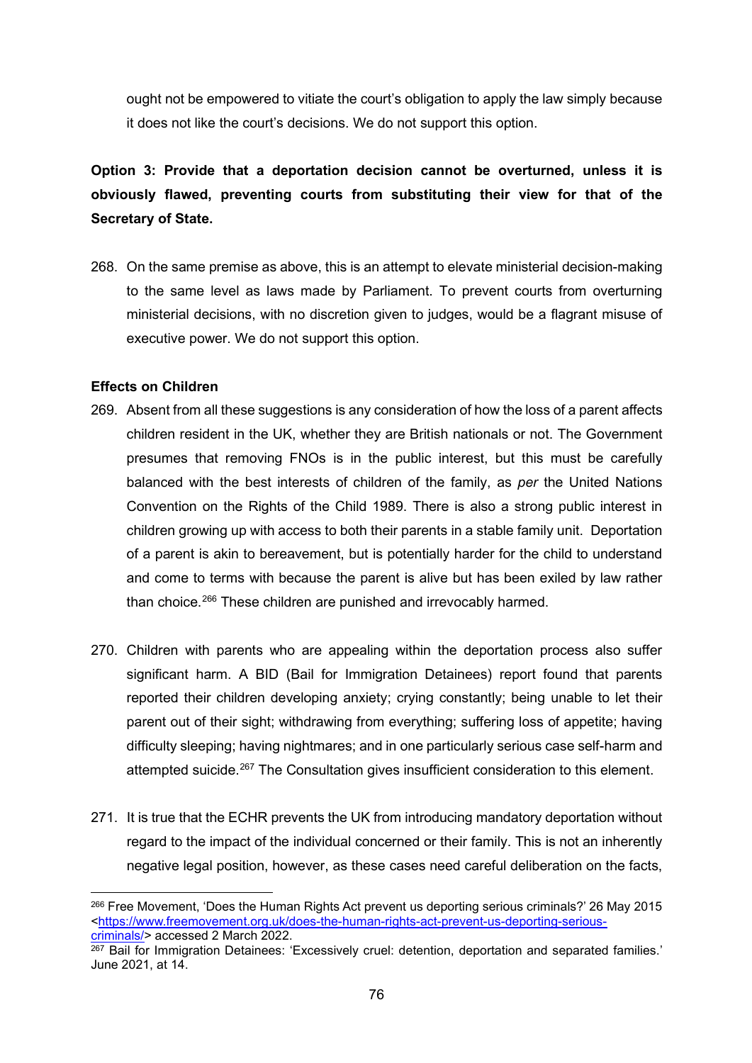ought not be empowered to vitiate the court's obligation to apply the law simply because it does not like the court's decisions. We do not support this option.

**Option 3: Provide that a deportation decision cannot be overturned, unless it is obviously flawed, preventing courts from substituting their view for that of the Secretary of State.**

268. On the same premise as above, this is an attempt to elevate ministerial decision-making to the same level as laws made by Parliament. To prevent courts from overturning ministerial decisions, with no discretion given to judges, would be a flagrant misuse of executive power. We do not support this option.

**Effects on Children**

269. Absent from all these suggestions is any consideration of how the loss of a parent affects children resident in the UK, whether they are British nationals or not. The Government presumes that removing FNOs is in the public interest, but this must be carefully balanced with the best interests of children of the family, as *per* the United Nations Convention on the Rights of the Child 1989. There is also a strong public interest in children growing up with access to both their parents in a stable family unit. Deportation of a parent is akin to bereavement, but is potentially harder for the child to understand and come to terms with because the parent is alive but has been exiled by law rather than choice.[266] These children are punished and irrevocably harmed.

270. Children with parents who are appealing within the deportation process also suffer significant harm. A BID (Bail for Immigration Detainees) report found that parents reported their children developing anxiety; crying constantly; being unable to let their parent out of their sight; withdrawing from everything; suffering loss of appetite; having difficulty sleeping; having nightmares; and in one particularly serious case self-harm and attempted suicide.[267] The Consultation gives insufficient consideration to this element.

271. It is true that the ECHR prevents the UK from introducing mandatory deportation without regard to the impact of the individual concerned or their family. This is not an inherently negative legal position, however, as these cases need careful deliberation on the facts,

---

[266] Free Movement, 'Does the Human Rights Act prevent us deporting serious criminals?' 26 May 2015 <https://www.freemovement.org.uk/does-the-human-rights-act-prevent-us-deporting-serious-criminals/> accessed 2 March 2022.

[267] Bail for Immigration Detainees: 'Excessively cruel: detention, deportation and separated families.' June 2021, at 14.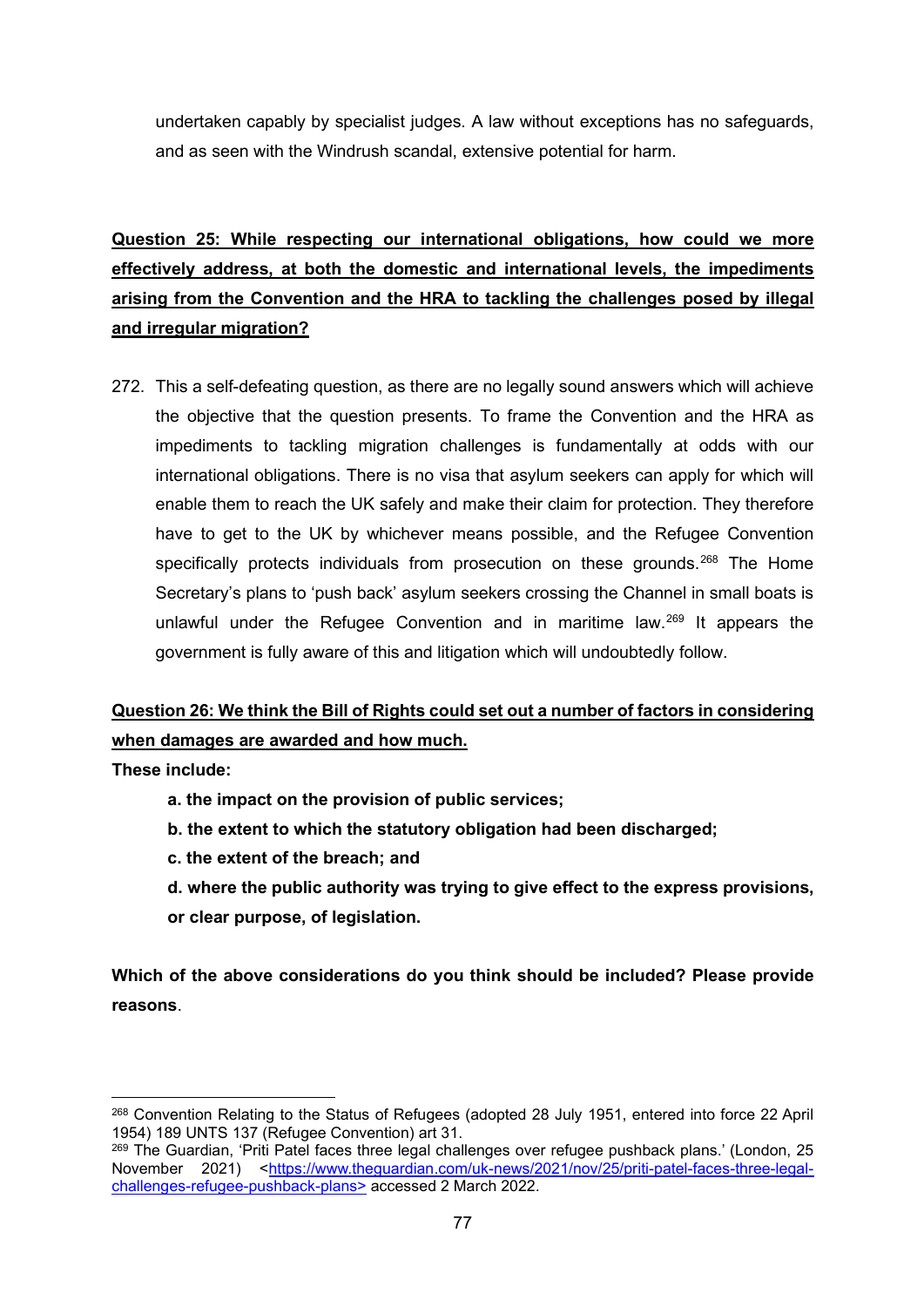undertaken capably by specialist judges. A law without exceptions has no safeguards, and as seen with the Windrush scandal, extensive potential for harm.

**Question 25: While respecting our international obligations, how could we more effectively address, at both the domestic and international levels, the impediments arising from the Convention and the HRA to tackling the challenges posed by illegal and irregular migration?**

272. This a self-defeating question, as there are no legally sound answers which will achieve the objective that the question presents. To frame the Convention and the HRA as impediments to tackling migration challenges is fundamentally at odds with our international obligations. There is no visa that asylum seekers can apply for which will enable them to reach the UK safely and make their claim for protection. They therefore have to get to the UK by whichever means possible, and the Refugee Convention specifically protects individuals from prosecution on these grounds.[268] The Home Secretary's plans to 'push back' asylum seekers crossing the Channel in small boats is unlawful under the Refugee Convention and in maritime law.[269] It appears the government is fully aware of this and litigation which will undoubtedly follow.

**Question 26: We think the Bill of Rights could set out a number of factors in considering when damages are awarded and how much.**

**These include:**

- **a. the impact on the provision of public services;**
- **b. the extent to which the statutory obligation had been discharged;**
- **c. the extent of the breach; and**
- **d. where the public authority was trying to give effect to the express provisions, or clear purpose, of legislation.**

**Which of the above considerations do you think should be included? Please provide reasons**.

---

[268] Convention Relating to the Status of Refugees (adopted 28 July 1951, entered into force 22 April 1954) 189 UNTS 137 (Refugee Convention) art 31.

[269] The Guardian, 'Priti Patel faces three legal challenges over refugee pushback plans.' (London, 25 November 2021) <https://www.theguardian.com/uk-news/2021/nov/25/priti-patel-faces-three-legal-challenges-refugee-pushback-plans> accessed 2 March 2022.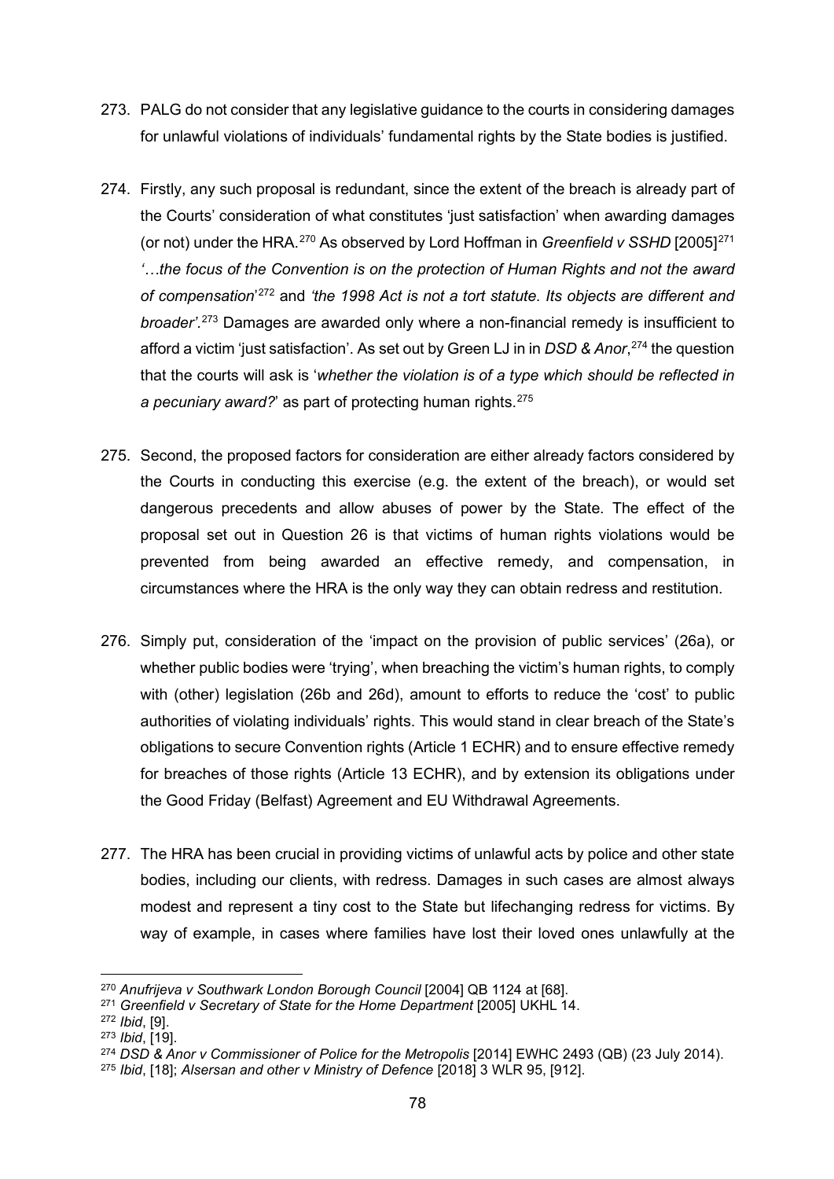273. PALG do not consider that any legislative guidance to the courts in considering damages for unlawful violations of individuals' fundamental rights by the State bodies is justified.

274. Firstly, any such proposal is redundant, since the extent of the breach is already part of the Courts' consideration of what constitutes 'just satisfaction' when awarding damages (or not) under the HRA.[270] As observed by Lord Hoffman in *Greenfield v SSHD* [2005][271] *'…the focus of the Convention is on the protection of Human Rights and not the award of compensation*'[272] and *'the 1998 Act is not a tort statute. Its objects are different and broader'.*[273] Damages are awarded only where a non-financial remedy is insufficient to afford a victim 'just satisfaction'. As set out by Green LJ in in *DSD & Anor*,[274] the question that the courts will ask is '*whether the violation is of a type which should be reflected in a pecuniary award?*' as part of protecting human rights.[275]

275. Second, the proposed factors for consideration are either already factors considered by the Courts in conducting this exercise (e.g. the extent of the breach), or would set dangerous precedents and allow abuses of power by the State. The effect of the proposal set out in Question 26 is that victims of human rights violations would be prevented from being awarded an effective remedy, and compensation, in circumstances where the HRA is the only way they can obtain redress and restitution.

276. Simply put, consideration of the 'impact on the provision of public services' (26a), or whether public bodies were 'trying', when breaching the victim's human rights, to comply with (other) legislation (26b and 26d), amount to efforts to reduce the 'cost' to public authorities of violating individuals' rights. This would stand in clear breach of the State's obligations to secure Convention rights (Article 1 ECHR) and to ensure effective remedy for breaches of those rights (Article 13 ECHR), and by extension its obligations under the Good Friday (Belfast) Agreement and EU Withdrawal Agreements.

277. The HRA has been crucial in providing victims of unlawful acts by police and other state bodies, including our clients, with redress. Damages in such cases are almost always modest and represent a tiny cost to the State but lifechanging redress for victims. By way of example, in cases where families have lost their loved ones unlawfully at the

---

[270] *Anufrijeva v Southwark London Borough Council* [2004] QB 1124 at [68].

[271] *Greenfield v Secretary of State for the Home Department* [2005] UKHL 14.

[272] *Ibid*, [9].

[273] *Ibid*, [19].

[274] *DSD & Anor v Commissioner of Police for the Metropolis* [2014] EWHC 2493 (QB) (23 July 2014).

[275] *Ibid*, [18]; *Alsersan and other v Ministry of Defence* [2018] 3 WLR 95, [912].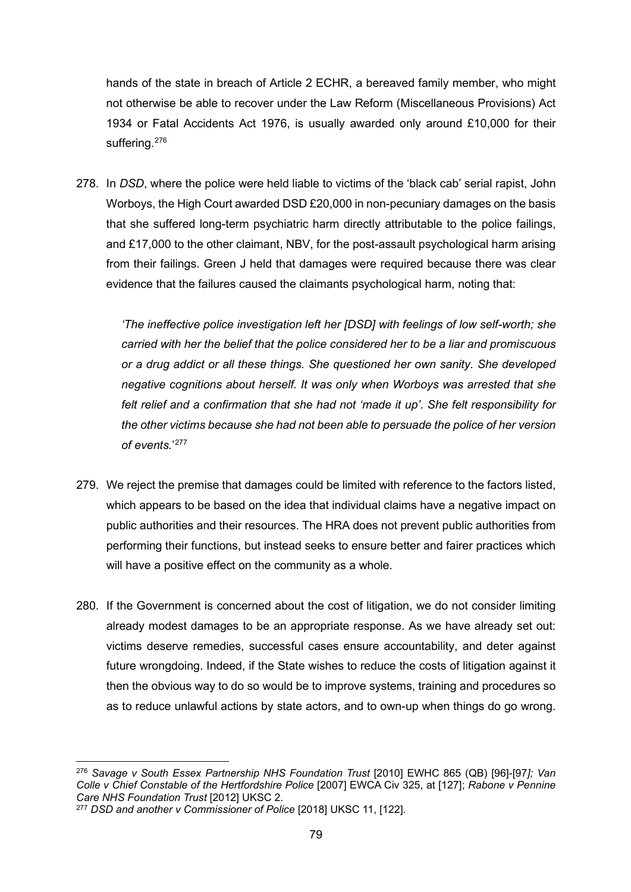hands of the state in breach of Article 2 ECHR, a bereaved family member, who might not otherwise be able to recover under the Law Reform (Miscellaneous Provisions) Act 1934 or Fatal Accidents Act 1976, is usually awarded only around £10,000 for their suffering.[276]

278. In *DSD*, where the police were held liable to victims of the 'black cab' serial rapist, John Worboys, the High Court awarded DSD £20,000 in non-pecuniary damages on the basis that she suffered long-term psychiatric harm directly attributable to the police failings, and £17,000 to the other claimant, NBV, for the post-assault psychological harm arising from their failings. Green J held that damages were required because there was clear evidence that the failures caused the claimants psychological harm, noting that:

> *'The ineffective police investigation left her [DSD] with feelings of low self-worth; she carried with her the belief that the police considered her to be a liar and promiscuous or a drug addict or all these things. She questioned her own sanity. She developed negative cognitions about herself. It was only when Worboys was arrested that she felt relief and a confirmation that she had not 'made it up'. She felt responsibility for the other victims because she had not been able to persuade the police of her version of events.'*[277]

279. We reject the premise that damages could be limited with reference to the factors listed, which appears to be based on the idea that individual claims have a negative impact on public authorities and their resources. The HRA does not prevent public authorities from performing their functions, but instead seeks to ensure better and fairer practices which will have a positive effect on the community as a whole.

280. If the Government is concerned about the cost of litigation, we do not consider limiting already modest damages to be an appropriate response. As we have already set out: victims deserve remedies, successful cases ensure accountability, and deter against future wrongdoing. Indeed, if the State wishes to reduce the costs of litigation against it then the obvious way to do so would be to improve systems, training and procedures so as to reduce unlawful actions by state actors, and to own-up when things do go wrong.

---

[276] *Savage v South Essex Partnership NHS Foundation Trust* [2010] EWHC 865 (QB) [96]-[97]; *Van Colle v Chief Constable of the Hertfordshire Police* [2007] EWCA Civ 325, at [127]; *Rabone v Pennine Care NHS Foundation Trust* [2012] UKSC 2.

[277] *DSD and another v Commissioner of Police* [2018] UKSC 11, [122].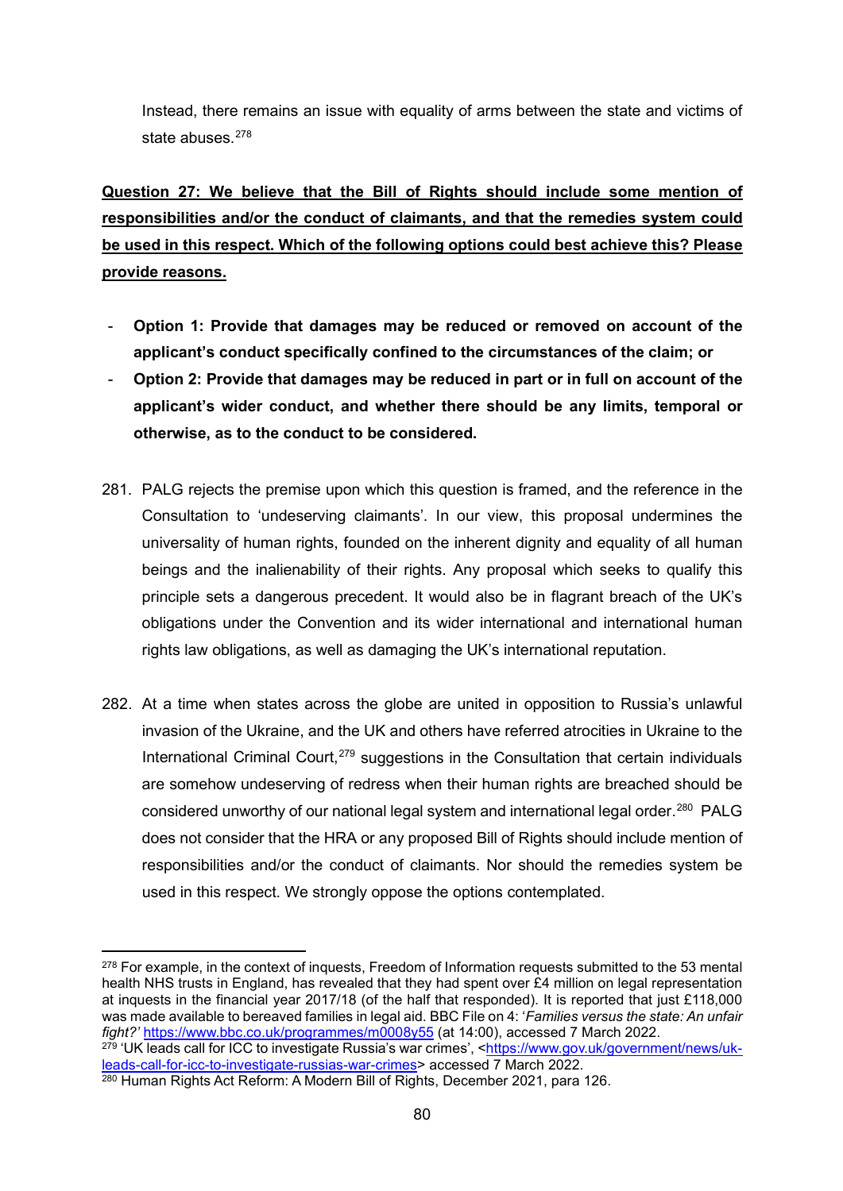Instead, there remains an issue with equality of arms between the state and victims of state abuses.[278]

**Question 27: We believe that the Bill of Rights should include some mention of responsibilities and/or the conduct of claimants, and that the remedies system could be used in this respect. Which of the following options could best achieve this? Please provide reasons.**

- **Option 1: Provide that damages may be reduced or removed on account of the applicant's conduct specifically confined to the circumstances of the claim; or**
- **Option 2: Provide that damages may be reduced in part or in full on account of the applicant's wider conduct, and whether there should be any limits, temporal or otherwise, as to the conduct to be considered.**

281. PALG rejects the premise upon which this question is framed, and the reference in the Consultation to 'undeserving claimants'. In our view, this proposal undermines the universality of human rights, founded on the inherent dignity and equality of all human beings and the inalienability of their rights. Any proposal which seeks to qualify this principle sets a dangerous precedent. It would also be in flagrant breach of the UK's obligations under the Convention and its wider international and international human rights law obligations, as well as damaging the UK's international reputation.

282. At a time when states across the globe are united in opposition to Russia's unlawful invasion of the Ukraine, and the UK and others have referred atrocities in Ukraine to the International Criminal Court,[279] suggestions in the Consultation that certain individuals are somehow undeserving of redress when their human rights are breached should be considered unworthy of our national legal system and international legal order.[280] PALG does not consider that the HRA or any proposed Bill of Rights should include mention of responsibilities and/or the conduct of claimants. Nor should the remedies system be used in this respect. We strongly oppose the options contemplated.

---

[278] For example, in the context of inquests, Freedom of Information requests submitted to the 53 mental health NHS trusts in England, has revealed that they had spent over £4 million on legal representation at inquests in the financial year 2017/18 (of the half that responded). It is reported that just £118,000 was made available to bereaved families in legal aid. BBC File on 4: '*Families versus the state: An unfair fight?*' https://www.bbc.co.uk/programmes/m0008y55 (at 14:00), accessed 7 March 2022.

[279] 'UK leads call for ICC to investigate Russia's war crimes', <https://www.gov.uk/government/news/uk-leads-call-for-icc-to-investigate-russias-war-crimes> accessed 7 March 2022.

[280] Human Rights Act Reform: A Modern Bill of Rights, December 2021, para 126.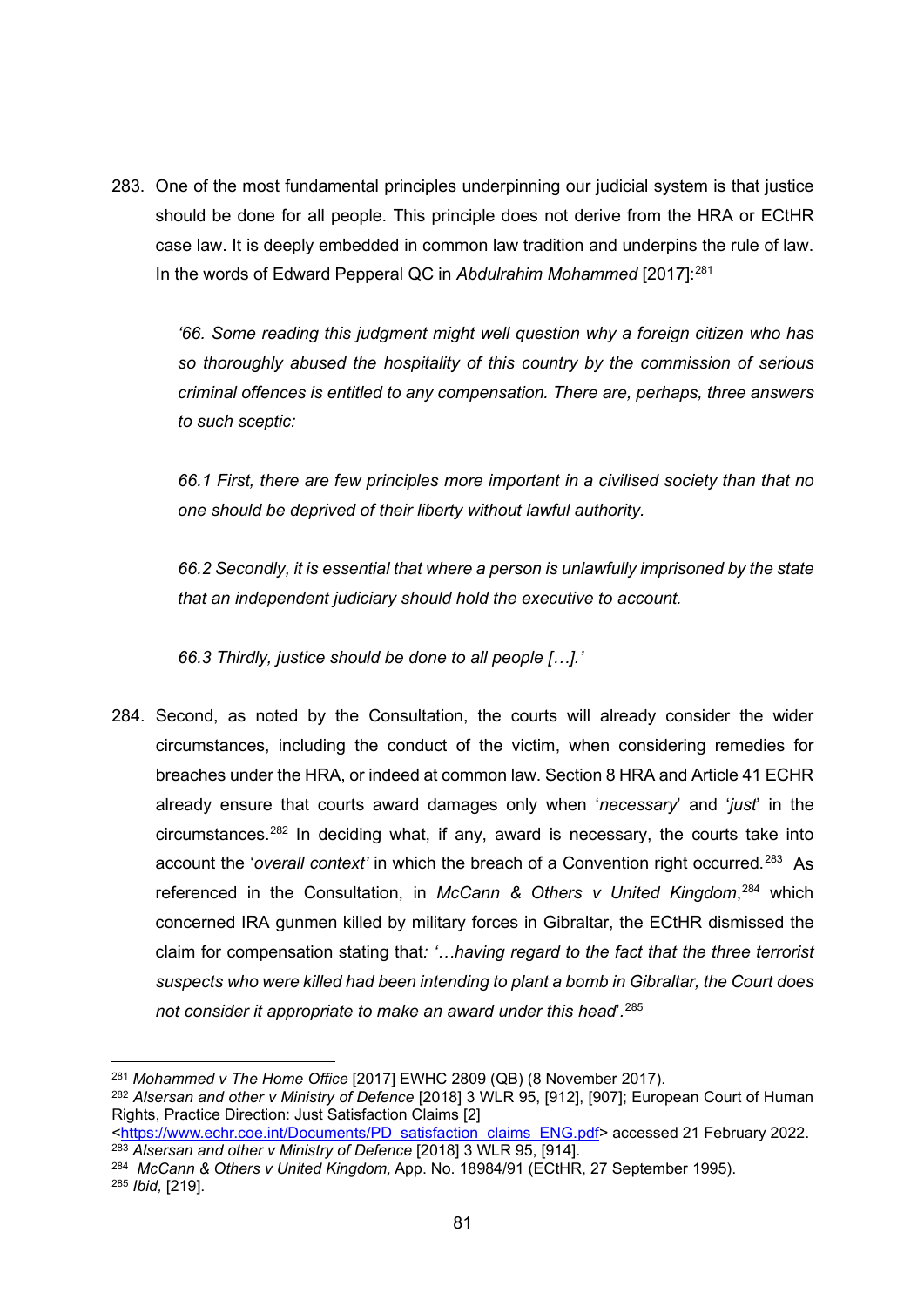283. One of the most fundamental principles underpinning our judicial system is that justice should be done for all people. This principle does not derive from the HRA or ECtHR case law. It is deeply embedded in common law tradition and underpins the rule of law. In the words of Edward Pepperal QC in *Abdulrahim Mohammed* [2017]:[281]

> *'66. Some reading this judgment might well question why a foreign citizen who has so thoroughly abused the hospitality of this country by the commission of serious criminal offences is entitled to any compensation. There are, perhaps, three answers to such sceptic:*
>
> *66.1 First, there are few principles more important in a civilised society than that no one should be deprived of their liberty without lawful authority.*
>
> *66.2 Secondly, it is essential that where a person is unlawfully imprisoned by the state that an independent judiciary should hold the executive to account.*
>
> *66.3 Thirdly, justice should be done to all people […].'*

284. Second, as noted by the Consultation, the courts will already consider the wider circumstances, including the conduct of the victim, when considering remedies for breaches under the HRA, or indeed at common law. Section 8 HRA and Article 41 ECHR already ensure that courts award damages only when '*necessary*' and '*just*' in the circumstances.[282] In deciding what, if any, award is necessary, the courts take into account the '*overall context'* in which the breach of a Convention right occurred.[283] As referenced in the Consultation, in *McCann & Others v United Kingdom*,[284] which concerned IRA gunmen killed by military forces in Gibraltar, the ECtHR dismissed the claim for compensation stating that*: '…having regard to the fact that the three terrorist suspects who were killed had been intending to plant a bomb in Gibraltar, the Court does not consider it appropriate to make an award under this head*'.[285]

---

[281] *Mohammed v The Home Office* [2017] EWHC 2809 (QB) (8 November 2017).

[282] *Alsersan and other v Ministry of Defence* [2018] 3 WLR 95, [912], [907]; European Court of Human Rights, Practice Direction: Just Satisfaction Claims [2] <https://www.echr.coe.int/Documents/PD_satisfaction_claims_ENG.pdf> accessed 21 February 2022.

[283] *Alsersan and other v Ministry of Defence* [2018] 3 WLR 95, [914].

[284] *McCann & Others v United Kingdom,* App. No. 18984/91 (ECtHR, 27 September 1995).

[285] *Ibid,* [219].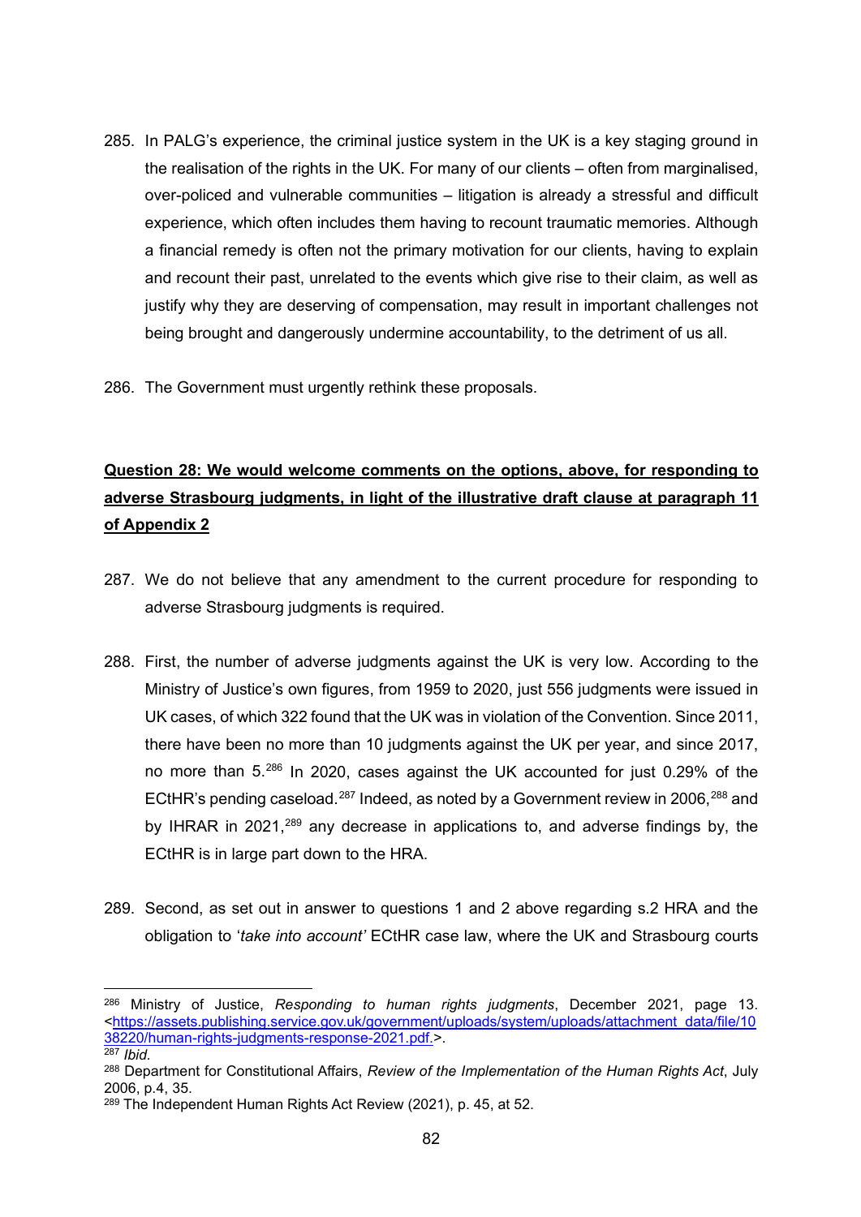285. In PALG's experience, the criminal justice system in the UK is a key staging ground in the realisation of the rights in the UK. For many of our clients – often from marginalised, over-policed and vulnerable communities – litigation is already a stressful and difficult experience, which often includes them having to recount traumatic memories. Although a financial remedy is often not the primary motivation for our clients, having to explain and recount their past, unrelated to the events which give rise to their claim, as well as justify why they are deserving of compensation, may result in important challenges not being brought and dangerously undermine accountability, to the detriment of us all.

286. The Government must urgently rethink these proposals.

**Question 28: We would welcome comments on the options, above, for responding to adverse Strasbourg judgments, in light of the illustrative draft clause at paragraph 11 of Appendix 2**

287. We do not believe that any amendment to the current procedure for responding to adverse Strasbourg judgments is required.

288. First, the number of adverse judgments against the UK is very low. According to the Ministry of Justice's own figures, from 1959 to 2020, just 556 judgments were issued in UK cases, of which 322 found that the UK was in violation of the Convention. Since 2011, there have been no more than 10 judgments against the UK per year, and since 2017, no more than 5.[286] In 2020, cases against the UK accounted for just 0.29% of the ECtHR's pending caseload.[287] Indeed, as noted by a Government review in 2006,[288] and by IHRAR in 2021,[289] any decrease in applications to, and adverse findings by, the ECtHR is in large part down to the HRA.

289. Second, as set out in answer to questions 1 and 2 above regarding s.2 HRA and the obligation to '*take into account'* ECtHR case law, where the UK and Strasbourg courts

---

[286] Ministry of Justice, *Responding to human rights judgments*, December 2021, page 13. <https://assets.publishing.service.gov.uk/government/uploads/system/uploads/attachment_data/file/1038220/human-rights-judgments-response-2021.pdf.>.

[287] *Ibid.*

[288] Department for Constitutional Affairs, *Review of the Implementation of the Human Rights Act*, July 2006, p.4, 35.

[289] The Independent Human Rights Act Review (2021), p. 45, at 52.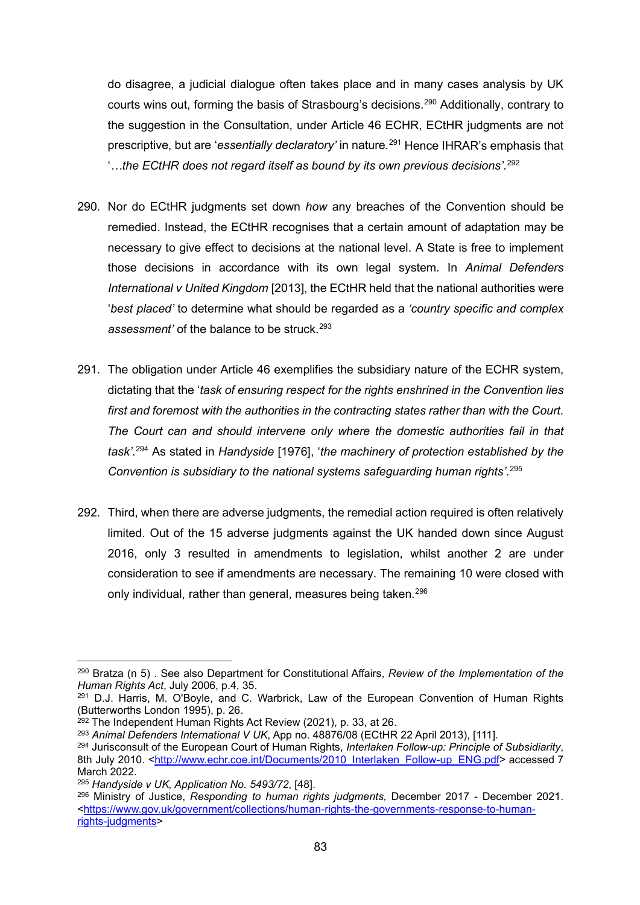do disagree, a judicial dialogue often takes place and in many cases analysis by UK courts wins out, forming the basis of Strasbourg's decisions.[290] Additionally, contrary to the suggestion in the Consultation, under Article 46 ECHR, ECtHR judgments are not prescriptive, but are '*essentially declaratory'* in nature.[291] Hence IHRAR's emphasis that '*…the ECtHR does not regard itself as bound by its own previous decisions'*.[292]

290. Nor do ECtHR judgments set down *how* any breaches of the Convention should be remedied. Instead, the ECtHR recognises that a certain amount of adaptation may be necessary to give effect to decisions at the national level. A State is free to implement those decisions in accordance with its own legal system. In *Animal Defenders International v United Kingdom* [2013], the ECtHR held that the national authorities were '*best placed'* to determine what should be regarded as a *'country specific and complex assessment'* of the balance to be struck.[293]

291. The obligation under Article 46 exemplifies the subsidiary nature of the ECHR system, dictating that the '*task of ensuring respect for the rights enshrined in the Convention lies first and foremost with the authorities in the contracting states rather than with the Court. The Court can and should intervene only where the domestic authorities fail in that task'*.[294] As stated in *Handyside* [1976], '*the machinery of protection established by the Convention is subsidiary to the national systems safeguarding human rights'*.[295]

292. Third, when there are adverse judgments, the remedial action required is often relatively limited. Out of the 15 adverse judgments against the UK handed down since August 2016, only 3 resulted in amendments to legislation, whilst another 2 are under consideration to see if amendments are necessary. The remaining 10 were closed with only individual, rather than general, measures being taken.[296]

---

[290] Bratza (n 5) . See also Department for Constitutional Affairs, *Review of the Implementation of the Human Rights Act*, July 2006, p.4, 35.

[291] D.J. Harris, M. O'Boyle, and C. Warbrick, Law of the European Convention of Human Rights (Butterworths London 1995), p. 26.

[292] The Independent Human Rights Act Review (2021), p. 33, at 26.

[293] *Animal Defenders International V UK*, App no. 48876/08 (ECtHR 22 April 2013), [111].

[294] Jurisconsult of the European Court of Human Rights, *Interlaken Follow-up: Principle of Subsidiarity*, 8th July 2010. <http://www.echr.coe.int/Documents/2010_Interlaken_Follow-up_ENG.pdf> accessed 7 March 2022.

[295] *Handyside v UK, Application No. 5493/72*, [48].

[296] Ministry of Justice, *Responding to human rights judgments,* December 2017 - December 2021. <https://www.gov.uk/government/collections/human-rights-the-government-response-to-human-rights-judgments>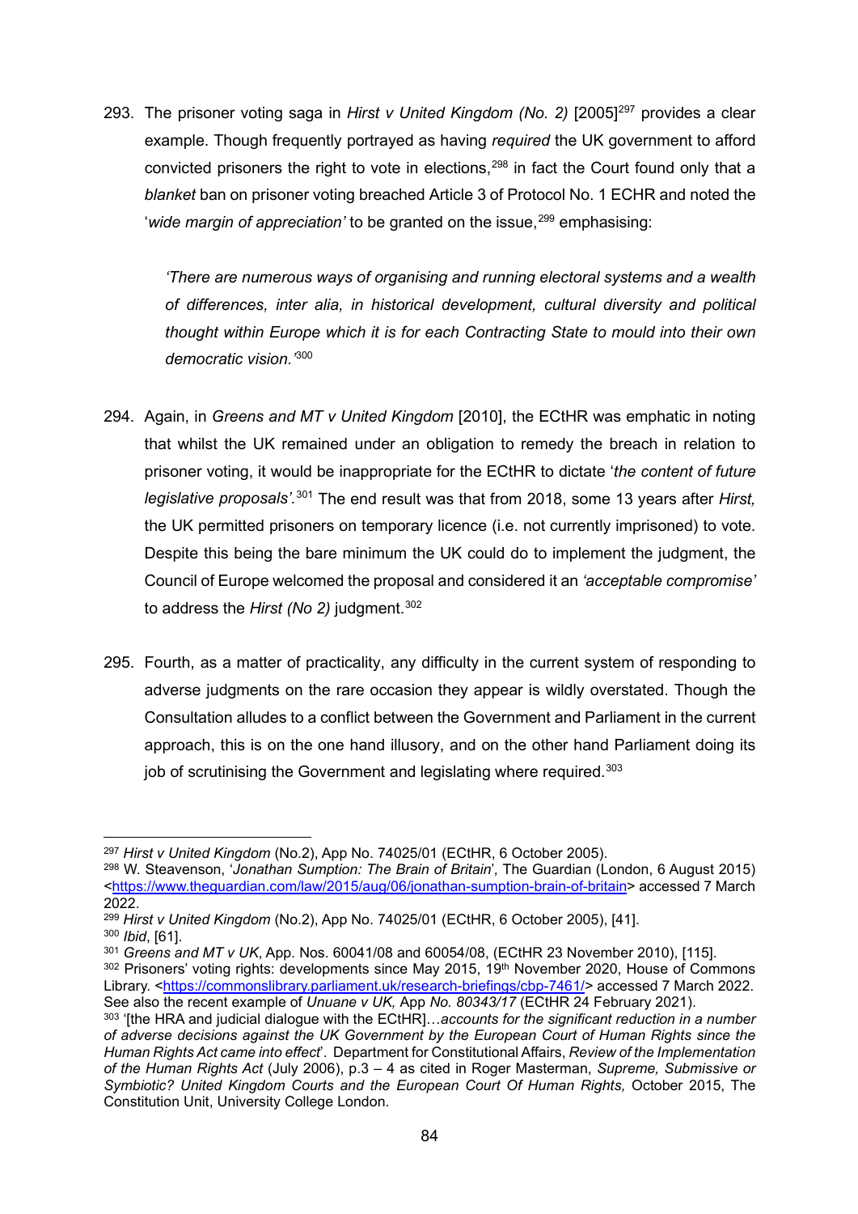293. The prisoner voting saga in *Hirst v United Kingdom (No. 2)* [2005][297] provides a clear example. Though frequently portrayed as having *required* the UK government to afford convicted prisoners the right to vote in elections,[298] in fact the Court found only that a *blanket* ban on prisoner voting breached Article 3 of Protocol No. 1 ECHR and noted the '*wide margin of appreciation'* to be granted on the issue,[299] emphasising:

> *'There are numerous ways of organising and running electoral systems and a wealth of differences, inter alia, in historical development, cultural diversity and political thought within Europe which it is for each Contracting State to mould into their own democratic vision.'*[300]

294. Again, in *Greens and MT v United Kingdom* [2010], the ECtHR was emphatic in noting that whilst the UK remained under an obligation to remedy the breach in relation to prisoner voting, it would be inappropriate for the ECtHR to dictate '*the content of future legislative proposals'.*[301] The end result was that from 2018, some 13 years after *Hirst,* the UK permitted prisoners on temporary licence (i.e. not currently imprisoned) to vote. Despite this being the bare minimum the UK could do to implement the judgment, the Council of Europe welcomed the proposal and considered it an *'acceptable compromise'* to address the *Hirst (No 2)* judgment.[302]

295. Fourth, as a matter of practicality, any difficulty in the current system of responding to adverse judgments on the rare occasion they appear is wildly overstated. Though the Consultation alludes to a conflict between the Government and Parliament in the current approach, this is on the one hand illusory, and on the other hand Parliament doing its job of scrutinising the Government and legislating where required.[303]

---

[297] *Hirst v United Kingdom* (No.2), App No. 74025/01 (ECtHR, 6 October 2005).

[298] W. Steavenson, '*Jonathan Sumption: The Brain of Britain*', The Guardian (London, 6 August 2015) <https://www.theguardian.com/law/2015/aug/06/jonathan-sumption-brain-of-britain> accessed 7 March 2022.

[299] *Hirst v United Kingdom* (No.2), App No. 74025/01 (ECtHR, 6 October 2005), [41].

[300] *Ibid*, [61].

[301] *Greens and MT v UK*, App. Nos. 60041/08 and 60054/08, (ECtHR 23 November 2010), [115].

[302] Prisoners' voting rights: developments since May 2015, 19th November 2020, House of Commons Library. <https://commonslibrary.parliament.uk/research-briefings/cbp-7461/> accessed 7 March 2022. See also the recent example of *Unuane v UK,* App *No. 80343/17* (ECtHR 24 February 2021).

[303] '[the HRA and judicial dialogue with the ECtHR]…*accounts for the significant reduction in a number of adverse decisions against the UK Government by the European Court of Human Rights since the Human Rights Act came into effect*'. Department for Constitutional Affairs, *Review of the Implementation of the Human Rights Act* (July 2006), p.3 – 4 as cited in Roger Masterman, *Supreme, Submissive or Symbiotic? United Kingdom Courts and the European Court Of Human Rights,* October 2015, The Constitution Unit, University College London.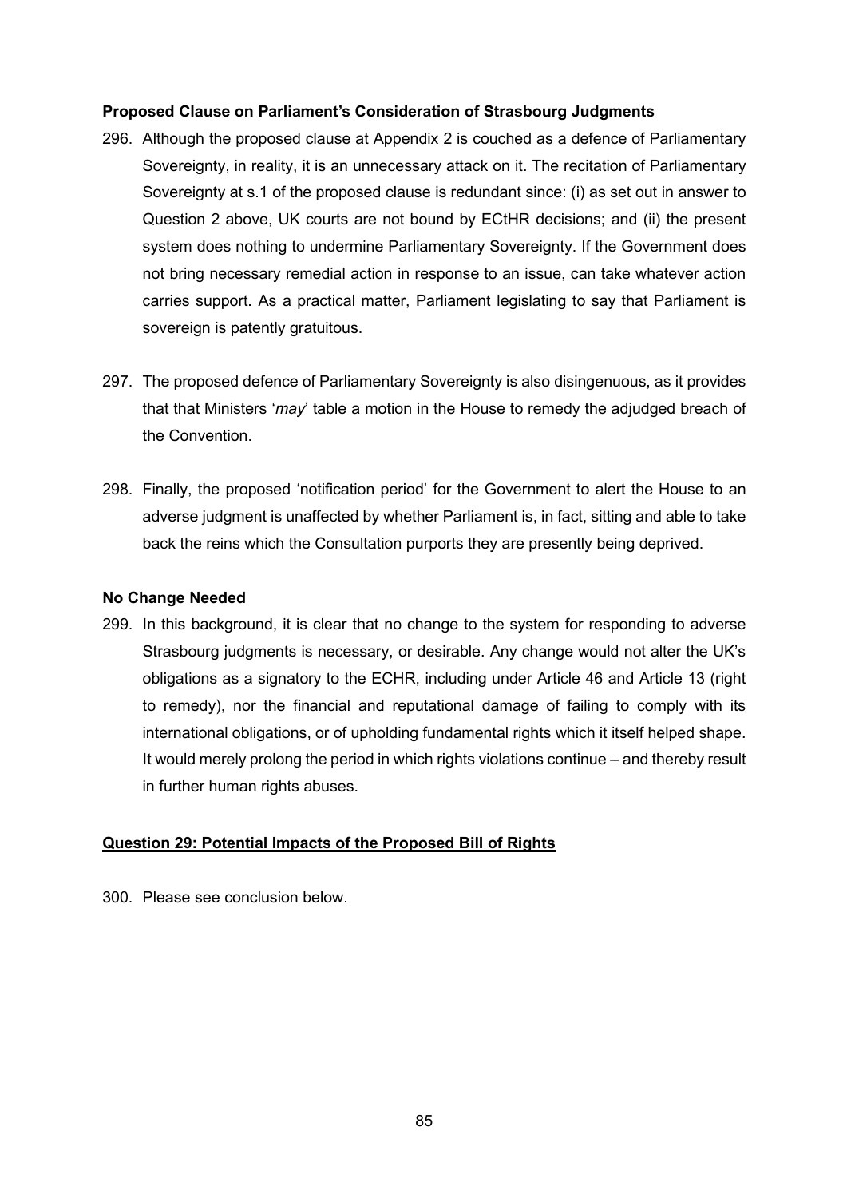**Proposed Clause on Parliament's Consideration of Strasbourg Judgments**

296. Although the proposed clause at Appendix 2 is couched as a defence of Parliamentary Sovereignty, in reality, it is an unnecessary attack on it. The recitation of Parliamentary Sovereignty at s.1 of the proposed clause is redundant since: (i) as set out in answer to Question 2 above, UK courts are not bound by ECtHR decisions; and (ii) the present system does nothing to undermine Parliamentary Sovereignty. If the Government does not bring necessary remedial action in response to an issue, can take whatever action carries support. As a practical matter, Parliament legislating to say that Parliament is sovereign is patently gratuitous.

297. The proposed defence of Parliamentary Sovereignty is also disingenuous, as it provides that that Ministers '*may*' table a motion in the House to remedy the adjudged breach of the Convention.

298. Finally, the proposed 'notification period' for the Government to alert the House to an adverse judgment is unaffected by whether Parliament is, in fact, sitting and able to take back the reins which the Consultation purports they are presently being deprived.

**No Change Needed**

299. In this background, it is clear that no change to the system for responding to adverse Strasbourg judgments is necessary, or desirable. Any change would not alter the UK's obligations as a signatory to the ECHR, including under Article 46 and Article 13 (right to remedy), nor the financial and reputational damage of failing to comply with its international obligations, or of upholding fundamental rights which it itself helped shape. It would merely prolong the period in which rights violations continue – and thereby result in further human rights abuses.

**<u>Question 29: Potential Impacts of the Proposed Bill of Rights</u>**

300. Please see conclusion below.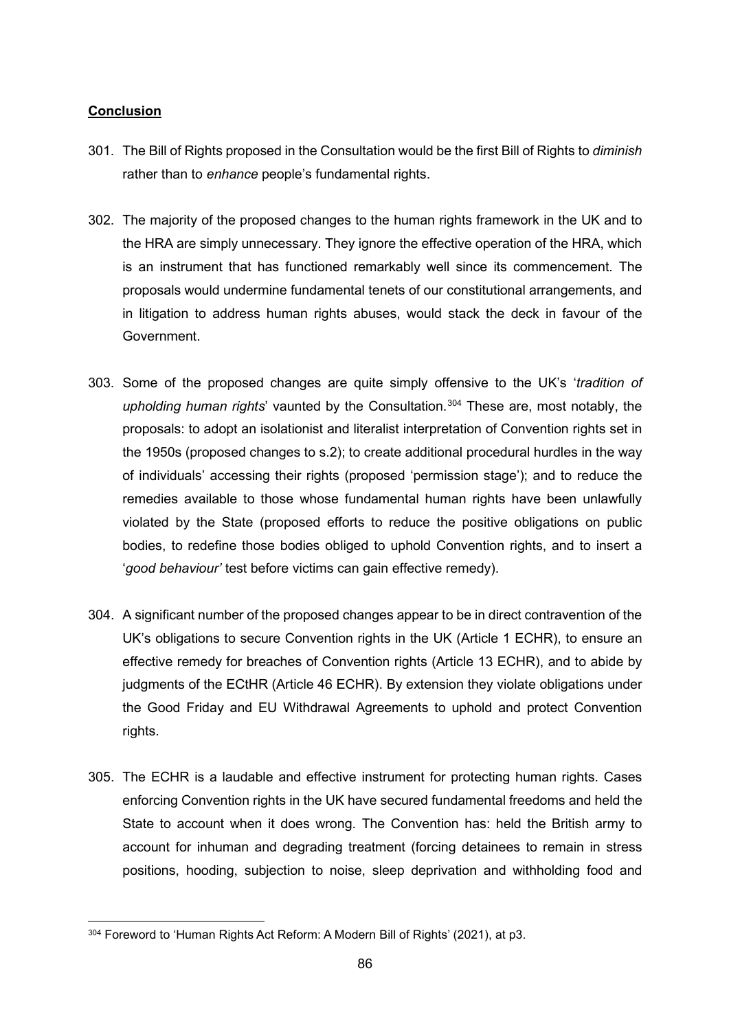**Conclusion**

301. The Bill of Rights proposed in the Consultation would be the first Bill of Rights to *diminish* rather than to *enhance* people's fundamental rights.

302. The majority of the proposed changes to the human rights framework in the UK and to the HRA are simply unnecessary. They ignore the effective operation of the HRA, which is an instrument that has functioned remarkably well since its commencement. The proposals would undermine fundamental tenets of our constitutional arrangements, and in litigation to address human rights abuses, would stack the deck in favour of the Government.

303. Some of the proposed changes are quite simply offensive to the UK's '*tradition of upholding human rights*' vaunted by the Consultation.[304] These are, most notably, the proposals: to adopt an isolationist and literalist interpretation of Convention rights set in the 1950s (proposed changes to s.2); to create additional procedural hurdles in the way of individuals' accessing their rights (proposed 'permission stage'); and to reduce the remedies available to those whose fundamental human rights have been unlawfully violated by the State (proposed efforts to reduce the positive obligations on public bodies, to redefine those bodies obliged to uphold Convention rights, and to insert a '*good behaviour'* test before victims can gain effective remedy).

304. A significant number of the proposed changes appear to be in direct contravention of the UK's obligations to secure Convention rights in the UK (Article 1 ECHR), to ensure an effective remedy for breaches of Convention rights (Article 13 ECHR), and to abide by judgments of the ECtHR (Article 46 ECHR). By extension they violate obligations under the Good Friday and EU Withdrawal Agreements to uphold and protect Convention rights.

305. The ECHR is a laudable and effective instrument for protecting human rights. Cases enforcing Convention rights in the UK have secured fundamental freedoms and held the State to account when it does wrong. The Convention has: held the British army to account for inhuman and degrading treatment (forcing detainees to remain in stress positions, hooding, subjection to noise, sleep deprivation and withholding food and

[304] Foreword to 'Human Rights Act Reform: A Modern Bill of Rights' (2021), at p3.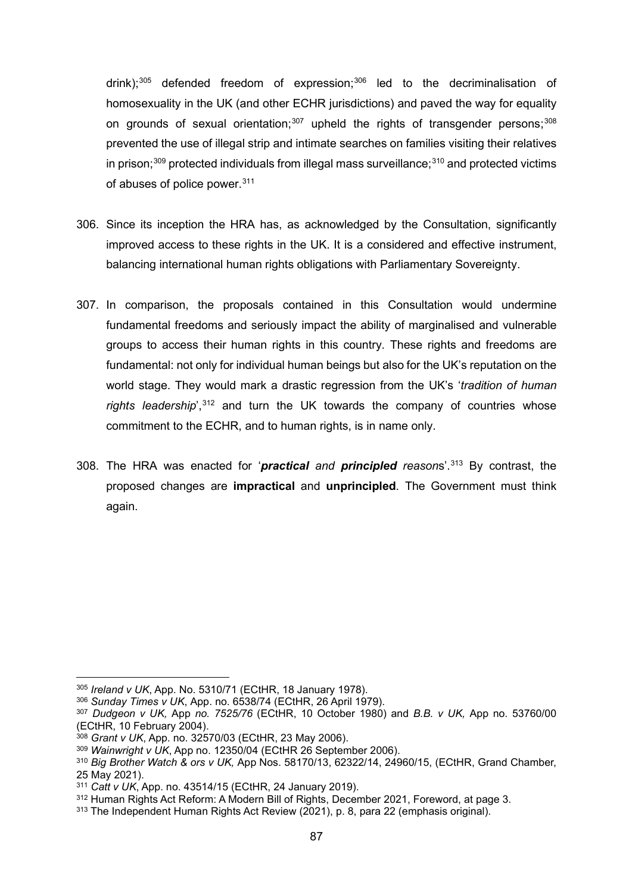drink);[305] defended freedom of expression;[306] led to the decriminalisation of homosexuality in the UK (and other ECHR jurisdictions) and paved the way for equality on grounds of sexual orientation;[307] upheld the rights of transgender persons;[308] prevented the use of illegal strip and intimate searches on families visiting their relatives in prison;[309] protected individuals from illegal mass surveillance;[310] and protected victims of abuses of police power.[311]

306. Since its inception the HRA has, as acknowledged by the Consultation, significantly improved access to these rights in the UK. It is a considered and effective instrument, balancing international human rights obligations with Parliamentary Sovereignty.

307. In comparison, the proposals contained in this Consultation would undermine fundamental freedoms and seriously impact the ability of marginalised and vulnerable groups to access their human rights in this country. These rights and freedoms are fundamental: not only for individual human beings but also for the UK's reputation on the world stage. They would mark a drastic regression from the UK's '*tradition of human rights leadership*',[312] and turn the UK towards the company of countries whose commitment to the ECHR, and to human rights, is in name only.

308. The HRA was enacted for '***practical** and **principled** reasons*'.[313] By contrast, the proposed changes are **impractical** and **unprincipled**. The Government must think again.

---

[305] *Ireland v UK*, App. No. 5310/71 (ECtHR, 18 January 1978).

[306] *Sunday Times v UK*, App. no. 6538/74 (ECtHR, 26 April 1979).

[307] *Dudgeon v UK,* App *no. 7525/76* (ECtHR, 10 October 1980) and *B.B. v UK,* App no. 53760/00 (ECtHR, 10 February 2004).

[308] *Grant v UK*, App. no. 32570/03 (ECtHR, 23 May 2006).

[309] *Wainwright v UK*, App no. 12350/04 (ECtHR 26 September 2006).

[310] *Big Brother Watch & ors v UK,* App Nos. 58170/13, 62322/14, 24960/15, (ECtHR, Grand Chamber, 25 May 2021).

[311] *Catt v UK*, App. no. 43514/15 (ECtHR, 24 January 2019).

[312] Human Rights Act Reform: A Modern Bill of Rights, December 2021, Foreword, at page 3.

[313] The Independent Human Rights Act Review (2021), p. 8, para 22 (emphasis original).